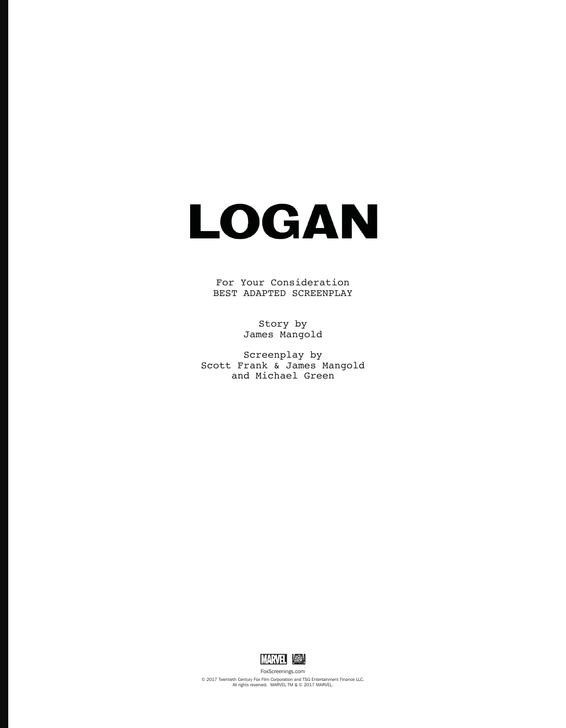# LOGAN

For Your Consideration
BEST ADAPTED SCREENPLAY

Story by
James Mangold

Screenplay by
Scott Frank & James Mangold
and Michael Green

MARVEL 20th Century Fox

FoxScreenings.com

© 2017 Twentieth Century Fox Film Corporation and TSG Entertainment Finance LLC.
All rights reserved. MARVEL TM & © 2017 MARVEL.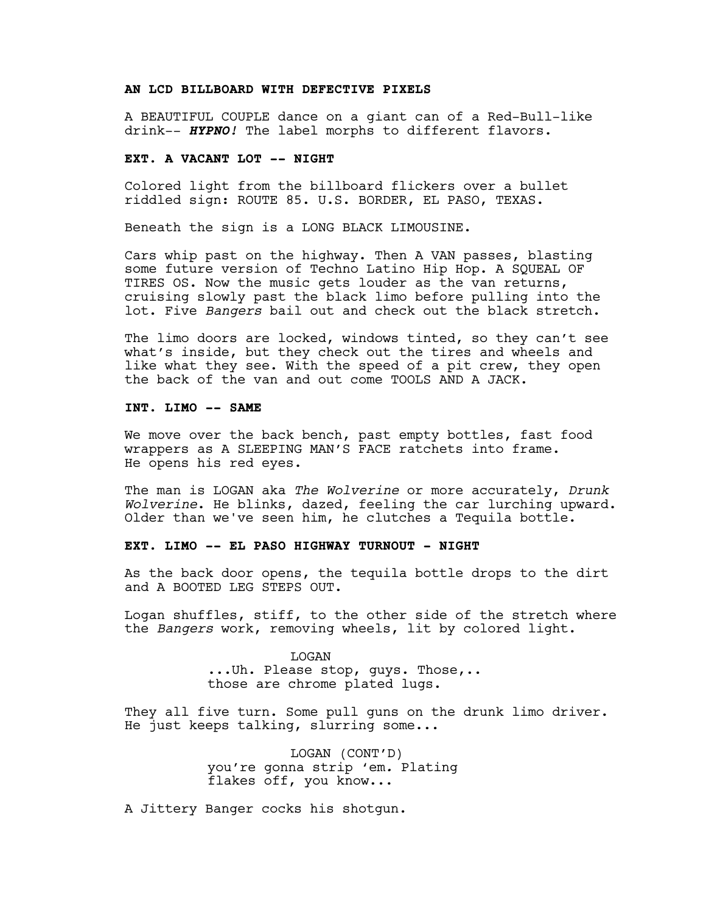**AN LCD BILLBOARD WITH DEFECTIVE PIXELS**

A BEAUTIFUL COUPLE dance on a giant can of a Red-Bull-like drink-- ***HYPNO!*** The label morphs to different flavors.

**EXT. A VACANT LOT -- NIGHT**

Colored light from the billboard flickers over a bullet riddled sign: ROUTE 85. U.S. BORDER, EL PASO, TEXAS.

Beneath the sign is a LONG BLACK LIMOUSINE.

Cars whip past on the highway. Then A VAN passes, blasting some future version of Techno Latino Hip Hop. A SQUEAL OF TIRES OS. Now the music gets louder as the van returns, cruising slowly past the black limo before pulling into the lot. Five *Bangers* bail out and check out the black stretch.

The limo doors are locked, windows tinted, so they can't see what's inside, but they check out the tires and wheels and like what they see. With the speed of a pit crew, they open the back of the van and out come TOOLS AND A JACK.

**INT. LIMO -- SAME**

We move over the back bench, past empty bottles, fast food wrappers as A SLEEPING MAN'S FACE ratchets into frame. He opens his red eyes.

The man is LOGAN aka *The Wolverine* or more accurately, *Drunk Wolverine*. He blinks, dazed, feeling the car lurching upward. Older than we've seen him, he clutches a Tequila bottle.

**EXT. LIMO -- EL PASO HIGHWAY TURNOUT - NIGHT**

As the back door opens, the tequila bottle drops to the dirt and A BOOTED LEG STEPS OUT.

Logan shuffles, stiff, to the other side of the stretch where the *Bangers* work, removing wheels, lit by colored light.

LOGAN
...Uh. Please stop, guys. Those,.. those are chrome plated lugs.

They all five turn. Some pull guns on the drunk limo driver. He just keeps talking, slurring some...

LOGAN (CONT'D)
you're gonna strip 'em. Plating flakes off, you know...

A Jittery Banger cocks his shotgun.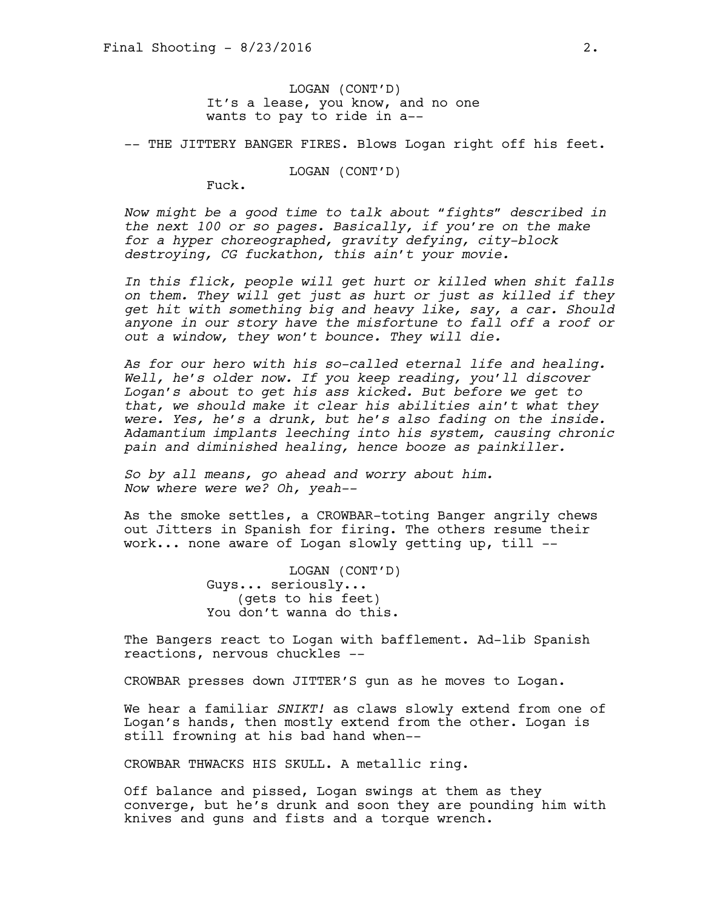LOGAN (CONT'D)
It's a lease, you know, and no one wants to pay to ride in a--

-- THE JITTERY BANGER FIRES. Blows Logan right off his feet.

LOGAN (CONT'D)
Fuck.

*Now might be a good time to talk about "fights" described in the next 100 or so pages. Basically, if you're on the make for a hyper choreographed, gravity defying, city-block destroying, CG fuckathon, this ain't your movie.*

*In this flick, people will get hurt or killed when shit falls on them. They will get just as hurt or just as killed if they get hit with something big and heavy like, say, a car. Should anyone in our story have the misfortune to fall off a roof or out a window, they won't bounce. They will die.*

*As for our hero with his so-called eternal life and healing. Well, he's older now. If you keep reading, you'll discover Logan's about to get his ass kicked. But before we get to that, we should make it clear his abilities ain't what they were. Yes, he's a drunk, but he's also fading on the inside. Adamantium implants leeching into his system, causing chronic pain and diminished healing, hence booze as painkiller.*

*So by all means, go ahead and worry about him. Now where were we? Oh, yeah--*

As the smoke settles, a CROWBAR-toting Banger angrily chews out Jitters in Spanish for firing. The others resume their work... none aware of Logan slowly getting up, till --

LOGAN (CONT'D)
Guys... seriously...
(gets to his feet)
You don't wanna do this.

The Bangers react to Logan with bafflement. Ad-lib Spanish reactions, nervous chuckles --

CROWBAR presses down JITTER'S gun as he moves to Logan.

We hear a familiar *SNIKT!* as claws slowly extend from one of Logan's hands, then mostly extend from the other. Logan is still frowning at his bad hand when--

CROWBAR THWACKS HIS SKULL. A metallic ring.

Off balance and pissed, Logan swings at them as they converge, but he's drunk and soon they are pounding him with knives and guns and fists and a torque wrench.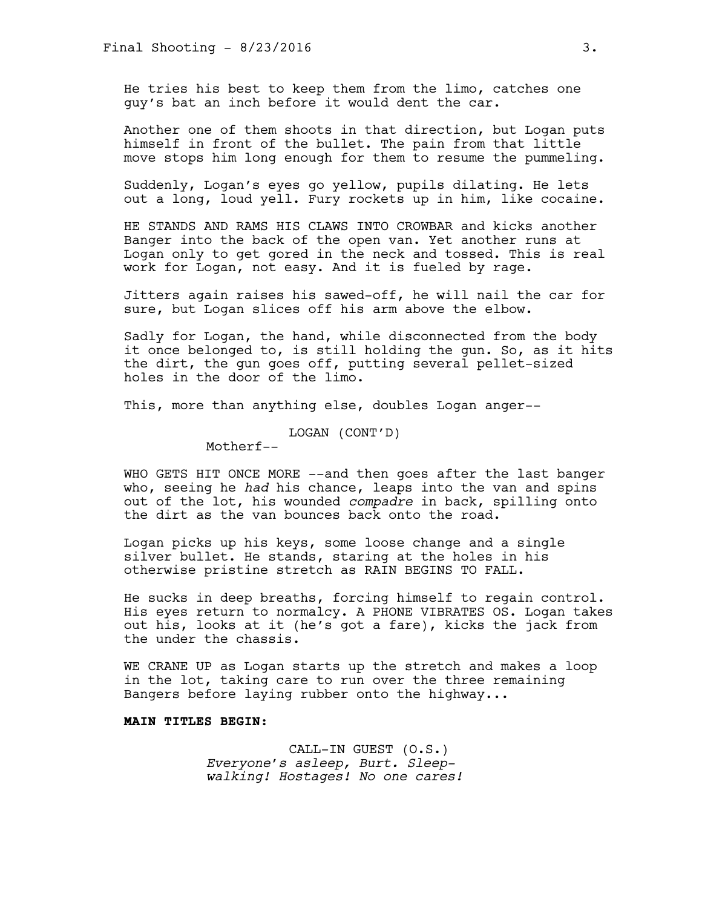He tries his best to keep them from the limo, catches one guy's bat an inch before it would dent the car.

Another one of them shoots in that direction, but Logan puts himself in front of the bullet. The pain from that little move stops him long enough for them to resume the pummeling.

Suddenly, Logan's eyes go yellow, pupils dilating. He lets out a long, loud yell. Fury rockets up in him, like cocaine.

HE STANDS AND RAMS HIS CLAWS INTO CROWBAR and kicks another Banger into the back of the open van. Yet another runs at Logan only to get gored in the neck and tossed. This is real work for Logan, not easy. And it is fueled by rage.

Jitters again raises his sawed-off, he will nail the car for sure, but Logan slices off his arm above the elbow.

Sadly for Logan, the hand, while disconnected from the body it once belonged to, is still holding the gun. So, as it hits the dirt, the gun goes off, putting several pellet-sized holes in the door of the limo.

This, more than anything else, doubles Logan anger--

LOGAN (CONT'D)
Motherf--

WHO GETS HIT ONCE MORE --and then goes after the last banger who, seeing he *had* his chance, leaps into the van and spins out of the lot, his wounded *compadre* in back, spilling onto the dirt as the van bounces back onto the road.

Logan picks up his keys, some loose change and a single silver bullet. He stands, staring at the holes in his otherwise pristine stretch as RAIN BEGINS TO FALL.

He sucks in deep breaths, forcing himself to regain control. His eyes return to normalcy. A PHONE VIBRATES OS. Logan takes out his, looks at it (he's got a fare), kicks the jack from the under the chassis.

WE CRANE UP as Logan starts up the stretch and makes a loop in the lot, taking care to run over the three remaining Bangers before laying rubber onto the highway...

**MAIN TITLES BEGIN:**

CALL-IN GUEST (O.S.)
*Everyone's asleep, Burt. Sleep-walking! Hostages! No one cares!*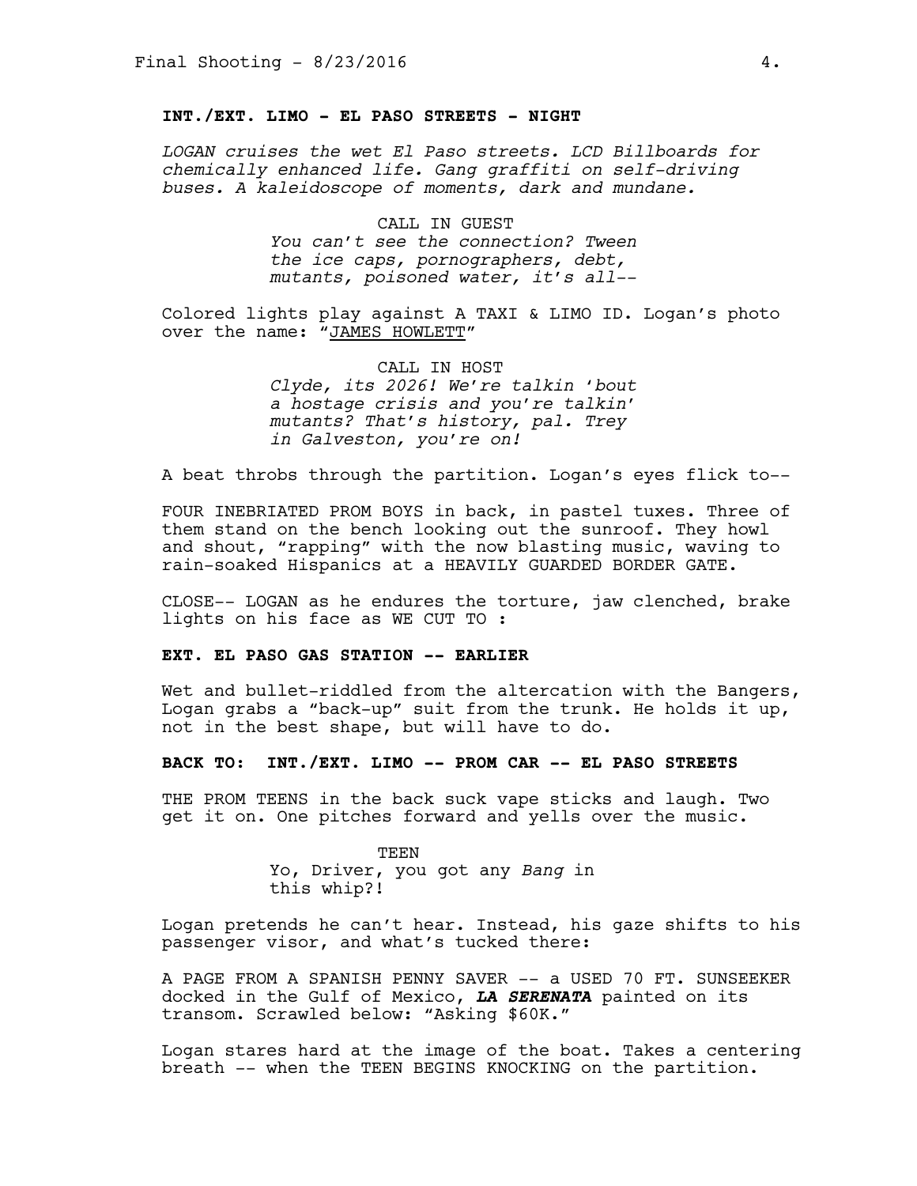**INT./EXT. LIMO - EL PASO STREETS - NIGHT**

*LOGAN cruises the wet El Paso streets. LCD Billboards for chemically enhanced life. Gang graffiti on self-driving buses. A kaleidoscope of moments, dark and mundane.*

CALL IN GUEST

*You can't see the connection? Tween the ice caps, pornographers, debt, mutants, poisoned water, it's all--*

Colored lights play against A TAXI & LIMO ID. Logan's photo over the name: "JAMES HOWLETT"

CALL IN HOST

*Clyde, its 2026! We're talkin 'bout a hostage crisis and you're talkin' mutants? That's history, pal. Trey in Galveston, you're on!*

A beat throbs through the partition. Logan's eyes flick to--

FOUR INEBRIATED PROM BOYS in back, in pastel tuxes. Three of them stand on the bench looking out the sunroof. They howl and shout, "rapping" with the now blasting music, waving to rain-soaked Hispanics at a HEAVILY GUARDED BORDER GATE.

CLOSE-- LOGAN as he endures the torture, jaw clenched, brake lights on his face as WE CUT TO :

**EXT. EL PASO GAS STATION -- EARLIER**

Wet and bullet-riddled from the altercation with the Bangers, Logan grabs a "back-up" suit from the trunk. He holds it up, not in the best shape, but will have to do.

**BACK TO: INT./EXT. LIMO -- PROM CAR -- EL PASO STREETS**

THE PROM TEENS in the back suck vape sticks and laugh. Two get it on. One pitches forward and yells over the music.

TEEN

Yo, Driver, you got any *Bang* in this whip?!

Logan pretends he can't hear. Instead, his gaze shifts to his passenger visor, and what's tucked there:

A PAGE FROM A SPANISH PENNY SAVER -- a USED 70 FT. SUNSEEKER docked in the Gulf of Mexico, ***LA SERENATA*** painted on its transom. Scrawled below: "Asking $60K."

Logan stares hard at the image of the boat. Takes a centering breath -- when the TEEN BEGINS KNOCKING on the partition.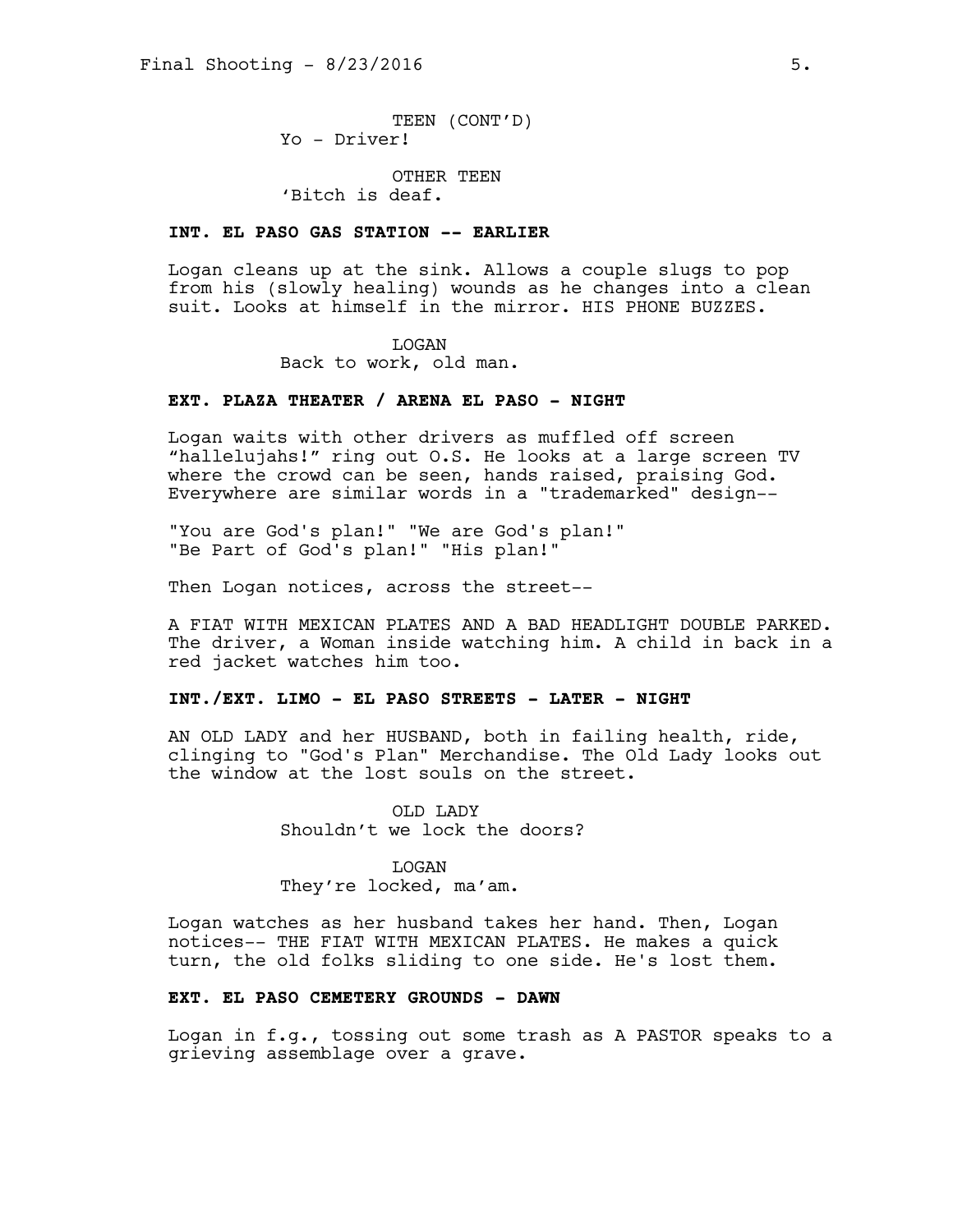TEEN (CONT'D)
Yo - Driver!

OTHER TEEN
'Bitch is deaf.

**INT. EL PASO GAS STATION -- EARLIER**

Logan cleans up at the sink. Allows a couple slugs to pop from his (slowly healing) wounds as he changes into a clean suit. Looks at himself in the mirror. HIS PHONE BUZZES.

LOGAN
Back to work, old man.

**EXT. PLAZA THEATER / ARENA EL PASO - NIGHT**

Logan waits with other drivers as muffled off screen "hallelujahs!" ring out O.S. He looks at a large screen TV where the crowd can be seen, hands raised, praising God. Everywhere are similar words in a "trademarked" design--

"You are God's plan!" "We are God's plan!"
"Be Part of God's plan!" "His plan!"

Then Logan notices, across the street--

A FIAT WITH MEXICAN PLATES AND A BAD HEADLIGHT DOUBLE PARKED. The driver, a Woman inside watching him. A child in back in a red jacket watches him too.

**INT./EXT. LIMO - EL PASO STREETS - LATER - NIGHT**

AN OLD LADY and her HUSBAND, both in failing health, ride, clinging to "God's Plan" Merchandise. The Old Lady looks out the window at the lost souls on the street.

OLD LADY
Shouldn't we lock the doors?

LOGAN
They're locked, ma'am.

Logan watches as her husband takes her hand. Then, Logan notices-- THE FIAT WITH MEXICAN PLATES. He makes a quick turn, the old folks sliding to one side. He's lost them.

**EXT. EL PASO CEMETERY GROUNDS - DAWN**

Logan in f.g., tossing out some trash as A PASTOR speaks to a grieving assemblage over a grave.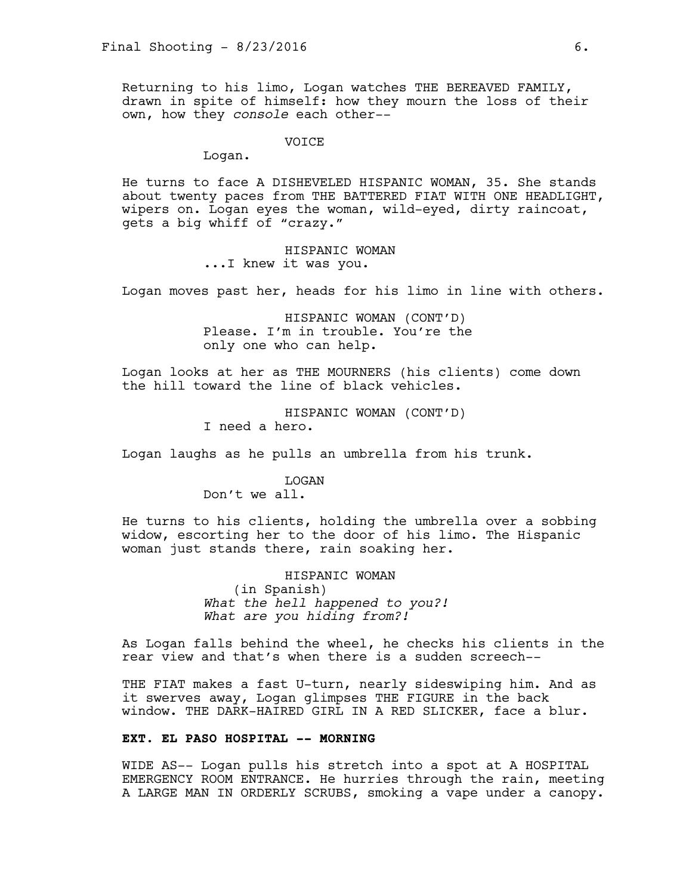Returning to his limo, Logan watches THE BEREAVED FAMILY, drawn in spite of himself: how they mourn the loss of their own, how they *console* each other--

VOICE

Logan.

He turns to face A DISHEVELED HISPANIC WOMAN, 35. She stands about twenty paces from THE BATTERED FIAT WITH ONE HEADLIGHT, wipers on. Logan eyes the woman, wild-eyed, dirty raincoat, gets a big whiff of "crazy."

HISPANIC WOMAN

...I knew it was you.

Logan moves past her, heads for his limo in line with others.

HISPANIC WOMAN (CONT'D)

Please. I'm in trouble. You're the only one who can help.

Logan looks at her as THE MOURNERS (his clients) come down the hill toward the line of black vehicles.

HISPANIC WOMAN (CONT'D)

I need a hero.

Logan laughs as he pulls an umbrella from his trunk.

LOGAN

Don't we all.

He turns to his clients, holding the umbrella over a sobbing widow, escorting her to the door of his limo. The Hispanic woman just stands there, rain soaking her.

HISPANIC WOMAN

(in Spanish)

*What the hell happened to you?!*
*What are you hiding from?!*

As Logan falls behind the wheel, he checks his clients in the rear view and that's when there is a sudden screech--

THE FIAT makes a fast U-turn, nearly sideswiping him. And as it swerves away, Logan glimpses THE FIGURE in the back window. THE DARK-HAIRED GIRL IN A RED SLICKER, face a blur.

**EXT. EL PASO HOSPITAL -- MORNING**

WIDE AS-- Logan pulls his stretch into a spot at A HOSPITAL EMERGENCY ROOM ENTRANCE. He hurries through the rain, meeting A LARGE MAN IN ORDERLY SCRUBS, smoking a vape under a canopy.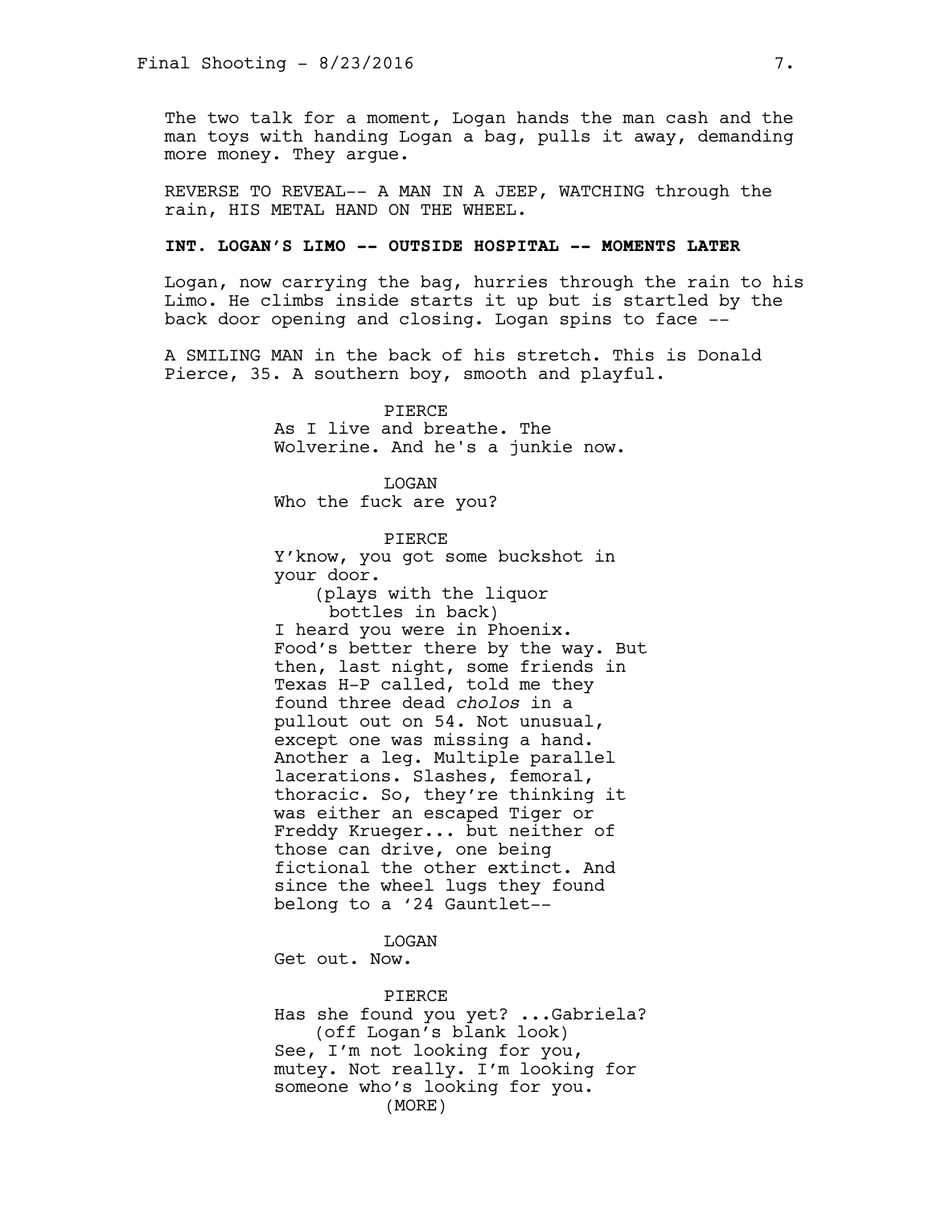The two talk for a moment, Logan hands the man cash and the man toys with handing Logan a bag, pulls it away, demanding more money. They argue.

REVERSE TO REVEAL-- A MAN IN A JEEP, WATCHING through the rain, HIS METAL HAND ON THE WHEEL.

**INT. LOGAN'S LIMO -- OUTSIDE HOSPITAL -- MOMENTS LATER**

Logan, now carrying the bag, hurries through the rain to his Limo. He climbs inside starts it up but is startled by the back door opening and closing. Logan spins to face --

A SMILING MAN in the back of his stretch. This is Donald Pierce, 35. A southern boy, smooth and playful.

PIERCE
As I live and breathe. The Wolverine. And he's a junkie now.

LOGAN
Who the fuck are you?

PIERCE
Y'know, you got some buckshot in your door.
(plays with the liquor bottles in back)
I heard you were in Phoenix. Food's better there by the way. But then, last night, some friends in Texas H-P called, told me they found three dead *cholos* in a pullout out on 54. Not unusual, except one was missing a hand. Another a leg. Multiple parallel lacerations. Slashes, femoral, thoracic. So, they're thinking it was either an escaped Tiger or Freddy Krueger... but neither of those can drive, one being fictional the other extinct. And since the wheel lugs they found belong to a '24 Gauntlet--

LOGAN
Get out. Now.

PIERCE
Has she found you yet? ...Gabriela?
(off Logan's blank look)
See, I'm not looking for you, mutey. Not really. I'm looking for someone who's looking for you.
(MORE)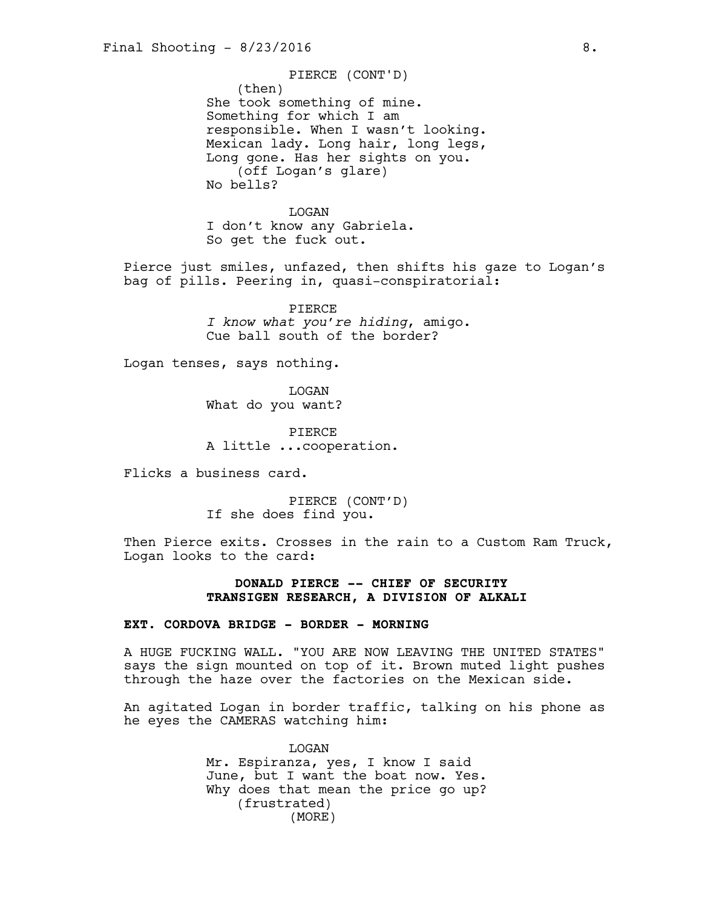PIERCE (CONT'D)
(then)
She took something of mine.
Something for which I am
responsible. When I wasn't looking.
Mexican lady. Long hair, long legs,
Long gone. Has her sights on you.
(off Logan's glare)
No bells?

LOGAN
I don't know any Gabriela.
So get the fuck out.

Pierce just smiles, unfazed, then shifts his gaze to Logan's bag of pills. Peering in, quasi-conspiratorial:

PIERCE
*I know what you're hiding*, amigo.
Cue ball south of the border?

Logan tenses, says nothing.

LOGAN
What do you want?

PIERCE
A little ...cooperation.

Flicks a business card.

PIERCE (CONT'D)
If she does find you.

Then Pierce exits. Crosses in the rain to a Custom Ram Truck, Logan looks to the card:

**DONALD PIERCE -- CHIEF OF SECURITY**
**TRANSIGEN RESEARCH, A DIVISION OF ALKALI**

**EXT. CORDOVA BRIDGE - BORDER - MORNING**

A HUGE FUCKING WALL. "YOU ARE NOW LEAVING THE UNITED STATES" says the sign mounted on top of it. Brown muted light pushes through the haze over the factories on the Mexican side.

An agitated Logan in border traffic, talking on his phone as he eyes the CAMERAS watching him:

LOGAN
Mr. Espiranza, yes, I know I said
June, but I want the boat now. Yes.
Why does that mean the price go up?
(frustrated)
(MORE)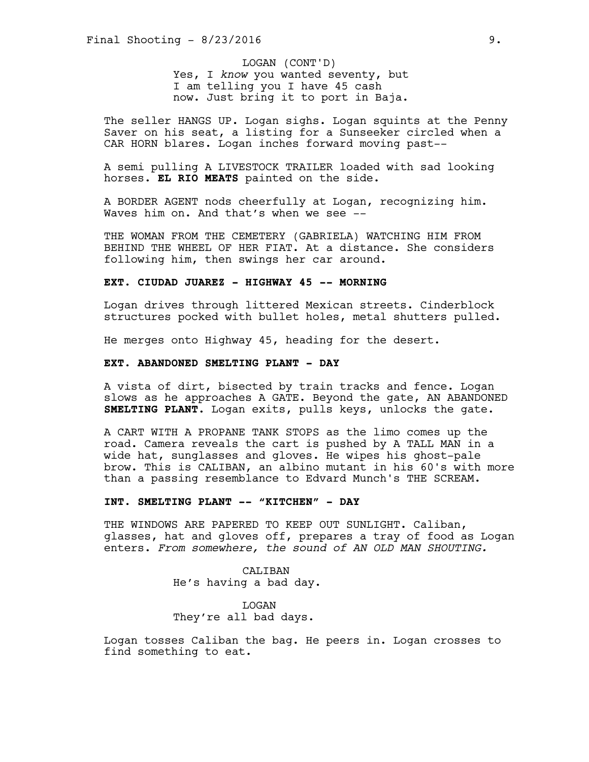LOGAN (CONT'D)
Yes, I *know* you wanted seventy, but I am telling you I have 45 cash now. Just bring it to port in Baja.

The seller HANGS UP. Logan sighs. Logan squints at the Penny Saver on his seat, a listing for a Sunseeker circled when a CAR HORN blares. Logan inches forward moving past--

A semi pulling A LIVESTOCK TRAILER loaded with sad looking horses. **EL RIO MEATS** painted on the side.

A BORDER AGENT nods cheerfully at Logan, recognizing him. Waves him on. And that's when we see --

THE WOMAN FROM THE CEMETERY (GABRIELA) WATCHING HIM FROM BEHIND THE WHEEL OF HER FIAT. At a distance. She considers following him, then swings her car around.

**EXT. CIUDAD JUAREZ - HIGHWAY 45 -- MORNING**

Logan drives through littered Mexican streets. Cinderblock structures pocked with bullet holes, metal shutters pulled.

He merges onto Highway 45, heading for the desert.

**EXT. ABANDONED SMELTING PLANT - DAY**

A vista of dirt, bisected by train tracks and fence. Logan slows as he approaches A GATE. Beyond the gate, AN ABANDONED **SMELTING PLANT**. Logan exits, pulls keys, unlocks the gate.

A CART WITH A PROPANE TANK STOPS as the limo comes up the road. Camera reveals the cart is pushed by A TALL MAN in a wide hat, sunglasses and gloves. He wipes his ghost-pale brow. This is CALIBAN, an albino mutant in his 60's with more than a passing resemblance to Edvard Munch's THE SCREAM.

**INT. SMELTING PLANT -- "KITCHEN" - DAY**

THE WINDOWS ARE PAPERED TO KEEP OUT SUNLIGHT. Caliban, glasses, hat and gloves off, prepares a tray of food as Logan enters. *From somewhere, the sound of AN OLD MAN SHOUTING.*

CALIBAN
He's having a bad day.

LOGAN
They're all bad days.

Logan tosses Caliban the bag. He peers in. Logan crosses to find something to eat.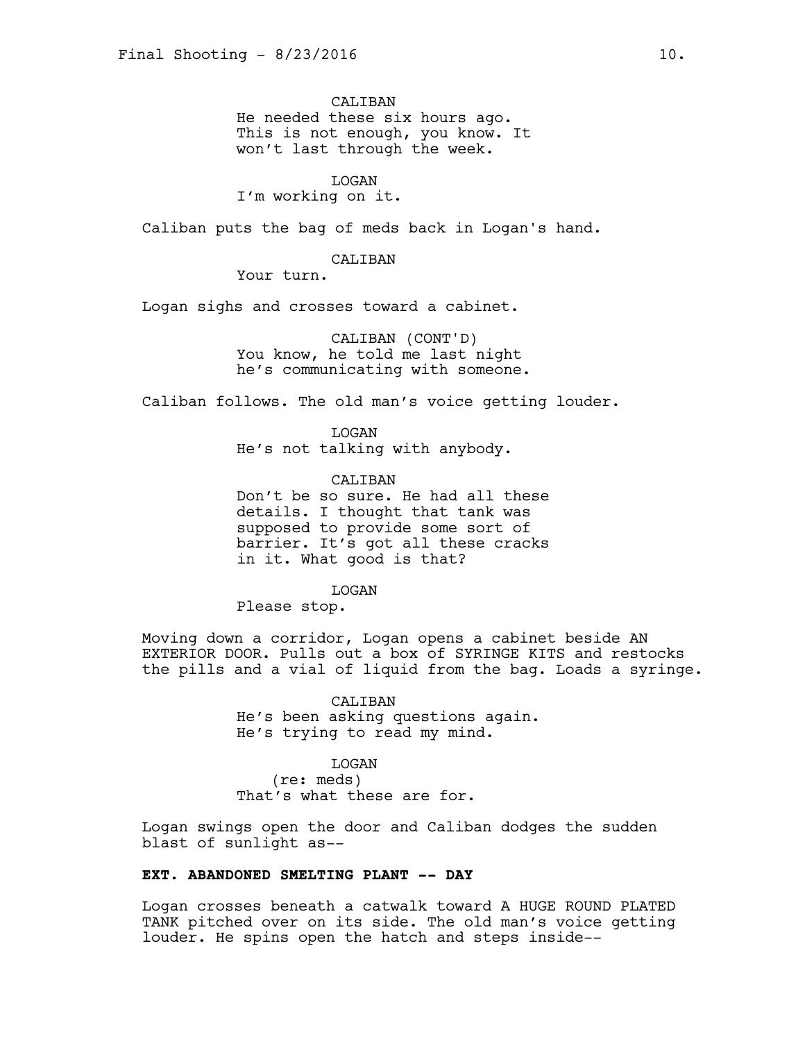CALIBAN
He needed these six hours ago. This is not enough, you know. It won't last through the week.

LOGAN
I'm working on it.

Caliban puts the bag of meds back in Logan's hand.

CALIBAN
Your turn.

Logan sighs and crosses toward a cabinet.

CALIBAN (CONT'D)
You know, he told me last night he's communicating with someone.

Caliban follows. The old man's voice getting louder.

LOGAN
He's not talking with anybody.

CALIBAN
Don't be so sure. He had all these details. I thought that tank was supposed to provide some sort of barrier. It's got all these cracks in it. What good is that?

LOGAN
Please stop.

Moving down a corridor, Logan opens a cabinet beside AN EXTERIOR DOOR. Pulls out a box of SYRINGE KITS and restocks the pills and a vial of liquid from the bag. Loads a syringe.

CALIBAN
He's been asking questions again. He's trying to read my mind.

LOGAN
(re: meds)
That's what these are for.

Logan swings open the door and Caliban dodges the sudden blast of sunlight as--

**EXT. ABANDONED SMELTING PLANT -- DAY**

Logan crosses beneath a catwalk toward A HUGE ROUND PLATED TANK pitched over on its side. The old man's voice getting louder. He spins open the hatch and steps inside--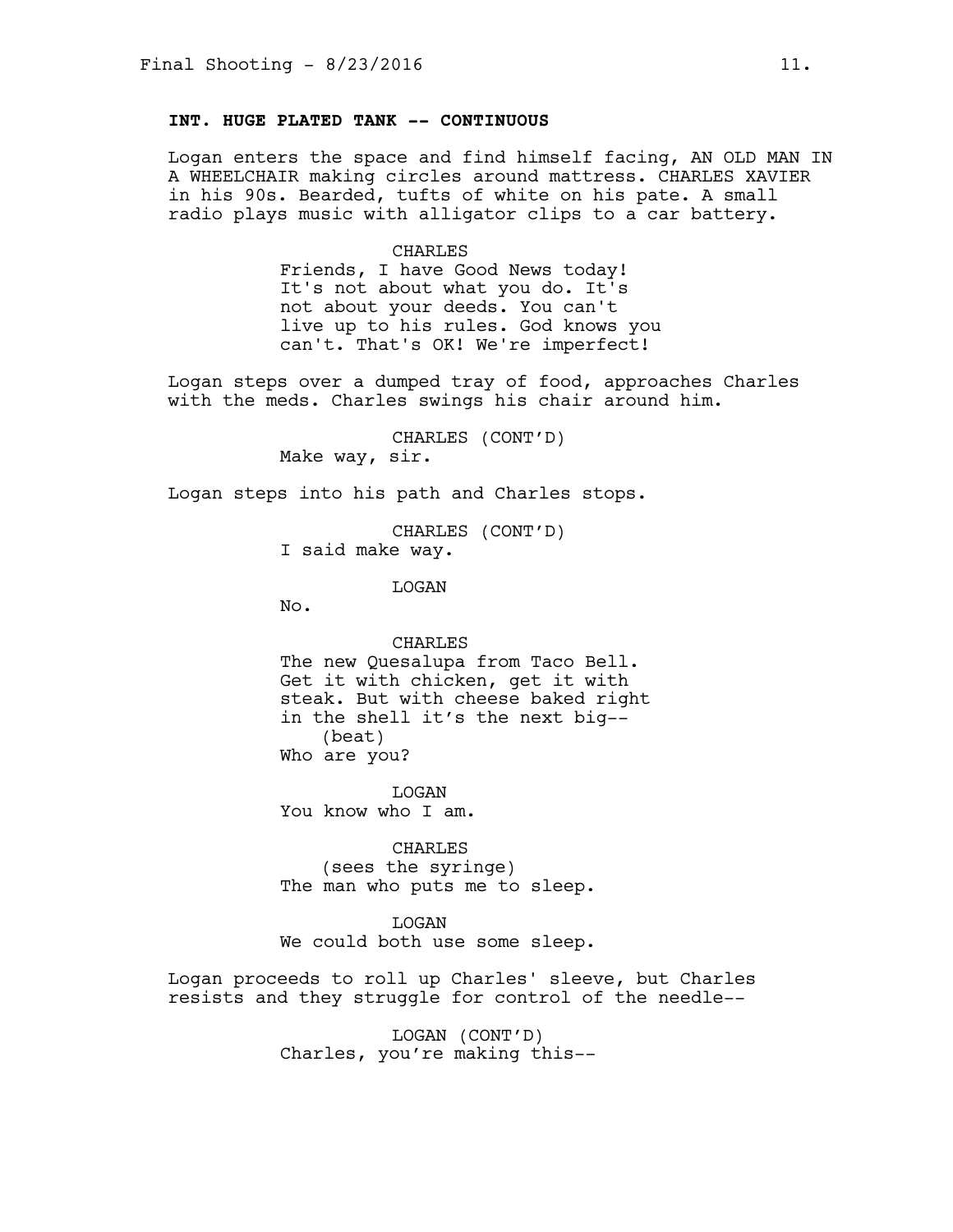**INT. HUGE PLATED TANK -- CONTINUOUS**

Logan enters the space and find himself facing, AN OLD MAN IN A WHEELCHAIR making circles around mattress. CHARLES XAVIER in his 90s. Bearded, tufts of white on his pate. A small radio plays music with alligator clips to a car battery.

CHARLES
Friends, I have Good News today! It's not about what you do. It's not about your deeds. You can't live up to his rules. God knows you can't. That's OK! We're imperfect!

Logan steps over a dumped tray of food, approaches Charles with the meds. Charles swings his chair around him.

CHARLES (CONT'D)
Make way, sir.

Logan steps into his path and Charles stops.

CHARLES (CONT'D)
I said make way.

LOGAN
No.

CHARLES
The new Quesalupa from Taco Bell. Get it with chicken, get it with steak. But with cheese baked right in the shell it's the next big--
(beat)
Who are you?

LOGAN
You know who I am.

CHARLES
(sees the syringe)
The man who puts me to sleep.

LOGAN
We could both use some sleep.

Logan proceeds to roll up Charles' sleeve, but Charles resists and they struggle for control of the needle--

LOGAN (CONT'D)
Charles, you're making this--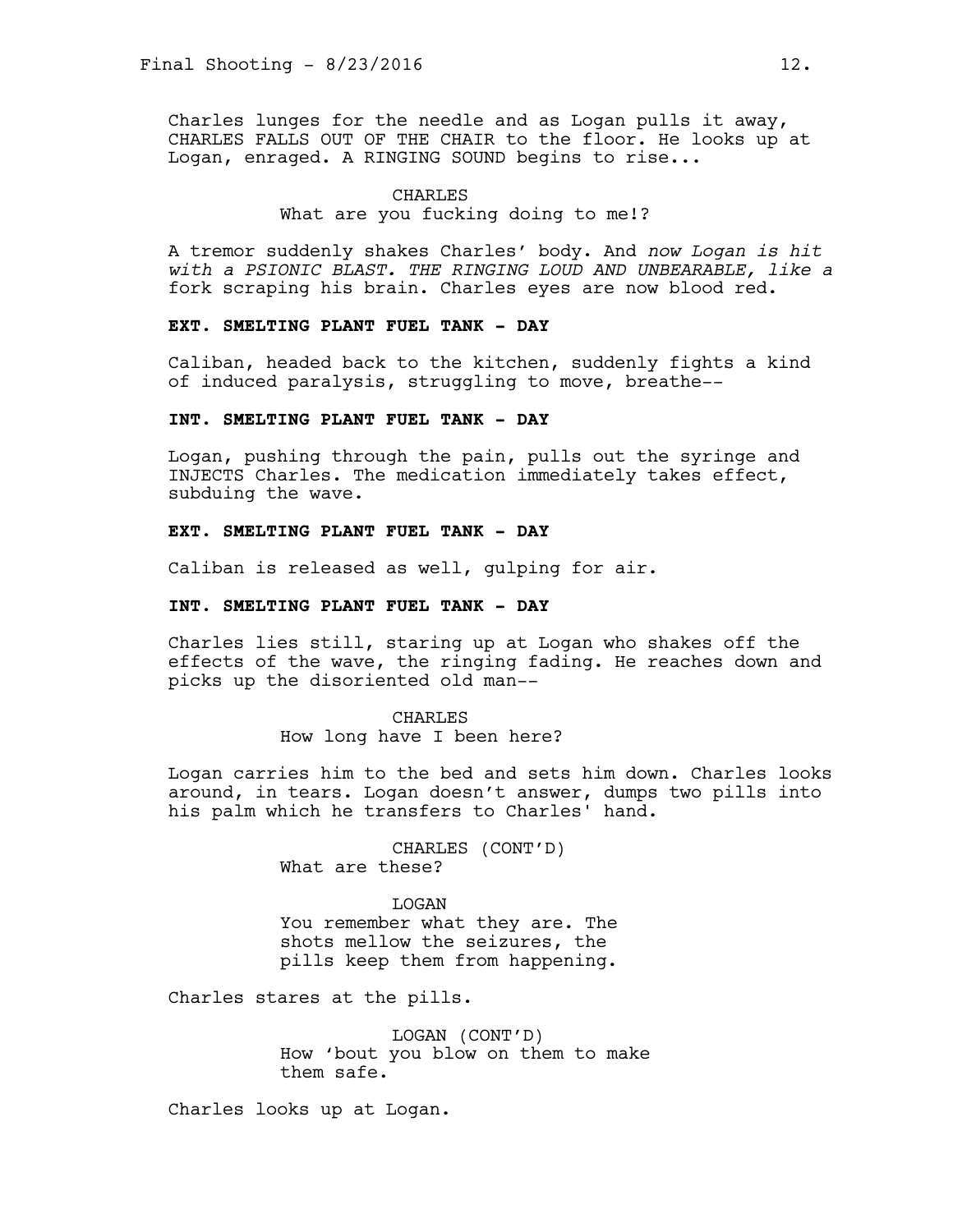Charles lunges for the needle and as Logan pulls it away, CHARLES FALLS OUT OF THE CHAIR to the floor. He looks up at Logan, enraged. A RINGING SOUND begins to rise...

CHARLES
What are you fucking doing to me!?

A tremor suddenly shakes Charles' body. And *now Logan is hit with a PSIONIC BLAST. THE RINGING LOUD AND UNBEARABLE, like a* fork scraping his brain. Charles eyes are now blood red.

**EXT. SMELTING PLANT FUEL TANK - DAY**

Caliban, headed back to the kitchen, suddenly fights a kind of induced paralysis, struggling to move, breathe--

**INT. SMELTING PLANT FUEL TANK - DAY**

Logan, pushing through the pain, pulls out the syringe and INJECTS Charles. The medication immediately takes effect, subduing the wave.

**EXT. SMELTING PLANT FUEL TANK - DAY**

Caliban is released as well, gulping for air.

**INT. SMELTING PLANT FUEL TANK - DAY**

Charles lies still, staring up at Logan who shakes off the effects of the wave, the ringing fading. He reaches down and picks up the disoriented old man--

CHARLES
How long have I been here?

Logan carries him to the bed and sets him down. Charles looks around, in tears. Logan doesn't answer, dumps two pills into his palm which he transfers to Charles' hand.

CHARLES (CONT'D)
What are these?

LOGAN
You remember what they are. The shots mellow the seizures, the pills keep them from happening.

Charles stares at the pills.

LOGAN (CONT'D)
How 'bout you blow on them to make them safe.

Charles looks up at Logan.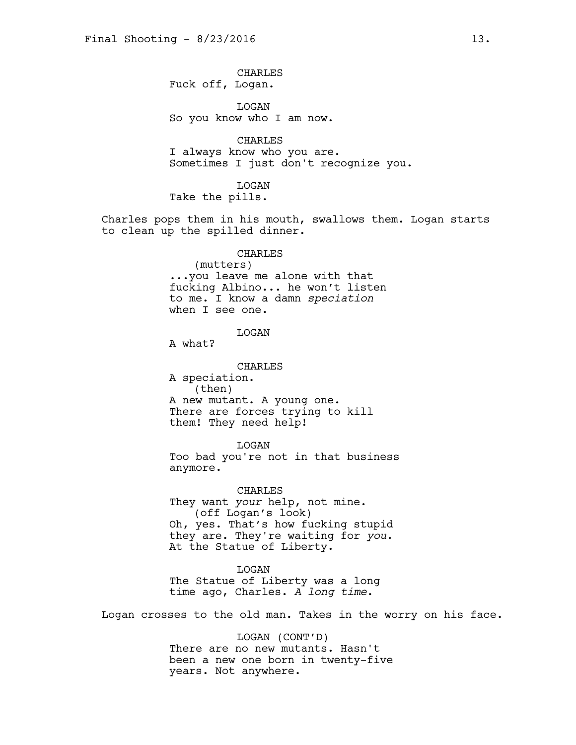CHARLES
Fuck off, Logan.

LOGAN
So you know who I am now.

CHARLES
I always know who you are.
Sometimes I just don't recognize you.

LOGAN
Take the pills.

Charles pops them in his mouth, swallows them. Logan starts to clean up the spilled dinner.

CHARLES
(mutters)
...you leave me alone with that fucking Albino... he won't listen to me. I know a damn *speciation* when I see one.

LOGAN
A what?

CHARLES
A speciation.
(then)
A new mutant. A young one. There are forces trying to kill them! They need help!

LOGAN
Too bad you're not in that business anymore.

CHARLES
They want *your* help, not mine.
(off Logan's look)
Oh, yes. That's how fucking stupid they are. They're waiting for *you*. At the Statue of Liberty.

LOGAN
The Statue of Liberty was a long time ago, Charles. *A long time*.

Logan crosses to the old man. Takes in the worry on his face.

LOGAN (CONT'D)
There are no new mutants. Hasn't been a new one born in twenty-five years. Not anywhere.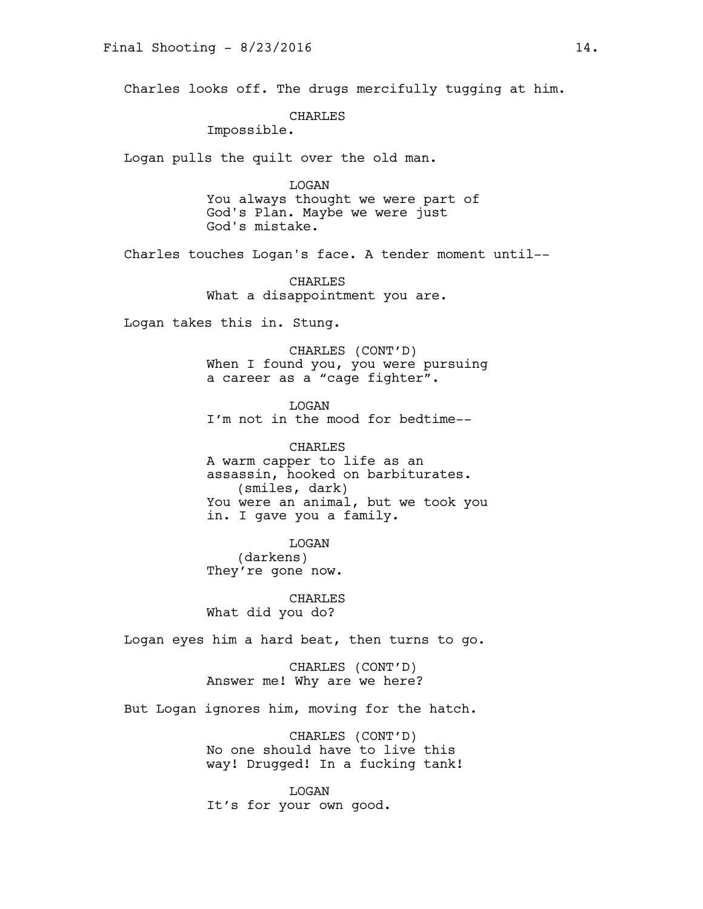Charles looks off. The drugs mercifully tugging at him.

CHARLES
Impossible.

Logan pulls the quilt over the old man.

LOGAN
You always thought we were part of God's Plan. Maybe we were just God's mistake.

Charles touches Logan's face. A tender moment until--

CHARLES
What a disappointment you are.

Logan takes this in. Stung.

CHARLES (CONT'D)
When I found you, you were pursuing a career as a "cage fighter".

LOGAN
I'm not in the mood for bedtime--

CHARLES
A warm capper to life as an assassin, hooked on barbiturates.
(smiles, dark)
You were an animal, but we took you in. I gave you a family.

LOGAN
(darkens)
They're gone now.

CHARLES
What did you do?

Logan eyes him a hard beat, then turns to go.

CHARLES (CONT'D)
Answer me! Why are we here?

But Logan ignores him, moving for the hatch.

CHARLES (CONT'D)
No one should have to live this way! Drugged! In a fucking tank!

LOGAN
It's for your own good.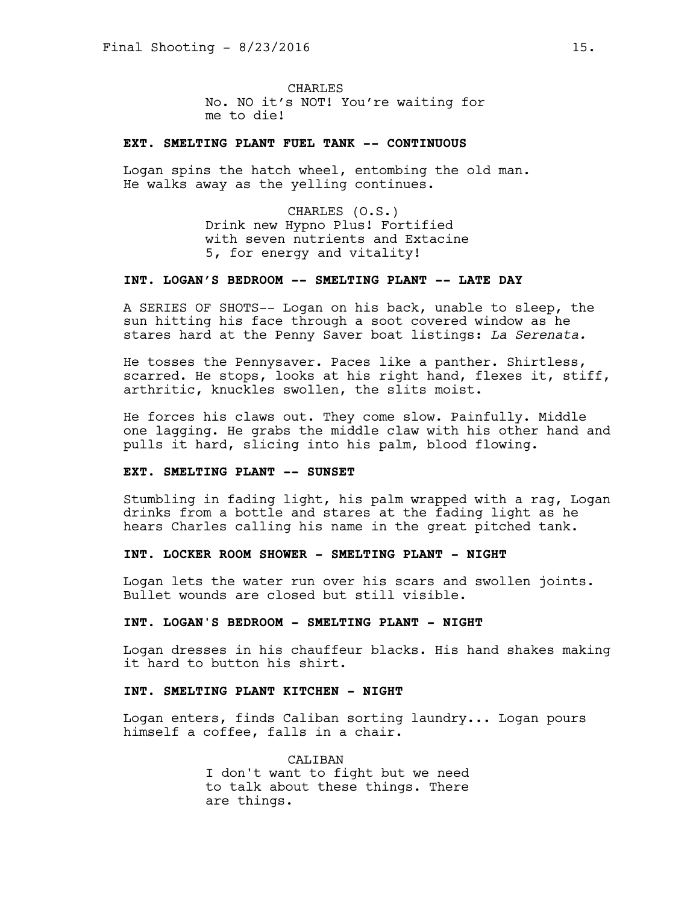CHARLES
No. NO it's NOT! You're waiting for me to die!

**EXT. SMELTING PLANT FUEL TANK -- CONTINUOUS**

Logan spins the hatch wheel, entombing the old man. He walks away as the yelling continues.

CHARLES (O.S.)
Drink new Hypno Plus! Fortified with seven nutrients and Extacine 5, for energy and vitality!

**INT. LOGAN'S BEDROOM -- SMELTING PLANT -- LATE DAY**

A SERIES OF SHOTS-- Logan on his back, unable to sleep, the sun hitting his face through a soot covered window as he stares hard at the Penny Saver boat listings: *La Serenata.*

He tosses the Pennysaver. Paces like a panther. Shirtless, scarred. He stops, looks at his right hand, flexes it, stiff, arthritic, knuckles swollen, the slits moist.

He forces his claws out. They come slow. Painfully. Middle one lagging. He grabs the middle claw with his other hand and pulls it hard, slicing into his palm, blood flowing.

**EXT. SMELTING PLANT -- SUNSET**

Stumbling in fading light, his palm wrapped with a rag, Logan drinks from a bottle and stares at the fading light as he hears Charles calling his name in the great pitched tank.

**INT. LOCKER ROOM SHOWER - SMELTING PLANT - NIGHT**

Logan lets the water run over his scars and swollen joints. Bullet wounds are closed but still visible.

**INT. LOGAN'S BEDROOM - SMELTING PLANT - NIGHT**

Logan dresses in his chauffeur blacks. His hand shakes making it hard to button his shirt.

**INT. SMELTING PLANT KITCHEN - NIGHT**

Logan enters, finds Caliban sorting laundry... Logan pours himself a coffee, falls in a chair.

CALIBAN
I don't want to fight but we need to talk about these things. There are things.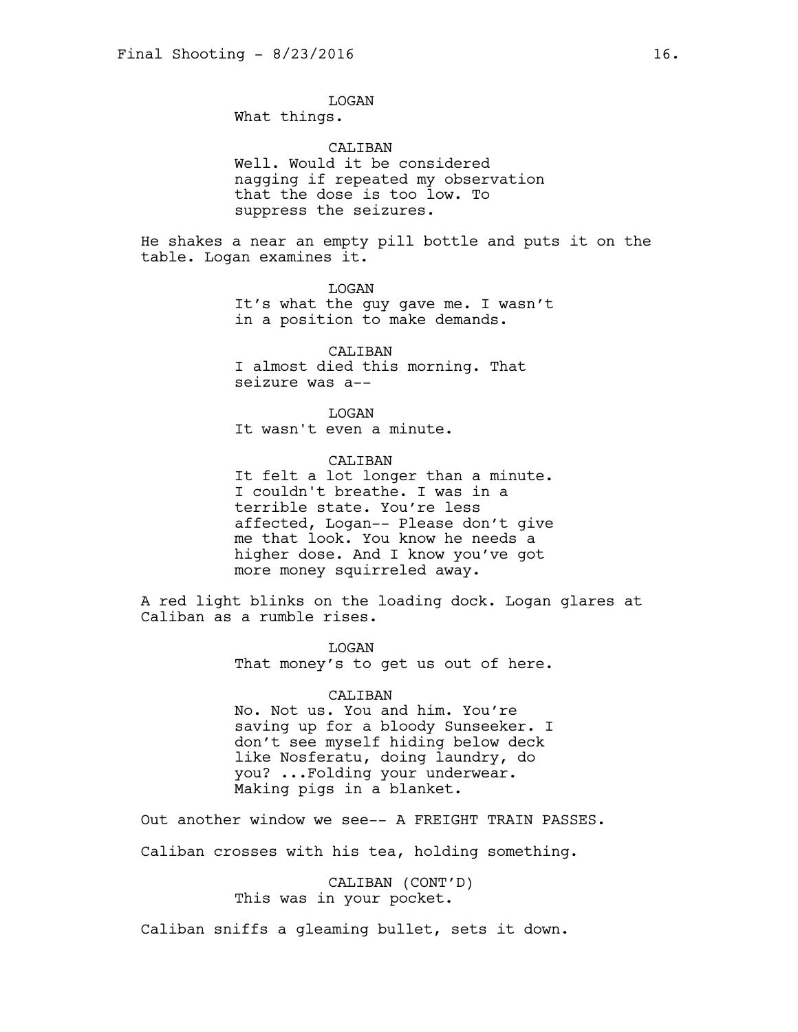LOGAN
What things.

CALIBAN
Well. Would it be considered nagging if repeated my observation that the dose is too low. To suppress the seizures.

He shakes a near an empty pill bottle and puts it on the table. Logan examines it.

LOGAN
It's what the guy gave me. I wasn't in a position to make demands.

CALIBAN
I almost died this morning. That seizure was a--

LOGAN
It wasn't even a minute.

CALIBAN
It felt a lot longer than a minute. I couldn't breathe. I was in a terrible state. You're less affected, Logan-- Please don't give me that look. You know he needs a higher dose. And I know you've got more money squirreled away.

A red light blinks on the loading dock. Logan glares at Caliban as a rumble rises.

LOGAN
That money's to get us out of here.

CALIBAN
No. Not us. You and him. You're saving up for a bloody Sunseeker. I don't see myself hiding below deck like Nosferatu, doing laundry, do you? ...Folding your underwear. Making pigs in a blanket.

Out another window we see-- A FREIGHT TRAIN PASSES.

Caliban crosses with his tea, holding something.

CALIBAN (CONT'D)
This was in your pocket.

Caliban sniffs a gleaming bullet, sets it down.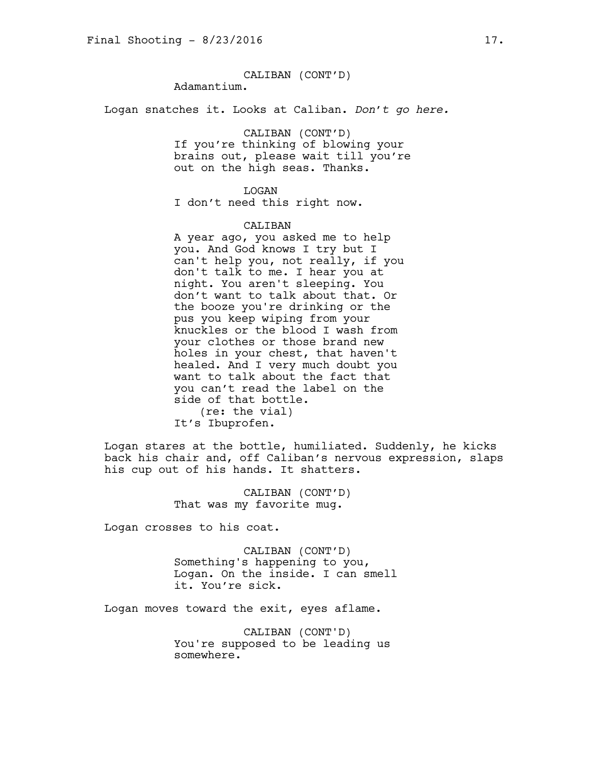CALIBAN (CONT'D)
Adamantium.

Logan snatches it. Looks at Caliban. *Don't go here.*

CALIBAN (CONT'D)
If you're thinking of blowing your brains out, please wait till you're out on the high seas. Thanks.

LOGAN
I don't need this right now.

CALIBAN
A year ago, you asked me to help you. And God knows I try but I can't help you, not really, if you don't talk to me. I hear you at night. You aren't sleeping. You don't want to talk about that. Or the booze you're drinking or the pus you keep wiping from your knuckles or the blood I wash from your clothes or those brand new holes in your chest, that haven't healed. And I very much doubt you want to talk about the fact that you can't read the label on the side of that bottle.
(re: the vial)
It's Ibuprofen.

Logan stares at the bottle, humiliated. Suddenly, he kicks back his chair and, off Caliban's nervous expression, slaps his cup out of his hands. It shatters.

CALIBAN (CONT'D)
That was my favorite mug.

Logan crosses to his coat.

CALIBAN (CONT'D)
Something's happening to you, Logan. On the inside. I can smell it. You're sick.

Logan moves toward the exit, eyes aflame.

CALIBAN (CONT'D)
You're supposed to be leading us somewhere.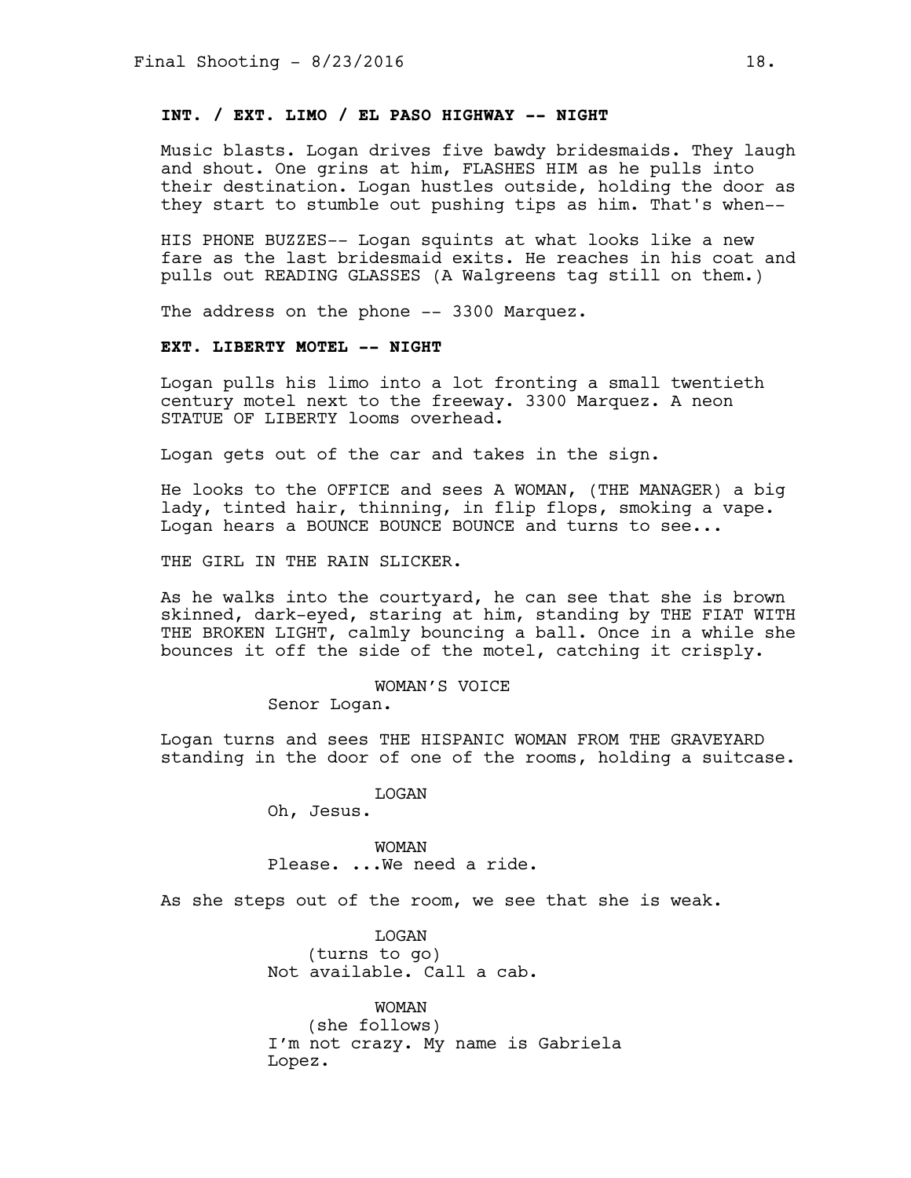**INT. / EXT. LIMO / EL PASO HIGHWAY -- NIGHT**

Music blasts. Logan drives five bawdy bridesmaids. They laugh and shout. One grins at him, FLASHES HIM as he pulls into their destination. Logan hustles outside, holding the door as they start to stumble out pushing tips as him. That's when--

HIS PHONE BUZZES-- Logan squints at what looks like a new fare as the last bridesmaid exits. He reaches in his coat and pulls out READING GLASSES (A Walgreens tag still on them.)

The address on the phone -- 3300 Marquez.

**EXT. LIBERTY MOTEL -- NIGHT**

Logan pulls his limo into a lot fronting a small twentieth century motel next to the freeway. 3300 Marquez. A neon STATUE OF LIBERTY looms overhead.

Logan gets out of the car and takes in the sign.

He looks to the OFFICE and sees A WOMAN, (THE MANAGER) a big lady, tinted hair, thinning, in flip flops, smoking a vape. Logan hears a BOUNCE BOUNCE BOUNCE and turns to see...

THE GIRL IN THE RAIN SLICKER.

As he walks into the courtyard, he can see that she is brown skinned, dark-eyed, staring at him, standing by THE FIAT WITH THE BROKEN LIGHT, calmly bouncing a ball. Once in a while she bounces it off the side of the motel, catching it crisply.

WOMAN'S VOICE
Senor Logan.

Logan turns and sees THE HISPANIC WOMAN FROM THE GRAVEYARD standing in the door of one of the rooms, holding a suitcase.

LOGAN
Oh, Jesus.

WOMAN
Please. ...We need a ride.

As she steps out of the room, we see that she is weak.

LOGAN
(turns to go)
Not available. Call a cab.

WOMAN
(she follows)
I'm not crazy. My name is Gabriela Lopez.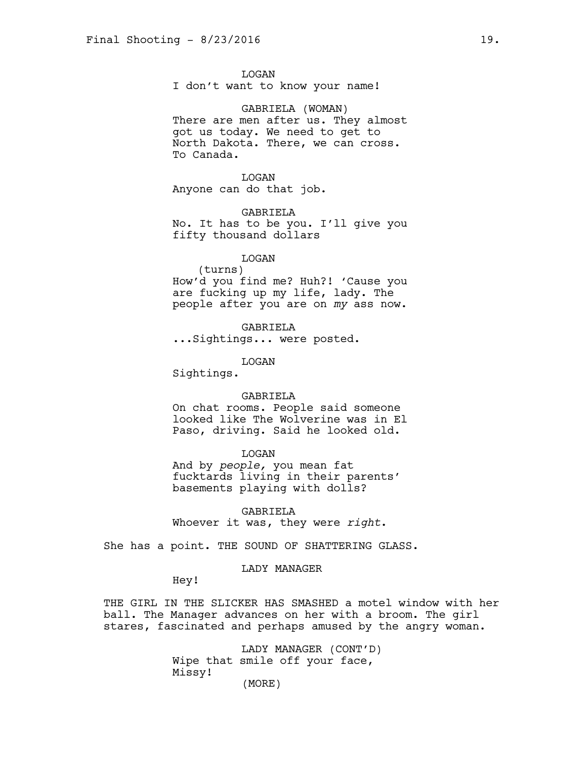LOGAN
I don't want to know your name!

GABRIELA (WOMAN)
There are men after us. They almost got us today. We need to get to North Dakota. There, we can cross. To Canada.

LOGAN
Anyone can do that job.

GABRIELA
No. It has to be you. I'll give you fifty thousand dollars

LOGAN
(turns)
How'd you find me? Huh?! 'Cause you are fucking up my life, lady. The people after you are on *my* ass now.

GABRIELA
...Sightings... were posted.

LOGAN
Sightings.

GABRIELA
On chat rooms. People said someone looked like The Wolverine was in El Paso, driving. Said he looked old.

LOGAN
And by *people,* you mean fat fucktards living in their parents' basements playing with dolls?

GABRIELA
Whoever it was, they were *right.*

She has a point. THE SOUND OF SHATTERING GLASS.

LADY MANAGER
Hey!

THE GIRL IN THE SLICKER HAS SMASHED a motel window with her ball. The Manager advances on her with a broom. The girl stares, fascinated and perhaps amused by the angry woman.

LADY MANAGER (CONT'D)
Wipe that smile off your face, Missy!
(MORE)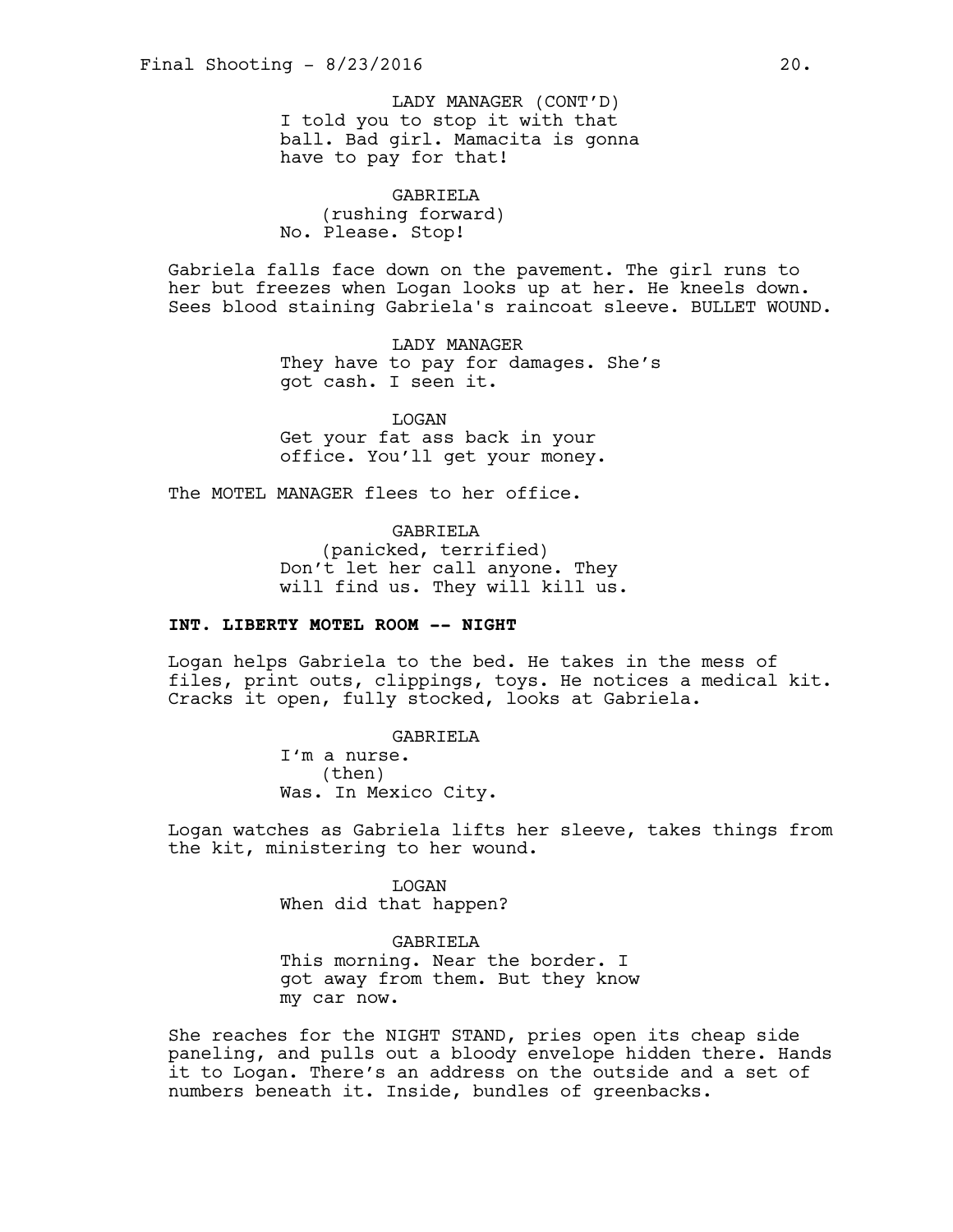LADY MANAGER (CONT'D)
I told you to stop it with that ball. Bad girl. Mamacita is gonna have to pay for that!

GABRIELA
(rushing forward)
No. Please. Stop!

Gabriela falls face down on the pavement. The girl runs to her but freezes when Logan looks up at her. He kneels down. Sees blood staining Gabriela's raincoat sleeve. BULLET WOUND.

LADY MANAGER
They have to pay for damages. She's got cash. I seen it.

LOGAN
Get your fat ass back in your office. You'll get your money.

The MOTEL MANAGER flees to her office.

GABRIELA
(panicked, terrified)
Don't let her call anyone. They will find us. They will kill us.

**INT. LIBERTY MOTEL ROOM -- NIGHT**

Logan helps Gabriela to the bed. He takes in the mess of files, print outs, clippings, toys. He notices a medical kit. Cracks it open, fully stocked, looks at Gabriela.

GABRIELA
I'm a nurse.
(then)
Was. In Mexico City.

Logan watches as Gabriela lifts her sleeve, takes things from the kit, ministering to her wound.

LOGAN
When did that happen?

GABRIELA
This morning. Near the border. I got away from them. But they know my car now.

She reaches for the NIGHT STAND, pries open its cheap side paneling, and pulls out a bloody envelope hidden there. Hands it to Logan. There's an address on the outside and a set of numbers beneath it. Inside, bundles of greenbacks.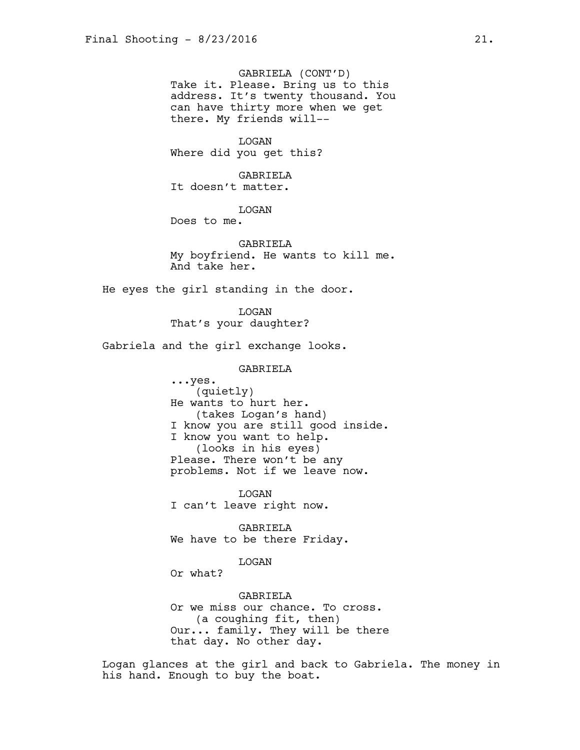GABRIELA (CONT'D)
Take it. Please. Bring us to this address. It's twenty thousand. You can have thirty more when we get there. My friends will--

LOGAN
Where did you get this?

GABRIELA
It doesn't matter.

LOGAN
Does to me.

GABRIELA
My boyfriend. He wants to kill me. And take her.

He eyes the girl standing in the door.

LOGAN
That's your daughter?

Gabriela and the girl exchange looks.

GABRIELA
...yes.
(quietly)
He wants to hurt her.
(takes Logan's hand)
I know you are still good inside. I know you want to help.
(looks in his eyes)
Please. There won't be any problems. Not if we leave now.

LOGAN
I can't leave right now.

GABRIELA
We have to be there Friday.

LOGAN
Or what?

GABRIELA
Or we miss our chance. To cross.
(a coughing fit, then)
Our... family. They will be there that day. No other day.

Logan glances at the girl and back to Gabriela. The money in his hand. Enough to buy the boat.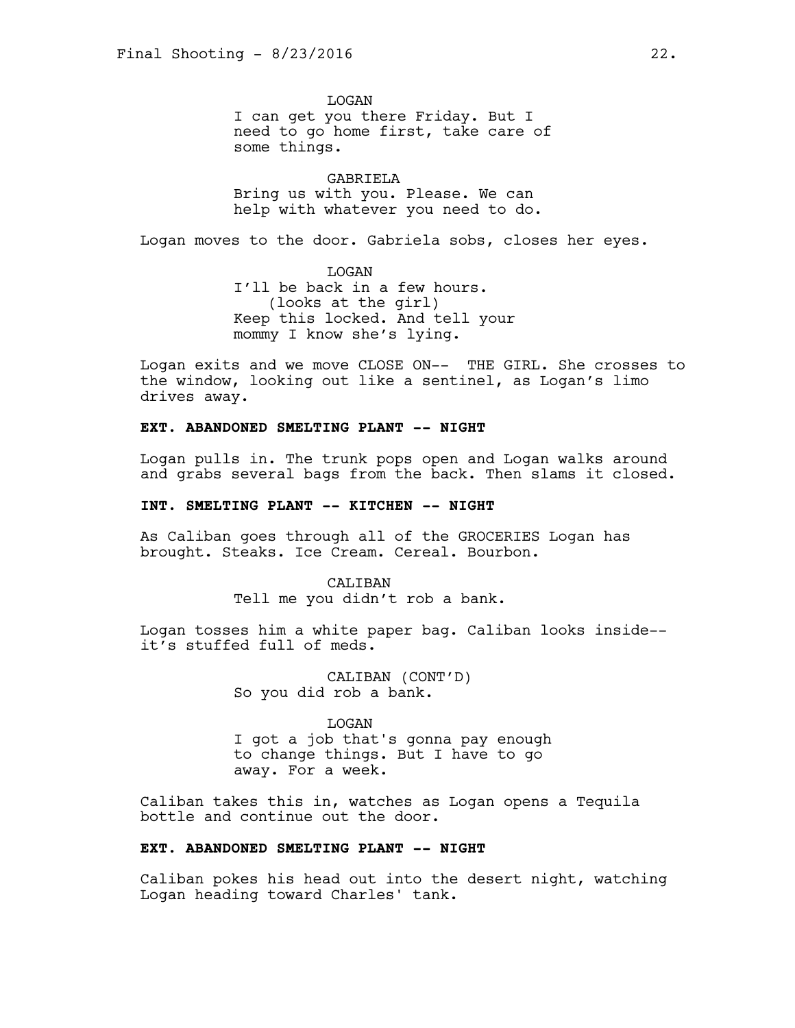LOGAN
I can get you there Friday. But I need to go home first, take care of some things.

GABRIELA
Bring us with you. Please. We can help with whatever you need to do.

Logan moves to the door. Gabriela sobs, closes her eyes.

LOGAN
I'll be back in a few hours.
(looks at the girl)
Keep this locked. And tell your mommy I know she's lying.

Logan exits and we move CLOSE ON-- THE GIRL. She crosses to the window, looking out like a sentinel, as Logan's limo drives away.

**EXT. ABANDONED SMELTING PLANT -- NIGHT**

Logan pulls in. The trunk pops open and Logan walks around and grabs several bags from the back. Then slams it closed.

**INT. SMELTING PLANT -- KITCHEN -- NIGHT**

As Caliban goes through all of the GROCERIES Logan has brought. Steaks. Ice Cream. Cereal. Bourbon.

CALIBAN
Tell me you didn't rob a bank.

Logan tosses him a white paper bag. Caliban looks inside-- it's stuffed full of meds.

CALIBAN (CONT'D)
So you did rob a bank.

LOGAN
I got a job that's gonna pay enough to change things. But I have to go away. For a week.

Caliban takes this in, watches as Logan opens a Tequila bottle and continue out the door.

**EXT. ABANDONED SMELTING PLANT -- NIGHT**

Caliban pokes his head out into the desert night, watching Logan heading toward Charles' tank.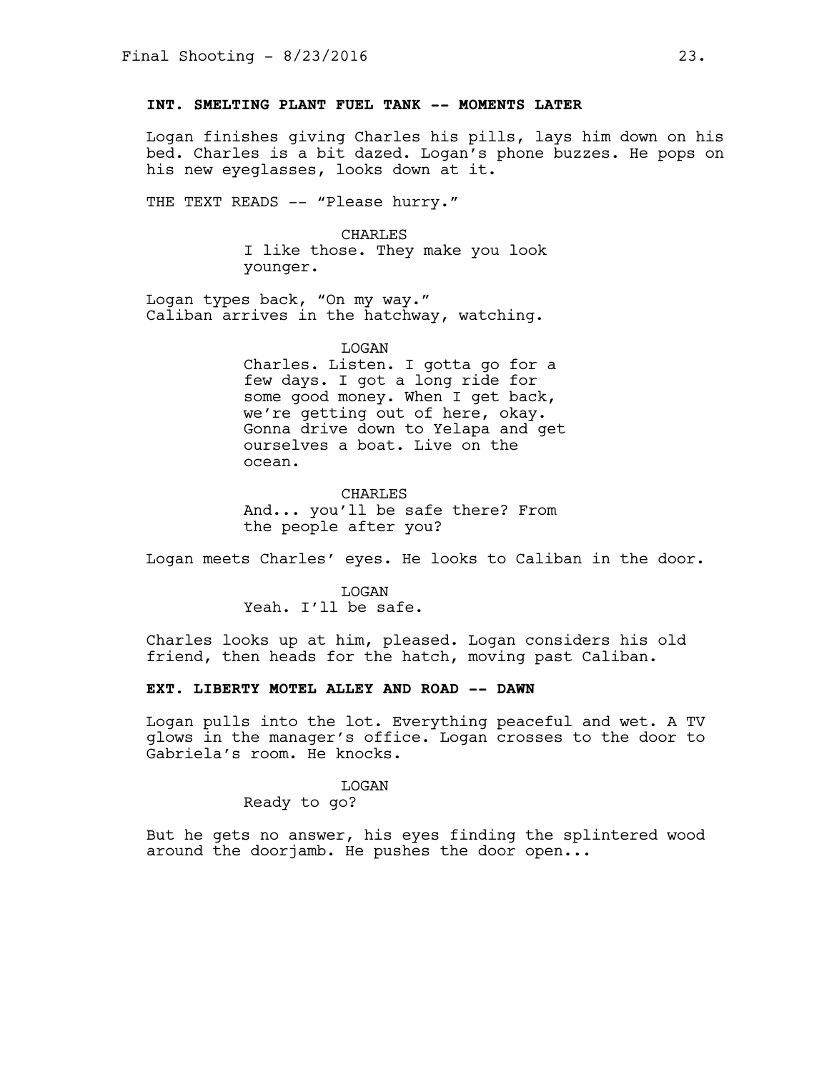**INT. SMELTING PLANT FUEL TANK -- MOMENTS LATER**

Logan finishes giving Charles his pills, lays him down on his bed. Charles is a bit dazed. Logan's phone buzzes. He pops on his new eyeglasses, looks down at it.

THE TEXT READS -- "Please hurry."

CHARLES
I like those. They make you look younger.

Logan types back, "On my way."
Caliban arrives in the hatchway, watching.

LOGAN
Charles. Listen. I gotta go for a few days. I got a long ride for some good money. When I get back, we're getting out of here, okay. Gonna drive down to Yelapa and get ourselves a boat. Live on the ocean.

CHARLES
And... you'll be safe there? From the people after you?

Logan meets Charles' eyes. He looks to Caliban in the door.

LOGAN
Yeah. I'll be safe.

Charles looks up at him, pleased. Logan considers his old friend, then heads for the hatch, moving past Caliban.

**EXT. LIBERTY MOTEL ALLEY AND ROAD -- DAWN**

Logan pulls into the lot. Everything peaceful and wet. A TV glows in the manager's office. Logan crosses to the door to Gabriela's room. He knocks.

LOGAN
Ready to go?

But he gets no answer, his eyes finding the splintered wood around the doorjamb. He pushes the door open...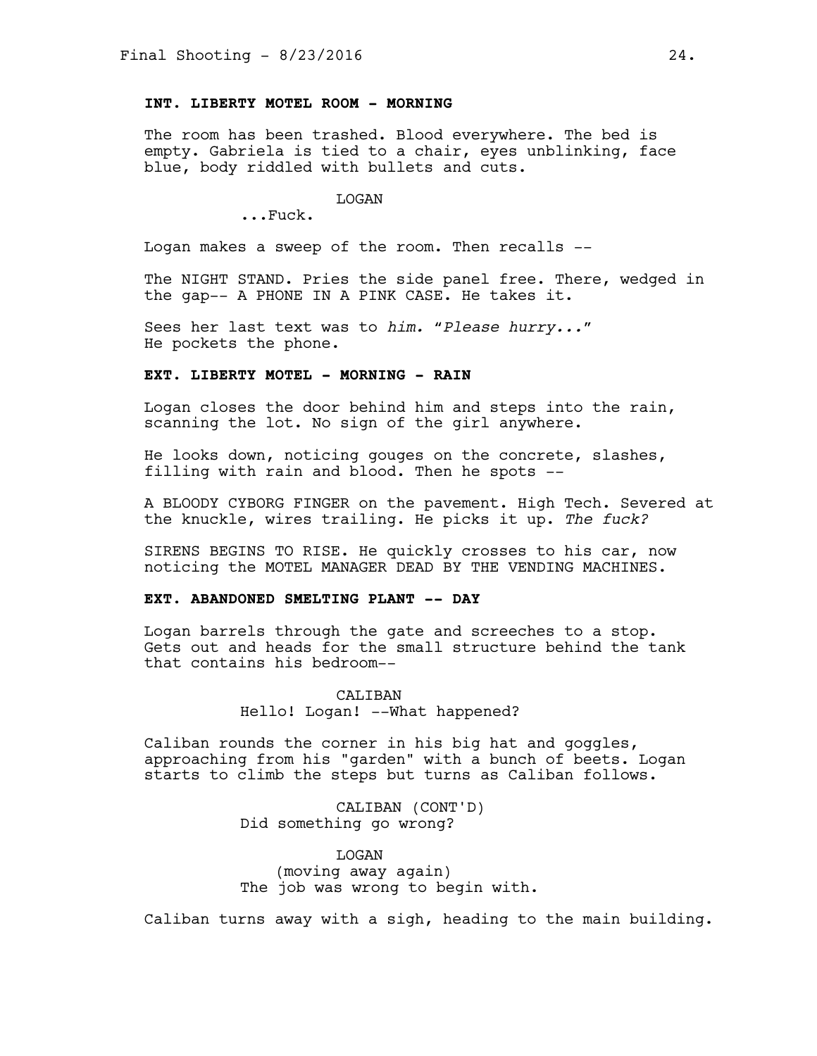**INT. LIBERTY MOTEL ROOM - MORNING**

The room has been trashed. Blood everywhere. The bed is empty. Gabriela is tied to a chair, eyes unblinking, face blue, body riddled with bullets and cuts.

LOGAN
...Fuck.

Logan makes a sweep of the room. Then recalls --

The NIGHT STAND. Pries the side panel free. There, wedged in the gap-- A PHONE IN A PINK CASE. He takes it.

Sees her last text was to *him.* "*Please hurry...*"
He pockets the phone.

**EXT. LIBERTY MOTEL - MORNING - RAIN**

Logan closes the door behind him and steps into the rain, scanning the lot. No sign of the girl anywhere.

He looks down, noticing gouges on the concrete, slashes, filling with rain and blood. Then he spots --

A BLOODY CYBORG FINGER on the pavement. High Tech. Severed at the knuckle, wires trailing. He picks it up. *The fuck?*

SIRENS BEGINS TO RISE. He quickly crosses to his car, now noticing the MOTEL MANAGER DEAD BY THE VENDING MACHINES.

**EXT. ABANDONED SMELTING PLANT -- DAY**

Logan barrels through the gate and screeches to a stop. Gets out and heads for the small structure behind the tank that contains his bedroom--

CALIBAN
Hello! Logan! --What happened?

Caliban rounds the corner in his big hat and goggles, approaching from his "garden" with a bunch of beets. Logan starts to climb the steps but turns as Caliban follows.

CALIBAN (CONT'D)
Did something go wrong?

LOGAN
(moving away again)
The job was wrong to begin with.

Caliban turns away with a sigh, heading to the main building.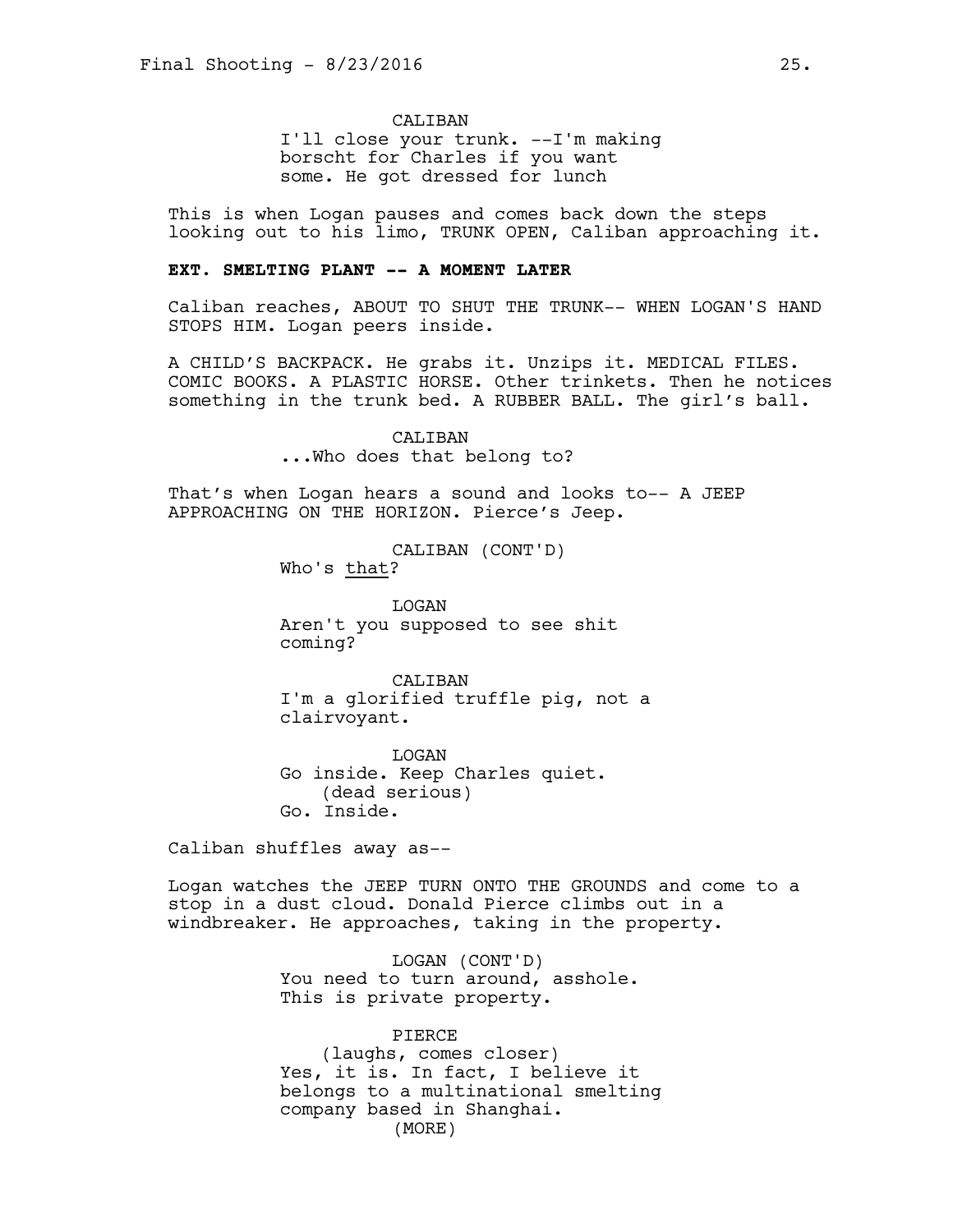CALIBAN
I'll close your trunk. --I'm making borscht for Charles if you want some. He got dressed for lunch

This is when Logan pauses and comes back down the steps looking out to his limo, TRUNK OPEN, Caliban approaching it.

**EXT. SMELTING PLANT -- A MOMENT LATER**

Caliban reaches, ABOUT TO SHUT THE TRUNK-- WHEN LOGAN'S HAND STOPS HIM. Logan peers inside.

A CHILD'S BACKPACK. He grabs it. Unzips it. MEDICAL FILES. COMIC BOOKS. A PLASTIC HORSE. Other trinkets. Then he notices something in the trunk bed. A RUBBER BALL. The girl's ball.

CALIBAN
...Who does that belong to?

That's when Logan hears a sound and looks to-- A JEEP APPROACHING ON THE HORIZON. Pierce's Jeep.

CALIBAN (CONT'D)
Who's <u>that</u>?

LOGAN
Aren't you supposed to see shit coming?

CALIBAN
I'm a glorified truffle pig, not a clairvoyant.

LOGAN
Go inside. Keep Charles quiet.
(dead serious)
Go. Inside.

Caliban shuffles away as--

Logan watches the JEEP TURN ONTO THE GROUNDS and come to a stop in a dust cloud. Donald Pierce climbs out in a windbreaker. He approaches, taking in the property.

LOGAN (CONT'D)
You need to turn around, asshole. This is private property.

PIERCE
(laughs, comes closer)
Yes, it is. In fact, I believe it belongs to a multinational smelting company based in Shanghai.
(MORE)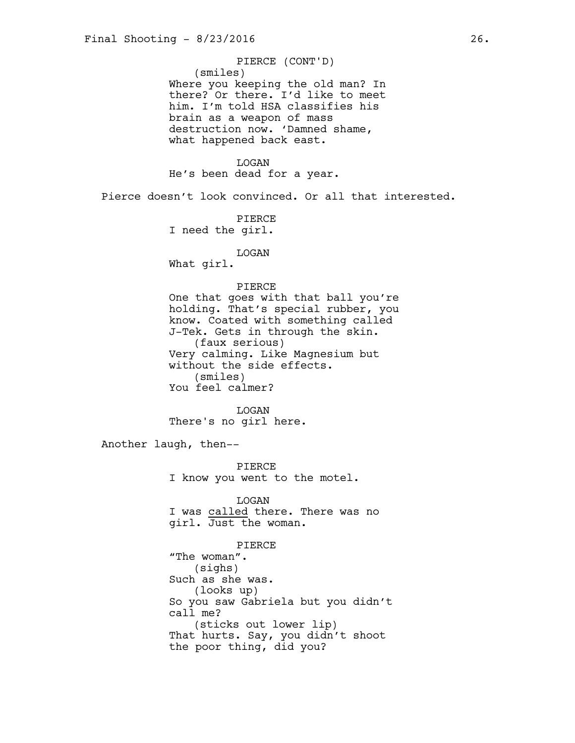PIERCE (CONT'D)
(smiles)
Where you keeping the old man? In there? Or there. I'd like to meet him. I'm told HSA classifies his brain as a weapon of mass destruction now. 'Damned shame, what happened back east.

LOGAN
He's been dead for a year.

Pierce doesn't look convinced. Or all that interested.

PIERCE
I need the girl.

LOGAN
What girl.

PIERCE
One that goes with that ball you're holding. That's special rubber, you know. Coated with something called J-Tek. Gets in through the skin.
(faux serious)
Very calming. Like Magnesium but without the side effects.
(smiles)
You feel calmer?

LOGAN
There's no girl here.

Another laugh, then--

PIERCE
I know you went to the motel.

LOGAN
I was <u>called</u> there. There was no girl. Just the woman.

PIERCE
"The woman".
(sighs)
Such as she was.
(looks up)
So you saw Gabriela but you didn't call me?
(sticks out lower lip)
That hurts. Say, you didn't shoot the poor thing, did you?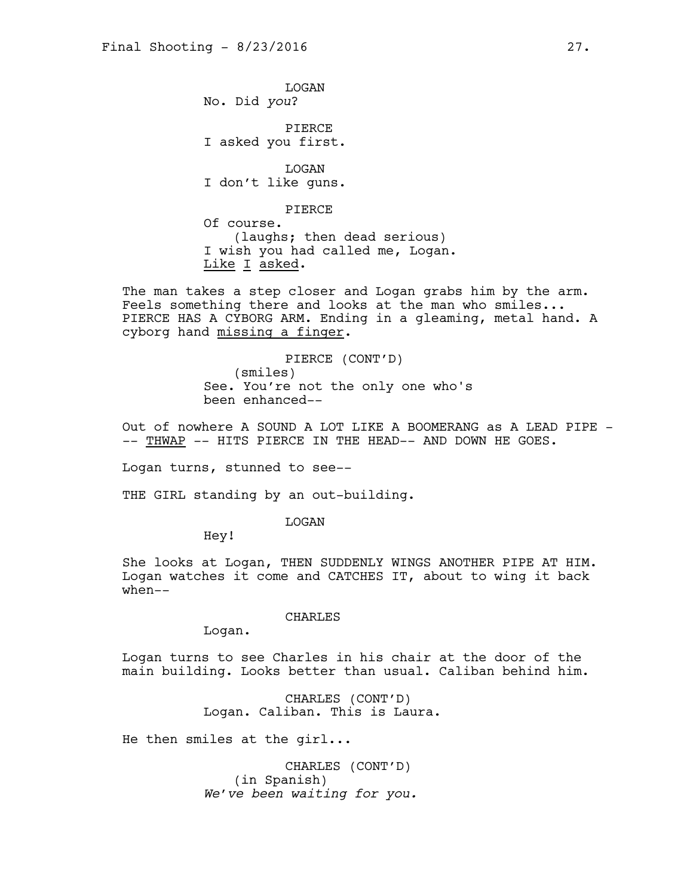LOGAN
No. Did *you*?

PIERCE
I asked you first.

LOGAN
I don't like guns.

PIERCE
Of course.
(laughs; then dead serious)
I wish you had called me, Logan.
<u>Like</u> <u>I</u> <u>asked</u>.

The man takes a step closer and Logan grabs him by the arm. Feels something there and looks at the man who smiles... PIERCE HAS A CYBORG ARM. Ending in a gleaming, metal hand. A cyborg hand <u>missing a finger</u>.

PIERCE (CONT'D)
(smiles)
See. You're not the only one who's been enhanced--

Out of nowhere A SOUND A LOT LIKE A BOOMERANG as A LEAD PIPE -- <u>THWAP</u> -- HITS PIERCE IN THE HEAD-- AND DOWN HE GOES.

Logan turns, stunned to see--

THE GIRL standing by an out-building.

LOGAN
Hey!

She looks at Logan, THEN SUDDENLY WINGS ANOTHER PIPE AT HIM. Logan watches it come and CATCHES IT, about to wing it back when--

CHARLES
Logan.

Logan turns to see Charles in his chair at the door of the main building. Looks better than usual. Caliban behind him.

CHARLES (CONT'D)
Logan. Caliban. This is Laura.

He then smiles at the girl...

CHARLES (CONT'D)
(in Spanish)
*We've been waiting for you.*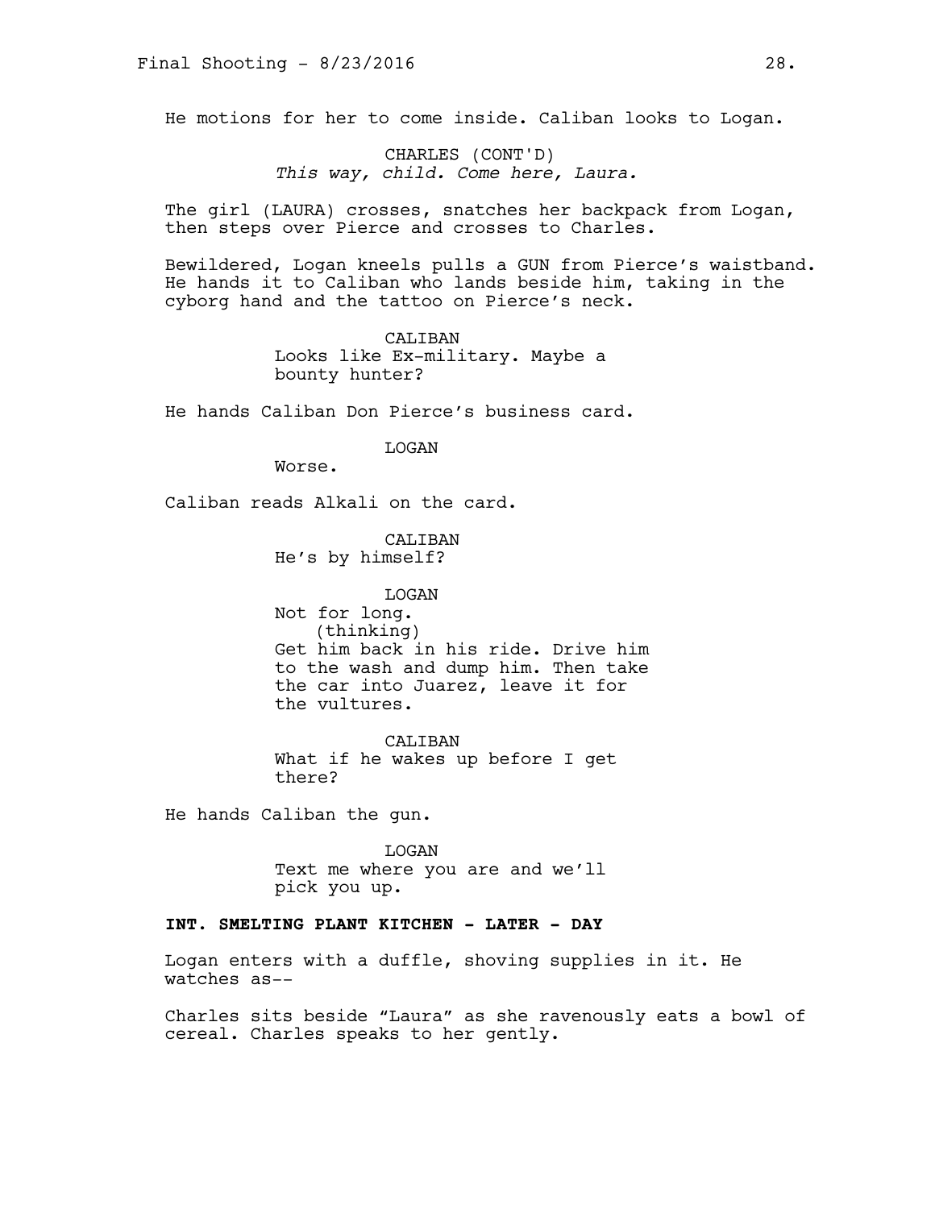He motions for her to come inside. Caliban looks to Logan.

CHARLES (CONT'D)
*This way, child. Come here, Laura.*

The girl (LAURA) crosses, snatches her backpack from Logan, then steps over Pierce and crosses to Charles.

Bewildered, Logan kneels pulls a GUN from Pierce's waistband. He hands it to Caliban who lands beside him, taking in the cyborg hand and the tattoo on Pierce's neck.

CALIBAN
Looks like Ex-military. Maybe a bounty hunter?

He hands Caliban Don Pierce's business card.

LOGAN
Worse.

Caliban reads Alkali on the card.

CALIBAN
He's by himself?

LOGAN
Not for long.
(thinking)
Get him back in his ride. Drive him to the wash and dump him. Then take the car into Juarez, leave it for the vultures.

CALIBAN
What if he wakes up before I get there?

He hands Caliban the gun.

LOGAN
Text me where you are and we'll pick you up.

**INT. SMELTING PLANT KITCHEN - LATER - DAY**

Logan enters with a duffle, shoving supplies in it. He watches as--

Charles sits beside "Laura" as she ravenously eats a bowl of cereal. Charles speaks to her gently.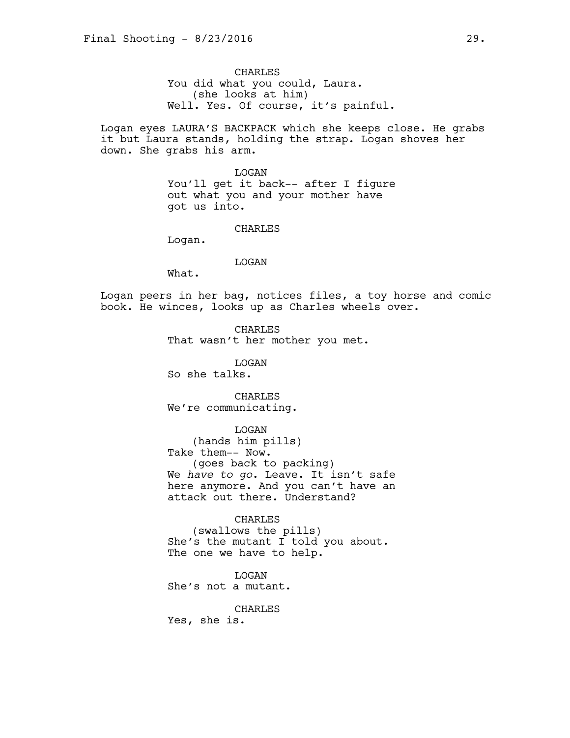CHARACTER: CHARLES

You did what you could, Laura.
(she looks at him)
Well. Yes. Of course, it's painful.

Logan eyes LAURA'S BACKPACK which she keeps close. He grabs it but Laura stands, holding the strap. Logan shoves her down. She grabs his arm.

LOGAN

You'll get it back-- after I figure out what you and your mother have got us into.

CHARLES

Logan.

LOGAN

What.

Logan peers in her bag, notices files, a toy horse and comic book. He winces, looks up as Charles wheels over.

CHARLES

That wasn't her mother you met.

LOGAN

So she talks.

CHARLES

We're communicating.

LOGAN

(hands him pills)
Take them-- Now.
(goes back to packing)
We *have to go*. Leave. It isn't safe here anymore. And you can't have an attack out there. Understand?

CHARLES

(swallows the pills)
She's the mutant I told you about. The one we have to help.

LOGAN

She's not a mutant.

CHARLES

Yes, she is.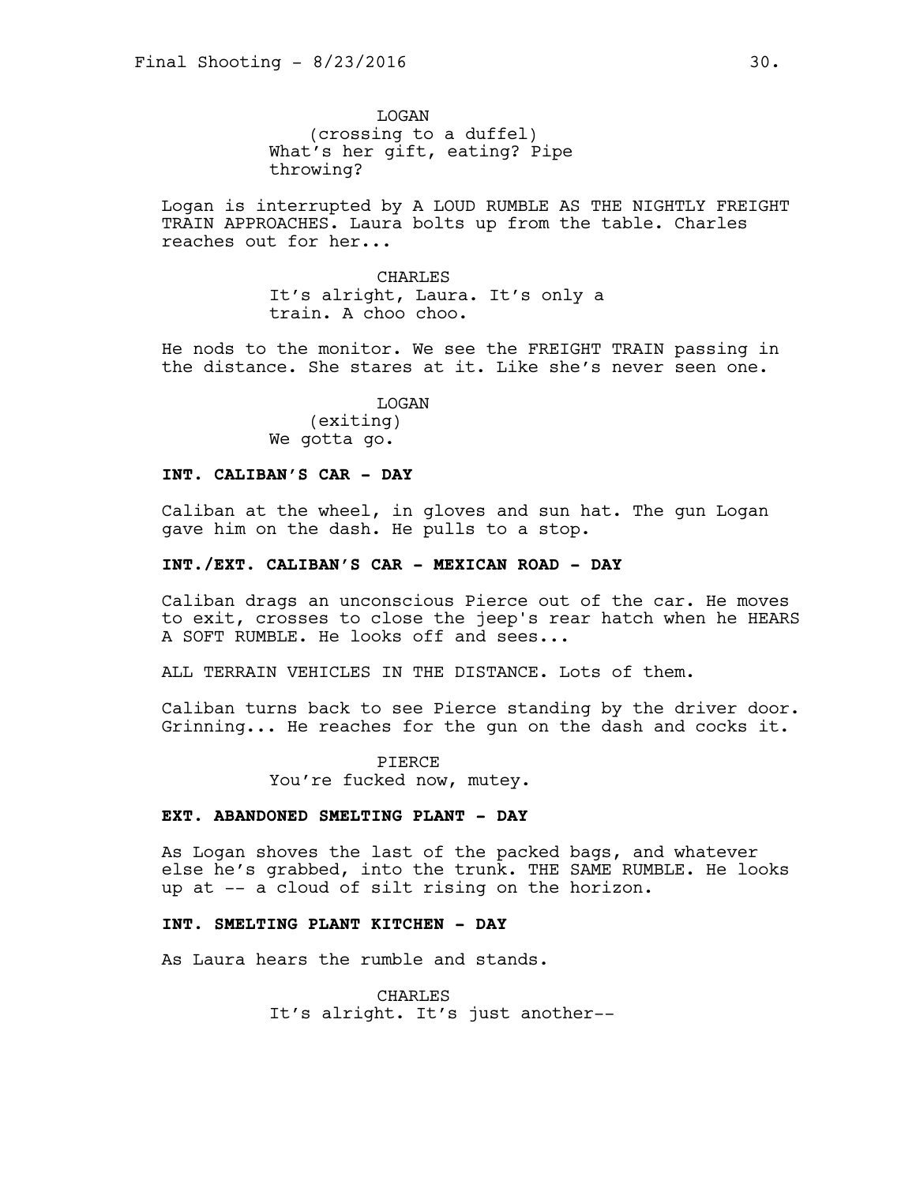LOGAN
(crossing to a duffel)
What's her gift, eating? Pipe throwing?

Logan is interrupted by A LOUD RUMBLE AS THE NIGHTLY FREIGHT TRAIN APPROACHES. Laura bolts up from the table. Charles reaches out for her...

CHARLES
It's alright, Laura. It's only a train. A choo choo.

He nods to the monitor. We see the FREIGHT TRAIN passing in the distance. She stares at it. Like she's never seen one.

LOGAN
(exiting)
We gotta go.

**INT. CALIBAN'S CAR - DAY**

Caliban at the wheel, in gloves and sun hat. The gun Logan gave him on the dash. He pulls to a stop.

**INT./EXT. CALIBAN'S CAR - MEXICAN ROAD - DAY**

Caliban drags an unconscious Pierce out of the car. He moves to exit, crosses to close the jeep's rear hatch when he HEARS A SOFT RUMBLE. He looks off and sees...

ALL TERRAIN VEHICLES IN THE DISTANCE. Lots of them.

Caliban turns back to see Pierce standing by the driver door. Grinning... He reaches for the gun on the dash and cocks it.

PIERCE
You're fucked now, mutey.

**EXT. ABANDONED SMELTING PLANT - DAY**

As Logan shoves the last of the packed bags, and whatever else he's grabbed, into the trunk. THE SAME RUMBLE. He looks up at -- a cloud of silt rising on the horizon.

**INT. SMELTING PLANT KITCHEN - DAY**

As Laura hears the rumble and stands.

CHARLES
It's alright. It's just another--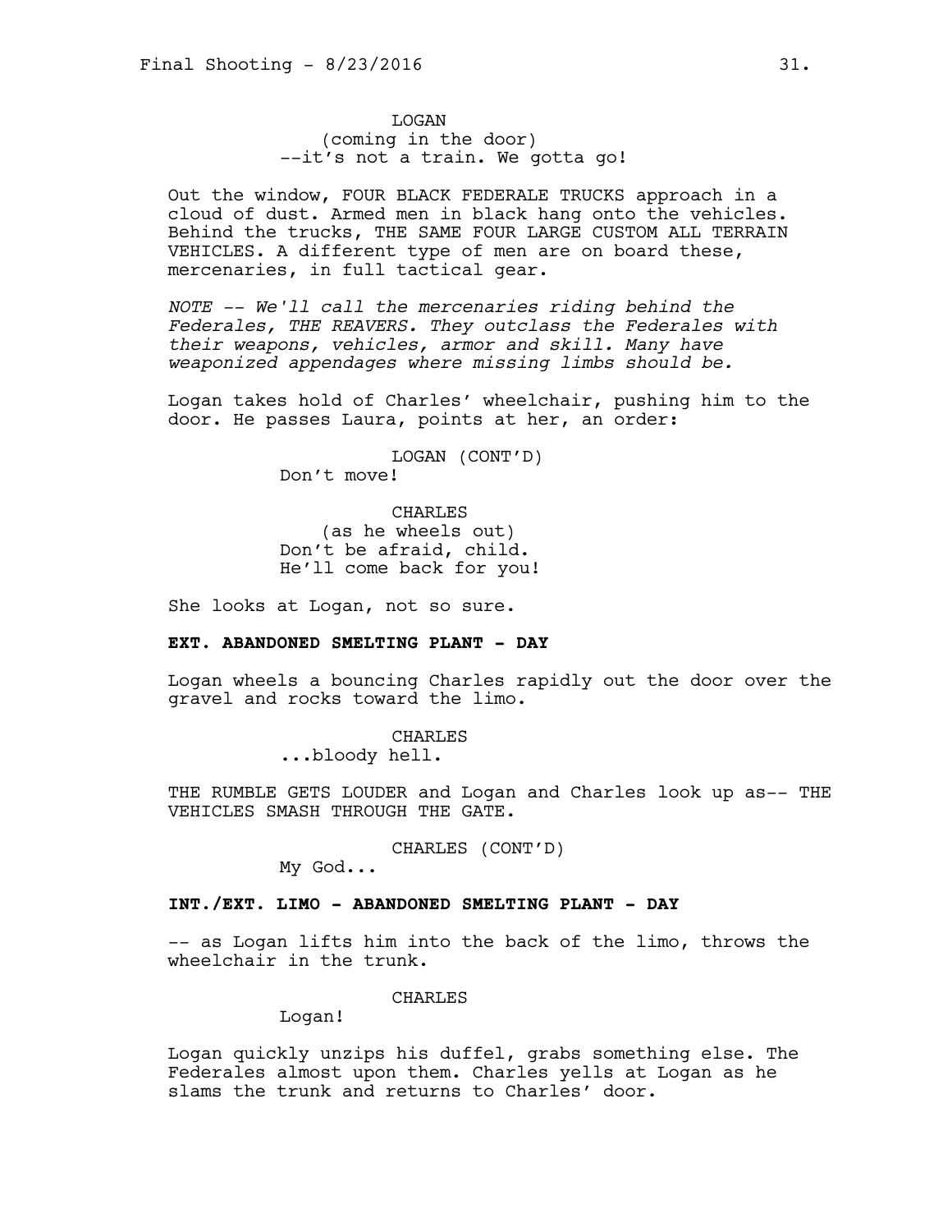LOGAN
(coming in the door)
--it's not a train. We gotta go!

Out the window, FOUR BLACK FEDERALE TRUCKS approach in a cloud of dust. Armed men in black hang onto the vehicles. Behind the trucks, THE SAME FOUR LARGE CUSTOM ALL TERRAIN VEHICLES. A different type of men are on board these, mercenaries, in full tactical gear.

*NOTE -- We'll call the mercenaries riding behind the Federales, THE REAVERS. They outclass the Federales with their weapons, vehicles, armor and skill. Many have weaponized appendages where missing limbs should be.*

Logan takes hold of Charles' wheelchair, pushing him to the door. He passes Laura, points at her, an order:

LOGAN (CONT'D)
Don't move!

CHARLES
(as he wheels out)
Don't be afraid, child.
He'll come back for you!

She looks at Logan, not so sure.

**EXT. ABANDONED SMELTING PLANT - DAY**

Logan wheels a bouncing Charles rapidly out the door over the gravel and rocks toward the limo.

CHARLES
...bloody hell.

THE RUMBLE GETS LOUDER and Logan and Charles look up as-- THE VEHICLES SMASH THROUGH THE GATE.

CHARLES (CONT'D)
My God...

**INT./EXT. LIMO - ABANDONED SMELTING PLANT - DAY**

-- as Logan lifts him into the back of the limo, throws the wheelchair in the trunk.

CHARLES
Logan!

Logan quickly unzips his duffel, grabs something else. The Federales almost upon them. Charles yells at Logan as he slams the trunk and returns to Charles' door.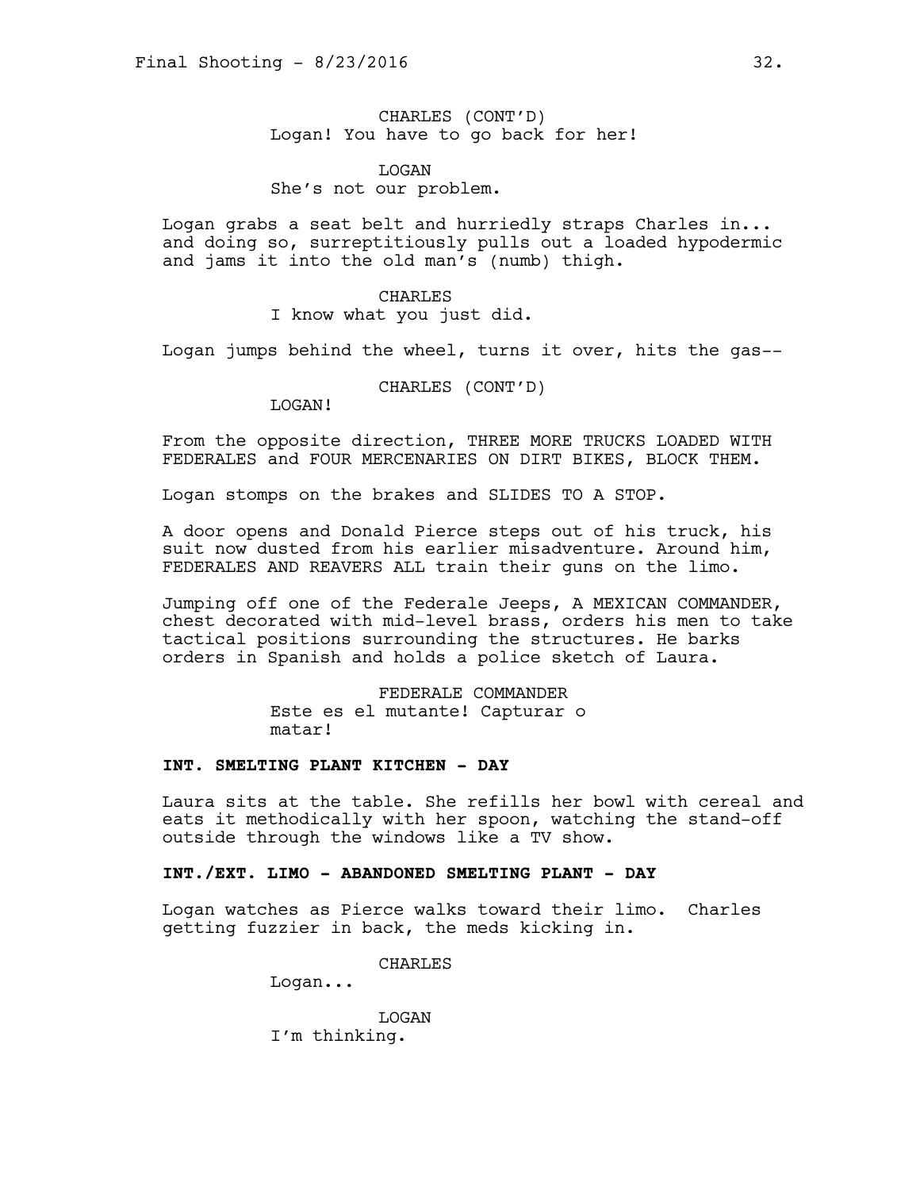CHARLES (CONT'D)
Logan! You have to go back for her!

LOGAN
She's not our problem.

Logan grabs a seat belt and hurriedly straps Charles in... and doing so, surreptitiously pulls out a loaded hypodermic and jams it into the old man's (numb) thigh.

CHARLES
I know what you just did.

Logan jumps behind the wheel, turns it over, hits the gas--

CHARLES (CONT'D)
LOGAN!

From the opposite direction, THREE MORE TRUCKS LOADED WITH FEDERALES and FOUR MERCENARIES ON DIRT BIKES, BLOCK THEM.

Logan stomps on the brakes and SLIDES TO A STOP.

A door opens and Donald Pierce steps out of his truck, his suit now dusted from his earlier misadventure. Around him, FEDERALES AND REAVERS ALL train their guns on the limo.

Jumping off one of the Federale Jeeps, A MEXICAN COMMANDER, chest decorated with mid-level brass, orders his men to take tactical positions surrounding the structures. He barks orders in Spanish and holds a police sketch of Laura.

FEDERALE COMMANDER
Este es el mutante! Capturar o matar!

**INT. SMELTING PLANT KITCHEN - DAY**

Laura sits at the table. She refills her bowl with cereal and eats it methodically with her spoon, watching the stand-off outside through the windows like a TV show.

**INT./EXT. LIMO - ABANDONED SMELTING PLANT - DAY**

Logan watches as Pierce walks toward their limo. Charles getting fuzzier in back, the meds kicking in.

CHARLES
Logan...

LOGAN
I'm thinking.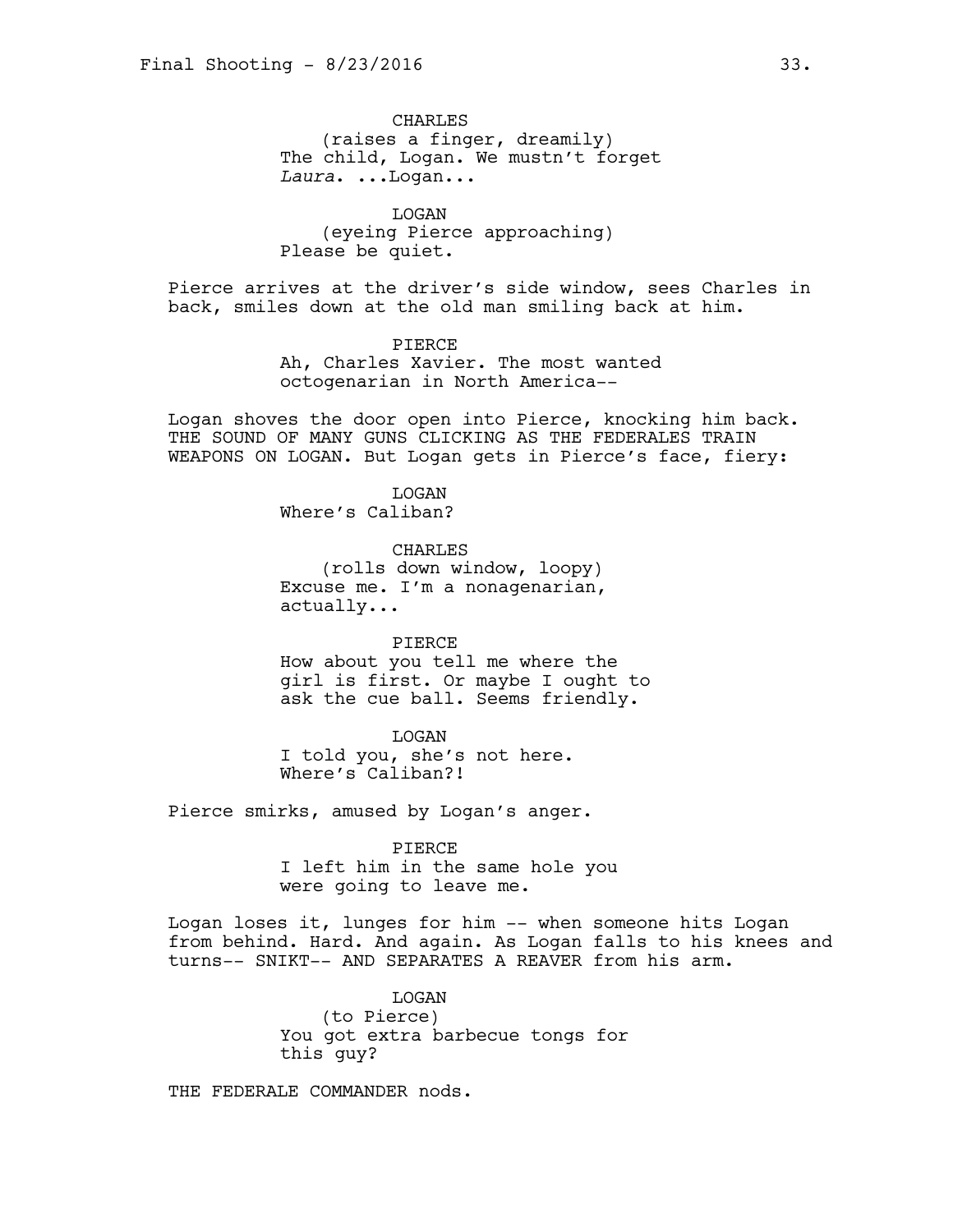CHARLES
(raises a finger, dreamily)
The child, Logan. We mustn't forget *Laura*. ...Logan...

LOGAN
(eyeing Pierce approaching)
Please be quiet.

Pierce arrives at the driver's side window, sees Charles in back, smiles down at the old man smiling back at him.

PIERCE
Ah, Charles Xavier. The most wanted octogenarian in North America--

Logan shoves the door open into Pierce, knocking him back. THE SOUND OF MANY GUNS CLICKING AS THE FEDERALES TRAIN WEAPONS ON LOGAN. But Logan gets in Pierce's face, fiery:

LOGAN
Where's Caliban?

CHARLES
(rolls down window, loopy)
Excuse me. I'm a nonagenarian, actually...

PIERCE
How about you tell me where the girl is first. Or maybe I ought to ask the cue ball. Seems friendly.

LOGAN
I told you, she's not here.
Where's Caliban?!

Pierce smirks, amused by Logan's anger.

PIERCE
I left him in the same hole you were going to leave me.

Logan loses it, lunges for him -- when someone hits Logan from behind. Hard. And again. As Logan falls to his knees and turns-- SNIKT-- AND SEPARATES A REAVER from his arm.

LOGAN
(to Pierce)
You got extra barbecue tongs for this guy?

THE FEDERALE COMMANDER nods.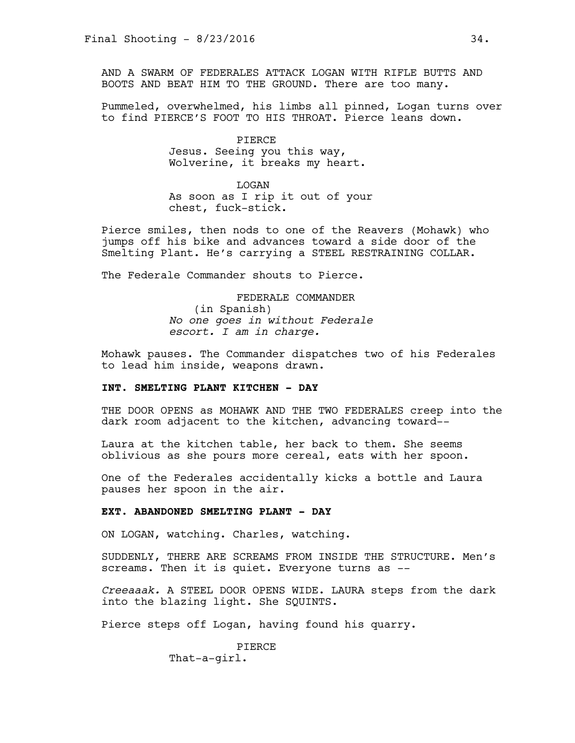AND A SWARM OF FEDERALES ATTACK LOGAN WITH RIFLE BUTTS AND BOOTS AND BEAT HIM TO THE GROUND. There are too many.

Pummeled, overwhelmed, his limbs all pinned, Logan turns over to find PIERCE'S FOOT TO HIS THROAT. Pierce leans down.

PIERCE
Jesus. Seeing you this way, Wolverine, it breaks my heart.

LOGAN
As soon as I rip it out of your chest, fuck-stick.

Pierce smiles, then nods to one of the Reavers (Mohawk) who jumps off his bike and advances toward a side door of the Smelting Plant. He's carrying a STEEL RESTRAINING COLLAR.

The Federale Commander shouts to Pierce.

FEDERALE COMMANDER
(in Spanish)
*No one goes in without Federale escort. I am in charge.*

Mohawk pauses. The Commander dispatches two of his Federales to lead him inside, weapons drawn.

**INT. SMELTING PLANT KITCHEN - DAY**

THE DOOR OPENS as MOHAWK AND THE TWO FEDERALES creep into the dark room adjacent to the kitchen, advancing toward--

Laura at the kitchen table, her back to them. She seems oblivious as she pours more cereal, eats with her spoon.

One of the Federales accidentally kicks a bottle and Laura pauses her spoon in the air.

**EXT. ABANDONED SMELTING PLANT - DAY**

ON LOGAN, watching. Charles, watching.

SUDDENLY, THERE ARE SCREAMS FROM INSIDE THE STRUCTURE. Men's screams. Then it is quiet. Everyone turns as --

*Creeaaak.* A STEEL DOOR OPENS WIDE. LAURA steps from the dark into the blazing light. She SQUINTS.

Pierce steps off Logan, having found his quarry.

PIERCE
That-a-girl.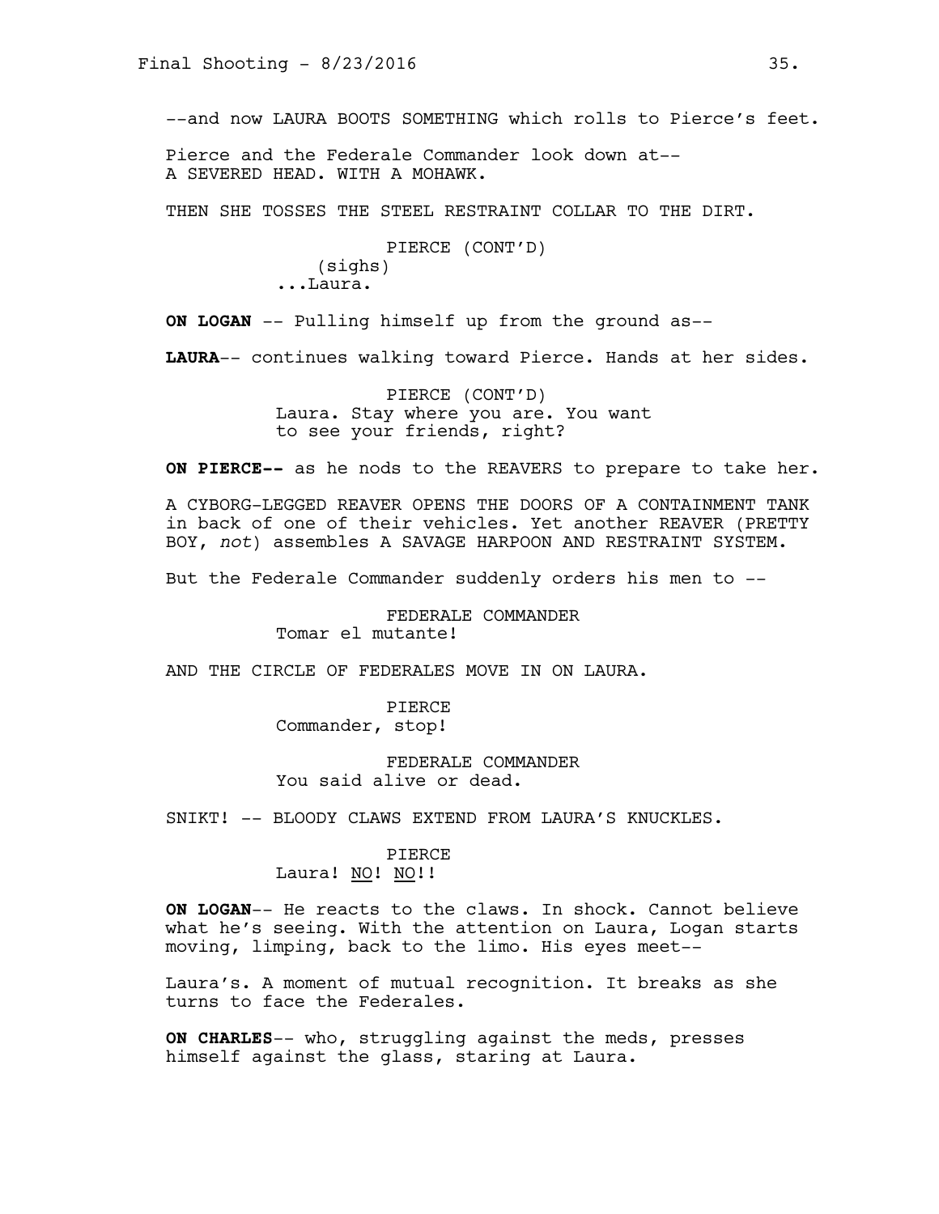--and now LAURA BOOTS SOMETHING which rolls to Pierce's feet.

Pierce and the Federale Commander look down at--
A SEVERED HEAD. WITH A MOHAWK.

THEN SHE TOSSES THE STEEL RESTRAINT COLLAR TO THE DIRT.

PIERCE (CONT'D)
(sighs)
...Laura.

**ON LOGAN** -- Pulling himself up from the ground as--

**LAURA**-- continues walking toward Pierce. Hands at her sides.

PIERCE (CONT'D)
Laura. Stay where you are. You want to see your friends, right?

**ON PIERCE--** as he nods to the REAVERS to prepare to take her.

A CYBORG-LEGGED REAVER OPENS THE DOORS OF A CONTAINMENT TANK in back of one of their vehicles. Yet another REAVER (PRETTY BOY, *not*) assembles A SAVAGE HARPOON AND RESTRAINT SYSTEM.

But the Federale Commander suddenly orders his men to --

FEDERALE COMMANDER
Tomar el mutante!

AND THE CIRCLE OF FEDERALES MOVE IN ON LAURA.

PIERCE
Commander, stop!

FEDERALE COMMANDER
You said alive or dead.

SNIKT! -- BLOODY CLAWS EXTEND FROM LAURA'S KNUCKLES.

PIERCE
Laura! <u>NO</u>! <u>NO</u>!!

**ON LOGAN**-- He reacts to the claws. In shock. Cannot believe what he's seeing. With the attention on Laura, Logan starts moving, limping, back to the limo. His eyes meet--

Laura's. A moment of mutual recognition. It breaks as she turns to face the Federales.

**ON CHARLES**-- who, struggling against the meds, presses himself against the glass, staring at Laura.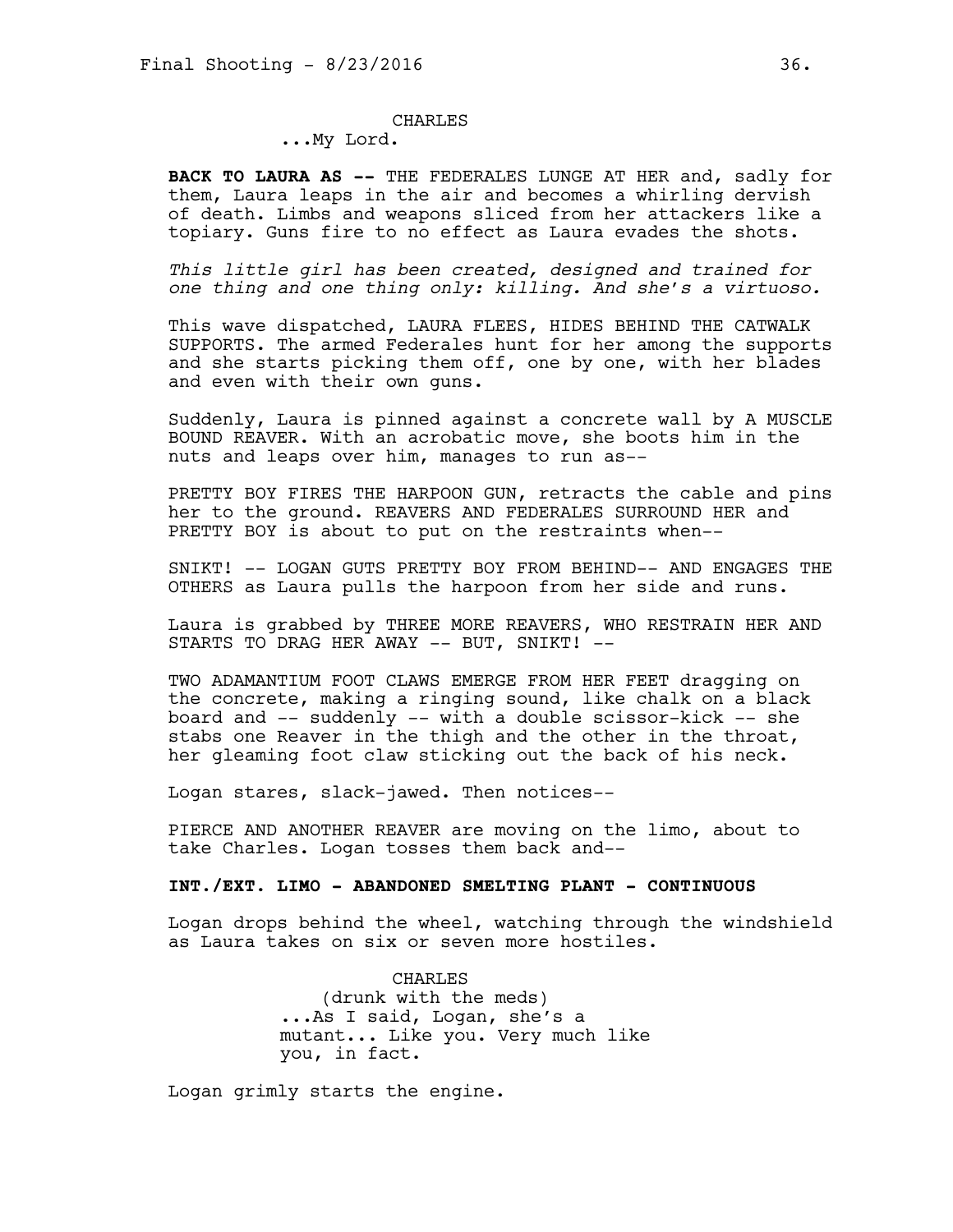CHARLES

...My Lord.

**BACK TO LAURA AS --** THE FEDERALES LUNGE AT HER and, sadly for them, Laura leaps in the air and becomes a whirling dervish of death. Limbs and weapons sliced from her attackers like a topiary. Guns fire to no effect as Laura evades the shots.

*This little girl has been created, designed and trained for one thing and one thing only: killing. And she's a virtuoso.*

This wave dispatched, LAURA FLEES, HIDES BEHIND THE CATWALK SUPPORTS. The armed Federales hunt for her among the supports and she starts picking them off, one by one, with her blades and even with their own guns.

Suddenly, Laura is pinned against a concrete wall by A MUSCLE BOUND REAVER. With an acrobatic move, she boots him in the nuts and leaps over him, manages to run as--

PRETTY BOY FIRES THE HARPOON GUN, retracts the cable and pins her to the ground. REAVERS AND FEDERALES SURROUND HER and PRETTY BOY is about to put on the restraints when--

SNIKT! -- LOGAN GUTS PRETTY BOY FROM BEHIND-- AND ENGAGES THE OTHERS as Laura pulls the harpoon from her side and runs.

Laura is grabbed by THREE MORE REAVERS, WHO RESTRAIN HER AND STARTS TO DRAG HER AWAY -- BUT, SNIKT! --

TWO ADAMANTIUM FOOT CLAWS EMERGE FROM HER FEET dragging on the concrete, making a ringing sound, like chalk on a black board and -- suddenly -- with a double scissor-kick -- she stabs one Reaver in the thigh and the other in the throat, her gleaming foot claw sticking out the back of his neck.

Logan stares, slack-jawed. Then notices--

PIERCE AND ANOTHER REAVER are moving on the limo, about to take Charles. Logan tosses them back and--

**INT./EXT. LIMO - ABANDONED SMELTING PLANT - CONTINUOUS**

Logan drops behind the wheel, watching through the windshield as Laura takes on six or seven more hostiles.

CHARLES

(drunk with the meds)

...As I said, Logan, she's a mutant... Like you. Very much like you, in fact.

Logan grimly starts the engine.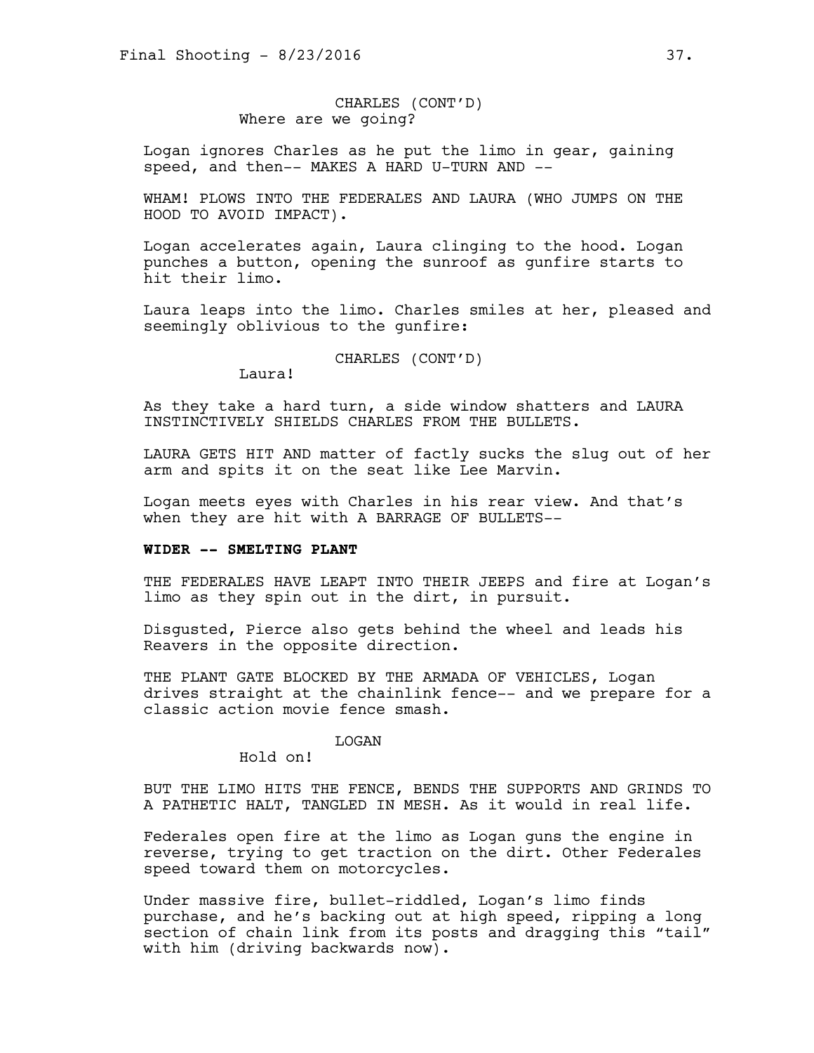CHARLES (CONT'D)
Where are we going?

Logan ignores Charles as he put the limo in gear, gaining speed, and then-- MAKES A HARD U-TURN AND --

WHAM! PLOWS INTO THE FEDERALES AND LAURA (WHO JUMPS ON THE HOOD TO AVOID IMPACT).

Logan accelerates again, Laura clinging to the hood. Logan punches a button, opening the sunroof as gunfire starts to hit their limo.

Laura leaps into the limo. Charles smiles at her, pleased and seemingly oblivious to the gunfire:

CHARLES (CONT'D)
Laura!

As they take a hard turn, a side window shatters and LAURA INSTINCTIVELY SHIELDS CHARLES FROM THE BULLETS.

LAURA GETS HIT AND matter of factly sucks the slug out of her arm and spits it on the seat like Lee Marvin.

Logan meets eyes with Charles in his rear view. And that's when they are hit with A BARRAGE OF BULLETS--

**WIDER -- SMELTING PLANT**

THE FEDERALES HAVE LEAPT INTO THEIR JEEPS and fire at Logan's limo as they spin out in the dirt, in pursuit.

Disgusted, Pierce also gets behind the wheel and leads his Reavers in the opposite direction.

THE PLANT GATE BLOCKED BY THE ARMADA OF VEHICLES, Logan drives straight at the chainlink fence-- and we prepare for a classic action movie fence smash.

LOGAN
Hold on!

BUT THE LIMO HITS THE FENCE, BENDS THE SUPPORTS AND GRINDS TO A PATHETIC HALT, TANGLED IN MESH. As it would in real life.

Federales open fire at the limo as Logan guns the engine in reverse, trying to get traction on the dirt. Other Federales speed toward them on motorcycles.

Under massive fire, bullet-riddled, Logan's limo finds purchase, and he's backing out at high speed, ripping a long section of chain link from its posts and dragging this "tail" with him (driving backwards now).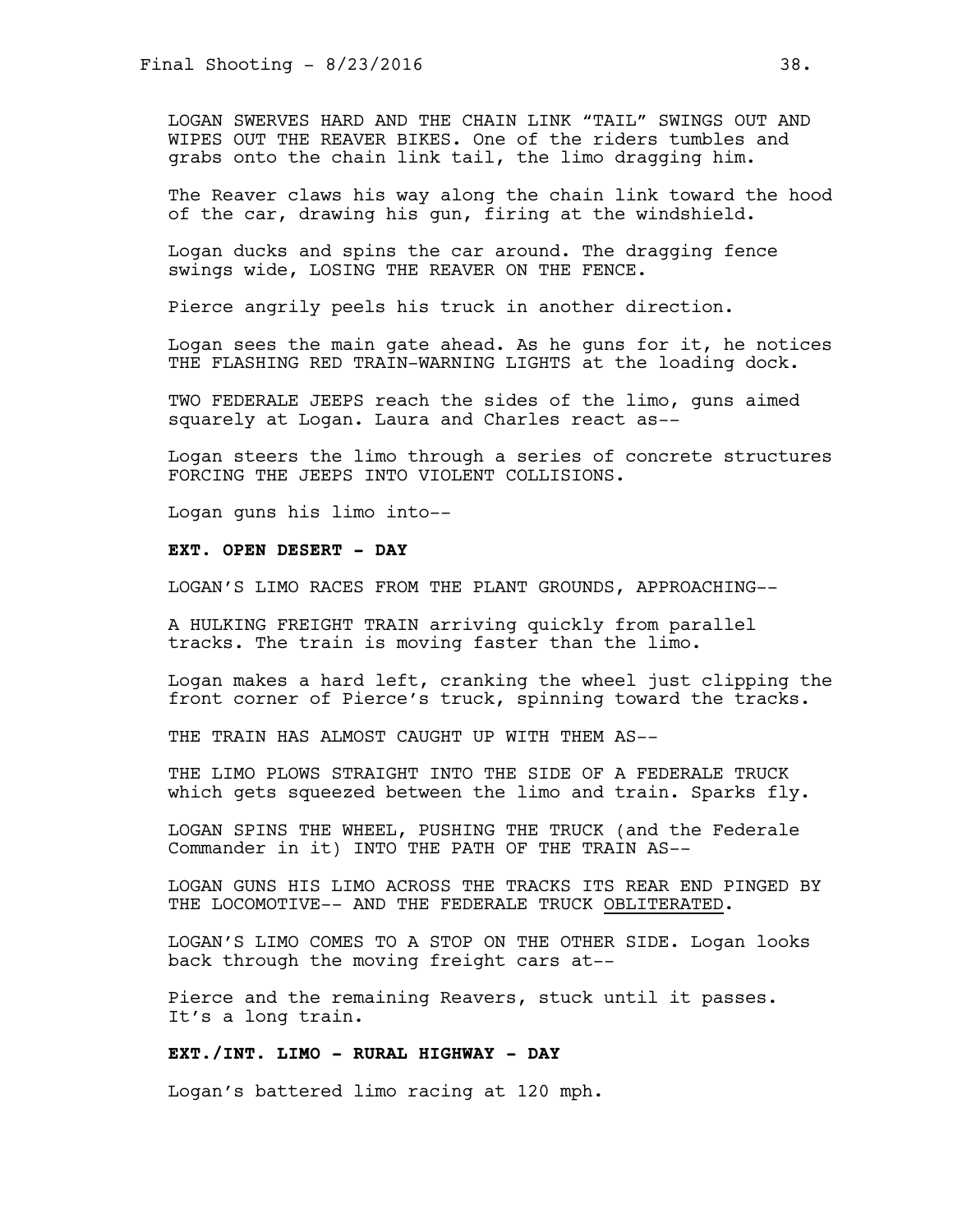LOGAN SWERVES HARD AND THE CHAIN LINK "TAIL" SWINGS OUT AND WIPES OUT THE REAVER BIKES. One of the riders tumbles and grabs onto the chain link tail, the limo dragging him.

The Reaver claws his way along the chain link toward the hood of the car, drawing his gun, firing at the windshield.

Logan ducks and spins the car around. The dragging fence swings wide, LOSING THE REAVER ON THE FENCE.

Pierce angrily peels his truck in another direction.

Logan sees the main gate ahead. As he guns for it, he notices THE FLASHING RED TRAIN-WARNING LIGHTS at the loading dock.

TWO FEDERALE JEEPS reach the sides of the limo, guns aimed squarely at Logan. Laura and Charles react as--

Logan steers the limo through a series of concrete structures FORCING THE JEEPS INTO VIOLENT COLLISIONS.

Logan guns his limo into--

**EXT. OPEN DESERT - DAY**

LOGAN'S LIMO RACES FROM THE PLANT GROUNDS, APPROACHING--

A HULKING FREIGHT TRAIN arriving quickly from parallel tracks. The train is moving faster than the limo.

Logan makes a hard left, cranking the wheel just clipping the front corner of Pierce's truck, spinning toward the tracks.

THE TRAIN HAS ALMOST CAUGHT UP WITH THEM AS--

THE LIMO PLOWS STRAIGHT INTO THE SIDE OF A FEDERALE TRUCK which gets squeezed between the limo and train. Sparks fly.

LOGAN SPINS THE WHEEL, PUSHING THE TRUCK (and the Federale Commander in it) INTO THE PATH OF THE TRAIN AS--

LOGAN GUNS HIS LIMO ACROSS THE TRACKS ITS REAR END PINGED BY THE LOCOMOTIVE-- AND THE FEDERALE TRUCK <u>OBLITERATED</u>.

LOGAN'S LIMO COMES TO A STOP ON THE OTHER SIDE. Logan looks back through the moving freight cars at--

Pierce and the remaining Reavers, stuck until it passes. It's a long train.

**EXT./INT. LIMO - RURAL HIGHWAY - DAY**

Logan's battered limo racing at 120 mph.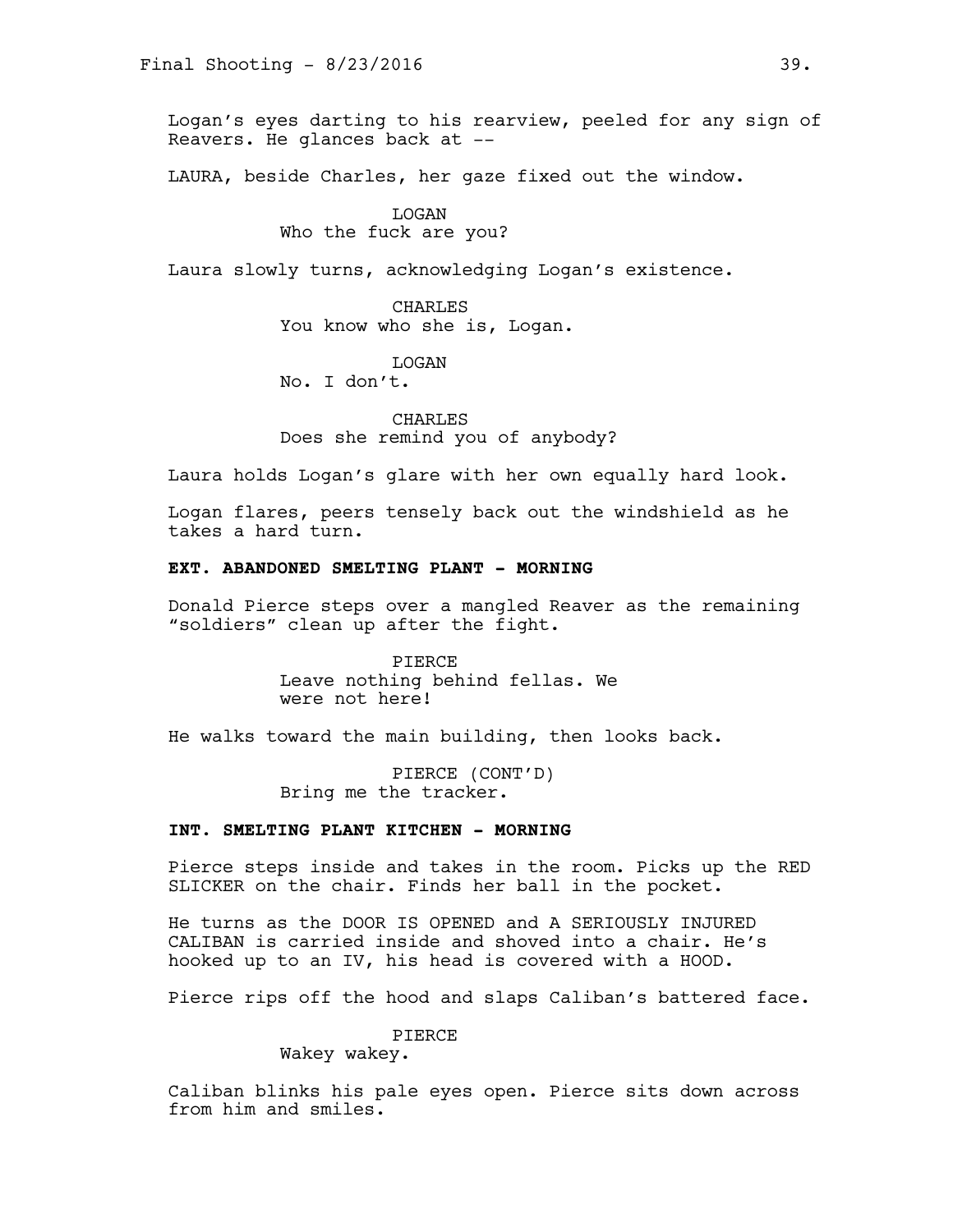Logan's eyes darting to his rearview, peeled for any sign of Reavers. He glances back at --

LAURA, beside Charles, her gaze fixed out the window.

LOGAN
Who the fuck are you?

Laura slowly turns, acknowledging Logan's existence.

CHARLES
You know who she is, Logan.

LOGAN
No. I don't.

CHARLES
Does she remind you of anybody?

Laura holds Logan's glare with her own equally hard look.

Logan flares, peers tensely back out the windshield as he takes a hard turn.

**EXT. ABANDONED SMELTING PLANT - MORNING**

Donald Pierce steps over a mangled Reaver as the remaining "soldiers" clean up after the fight.

PIERCE
Leave nothing behind fellas. We were not here!

He walks toward the main building, then looks back.

PIERCE (CONT'D)
Bring me the tracker.

**INT. SMELTING PLANT KITCHEN - MORNING**

Pierce steps inside and takes in the room. Picks up the RED SLICKER on the chair. Finds her ball in the pocket.

He turns as the DOOR IS OPENED and A SERIOUSLY INJURED CALIBAN is carried inside and shoved into a chair. He's hooked up to an IV, his head is covered with a HOOD.

Pierce rips off the hood and slaps Caliban's battered face.

PIERCE
Wakey wakey.

Caliban blinks his pale eyes open. Pierce sits down across from him and smiles.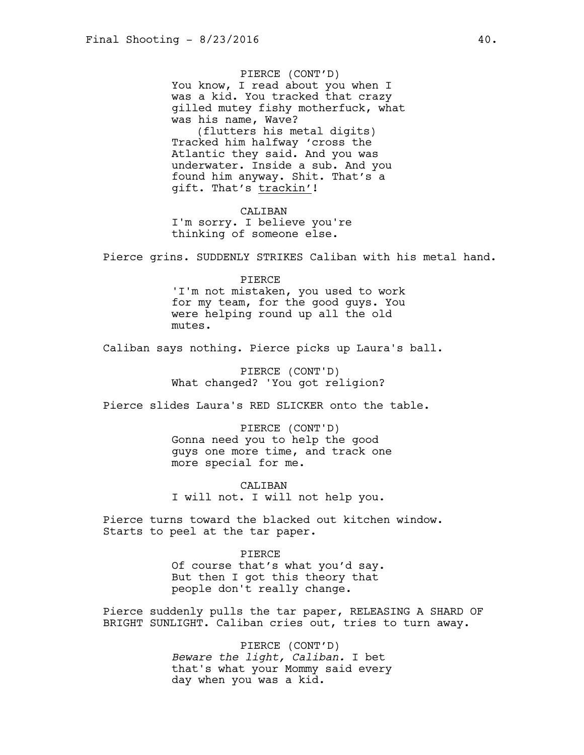PIERCE (CONT'D)
You know, I read about you when I was a kid. You tracked that crazy gilled mutey fishy motherfuck, what was his name, Wave?
(flutters his metal digits)
Tracked him halfway 'cross the Atlantic they said. And you was underwater. Inside a sub. And you found him anyway. Shit. That's a gift. That's <u>trackin'</u>!

CALIBAN
I'm sorry. I believe you're thinking of someone else.

Pierce grins. SUDDENLY STRIKES Caliban with his metal hand.

PIERCE
'I'm not mistaken, you used to work for my team, for the good guys. You were helping round up all the old mutes.

Caliban says nothing. Pierce picks up Laura's ball.

PIERCE (CONT'D)
What changed? 'You got religion?

Pierce slides Laura's RED SLICKER onto the table.

PIERCE (CONT'D)
Gonna need you to help the good guys one more time, and track one more special for me.

CALIBAN
I will not. I will not help you.

Pierce turns toward the blacked out kitchen window. Starts to peel at the tar paper.

PIERCE
Of course that's what you'd say. But then I got this theory that people don't really change.

Pierce suddenly pulls the tar paper, RELEASING A SHARD OF BRIGHT SUNLIGHT. Caliban cries out, tries to turn away.

PIERCE (CONT'D)
*Beware the light, Caliban.* I bet that's what your Mommy said every day when you was a kid.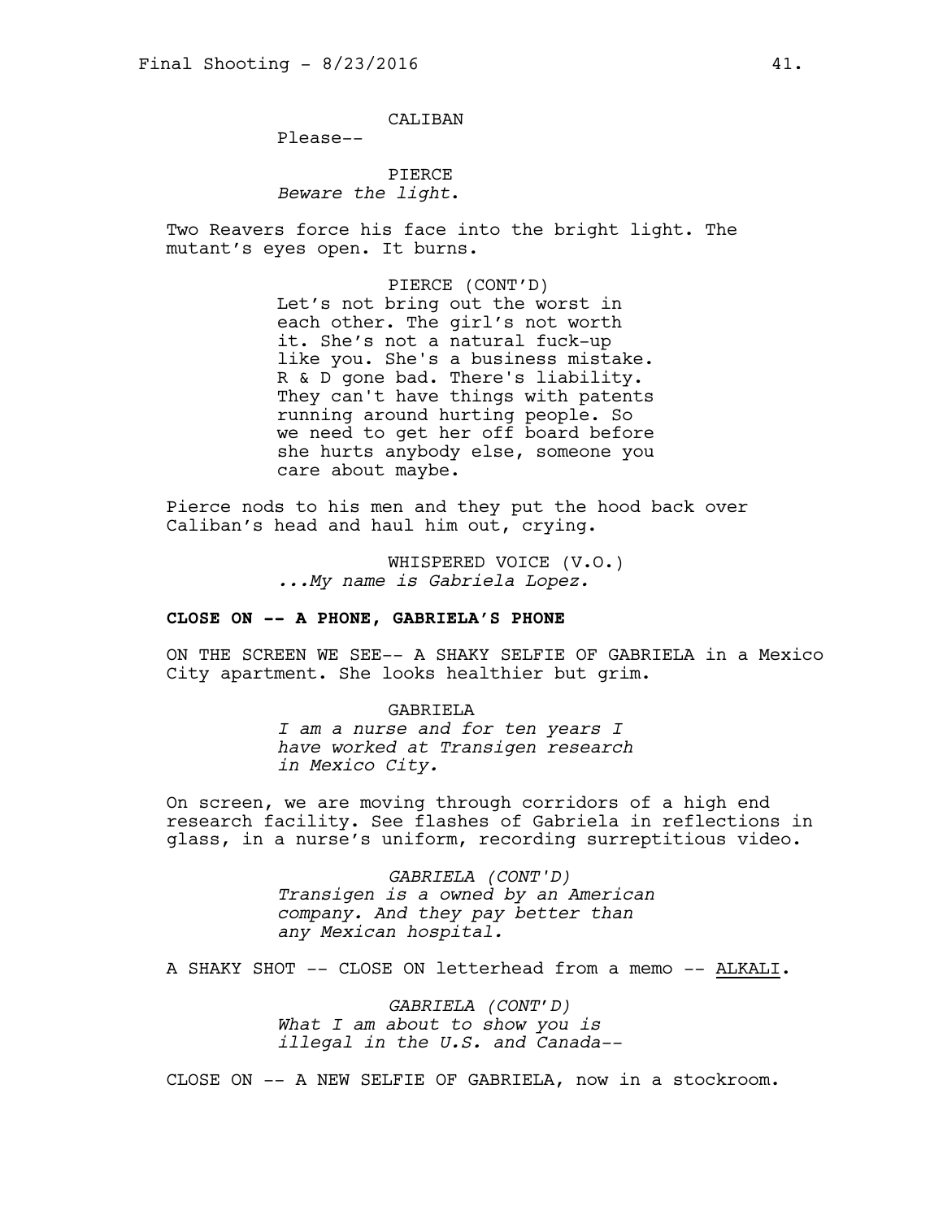CALIBAN

Please--

PIERCE

*Beware the light*.

Two Reavers force his face into the bright light. The mutant's eyes open. It burns.

PIERCE (CONT'D)

Let's not bring out the worst in each other. The girl's not worth it. She's not a natural fuck-up like you. She's a business mistake. R & D gone bad. There's liability. They can't have things with patents running around hurting people. So we need to get her off board before she hurts anybody else, someone you care about maybe.

Pierce nods to his men and they put the hood back over Caliban's head and haul him out, crying.

WHISPERED VOICE (V.O.)

*...My name is Gabriela Lopez.*

**CLOSE ON -- A PHONE, GABRIELA'S PHONE**

ON THE SCREEN WE SEE-- A SHAKY SELFIE OF GABRIELA in a Mexico City apartment. She looks healthier but grim.

GABRIELA

*I am a nurse and for ten years I have worked at Transigen research in Mexico City.*

On screen, we are moving through corridors of a high end research facility. See flashes of Gabriela in reflections in glass, in a nurse's uniform, recording surreptitious video.

*GABRIELA (CONT'D)*

*Transigen is a owned by an American company. And they pay better than any Mexican hospital.*

A SHAKY SHOT -- CLOSE ON letterhead from a memo -- <u>ALKALI</u>.

*GABRIELA (CONT'D)*

*What I am about to show you is illegal in the U.S. and Canada--*

CLOSE ON -- A NEW SELFIE OF GABRIELA, now in a stockroom.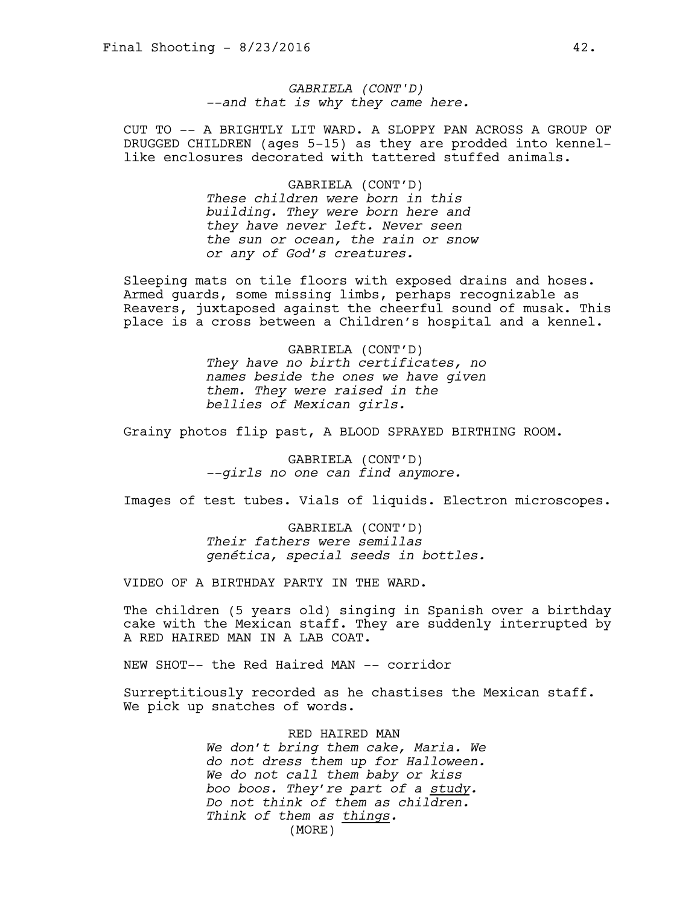*GABRIELA (CONT'D)*
*--and that is why they came here.*

CUT TO -- A BRIGHTLY LIT WARD. A SLOPPY PAN ACROSS A GROUP OF DRUGGED CHILDREN (ages 5-15) as they are prodded into kennel-like enclosures decorated with tattered stuffed animals.

GABRIELA (CONT'D)
*These children were born in this building. They were born here and they have never left. Never seen the sun or ocean, the rain or snow or any of God's creatures.*

Sleeping mats on tile floors with exposed drains and hoses. Armed guards, some missing limbs, perhaps recognizable as Reavers, juxtaposed against the cheerful sound of musak. This place is a cross between a Children's hospital and a kennel.

GABRIELA (CONT'D)
*They have no birth certificates, no names beside the ones we have given them. They were raised in the bellies of Mexican girls.*

Grainy photos flip past, A BLOOD SPRAYED BIRTHING ROOM.

GABRIELA (CONT'D)
*--girls no one can find anymore.*

Images of test tubes. Vials of liquids. Electron microscopes.

GABRIELA (CONT'D)
*Their fathers were semillas genética, special seeds in bottles.*

VIDEO OF A BIRTHDAY PARTY IN THE WARD.

The children (5 years old) singing in Spanish over a birthday cake with the Mexican staff. They are suddenly interrupted by A RED HAIRED MAN IN A LAB COAT.

NEW SHOT-- the Red Haired MAN -- corridor

Surreptitiously recorded as he chastises the Mexican staff. We pick up snatches of words.

RED HAIRED MAN
*We don't bring them cake, Maria. We do not dress them up for Halloween. We do not call them baby or kiss boo boos. They're part of a <u>study</u>. Do not think of them as children. Think of them as <u>things</u>.*
(MORE)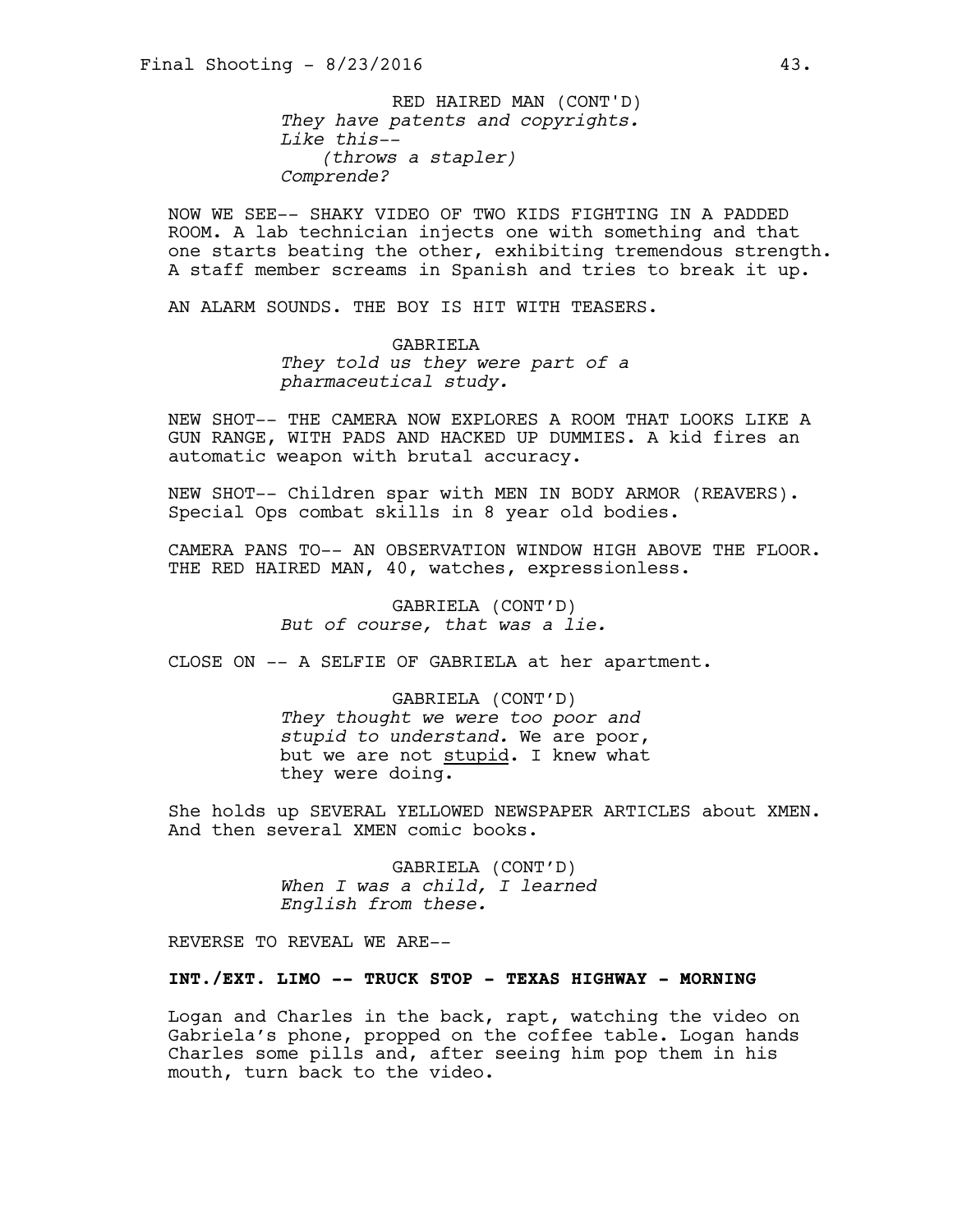RED HAIRED MAN (CONT'D)
*They have patents and copyrights.*
*Like this--*
*(throws a stapler)*
*Comprende?*

NOW WE SEE-- SHAKY VIDEO OF TWO KIDS FIGHTING IN A PADDED ROOM. A lab technician injects one with something and that one starts beating the other, exhibiting tremendous strength. A staff member screams in Spanish and tries to break it up.

AN ALARM SOUNDS. THE BOY IS HIT WITH TEASERS.

GABRIELA
*They told us they were part of a pharmaceutical study.*

NEW SHOT-- THE CAMERA NOW EXPLORES A ROOM THAT LOOKS LIKE A GUN RANGE, WITH PADS AND HACKED UP DUMMIES. A kid fires an automatic weapon with brutal accuracy.

NEW SHOT-- Children spar with MEN IN BODY ARMOR (REAVERS). Special Ops combat skills in 8 year old bodies.

CAMERA PANS TO-- AN OBSERVATION WINDOW HIGH ABOVE THE FLOOR. THE RED HAIRED MAN, 40, watches, expressionless.

GABRIELA (CONT'D)
*But of course, that was a lie.*

CLOSE ON -- A SELFIE OF GABRIELA at her apartment.

GABRIELA (CONT'D)
*They thought we were too poor and stupid to understand.* We are poor, but we are not <u>stupid</u>. I knew what they were doing.

She holds up SEVERAL YELLOWED NEWSPAPER ARTICLES about XMEN. And then several XMEN comic books.

GABRIELA (CONT'D)
*When I was a child, I learned English from these.*

REVERSE TO REVEAL WE ARE--

**INT./EXT. LIMO -- TRUCK STOP - TEXAS HIGHWAY - MORNING**

Logan and Charles in the back, rapt, watching the video on Gabriela's phone, propped on the coffee table. Logan hands Charles some pills and, after seeing him pop them in his mouth, turn back to the video.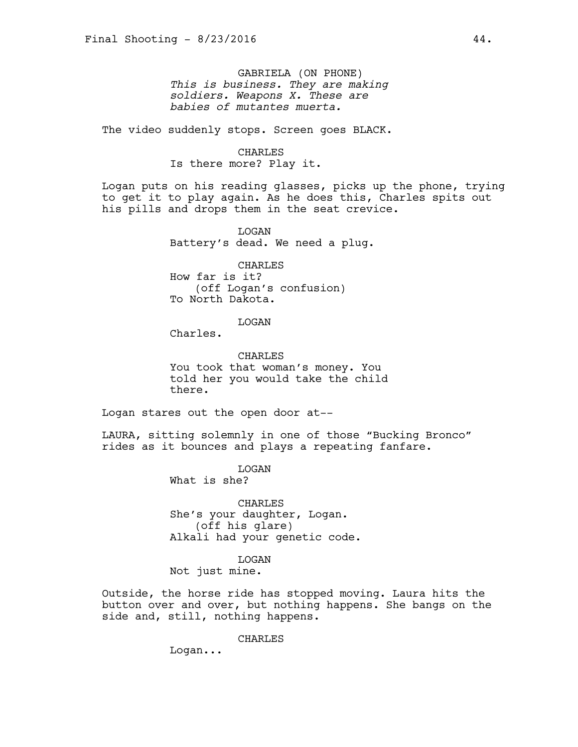GABRIELA (ON PHONE)
*This is business. They are making soldiers. Weapons X. These are babies of mutantes muerta.*

The video suddenly stops. Screen goes BLACK.

CHARLES
Is there more? Play it.

Logan puts on his reading glasses, picks up the phone, trying to get it to play again. As he does this, Charles spits out his pills and drops them in the seat crevice.

LOGAN
Battery's dead. We need a plug.

CHARLES
How far is it?
(off Logan's confusion)
To North Dakota.

LOGAN
Charles.

CHARLES
You took that woman's money. You told her you would take the child there.

Logan stares out the open door at--

LAURA, sitting solemnly in one of those "Bucking Bronco" rides as it bounces and plays a repeating fanfare.

LOGAN
What is she?

CHARLES
She's your daughter, Logan.
(off his glare)
Alkali had your genetic code.

LOGAN
Not just mine.

Outside, the horse ride has stopped moving. Laura hits the button over and over, but nothing happens. She bangs on the side and, still, nothing happens.

CHARLES
Logan...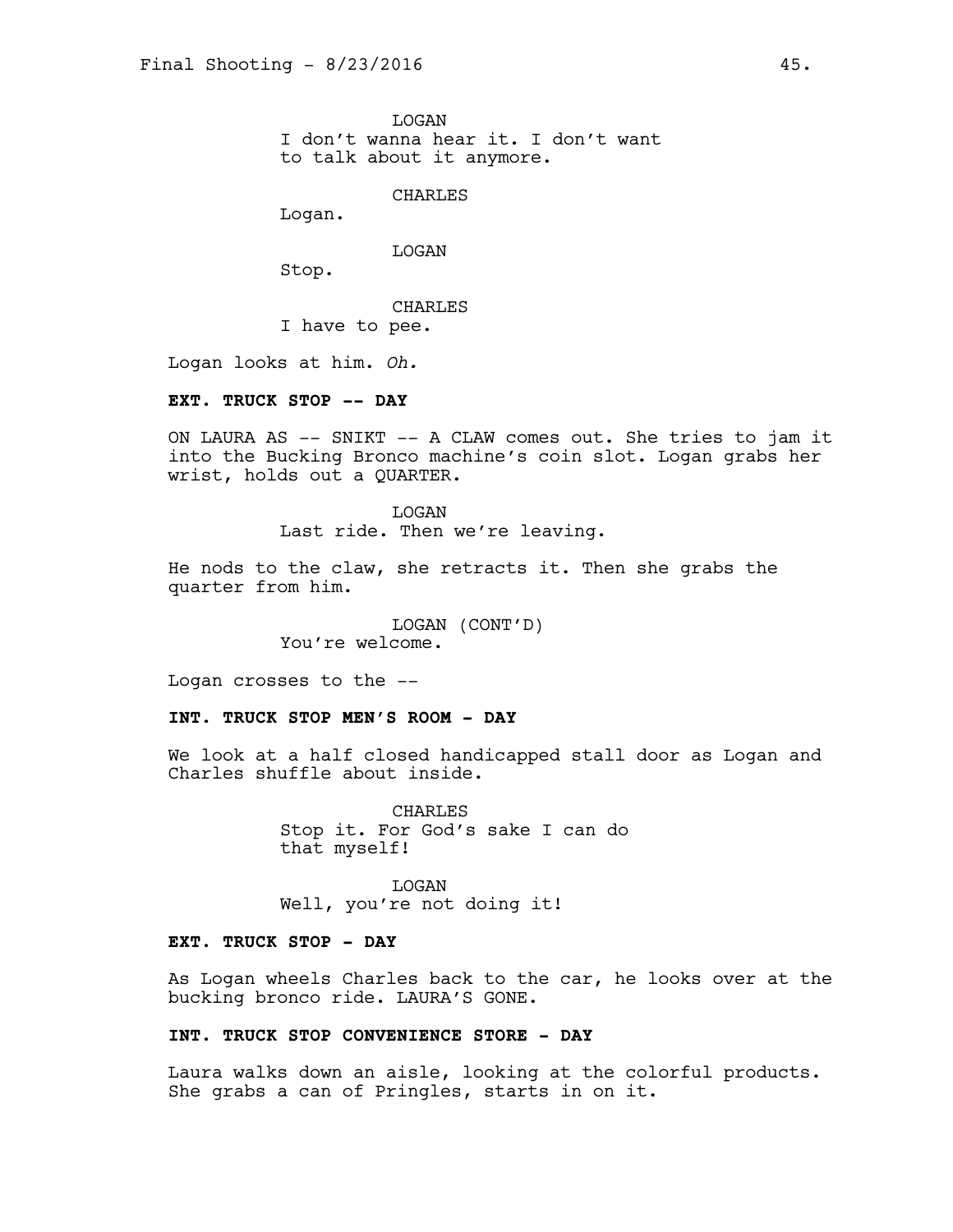LOGAN
I don't wanna hear it. I don't want to talk about it anymore.

CHARLES
Logan.

LOGAN
Stop.

CHARLES
I have to pee.

Logan looks at him. *Oh.*

**EXT. TRUCK STOP -- DAY**

ON LAURA AS -- SNIKT -- A CLAW comes out. She tries to jam it into the Bucking Bronco machine's coin slot. Logan grabs her wrist, holds out a QUARTER.

LOGAN
Last ride. Then we're leaving.

He nods to the claw, she retracts it. Then she grabs the quarter from him.

LOGAN (CONT'D)
You're welcome.

Logan crosses to the --

**INT. TRUCK STOP MEN'S ROOM - DAY**

We look at a half closed handicapped stall door as Logan and Charles shuffle about inside.

CHARLES
Stop it. For God's sake I can do that myself!

LOGAN
Well, you're not doing it!

**EXT. TRUCK STOP - DAY**

As Logan wheels Charles back to the car, he looks over at the bucking bronco ride. LAURA'S GONE.

**INT. TRUCK STOP CONVENIENCE STORE - DAY**

Laura walks down an aisle, looking at the colorful products. She grabs a can of Pringles, starts in on it.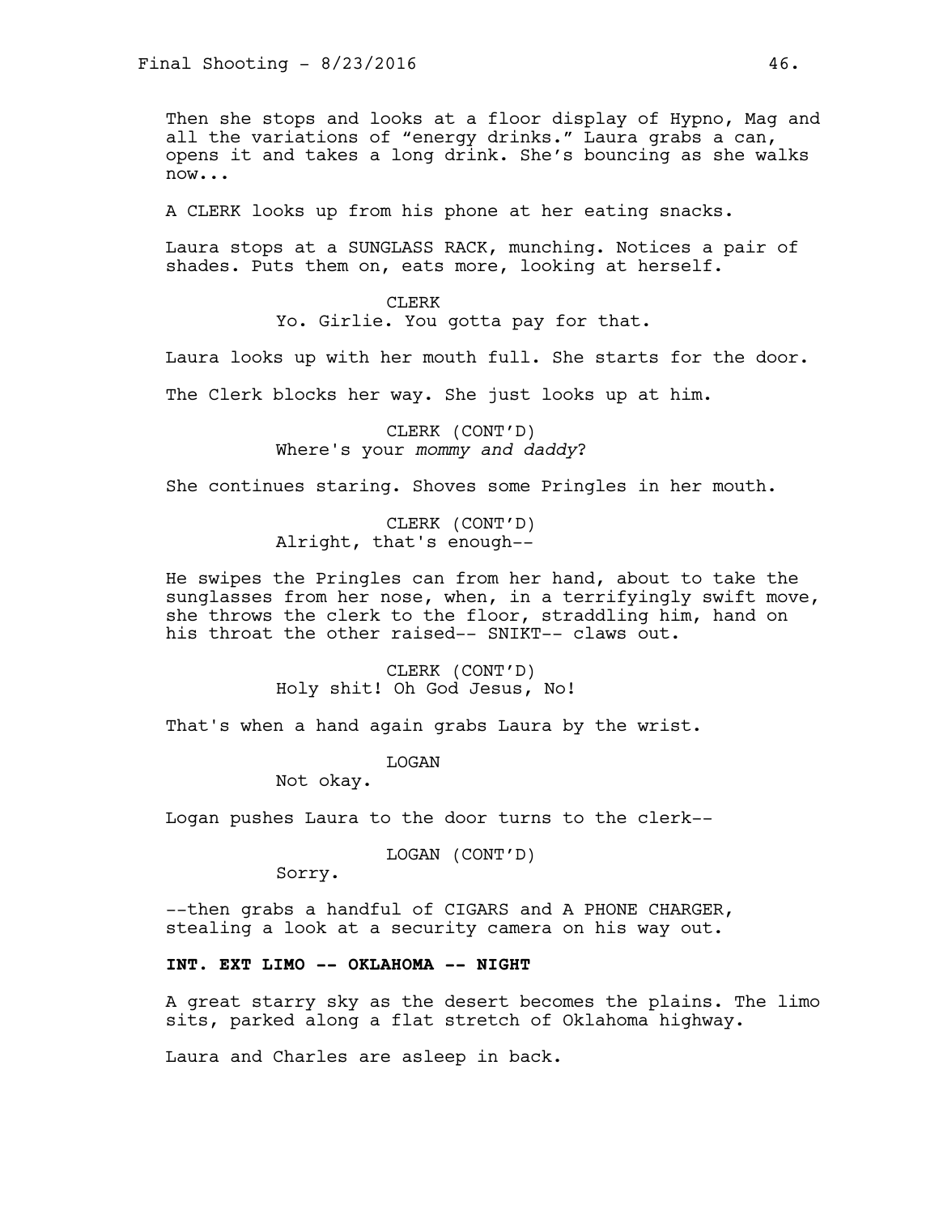Then she stops and looks at a floor display of Hypno, Mag and all the variations of “energy drinks.” Laura grabs a can, opens it and takes a long drink. She’s bouncing as she walks now...

A CLERK looks up from his phone at her eating snacks.

Laura stops at a SUNGLASS RACK, munching. Notices a pair of shades. Puts them on, eats more, looking at herself.

CLERK
Yo. Girlie. You gotta pay for that.

Laura looks up with her mouth full. She starts for the door.

The Clerk blocks her way. She just looks up at him.

CLERK (CONT’D)
Where's your *mommy and daddy*?

She continues staring. Shoves some Pringles in her mouth.

CLERK (CONT’D)
Alright, that's enough--

He swipes the Pringles can from her hand, about to take the sunglasses from her nose, when, in a terrifyingly swift move, she throws the clerk to the floor, straddling him, hand on his throat the other raised-- SNIKT-- claws out.

CLERK (CONT’D)
Holy shit! Oh God Jesus, No!

That's when a hand again grabs Laura by the wrist.

LOGAN
Not okay.

Logan pushes Laura to the door turns to the clerk--

LOGAN (CONT’D)
Sorry.

--then grabs a handful of CIGARS and A PHONE CHARGER, stealing a look at a security camera on his way out.

**INT. EXT LIMO -- OKLAHOMA -- NIGHT**

A great starry sky as the desert becomes the plains. The limo sits, parked along a flat stretch of Oklahoma highway.

Laura and Charles are asleep in back.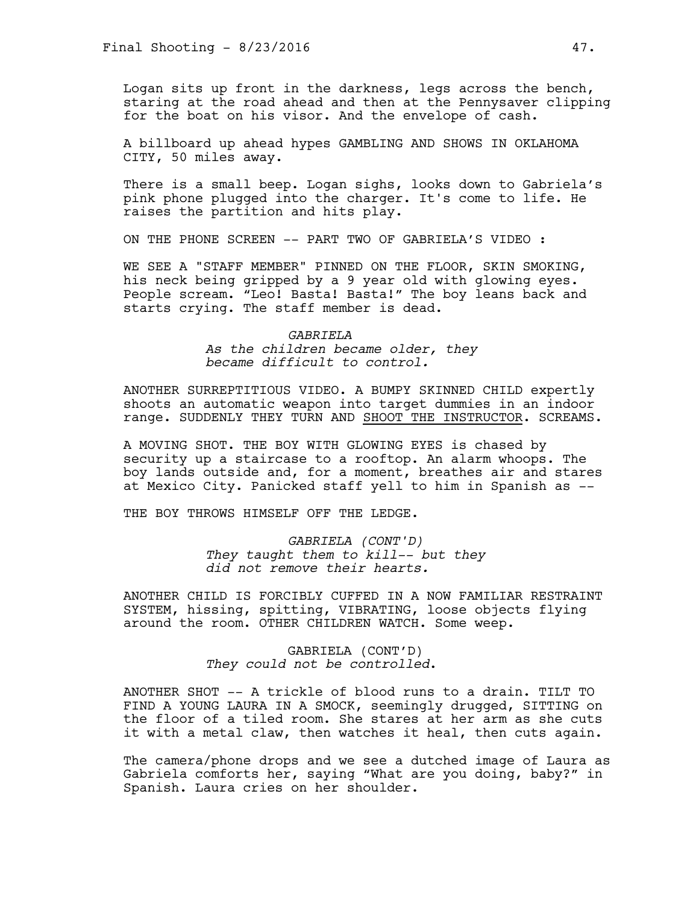Logan sits up front in the darkness, legs across the bench, staring at the road ahead and then at the Pennysaver clipping for the boat on his visor. And the envelope of cash.

A billboard up ahead hypes GAMBLING AND SHOWS IN OKLAHOMA CITY, 50 miles away.

There is a small beep. Logan sighs, looks down to Gabriela's pink phone plugged into the charger. It's come to life. He raises the partition and hits play.

ON THE PHONE SCREEN -- PART TWO OF GABRIELA'S VIDEO :

WE SEE A "STAFF MEMBER" PINNED ON THE FLOOR, SKIN SMOKING, his neck being gripped by a 9 year old with glowing eyes. People scream. "Leo! Basta! Basta!" The boy leans back and starts crying. The staff member is dead.

GABRIELA
*As the children became older, they became difficult to control.*

ANOTHER SURREPTITIOUS VIDEO. A BUMPY SKINNED CHILD expertly shoots an automatic weapon into target dummies in an indoor range. SUDDENLY THEY TURN AND <u>SHOOT THE INSTRUCTOR</u>. SCREAMS.

A MOVING SHOT. THE BOY WITH GLOWING EYES is chased by security up a staircase to a rooftop. An alarm whoops. The boy lands outside and, for a moment, breathes air and stares at Mexico City. Panicked staff yell to him in Spanish as --

THE BOY THROWS HIMSELF OFF THE LEDGE.

GABRIELA (CONT'D)
*They taught them to kill-- but they did not remove their hearts.*

ANOTHER CHILD IS FORCIBLY CUFFED IN A NOW FAMILIAR RESTRAINT SYSTEM, hissing, spitting, VIBRATING, loose objects flying around the room. OTHER CHILDREN WATCH. Some weep.

GABRIELA (CONT'D)
*They could not be controlled*.

ANOTHER SHOT -- A trickle of blood runs to a drain. TILT TO FIND A YOUNG LAURA IN A SMOCK, seemingly drugged, SITTING on the floor of a tiled room. She stares at her arm as she cuts it with a metal claw, then watches it heal, then cuts again.

The camera/phone drops and we see a dutched image of Laura as Gabriela comforts her, saying "What are you doing, baby?" in Spanish. Laura cries on her shoulder.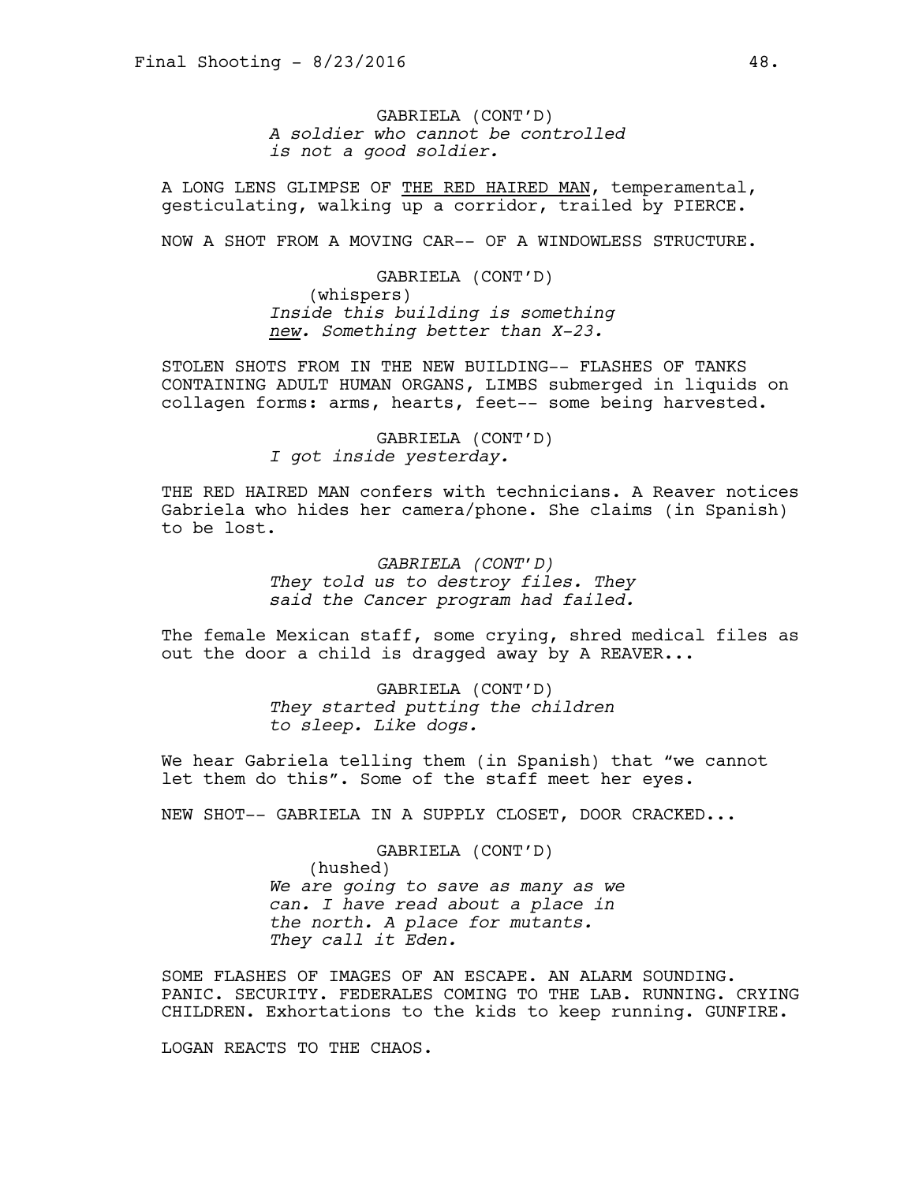GABRIELA (CONT'D)
*A soldier who cannot be controlled is not a good soldier.*

A LONG LENS GLIMPSE OF <u>THE RED HAIRED MAN</u>, temperamental, gesticulating, walking up a corridor, trailed by PIERCE.

NOW A SHOT FROM A MOVING CAR-- OF A WINDOWLESS STRUCTURE.

GABRIELA (CONT'D)
(whispers)
*Inside this building is something <u>new</u>. Something better than X-23.*

STOLEN SHOTS FROM IN THE NEW BUILDING-- FLASHES OF TANKS CONTAINING ADULT HUMAN ORGANS, LIMBS submerged in liquids on collagen forms: arms, hearts, feet-- some being harvested.

GABRIELA (CONT'D)
*I got inside yesterday.*

THE RED HAIRED MAN confers with technicians. A Reaver notices Gabriela who hides her camera/phone. She claims (in Spanish) to be lost.

*GABRIELA (CONT'D)*
*They told us to destroy files. They said the Cancer program had failed.*

The female Mexican staff, some crying, shred medical files as out the door a child is dragged away by A REAVER...

GABRIELA (CONT'D)
*They started putting the children to sleep. Like dogs.*

We hear Gabriela telling them (in Spanish) that "we cannot let them do this". Some of the staff meet her eyes.

NEW SHOT-- GABRIELA IN A SUPPLY CLOSET, DOOR CRACKED...

GABRIELA (CONT'D)
(hushed)
*We are going to save as many as we can. I have read about a place in the north. A place for mutants. They call it Eden.*

SOME FLASHES OF IMAGES OF AN ESCAPE. AN ALARM SOUNDING. PANIC. SECURITY. FEDERALES COMING TO THE LAB. RUNNING. CRYING CHILDREN. Exhortations to the kids to keep running. GUNFIRE.

LOGAN REACTS TO THE CHAOS.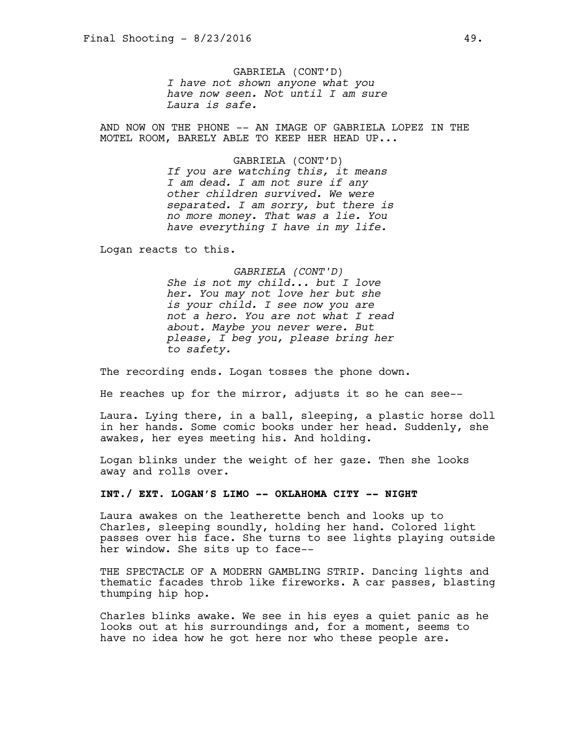GABRIELA (CONT'D)
*I have not shown anyone what you have now seen. Not until I am sure Laura is safe.*

AND NOW ON THE PHONE -- AN IMAGE OF GABRIELA LOPEZ IN THE MOTEL ROOM, BARELY ABLE TO KEEP HER HEAD UP...

GABRIELA (CONT'D)
*If you are watching this, it means I am dead. I am not sure if any other children survived. We were separated. I am sorry, but there is no more money. That was a lie. You have everything I have in my life.*

Logan reacts to this.

*GABRIELA (CONT'D)*
*She is not my child... but I love her. You may not love her but she is your child. I see now you are not a hero. You are not what I read about. Maybe you never were. But please, I beg you, please bring her to safety.*

The recording ends. Logan tosses the phone down.

He reaches up for the mirror, adjusts it so he can see--

Laura. Lying there, in a ball, sleeping, a plastic horse doll in her hands. Some comic books under her head. Suddenly, she awakes, her eyes meeting his. And holding.

Logan blinks under the weight of her gaze. Then she looks away and rolls over.

**INT./ EXT. LOGAN'S LIMO -- OKLAHOMA CITY -- NIGHT**

Laura awakes on the leatherette bench and looks up to Charles, sleeping soundly, holding her hand. Colored light passes over his face. She turns to see lights playing outside her window. She sits up to face--

THE SPECTACLE OF A MODERN GAMBLING STRIP. Dancing lights and thematic facades throb like fireworks. A car passes, blasting thumping hip hop.

Charles blinks awake. We see in his eyes a quiet panic as he looks out at his surroundings and, for a moment, seems to have no idea how he got here nor who these people are.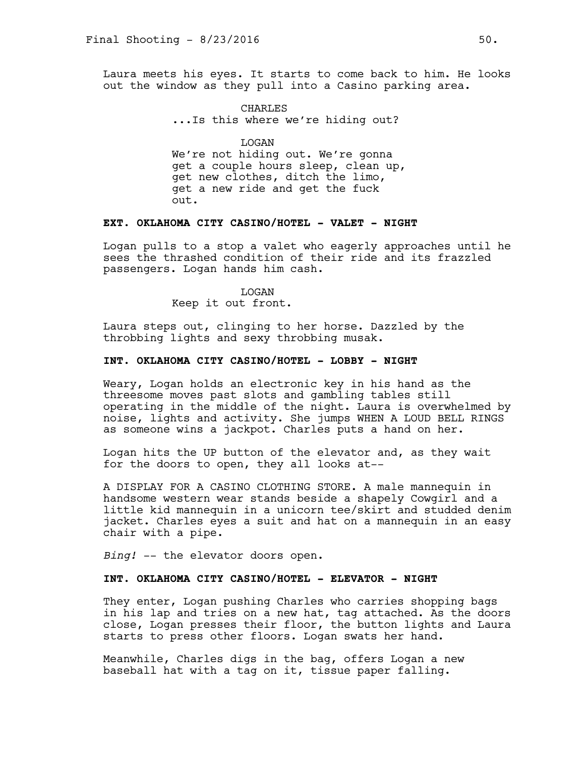Laura meets his eyes. It starts to come back to him. He looks out the window as they pull into a Casino parking area.

CHARLES
...Is this where we're hiding out?

LOGAN
We're not hiding out. We're gonna get a couple hours sleep, clean up, get new clothes, ditch the limo, get a new ride and get the fuck out.

**EXT. OKLAHOMA CITY CASINO/HOTEL - VALET - NIGHT**

Logan pulls to a stop a valet who eagerly approaches until he sees the thrashed condition of their ride and its frazzled passengers. Logan hands him cash.

LOGAN
Keep it out front.

Laura steps out, clinging to her horse. Dazzled by the throbbing lights and sexy throbbing musak.

**INT. OKLAHOMA CITY CASINO/HOTEL - LOBBY - NIGHT**

Weary, Logan holds an electronic key in his hand as the threesome moves past slots and gambling tables still operating in the middle of the night. Laura is overwhelmed by noise, lights and activity. She jumps WHEN A LOUD BELL RINGS as someone wins a jackpot. Charles puts a hand on her.

Logan hits the UP button of the elevator and, as they wait for the doors to open, they all looks at--

A DISPLAY FOR A CASINO CLOTHING STORE. A male mannequin in handsome western wear stands beside a shapely Cowgirl and a little kid mannequin in a unicorn tee/skirt and studded denim jacket. Charles eyes a suit and hat on a mannequin in an easy chair with a pipe.

*Bing!* -- the elevator doors open.

**INT. OKLAHOMA CITY CASINO/HOTEL - ELEVATOR - NIGHT**

They enter, Logan pushing Charles who carries shopping bags in his lap and tries on a new hat, tag attached. As the doors close, Logan presses their floor, the button lights and Laura starts to press other floors. Logan swats her hand.

Meanwhile, Charles digs in the bag, offers Logan a new baseball hat with a tag on it, tissue paper falling.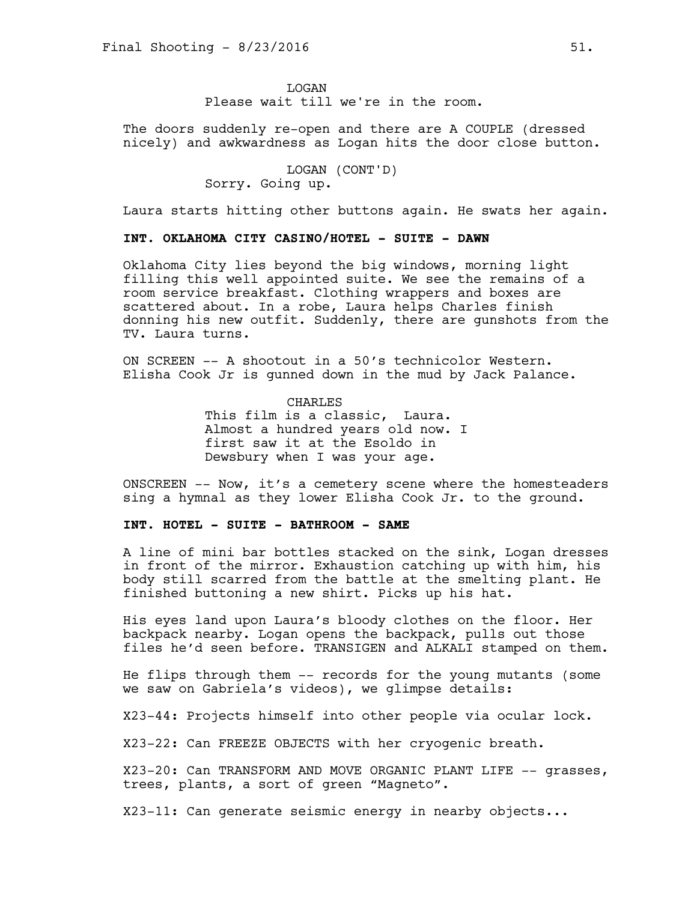LOGAN

Please wait till we're in the room.

The doors suddenly re-open and there are A COUPLE (dressed nicely) and awkwardness as Logan hits the door close button.

LOGAN (CONT'D)

Sorry. Going up.

Laura starts hitting other buttons again. He swats her again.

**INT. OKLAHOMA CITY CASINO/HOTEL - SUITE - DAWN**

Oklahoma City lies beyond the big windows, morning light filling this well appointed suite. We see the remains of a room service breakfast. Clothing wrappers and boxes are scattered about. In a robe, Laura helps Charles finish donning his new outfit. Suddenly, there are gunshots from the TV. Laura turns.

ON SCREEN -- A shootout in a 50's technicolor Western. Elisha Cook Jr is gunned down in the mud by Jack Palance.

CHARLES

This film is a classic, Laura. Almost a hundred years old now. I first saw it at the Esoldo in Dewsbury when I was your age.

ONSCREEN -- Now, it's a cemetery scene where the homesteaders sing a hymnal as they lower Elisha Cook Jr. to the ground.

**INT. HOTEL - SUITE - BATHROOM - SAME**

A line of mini bar bottles stacked on the sink, Logan dresses in front of the mirror. Exhaustion catching up with him, his body still scarred from the battle at the smelting plant. He finished buttoning a new shirt. Picks up his hat.

His eyes land upon Laura's bloody clothes on the floor. Her backpack nearby. Logan opens the backpack, pulls out those files he'd seen before. TRANSIGEN and ALKALI stamped on them.

He flips through them -- records for the young mutants (some we saw on Gabriela's videos), we glimpse details:

X23-44: Projects himself into other people via ocular lock.

X23-22: Can FREEZE OBJECTS with her cryogenic breath.

X23-20: Can TRANSFORM AND MOVE ORGANIC PLANT LIFE -- grasses, trees, plants, a sort of green "Magneto".

X23-11: Can generate seismic energy in nearby objects...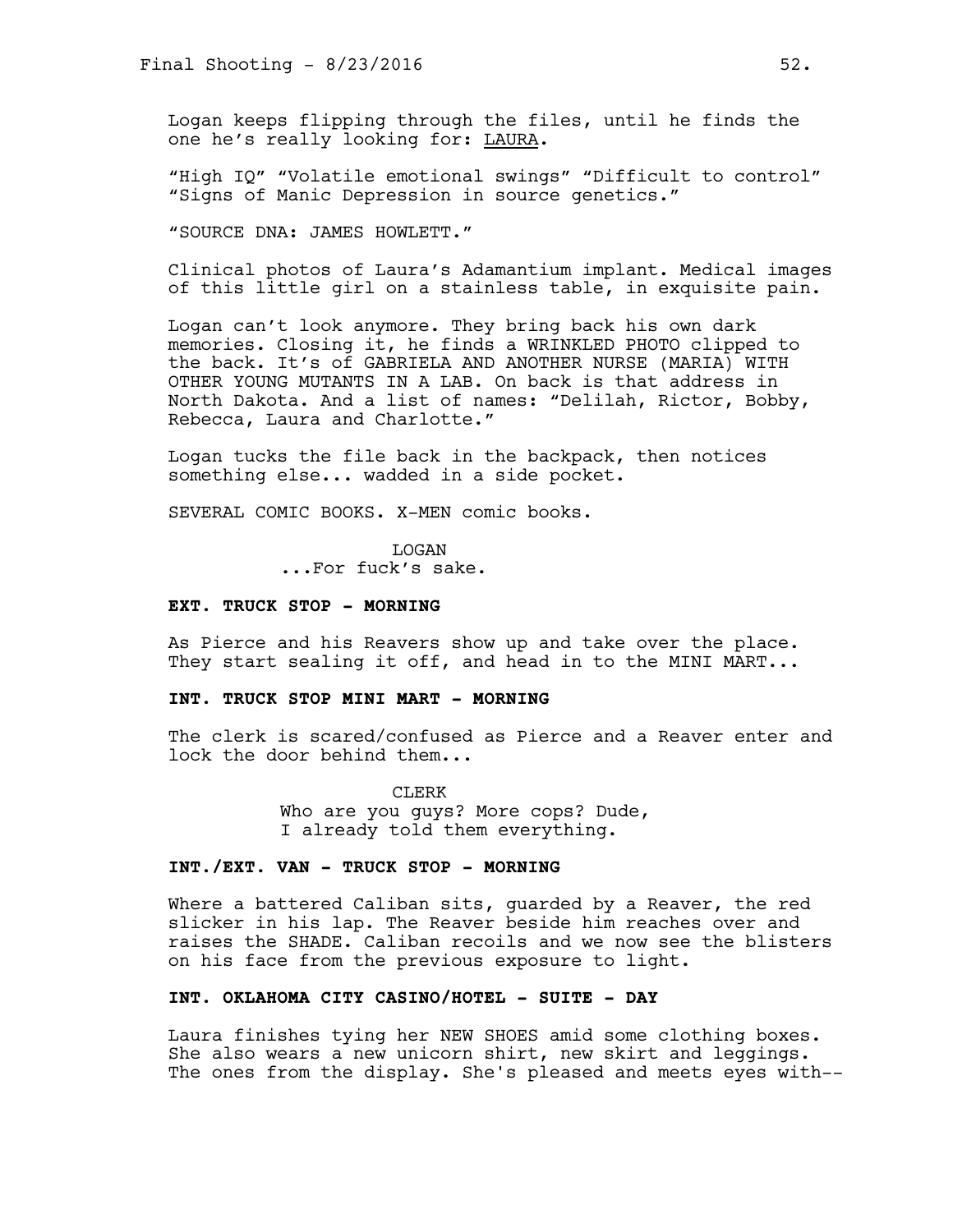Logan keeps flipping through the files, until he finds the one he's really looking for: <u>LAURA</u>.

"High IQ" "Volatile emotional swings" "Difficult to control" "Signs of Manic Depression in source genetics."

"SOURCE DNA: JAMES HOWLETT."

Clinical photos of Laura's Adamantium implant. Medical images of this little girl on a stainless table, in exquisite pain.

Logan can't look anymore. They bring back his own dark memories. Closing it, he finds a WRINKLED PHOTO clipped to the back. It's of GABRIELA AND ANOTHER NURSE (MARIA) WITH OTHER YOUNG MUTANTS IN A LAB. On back is that address in North Dakota. And a list of names: "Delilah, Rictor, Bobby, Rebecca, Laura and Charlotte."

Logan tucks the file back in the backpack, then notices something else... wadded in a side pocket.

SEVERAL COMIC BOOKS. X-MEN comic books.

LOGAN
...For fuck's sake.

**EXT. TRUCK STOP - MORNING**

As Pierce and his Reavers show up and take over the place. They start sealing it off, and head in to the MINI MART...

**INT. TRUCK STOP MINI MART - MORNING**

The clerk is scared/confused as Pierce and a Reaver enter and lock the door behind them...

CLERK
Who are you guys? More cops? Dude, I already told them everything.

**INT./EXT. VAN - TRUCK STOP - MORNING**

Where a battered Caliban sits, guarded by a Reaver, the red slicker in his lap. The Reaver beside him reaches over and raises the SHADE. Caliban recoils and we now see the blisters on his face from the previous exposure to light.

**INT. OKLAHOMA CITY CASINO/HOTEL - SUITE - DAY**

Laura finishes tying her NEW SHOES amid some clothing boxes. She also wears a new unicorn shirt, new skirt and leggings. The ones from the display. She's pleased and meets eyes with--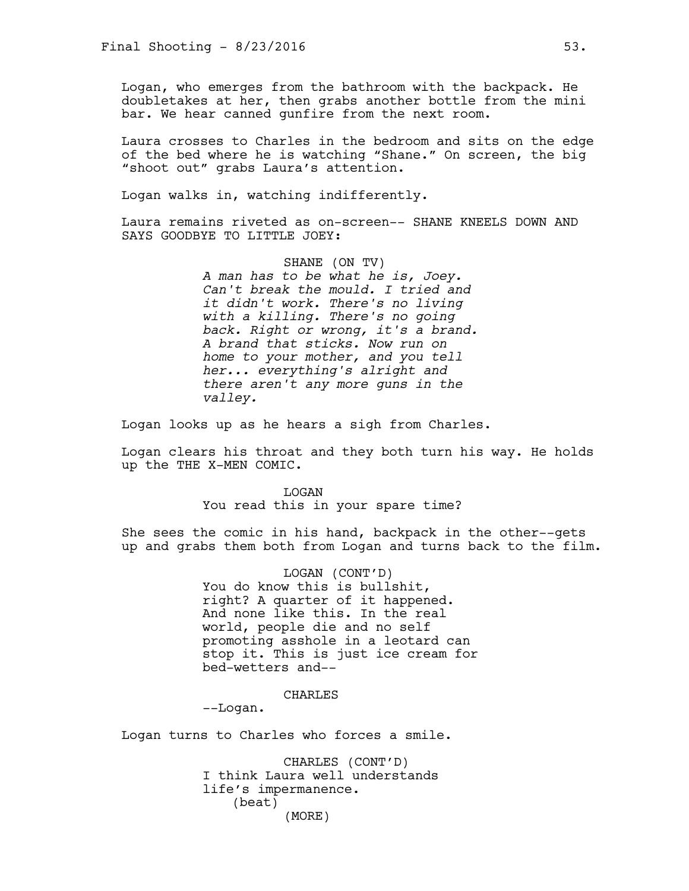Logan, who emerges from the bathroom with the backpack. He doubletakes at her, then grabs another bottle from the mini bar. We hear canned gunfire from the next room.

Laura crosses to Charles in the bedroom and sits on the edge of the bed where he is watching "Shane." On screen, the big "shoot out" grabs Laura's attention.

Logan walks in, watching indifferently.

Laura remains riveted as on-screen-- SHANE KNEELS DOWN AND SAYS GOODBYE TO LITTLE JOEY:

SHANE (ON TV)
*A man has to be what he is, Joey. Can't break the mould. I tried and it didn't work. There's no living with a killing. There's no going back. Right or wrong, it's a brand. A brand that sticks. Now run on home to your mother, and you tell her... everything's alright and there aren't any more guns in the valley.*

Logan looks up as he hears a sigh from Charles.

Logan clears his throat and they both turn his way. He holds up the THE X-MEN COMIC.

LOGAN
You read this in your spare time?

She sees the comic in his hand, backpack in the other--gets up and grabs them both from Logan and turns back to the film.

LOGAN (CONT'D)
You do know this is bullshit, right? A quarter of it happened. And none like this. In the real world, people die and no self promoting asshole in a leotard can stop it. This is just ice cream for bed-wetters and--

CHARLES
--Logan.

Logan turns to Charles who forces a smile.

CHARLES (CONT'D)
I think Laura well understands life's impermanence.
(beat)
(MORE)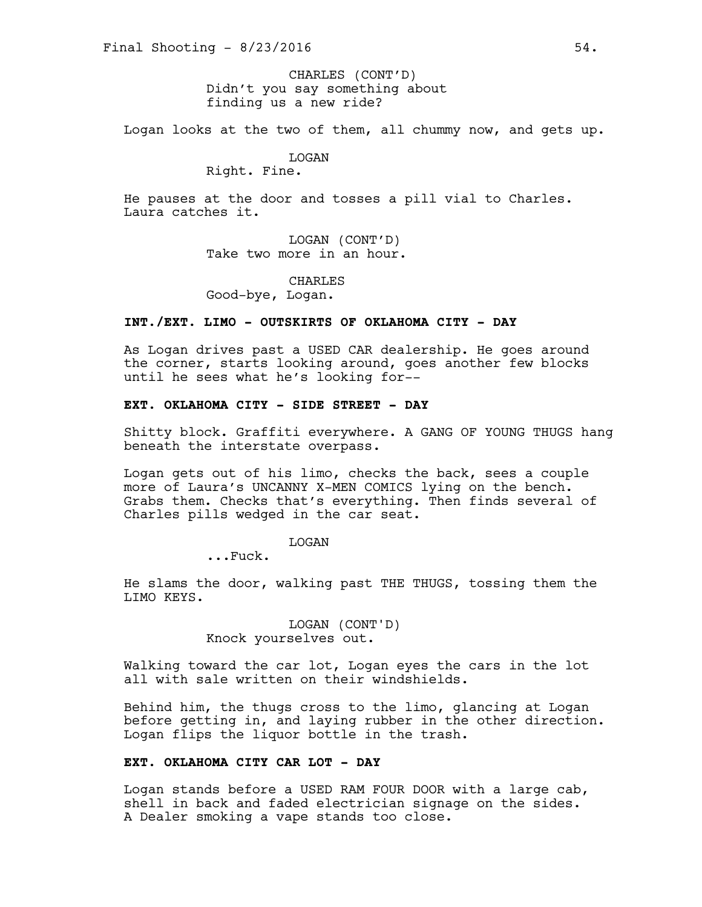CHARLES (CONT'D)
Didn't you say something about finding us a new ride?

Logan looks at the two of them, all chummy now, and gets up.

LOGAN
Right. Fine.

He pauses at the door and tosses a pill vial to Charles. Laura catches it.

LOGAN (CONT'D)
Take two more in an hour.

CHARLES
Good-bye, Logan.

**INT./EXT. LIMO - OUTSKIRTS OF OKLAHOMA CITY - DAY**

As Logan drives past a USED CAR dealership. He goes around the corner, starts looking around, goes another few blocks until he sees what he's looking for--

**EXT. OKLAHOMA CITY - SIDE STREET - DAY**

Shitty block. Graffiti everywhere. A GANG OF YOUNG THUGS hang beneath the interstate overpass.

Logan gets out of his limo, checks the back, sees a couple more of Laura's UNCANNY X-MEN COMICS lying on the bench. Grabs them. Checks that's everything. Then finds several of Charles pills wedged in the car seat.

LOGAN
...Fuck.

He slams the door, walking past THE THUGS, tossing them the LIMO KEYS.

LOGAN (CONT'D)
Knock yourselves out.

Walking toward the car lot, Logan eyes the cars in the lot all with sale written on their windshields.

Behind him, the thugs cross to the limo, glancing at Logan before getting in, and laying rubber in the other direction. Logan flips the liquor bottle in the trash.

**EXT. OKLAHOMA CITY CAR LOT - DAY**

Logan stands before a USED RAM FOUR DOOR with a large cab, shell in back and faded electrician signage on the sides. A Dealer smoking a vape stands too close.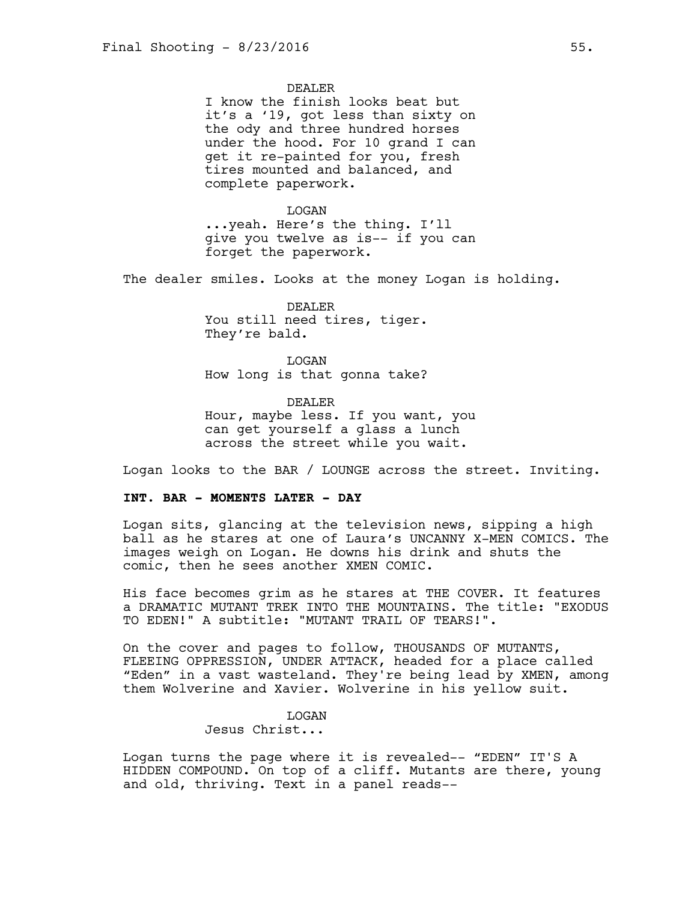DEALER
I know the finish looks beat but it's a '19, got less than sixty on the ody and three hundred horses under the hood. For 10 grand I can get it re-painted for you, fresh tires mounted and balanced, and complete paperwork.

LOGAN
...yeah. Here's the thing. I'll give you twelve as is-- if you can forget the paperwork.

The dealer smiles. Looks at the money Logan is holding.

DEALER
You still need tires, tiger. They're bald.

LOGAN
How long is that gonna take?

DEALER
Hour, maybe less. If you want, you can get yourself a glass a lunch across the street while you wait.

Logan looks to the BAR / LOUNGE across the street. Inviting.

**INT. BAR - MOMENTS LATER - DAY**

Logan sits, glancing at the television news, sipping a high ball as he stares at one of Laura's UNCANNY X-MEN COMICS. The images weigh on Logan. He downs his drink and shuts the comic, then he sees another XMEN COMIC.

His face becomes grim as he stares at THE COVER. It features a DRAMATIC MUTANT TREK INTO THE MOUNTAINS. The title: "EXODUS TO EDEN!" A subtitle: "MUTANT TRAIL OF TEARS!".

On the cover and pages to follow, THOUSANDS OF MUTANTS, FLEEING OPPRESSION, UNDER ATTACK, headed for a place called "Eden" in a vast wasteland. They're being lead by XMEN, among them Wolverine and Xavier. Wolverine in his yellow suit.

LOGAN
Jesus Christ...

Logan turns the page where it is revealed-- "EDEN" IT'S A HIDDEN COMPOUND. On top of a cliff. Mutants are there, young and old, thriving. Text in a panel reads--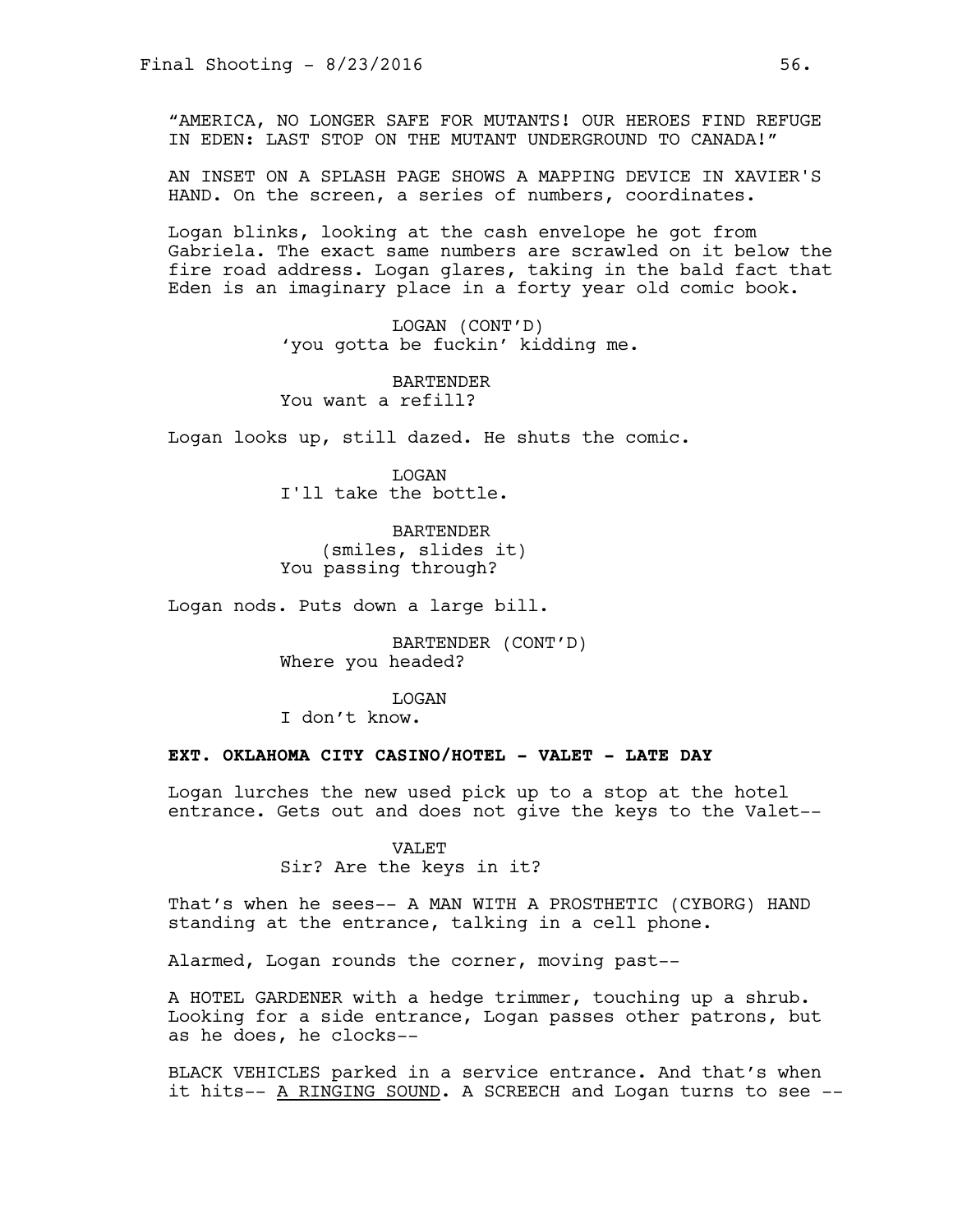"AMERICA, NO LONGER SAFE FOR MUTANTS! OUR HEROES FIND REFUGE IN EDEN: LAST STOP ON THE MUTANT UNDERGROUND TO CANADA!"

AN INSET ON A SPLASH PAGE SHOWS A MAPPING DEVICE IN XAVIER'S HAND. On the screen, a series of numbers, coordinates.

Logan blinks, looking at the cash envelope he got from Gabriela. The exact same numbers are scrawled on it below the fire road address. Logan glares, taking in the bald fact that Eden is an imaginary place in a forty year old comic book.

LOGAN (CONT'D)
'you gotta be fuckin' kidding me.

BARTENDER
You want a refill?

Logan looks up, still dazed. He shuts the comic.

LOGAN
I'll take the bottle.

BARTENDER
(smiles, slides it)
You passing through?

Logan nods. Puts down a large bill.

BARTENDER (CONT'D)
Where you headed?

LOGAN
I don't know.

**EXT. OKLAHOMA CITY CASINO/HOTEL - VALET - LATE DAY**

Logan lurches the new used pick up to a stop at the hotel entrance. Gets out and does not give the keys to the Valet--

VALET
Sir? Are the keys in it?

That's when he sees-- A MAN WITH A PROSTHETIC (CYBORG) HAND standing at the entrance, talking in a cell phone.

Alarmed, Logan rounds the corner, moving past--

A HOTEL GARDENER with a hedge trimmer, touching up a shrub. Looking for a side entrance, Logan passes other patrons, but as he does, he clocks--

BLACK VEHICLES parked in a service entrance. And that's when it hits-- A RINGING SOUND. A SCREECH and Logan turns to see --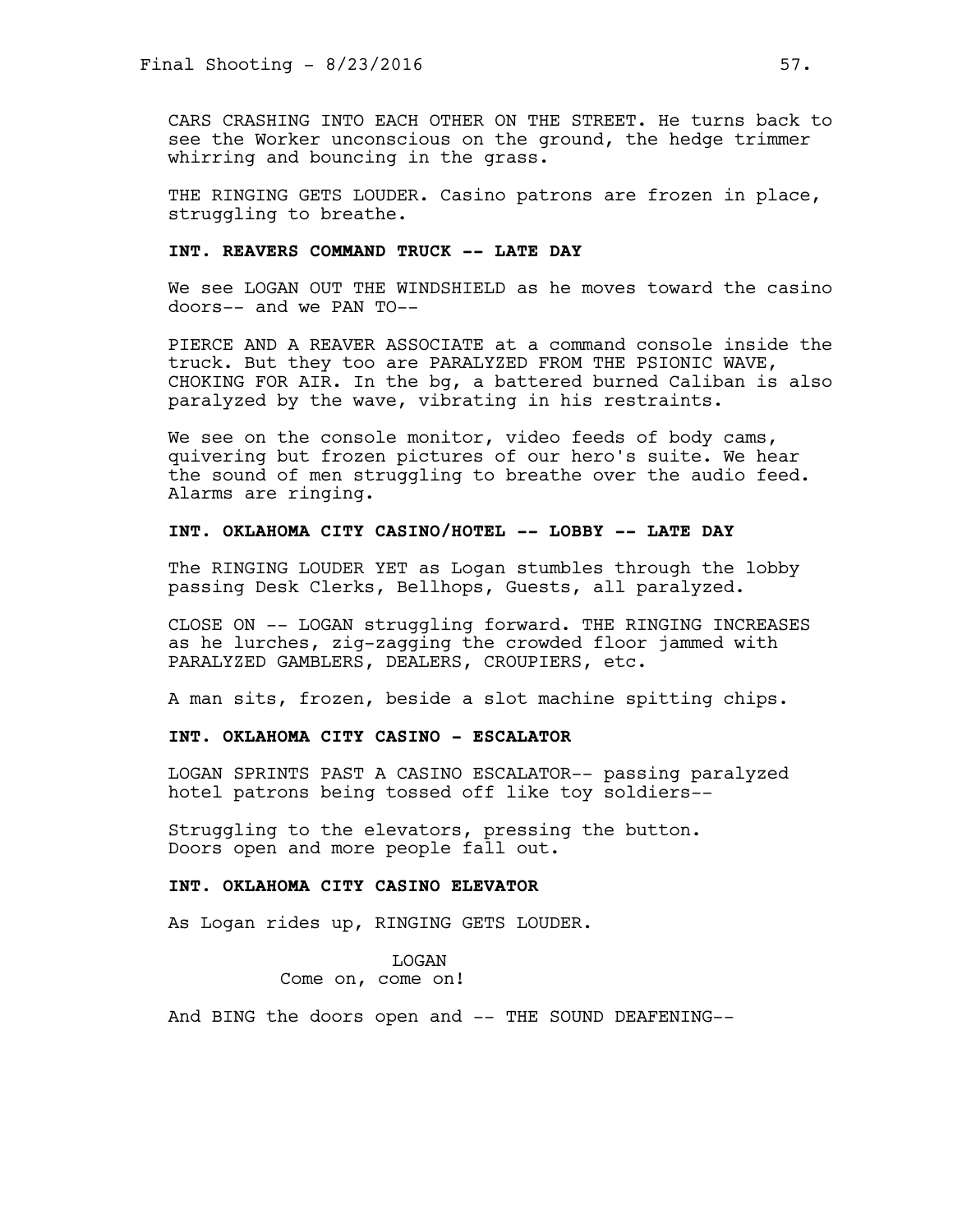CARS CRASHING INTO EACH OTHER ON THE STREET. He turns back to see the Worker unconscious on the ground, the hedge trimmer whirring and bouncing in the grass.

THE RINGING GETS LOUDER. Casino patrons are frozen in place, struggling to breathe.

**INT. REAVERS COMMAND TRUCK -- LATE DAY**

We see LOGAN OUT THE WINDSHIELD as he moves toward the casino doors-- and we PAN TO--

PIERCE AND A REAVER ASSOCIATE at a command console inside the truck. But they too are PARALYZED FROM THE PSIONIC WAVE, CHOKING FOR AIR. In the bg, a battered burned Caliban is also paralyzed by the wave, vibrating in his restraints.

We see on the console monitor, video feeds of body cams, quivering but frozen pictures of our hero's suite. We hear the sound of men struggling to breathe over the audio feed. Alarms are ringing.

**INT. OKLAHOMA CITY CASINO/HOTEL -- LOBBY -- LATE DAY**

The RINGING LOUDER YET as Logan stumbles through the lobby passing Desk Clerks, Bellhops, Guests, all paralyzed.

CLOSE ON -- LOGAN struggling forward. THE RINGING INCREASES as he lurches, zig-zagging the crowded floor jammed with PARALYZED GAMBLERS, DEALERS, CROUPIERS, etc.

A man sits, frozen, beside a slot machine spitting chips.

**INT. OKLAHOMA CITY CASINO - ESCALATOR**

LOGAN SPRINTS PAST A CASINO ESCALATOR-- passing paralyzed hotel patrons being tossed off like toy soldiers--

Struggling to the elevators, pressing the button.
Doors open and more people fall out.

**INT. OKLAHOMA CITY CASINO ELEVATOR**

As Logan rides up, RINGING GETS LOUDER.

LOGAN
Come on, come on!

And BING the doors open and -- THE SOUND DEAFENING--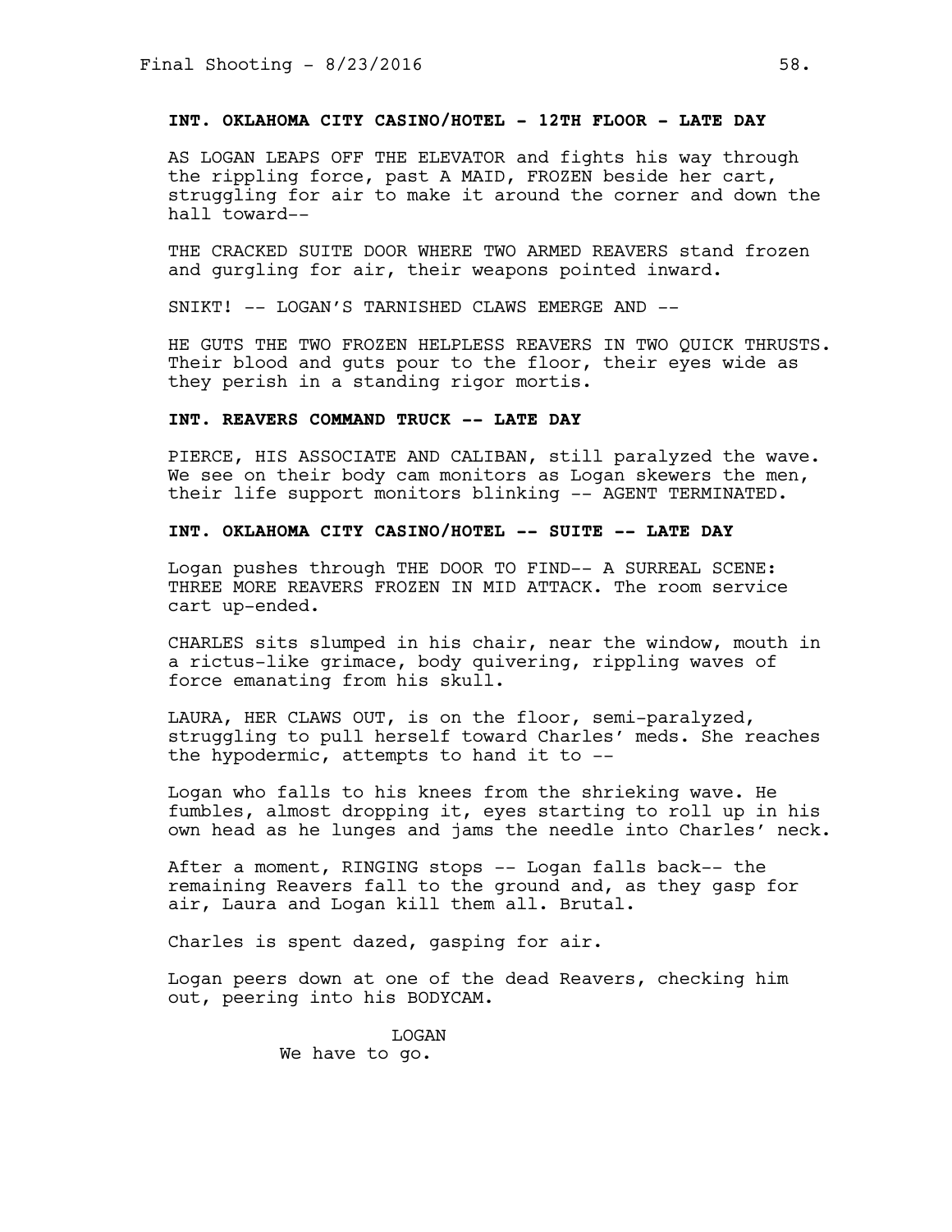**INT. OKLAHOMA CITY CASINO/HOTEL - 12TH FLOOR - LATE DAY**

AS LOGAN LEAPS OFF THE ELEVATOR and fights his way through the rippling force, past A MAID, FROZEN beside her cart, struggling for air to make it around the corner and down the hall toward--

THE CRACKED SUITE DOOR WHERE TWO ARMED REAVERS stand frozen and gurgling for air, their weapons pointed inward.

SNIKT! -- LOGAN'S TARNISHED CLAWS EMERGE AND --

HE GUTS THE TWO FROZEN HELPLESS REAVERS IN TWO QUICK THRUSTS. Their blood and guts pour to the floor, their eyes wide as they perish in a standing rigor mortis.

**INT. REAVERS COMMAND TRUCK -- LATE DAY**

PIERCE, HIS ASSOCIATE AND CALIBAN, still paralyzed the wave. We see on their body cam monitors as Logan skewers the men, their life support monitors blinking -- AGENT TERMINATED.

**INT. OKLAHOMA CITY CASINO/HOTEL -- SUITE -- LATE DAY**

Logan pushes through THE DOOR TO FIND-- A SURREAL SCENE: THREE MORE REAVERS FROZEN IN MID ATTACK. The room service cart up-ended.

CHARLES sits slumped in his chair, near the window, mouth in a rictus-like grimace, body quivering, rippling waves of force emanating from his skull.

LAURA, HER CLAWS OUT, is on the floor, semi-paralyzed, struggling to pull herself toward Charles' meds. She reaches the hypodermic, attempts to hand it to --

Logan who falls to his knees from the shrieking wave. He fumbles, almost dropping it, eyes starting to roll up in his own head as he lunges and jams the needle into Charles' neck.

After a moment, RINGING stops -- Logan falls back-- the remaining Reavers fall to the ground and, as they gasp for air, Laura and Logan kill them all. Brutal.

Charles is spent dazed, gasping for air.

Logan peers down at one of the dead Reavers, checking him out, peering into his BODYCAM.

LOGAN
We have to go.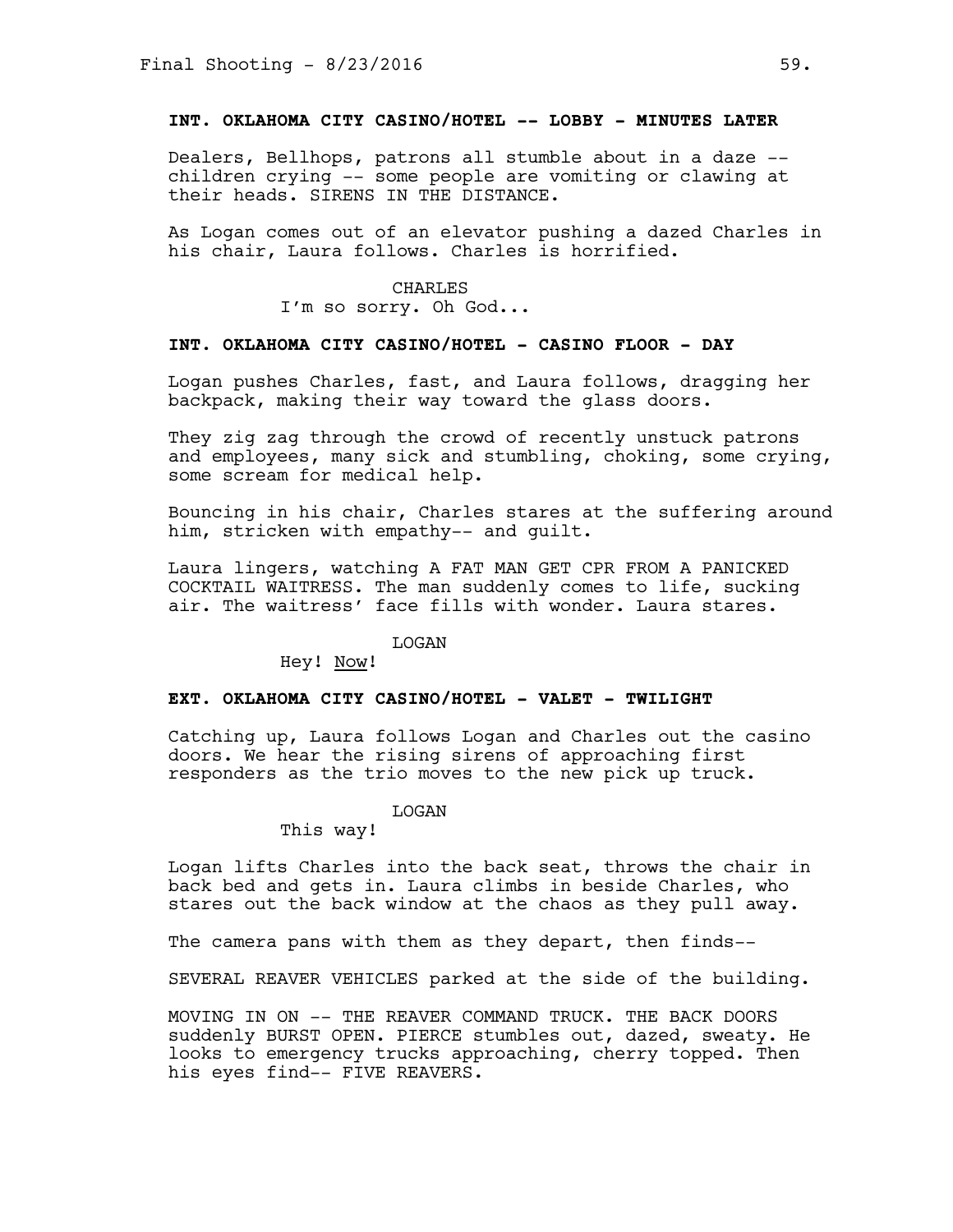**INT. OKLAHOMA CITY CASINO/HOTEL -- LOBBY - MINUTES LATER**

Dealers, Bellhops, patrons all stumble about in a daze -- children crying -- some people are vomiting or clawing at their heads. SIRENS IN THE DISTANCE.

As Logan comes out of an elevator pushing a dazed Charles in his chair, Laura follows. Charles is horrified.

CHARLES
I'm so sorry. Oh God...

**INT. OKLAHOMA CITY CASINO/HOTEL - CASINO FLOOR - DAY**

Logan pushes Charles, fast, and Laura follows, dragging her backpack, making their way toward the glass doors.

They zig zag through the crowd of recently unstuck patrons and employees, many sick and stumbling, choking, some crying, some scream for medical help.

Bouncing in his chair, Charles stares at the suffering around him, stricken with empathy-- and guilt.

Laura lingers, watching A FAT MAN GET CPR FROM A PANICKED COCKTAIL WAITRESS. The man suddenly comes to life, sucking air. The waitress' face fills with wonder. Laura stares.

LOGAN
Hey! Now!

**EXT. OKLAHOMA CITY CASINO/HOTEL - VALET - TWILIGHT**

Catching up, Laura follows Logan and Charles out the casino doors. We hear the rising sirens of approaching first responders as the trio moves to the new pick up truck.

LOGAN
This way!

Logan lifts Charles into the back seat, throws the chair in back bed and gets in. Laura climbs in beside Charles, who stares out the back window at the chaos as they pull away.

The camera pans with them as they depart, then finds--

SEVERAL REAVER VEHICLES parked at the side of the building.

MOVING IN ON -- THE REAVER COMMAND TRUCK. THE BACK DOORS suddenly BURST OPEN. PIERCE stumbles out, dazed, sweaty. He looks to emergency trucks approaching, cherry topped. Then his eyes find-- FIVE REAVERS.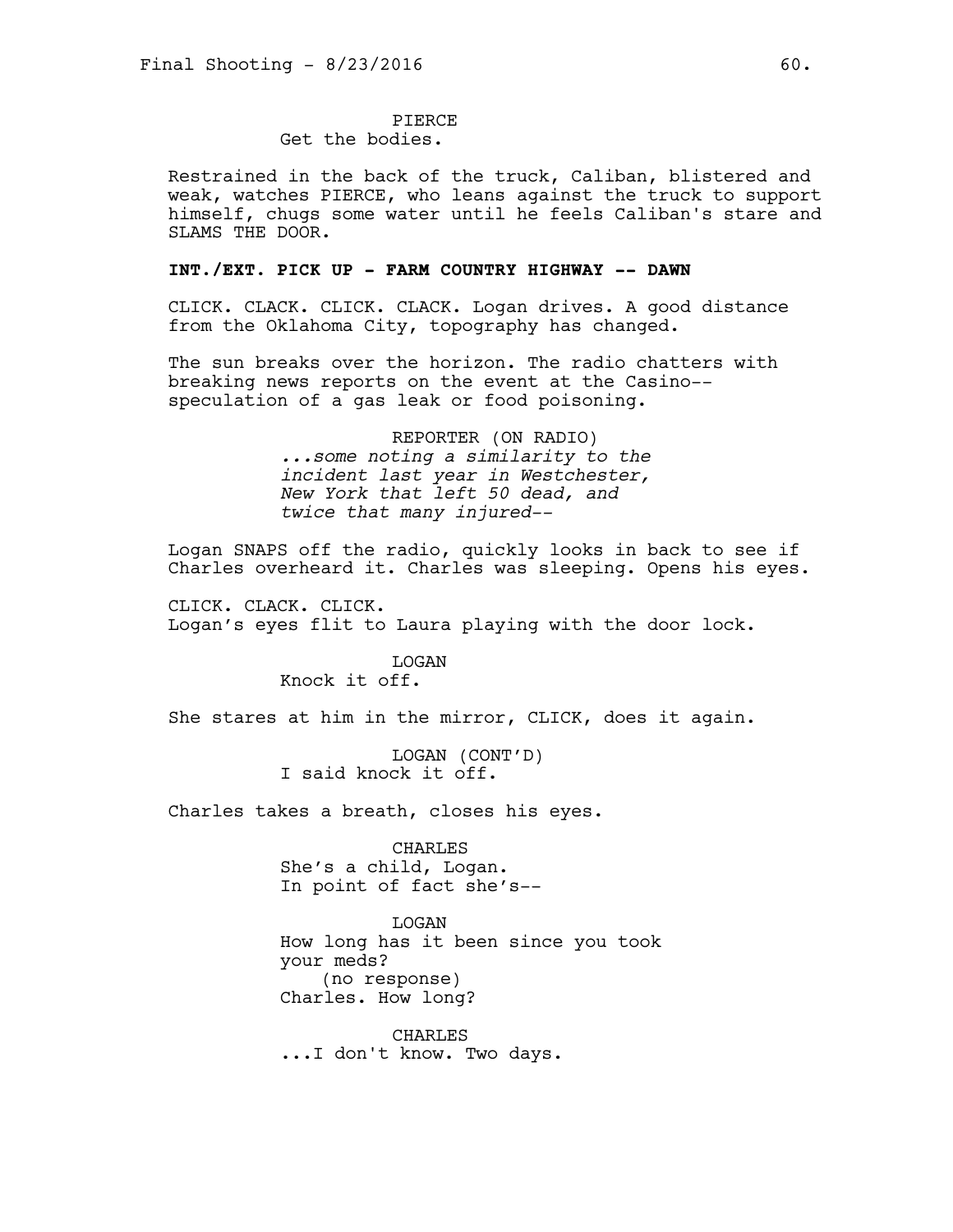PIERCE

Get the bodies.

Restrained in the back of the truck, Caliban, blistered and weak, watches PIERCE, who leans against the truck to support himself, chugs some water until he feels Caliban's stare and SLAMS THE DOOR.

**INT./EXT. PICK UP - FARM COUNTRY HIGHWAY -- DAWN**

CLICK. CLACK. CLICK. CLACK. Logan drives. A good distance from the Oklahoma City, topography has changed.

The sun breaks over the horizon. The radio chatters with breaking news reports on the event at the Casino-- speculation of a gas leak or food poisoning.

REPORTER (ON RADIO)

*...some noting a similarity to the incident last year in Westchester, New York that left 50 dead, and twice that many injured--*

Logan SNAPS off the radio, quickly looks in back to see if Charles overheard it. Charles was sleeping. Opens his eyes.

CLICK. CLACK. CLICK.
Logan's eyes flit to Laura playing with the door lock.

LOGAN

Knock it off.

She stares at him in the mirror, CLICK, does it again.

LOGAN (CONT'D)

I said knock it off.

Charles takes a breath, closes his eyes.

CHARLES

She's a child, Logan.
In point of fact she's--

LOGAN

How long has it been since you took your meds?
(no response)
Charles. How long?

CHARLES

...I don't know. Two days.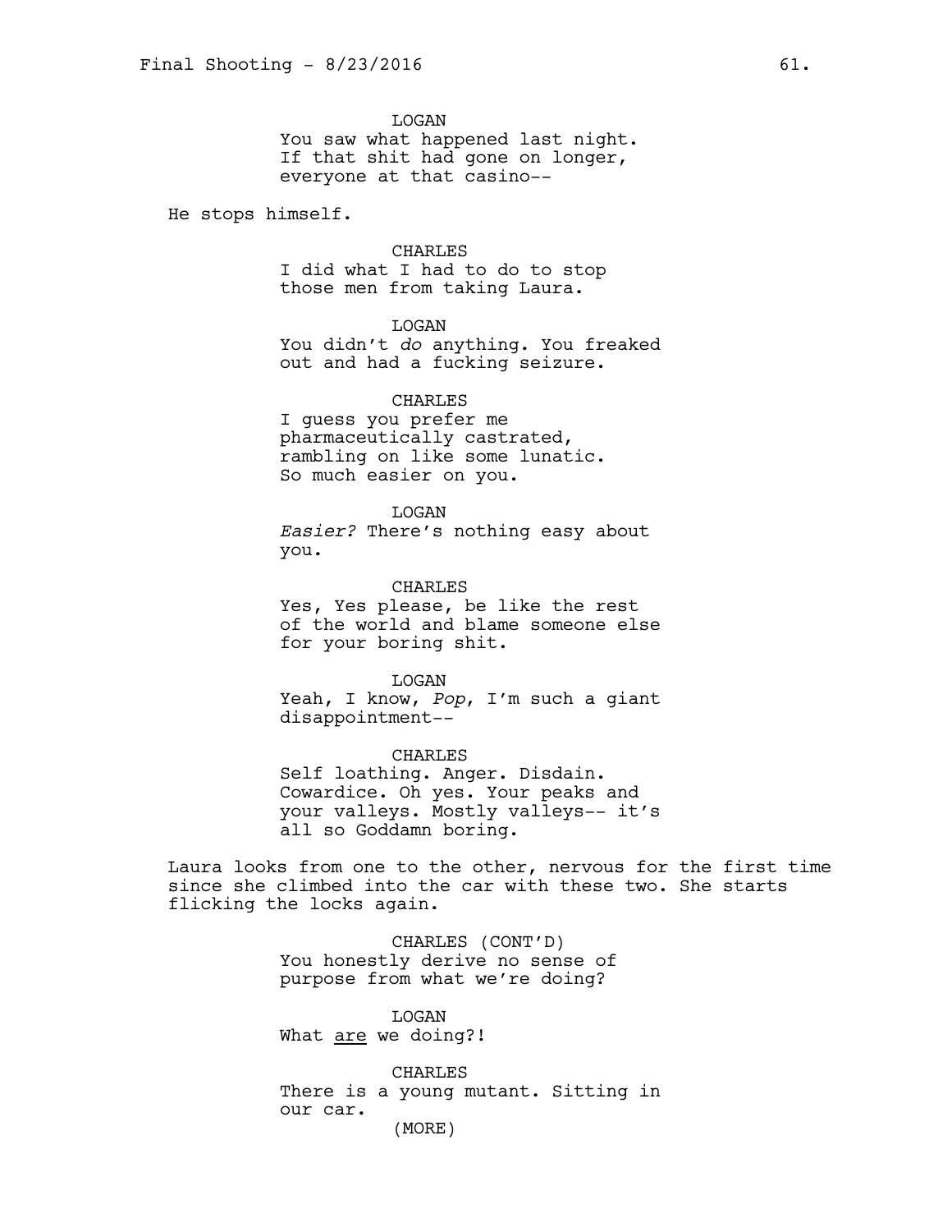LOGAN
You saw what happened last night. If that shit had gone on longer, everyone at that casino--

He stops himself.

CHARLES
I did what I had to do to stop those men from taking Laura.

LOGAN
You didn't *do* anything. You freaked out and had a fucking seizure.

CHARLES
I guess you prefer me pharmaceutically castrated, rambling on like some lunatic. So much easier on you.

LOGAN
*Easier?* There's nothing easy about you.

CHARLES
Yes, Yes please, be like the rest of the world and blame someone else for your boring shit.

LOGAN
Yeah, I know, *Pop*, I'm such a giant disappointment--

CHARLES
Self loathing. Anger. Disdain. Cowardice. Oh yes. Your peaks and your valleys. Mostly valleys-- it's all so Goddamn boring.

Laura looks from one to the other, nervous for the first time since she climbed into the car with these two. She starts flicking the locks again.

CHARLES (CONT'D)
You honestly derive no sense of purpose from what we're doing?

LOGAN
What <u>are</u> we doing?!

CHARLES
There is a young mutant. Sitting in our car.
(MORE)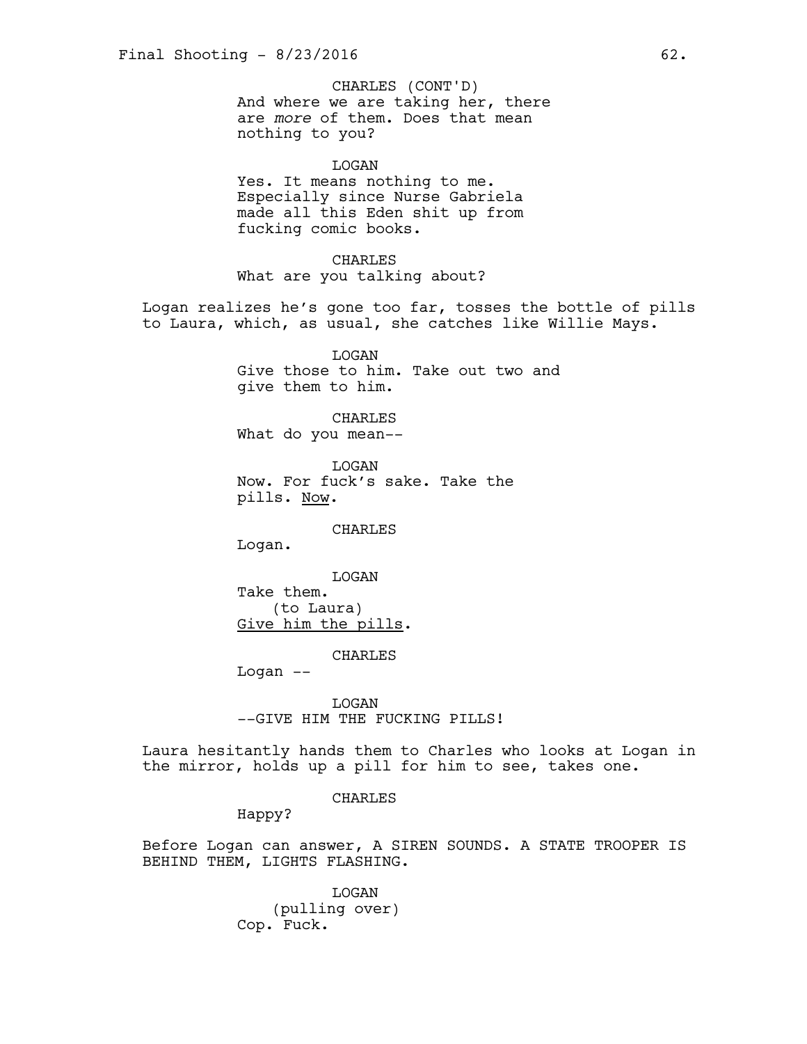CHARLES (CONT'D)
And where we are taking her, there are *more* of them. Does that mean nothing to you?

LOGAN
Yes. It means nothing to me. Especially since Nurse Gabriela made all this Eden shit up from fucking comic books.

CHARLES
What are you talking about?

Logan realizes he's gone too far, tosses the bottle of pills to Laura, which, as usual, she catches like Willie Mays.

LOGAN
Give those to him. Take out two and give them to him.

CHARLES
What do you mean--

LOGAN
Now. For fuck's sake. Take the pills. <u>Now</u>.

CHARLES
Logan.

LOGAN
Take them.
(to Laura)
<u>Give him the pills</u>.

CHARLES
Logan --

LOGAN
--GIVE HIM THE FUCKING PILLS!

Laura hesitantly hands them to Charles who looks at Logan in the mirror, holds up a pill for him to see, takes one.

CHARLES
Happy?

Before Logan can answer, A SIREN SOUNDS. A STATE TROOPER IS BEHIND THEM, LIGHTS FLASHING.

LOGAN
(pulling over)
Cop. Fuck.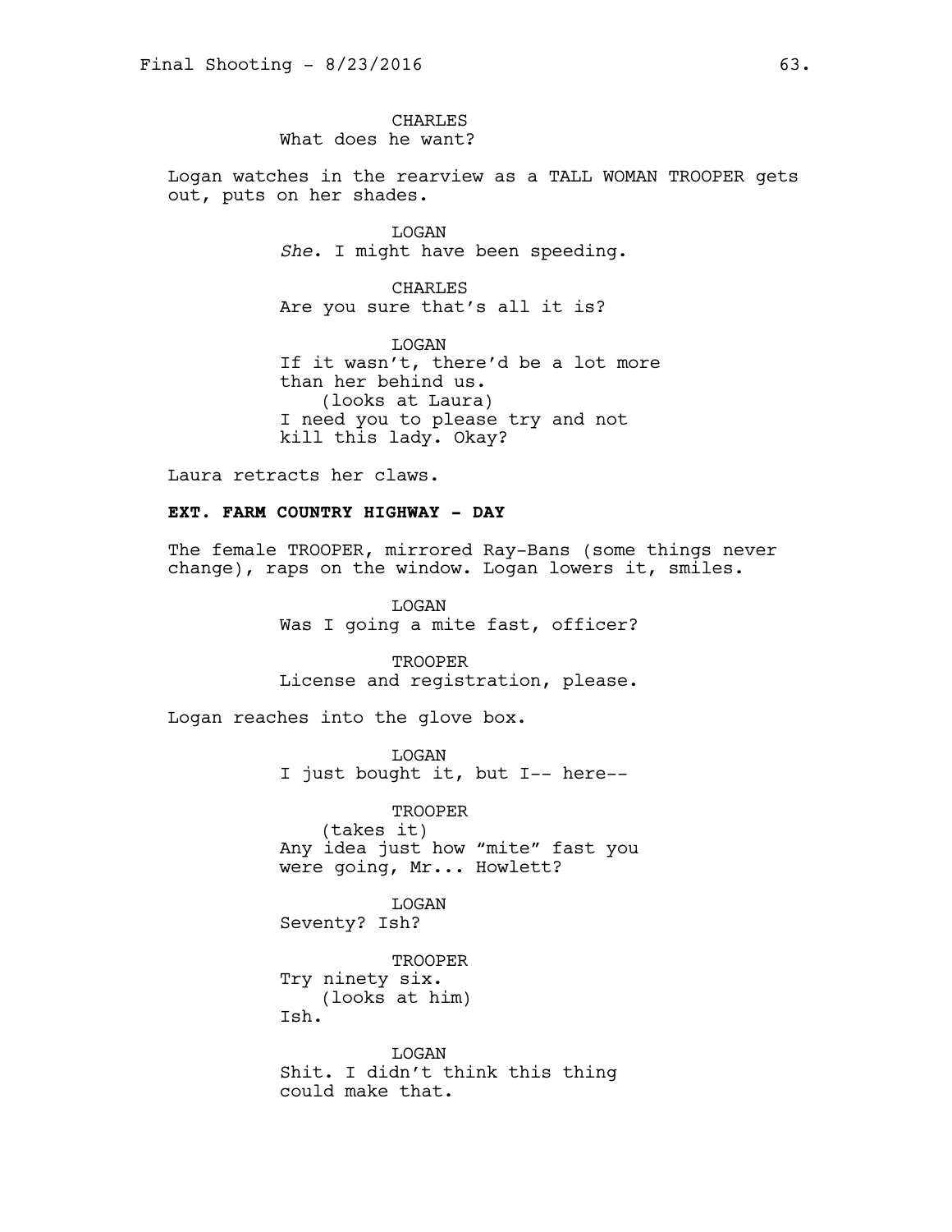CHARLES
What does he want?

Logan watches in the rearview as a TALL WOMAN TROOPER gets out, puts on her shades.

LOGAN
*She*. I might have been speeding.

CHARLES
Are you sure that's all it is?

LOGAN
If it wasn't, there'd be a lot more than her behind us.
(looks at Laura)
I need you to please try and not kill this lady. Okay?

Laura retracts her claws.

**EXT. FARM COUNTRY HIGHWAY - DAY**

The female TROOPER, mirrored Ray-Bans (some things never change), raps on the window. Logan lowers it, smiles.

LOGAN
Was I going a mite fast, officer?

TROOPER
License and registration, please.

Logan reaches into the glove box.

LOGAN
I just bought it, but I-- here--

TROOPER
(takes it)
Any idea just how "mite" fast you were going, Mr... Howlett?

LOGAN
Seventy? Ish?

TROOPER
Try ninety six.
(looks at him)
Ish.

LOGAN
Shit. I didn't think this thing could make that.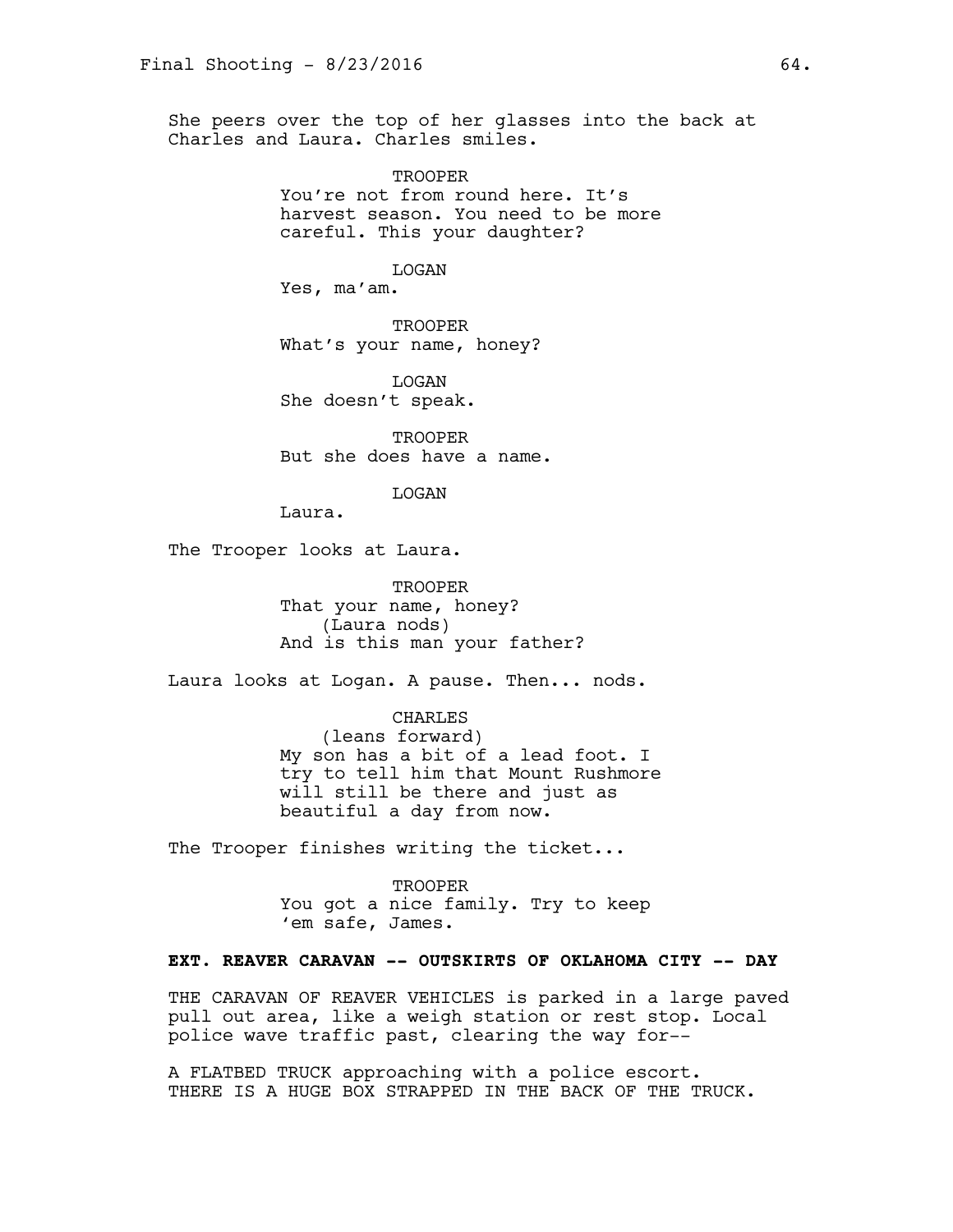She peers over the top of her glasses into the back at Charles and Laura. Charles smiles.

TROOPER
You're not from round here. It's harvest season. You need to be more careful. This your daughter?

LOGAN
Yes, ma'am.

TROOPER
What's your name, honey?

LOGAN
She doesn't speak.

TROOPER
But she does have a name.

LOGAN
Laura.

The Trooper looks at Laura.

TROOPER
That your name, honey?
(Laura nods)
And is this man your father?

Laura looks at Logan. A pause. Then... nods.

CHARLES
(leans forward)
My son has a bit of a lead foot. I try to tell him that Mount Rushmore will still be there and just as beautiful a day from now.

The Trooper finishes writing the ticket...

TROOPER
You got a nice family. Try to keep 'em safe, James.

**EXT. REAVER CARAVAN -- OUTSKIRTS OF OKLAHOMA CITY -- DAY**

THE CARAVAN OF REAVER VEHICLES is parked in a large paved pull out area, like a weigh station or rest stop. Local police wave traffic past, clearing the way for--

A FLATBED TRUCK approaching with a police escort. THERE IS A HUGE BOX STRAPPED IN THE BACK OF THE TRUCK.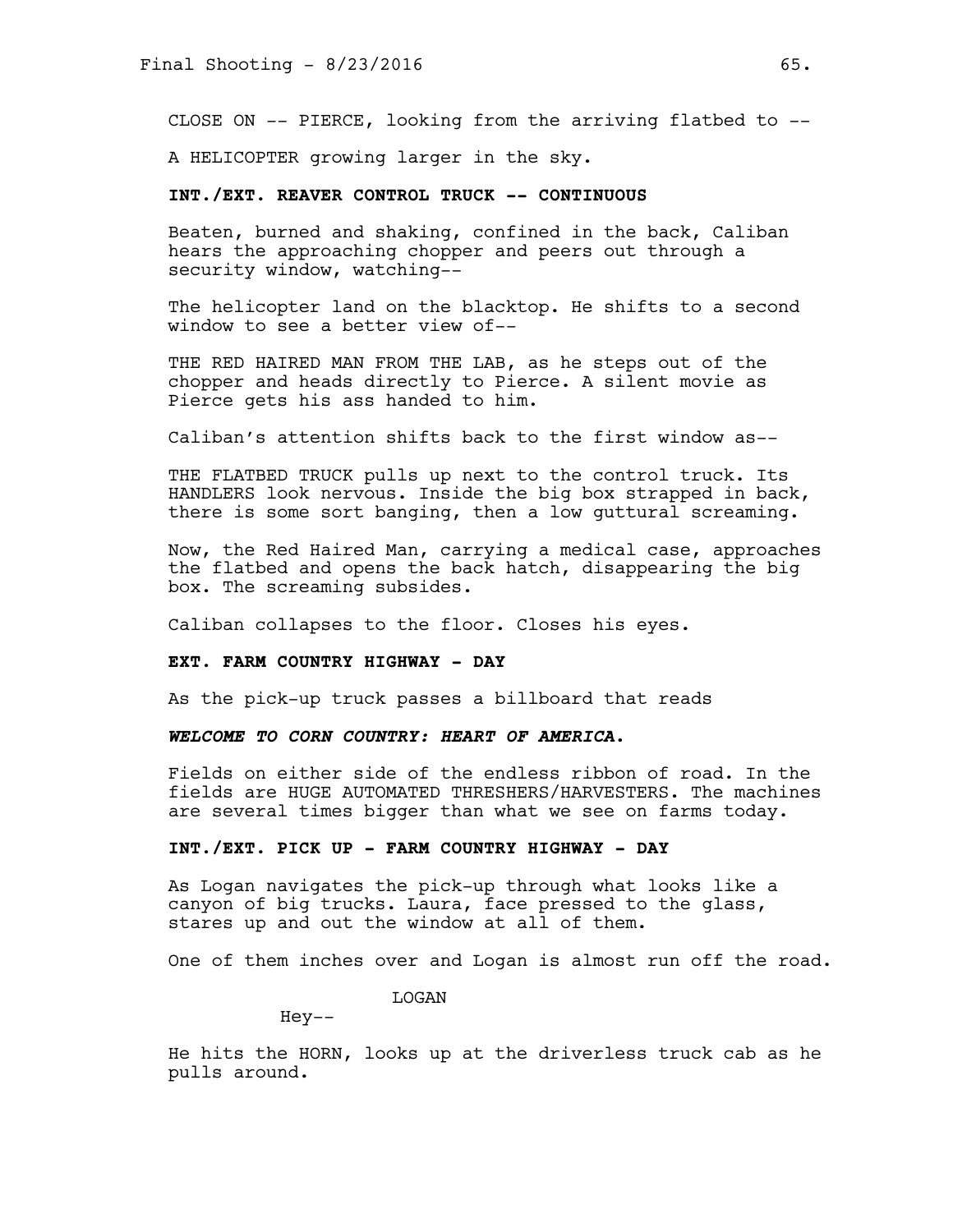CLOSE ON -- PIERCE, looking from the arriving flatbed to --

A HELICOPTER growing larger in the sky.

**INT./EXT. REAVER CONTROL TRUCK -- CONTINUOUS**

Beaten, burned and shaking, confined in the back, Caliban hears the approaching chopper and peers out through a security window, watching--

The helicopter land on the blacktop. He shifts to a second window to see a better view of--

THE RED HAIRED MAN FROM THE LAB, as he steps out of the chopper and heads directly to Pierce. A silent movie as Pierce gets his ass handed to him.

Caliban's attention shifts back to the first window as--

THE FLATBED TRUCK pulls up next to the control truck. Its HANDLERS look nervous. Inside the big box strapped in back, there is some sort banging, then a low guttural screaming.

Now, the Red Haired Man, carrying a medical case, approaches the flatbed and opens the back hatch, disappearing the big box. The screaming subsides.

Caliban collapses to the floor. Closes his eyes.

**EXT. FARM COUNTRY HIGHWAY - DAY**

As the pick-up truck passes a billboard that reads

***WELCOME TO CORN COUNTRY: HEART OF AMERICA.***

Fields on either side of the endless ribbon of road. In the fields are HUGE AUTOMATED THRESHERS/HARVESTERS. The machines are several times bigger than what we see on farms today.

**INT./EXT. PICK UP - FARM COUNTRY HIGHWAY - DAY**

As Logan navigates the pick-up through what looks like a canyon of big trucks. Laura, face pressed to the glass, stares up and out the window at all of them.

One of them inches over and Logan is almost run off the road.

LOGAN

Hey--

He hits the HORN, looks up at the driverless truck cab as he pulls around.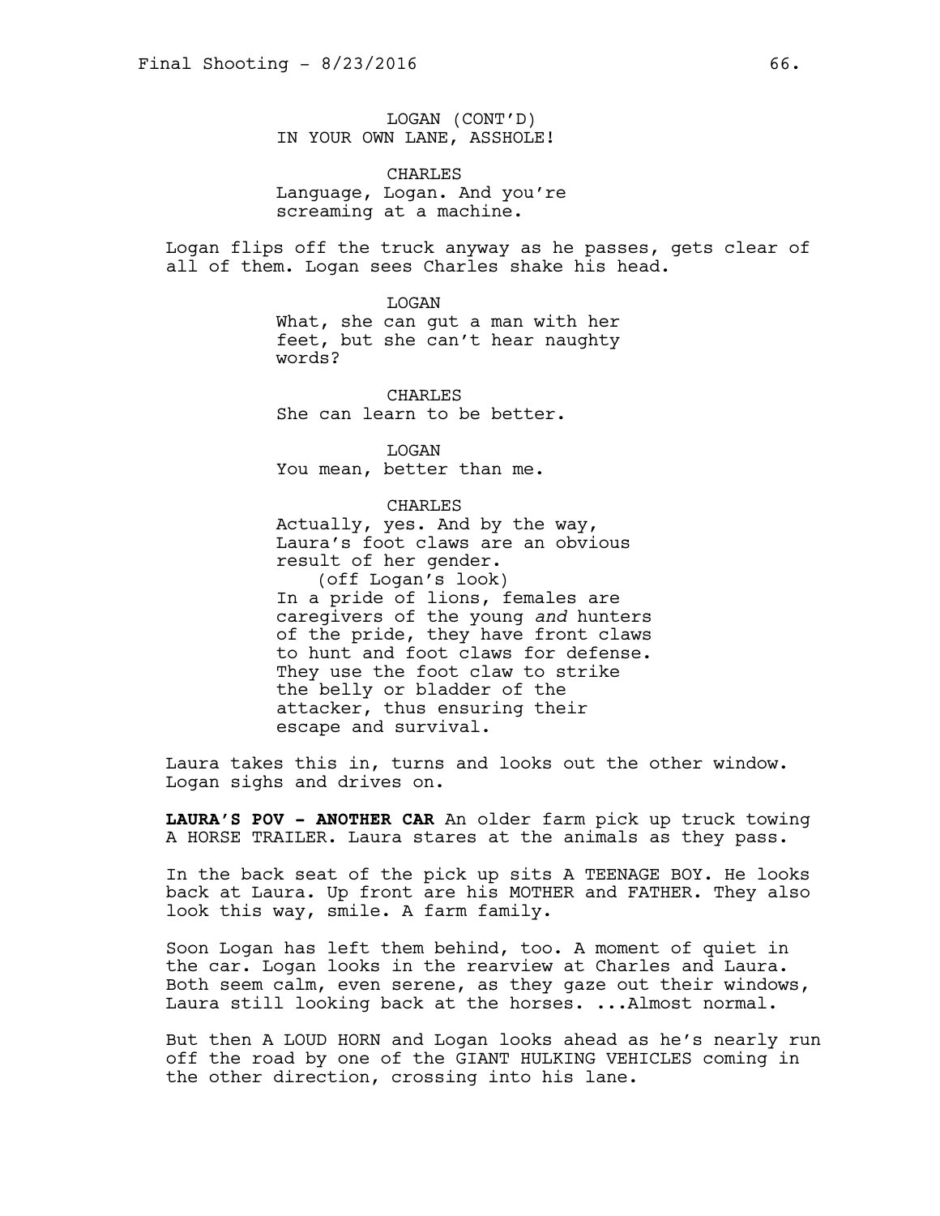LOGAN (CONT'D)
IN YOUR OWN LANE, ASSHOLE!

CHARLES
Language, Logan. And you're screaming at a machine.

Logan flips off the truck anyway as he passes, gets clear of all of them. Logan sees Charles shake his head.

LOGAN
What, she can gut a man with her feet, but she can't hear naughty words?

CHARLES
She can learn to be better.

LOGAN
You mean, better than me.

CHARLES
Actually, yes. And by the way, Laura's foot claws are an obvious result of her gender.
(off Logan's look)
In a pride of lions, females are caregivers of the young *and* hunters of the pride, they have front claws to hunt and foot claws for defense. They use the foot claw to strike the belly or bladder of the attacker, thus ensuring their escape and survival.

Laura takes this in, turns and looks out the other window. Logan sighs and drives on.

**LAURA'S POV - ANOTHER CAR** An older farm pick up truck towing A HORSE TRAILER. Laura stares at the animals as they pass.

In the back seat of the pick up sits A TEENAGE BOY. He looks back at Laura. Up front are his MOTHER and FATHER. They also look this way, smile. A farm family.

Soon Logan has left them behind, too. A moment of quiet in the car. Logan looks in the rearview at Charles and Laura. Both seem calm, even serene, as they gaze out their windows, Laura still looking back at the horses. ...Almost normal.

But then A LOUD HORN and Logan looks ahead as he's nearly run off the road by one of the GIANT HULKING VEHICLES coming in the other direction, crossing into his lane.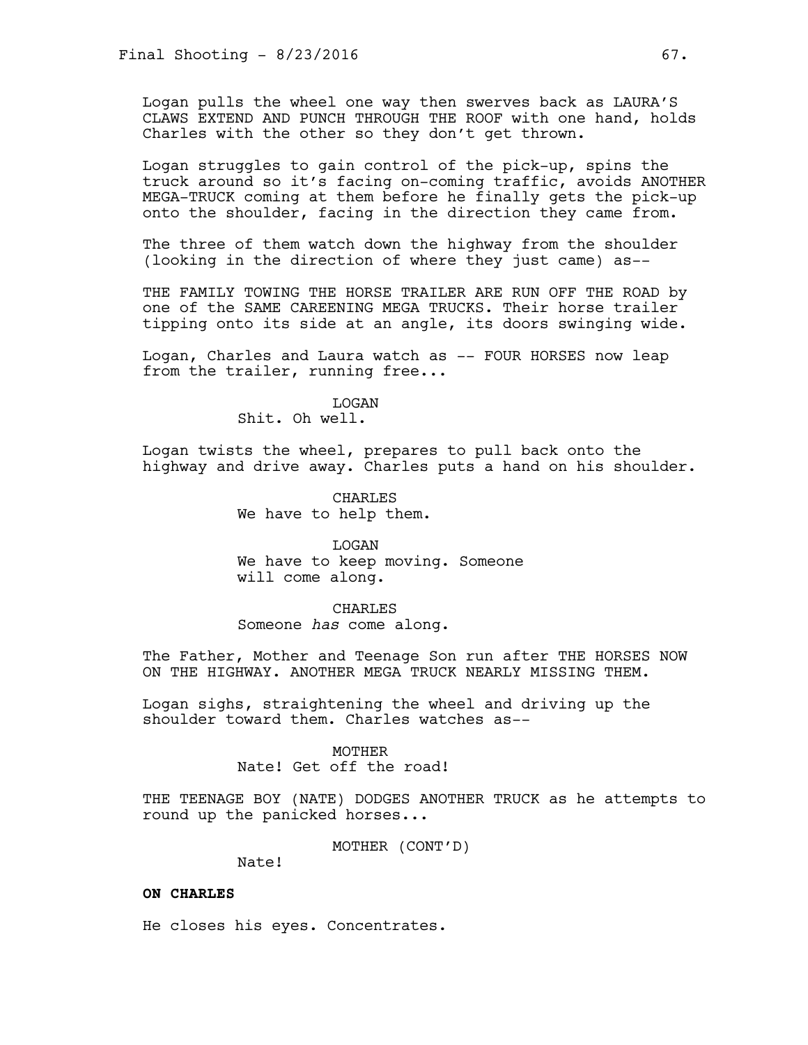Logan pulls the wheel one way then swerves back as LAURA'S CLAWS EXTEND AND PUNCH THROUGH THE ROOF with one hand, holds Charles with the other so they don't get thrown.

Logan struggles to gain control of the pick-up, spins the truck around so it's facing on-coming traffic, avoids ANOTHER MEGA-TRUCK coming at them before he finally gets the pick-up onto the shoulder, facing in the direction they came from.

The three of them watch down the highway from the shoulder (looking in the direction of where they just came) as--

THE FAMILY TOWING THE HORSE TRAILER ARE RUN OFF THE ROAD by one of the SAME CAREENING MEGA TRUCKS. Their horse trailer tipping onto its side at an angle, its doors swinging wide.

Logan, Charles and Laura watch as -- FOUR HORSES now leap from the trailer, running free...

LOGAN
Shit. Oh well.

Logan twists the wheel, prepares to pull back onto the highway and drive away. Charles puts a hand on his shoulder.

CHARLES
We have to help them.

LOGAN
We have to keep moving. Someone will come along.

CHARLES
Someone *has* come along.

The Father, Mother and Teenage Son run after THE HORSES NOW ON THE HIGHWAY. ANOTHER MEGA TRUCK NEARLY MISSING THEM.

Logan sighs, straightening the wheel and driving up the shoulder toward them. Charles watches as--

MOTHER
Nate! Get off the road!

THE TEENAGE BOY (NATE) DODGES ANOTHER TRUCK as he attempts to round up the panicked horses...

MOTHER (CONT'D)
Nate!

**ON CHARLES**

He closes his eyes. Concentrates.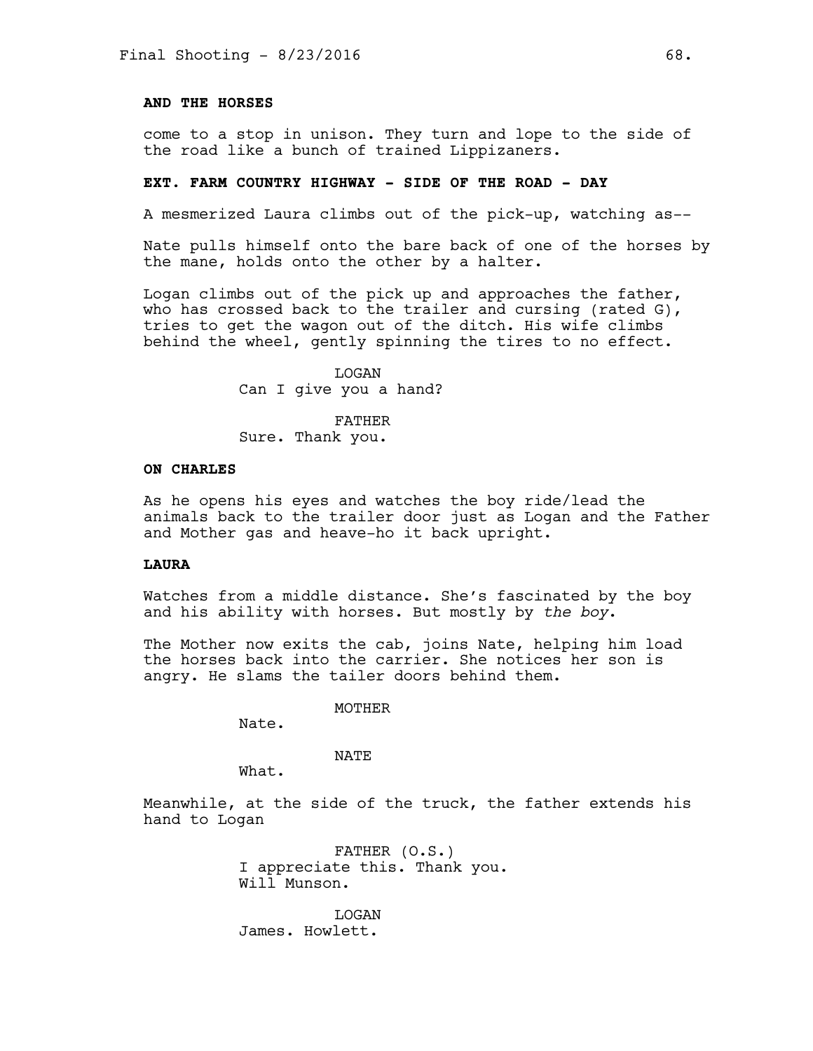**AND THE HORSES**

come to a stop in unison. They turn and lope to the side of the road like a bunch of trained Lippizaners.

**EXT. FARM COUNTRY HIGHWAY - SIDE OF THE ROAD - DAY**

A mesmerized Laura climbs out of the pick-up, watching as--

Nate pulls himself onto the bare back of one of the horses by the mane, holds onto the other by a halter.

Logan climbs out of the pick up and approaches the father, who has crossed back to the trailer and cursing (rated G), tries to get the wagon out of the ditch. His wife climbs behind the wheel, gently spinning the tires to no effect.

LOGAN
Can I give you a hand?

FATHER
Sure. Thank you.

**ON CHARLES**

As he opens his eyes and watches the boy ride/lead the animals back to the trailer door just as Logan and the Father and Mother gas and heave-ho it back upright.

**LAURA**

Watches from a middle distance. She's fascinated by the boy and his ability with horses. But mostly by *the boy*.

The Mother now exits the cab, joins Nate, helping him load the horses back into the carrier. She notices her son is angry. He slams the tailer doors behind them.

MOTHER
Nate.

NATE
What.

Meanwhile, at the side of the truck, the father extends his hand to Logan

FATHER (O.S.)
I appreciate this. Thank you.
Will Munson.

LOGAN
James. Howlett.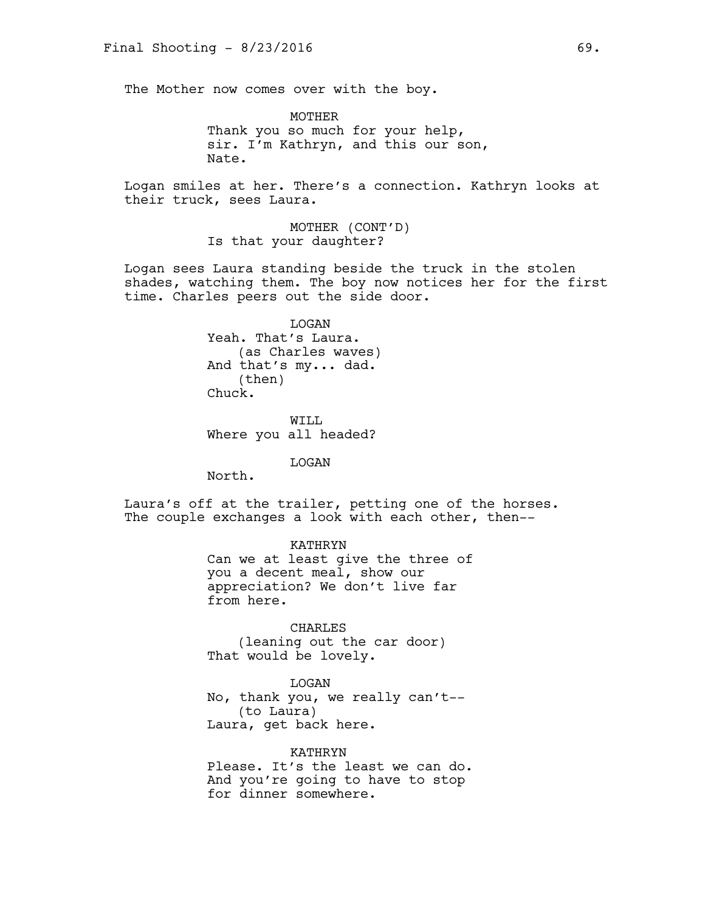The Mother now comes over with the boy.

MOTHER
Thank you so much for your help, sir. I'm Kathryn, and this our son, Nate.

Logan smiles at her. There's a connection. Kathryn looks at their truck, sees Laura.

MOTHER (CONT'D)
Is that your daughter?

Logan sees Laura standing beside the truck in the stolen shades, watching them. The boy now notices her for the first time. Charles peers out the side door.

LOGAN
Yeah. That's Laura.
(as Charles waves)
And that's my... dad.
(then)
Chuck.

WILL
Where you all headed?

LOGAN
North.

Laura's off at the trailer, petting one of the horses. The couple exchanges a look with each other, then--

KATHRYN
Can we at least give the three of you a decent meal, show our appreciation? We don't live far from here.

CHARLES
(leaning out the car door)
That would be lovely.

LOGAN
No, thank you, we really can't--
(to Laura)
Laura, get back here.

KATHRYN
Please. It's the least we can do. And you're going to have to stop for dinner somewhere.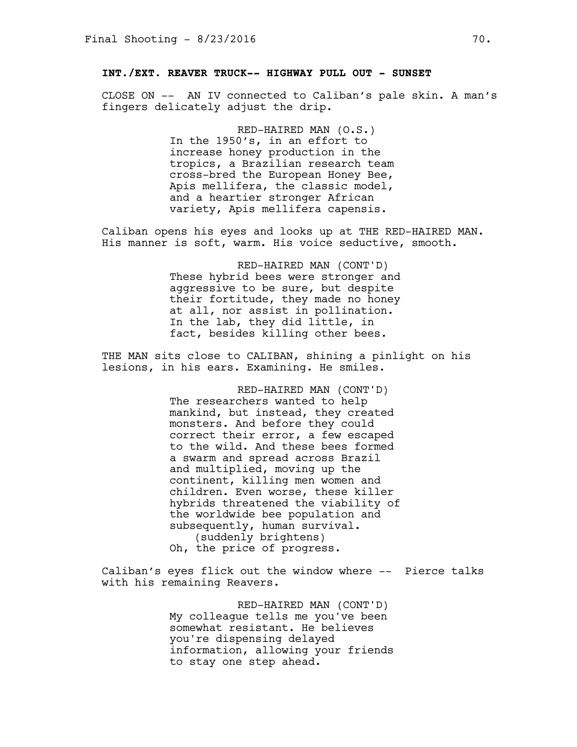**INT./EXT. REAVER TRUCK-- HIGHWAY PULL OUT - SUNSET**

CLOSE ON -- AN IV connected to Caliban's pale skin. A man's fingers delicately adjust the drip.

RED-HAIRED MAN (O.S.)
In the 1950's, in an effort to increase honey production in the tropics, a Brazilian research team cross-bred the European Honey Bee, Apis mellifera, the classic model, and a heartier stronger African variety, Apis mellifera capensis.

Caliban opens his eyes and looks up at THE RED-HAIRED MAN. His manner is soft, warm. His voice seductive, smooth.

RED-HAIRED MAN (CONT'D)
These hybrid bees were stronger and aggressive to be sure, but despite their fortitude, they made no honey at all, nor assist in pollination. In the lab, they did little, in fact, besides killing other bees.

THE MAN sits close to CALIBAN, shining a pinlight on his lesions, in his ears. Examining. He smiles.

RED-HAIRED MAN (CONT'D)
The researchers wanted to help mankind, but instead, they created monsters. And before they could correct their error, a few escaped to the wild. And these bees formed a swarm and spread across Brazil and multiplied, moving up the continent, killing men women and children. Even worse, these killer hybrids threatened the viability of the worldwide bee population and subsequently, human survival.
(suddenly brightens)
Oh, the price of progress.

Caliban's eyes flick out the window where -- Pierce talks with his remaining Reavers.

RED-HAIRED MAN (CONT'D)
My colleague tells me you've been somewhat resistant. He believes you're dispensing delayed information, allowing your friends to stay one step ahead.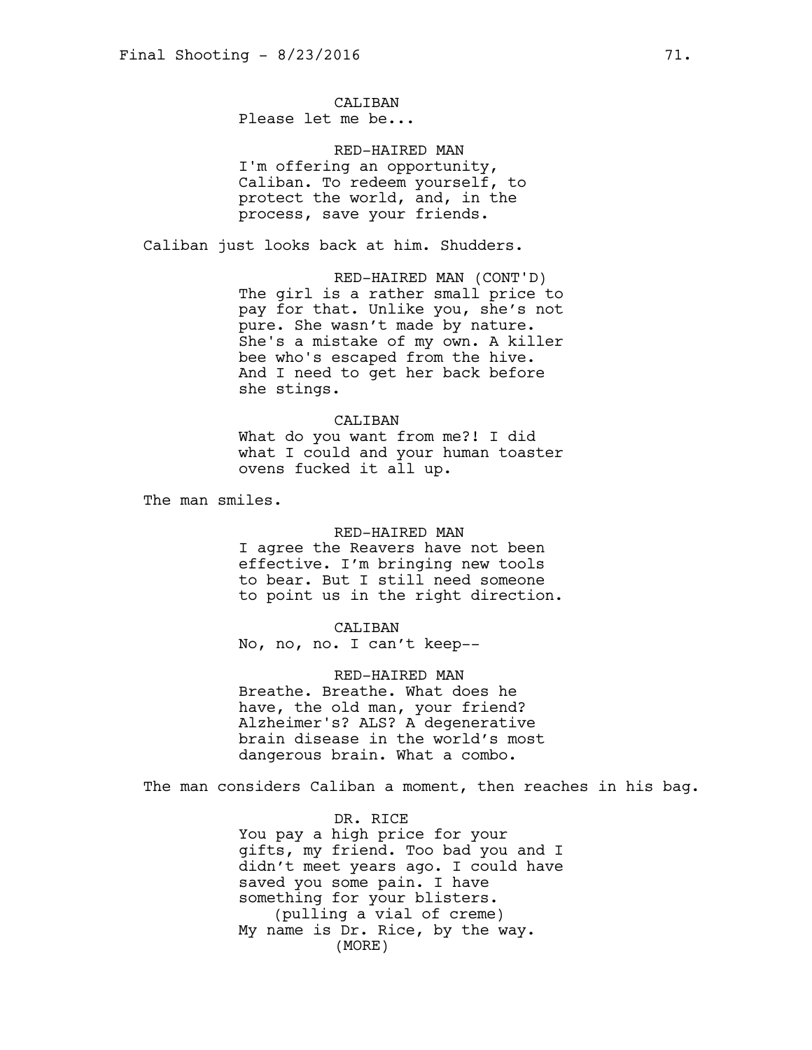CALIBAN
Please let me be...

RED-HAIRED MAN
I'm offering an opportunity, Caliban. To redeem yourself, to protect the world, and, in the process, save your friends.

Caliban just looks back at him. Shudders.

RED-HAIRED MAN (CONT'D)
The girl is a rather small price to pay for that. Unlike you, she's not pure. She wasn't made by nature. She's a mistake of my own. A killer bee who's escaped from the hive. And I need to get her back before she stings.

CALIBAN
What do you want from me?! I did what I could and your human toaster ovens fucked it all up.

The man smiles.

RED-HAIRED MAN
I agree the Reavers have not been effective. I'm bringing new tools to bear. But I still need someone to point us in the right direction.

CALIBAN
No, no, no. I can't keep--

RED-HAIRED MAN
Breathe. Breathe. What does he have, the old man, your friend? Alzheimer's? ALS? A degenerative brain disease in the world's most dangerous brain. What a combo.

The man considers Caliban a moment, then reaches in his bag.

DR. RICE
You pay a high price for your gifts, my friend. Too bad you and I didn't meet years ago. I could have saved you some pain. I have something for your blisters.
(pulling a vial of creme)
My name is Dr. Rice, by the way.
(MORE)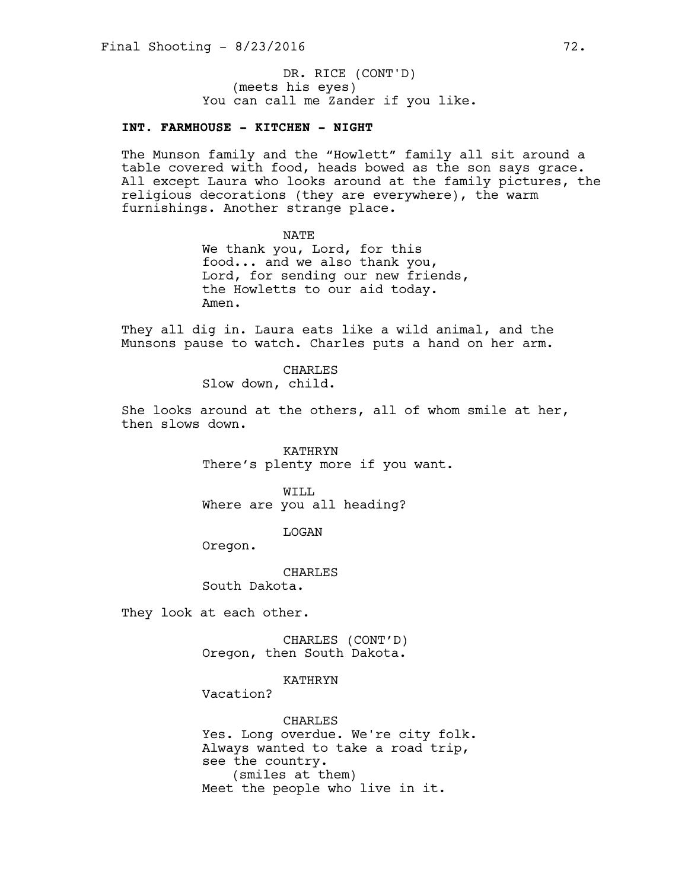DR. RICE (CONT'D)
(meets his eyes)
You can call me Zander if you like.

**INT. FARMHOUSE - KITCHEN - NIGHT**

The Munson family and the "Howlett" family all sit around a table covered with food, heads bowed as the son says grace. All except Laura who looks around at the family pictures, the religious decorations (they are everywhere), the warm furnishings. Another strange place.

NATE
We thank you, Lord, for this food... and we also thank you, Lord, for sending our new friends, the Howletts to our aid today. Amen.

They all dig in. Laura eats like a wild animal, and the Munsons pause to watch. Charles puts a hand on her arm.

CHARLES
Slow down, child.

She looks around at the others, all of whom smile at her, then slows down.

KATHRYN
There's plenty more if you want.

WILL
Where are you all heading?

LOGAN
Oregon.

CHARLES
South Dakota.

They look at each other.

CHARLES (CONT'D)
Oregon, then South Dakota.

KATHRYN
Vacation?

CHARLES
Yes. Long overdue. We're city folk. Always wanted to take a road trip, see the country.
(smiles at them)
Meet the people who live in it.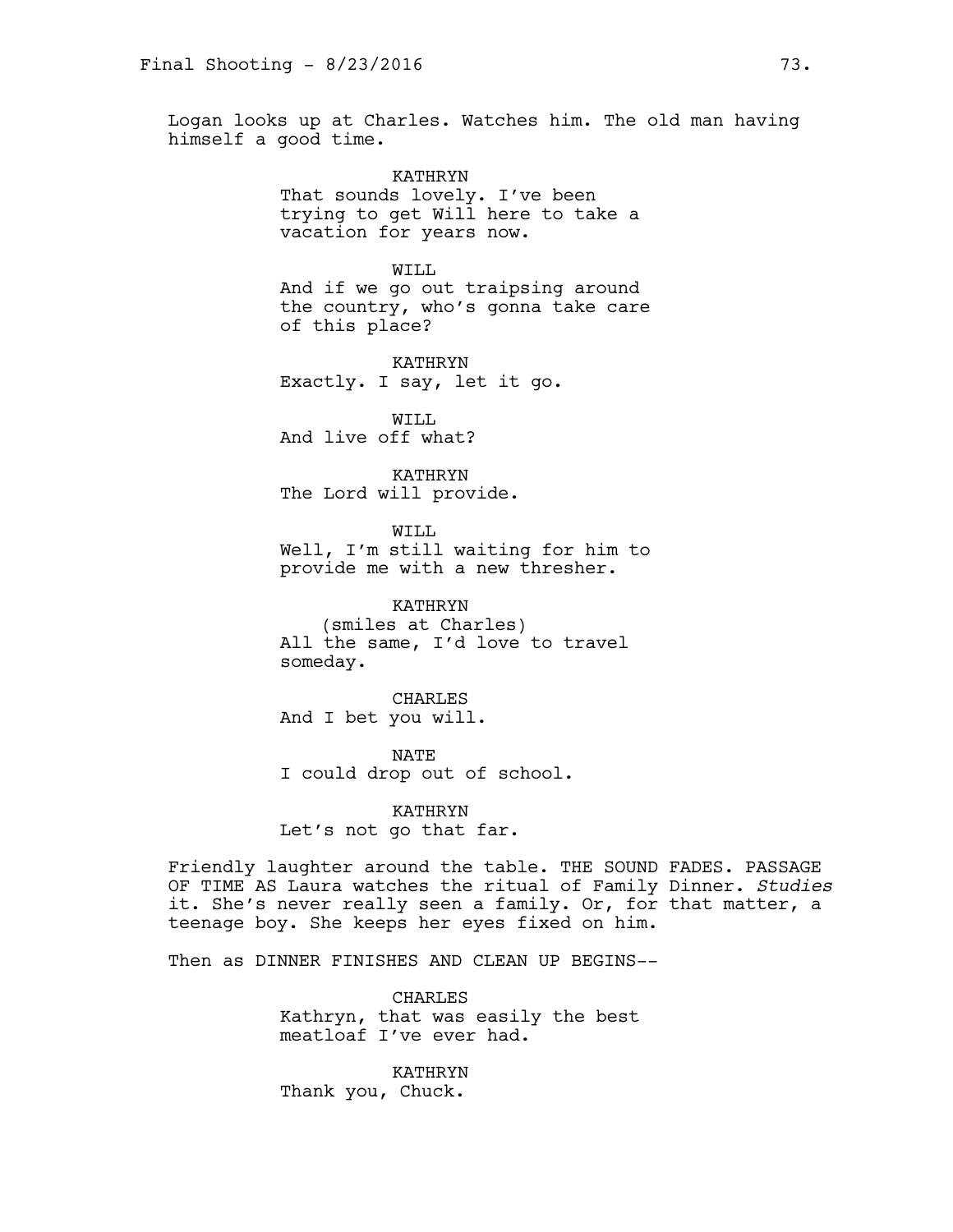Logan looks up at Charles. Watches him. The old man having himself a good time.

KATHRYN
That sounds lovely. I've been trying to get Will here to take a vacation for years now.

WILL
And if we go out traipsing around the country, who's gonna take care of this place?

KATHRYN
Exactly. I say, let it go.

WILL
And live off what?

KATHRYN
The Lord will provide.

WILL
Well, I'm still waiting for him to provide me with a new thresher.

KATHRYN
(smiles at Charles)
All the same, I'd love to travel someday.

CHARLES
And I bet you will.

NATE
I could drop out of school.

KATHRYN
Let's not go that far.

Friendly laughter around the table. THE SOUND FADES. PASSAGE OF TIME AS Laura watches the ritual of Family Dinner. *Studies* it. She's never really seen a family. Or, for that matter, a teenage boy. She keeps her eyes fixed on him.

Then as DINNER FINISHES AND CLEAN UP BEGINS--

CHARLES
Kathryn, that was easily the best meatloaf I've ever had.

KATHRYN
Thank you, Chuck.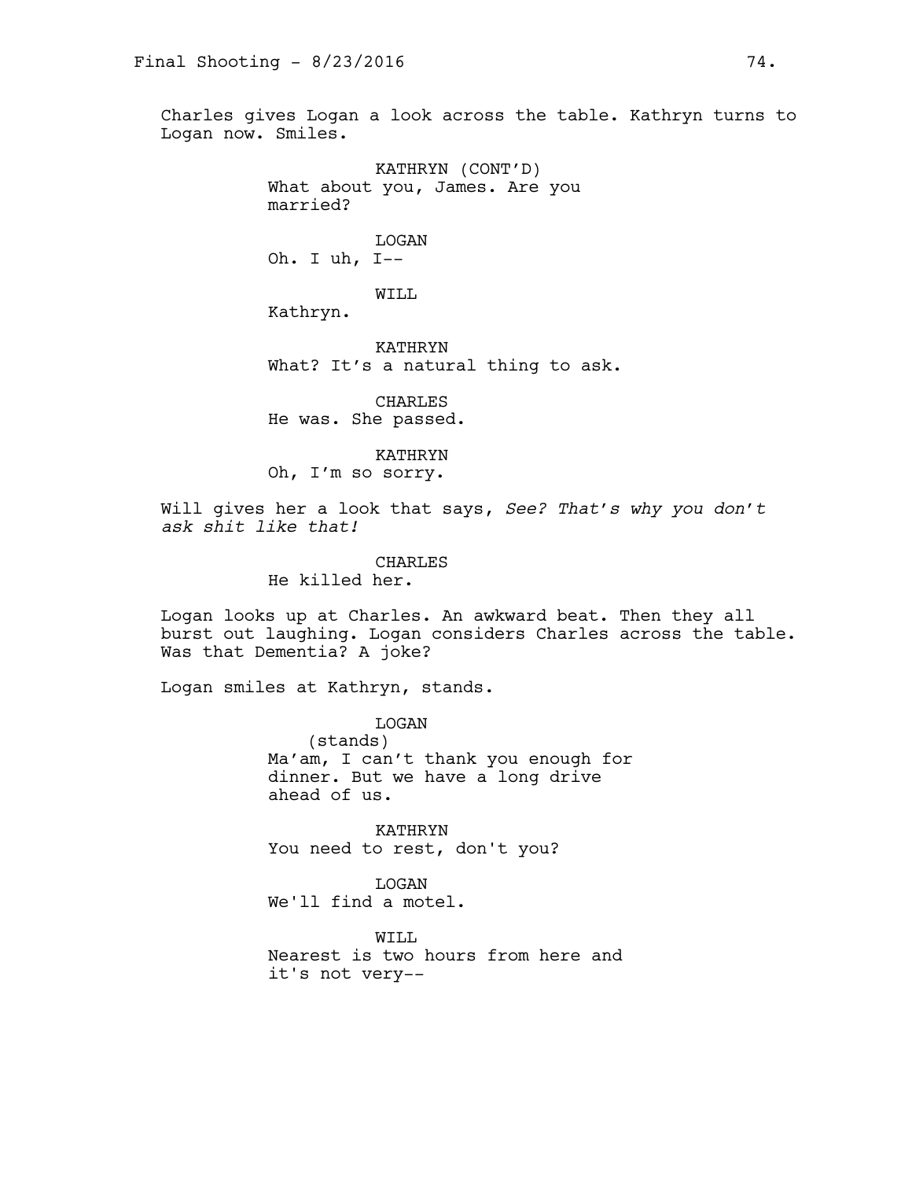Charles gives Logan a look across the table. Kathryn turns to Logan now. Smiles.

KATHRYN (CONT'D)
What about you, James. Are you married?

LOGAN
Oh. I uh, I--

WILL
Kathryn.

KATHRYN
What? It's a natural thing to ask.

CHARLES
He was. She passed.

KATHRYN
Oh, I'm so sorry.

Will gives her a look that says, *See? That's why you don't ask shit like that!*

CHARLES
He killed her.

Logan looks up at Charles. An awkward beat. Then they all burst out laughing. Logan considers Charles across the table. Was that Dementia? A joke?

Logan smiles at Kathryn, stands.

LOGAN
(stands)
Ma'am, I can't thank you enough for dinner. But we have a long drive ahead of us.

KATHRYN
You need to rest, don't you?

LOGAN
We'll find a motel.

WILL
Nearest is two hours from here and it's not very--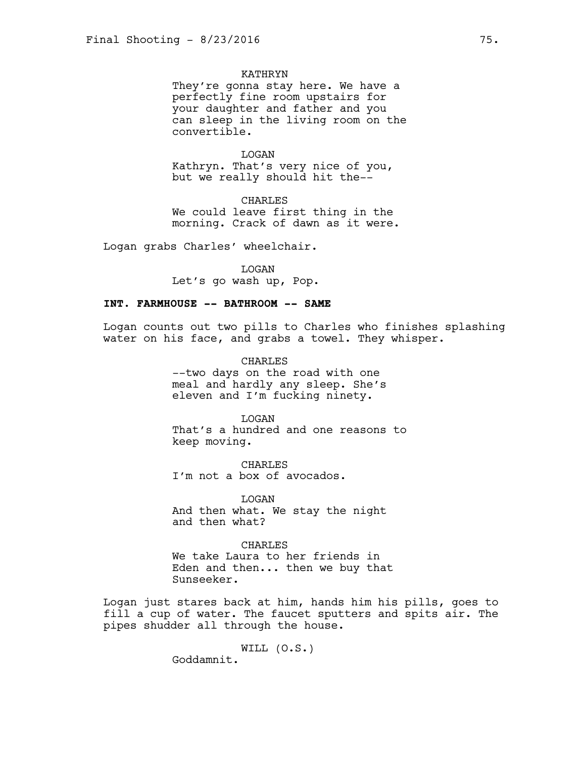KATHRYN
They're gonna stay here. We have a perfectly fine room upstairs for your daughter and father and you can sleep in the living room on the convertible.

LOGAN
Kathryn. That's very nice of you, but we really should hit the--

CHARLES
We could leave first thing in the morning. Crack of dawn as it were.

Logan grabs Charles' wheelchair.

LOGAN
Let's go wash up, Pop.

**INT. FARMHOUSE -- BATHROOM -- SAME**

Logan counts out two pills to Charles who finishes splashing water on his face, and grabs a towel. They whisper.

CHARLES
--two days on the road with one meal and hardly any sleep. She's eleven and I'm fucking ninety.

LOGAN
That's a hundred and one reasons to keep moving.

CHARLES
I'm not a box of avocados.

LOGAN
And then what. We stay the night and then what?

CHARLES
We take Laura to her friends in Eden and then... then we buy that Sunseeker.

Logan just stares back at him, hands him his pills, goes to fill a cup of water. The faucet sputters and spits air. The pipes shudder all through the house.

WILL (O.S.)
Goddamnit.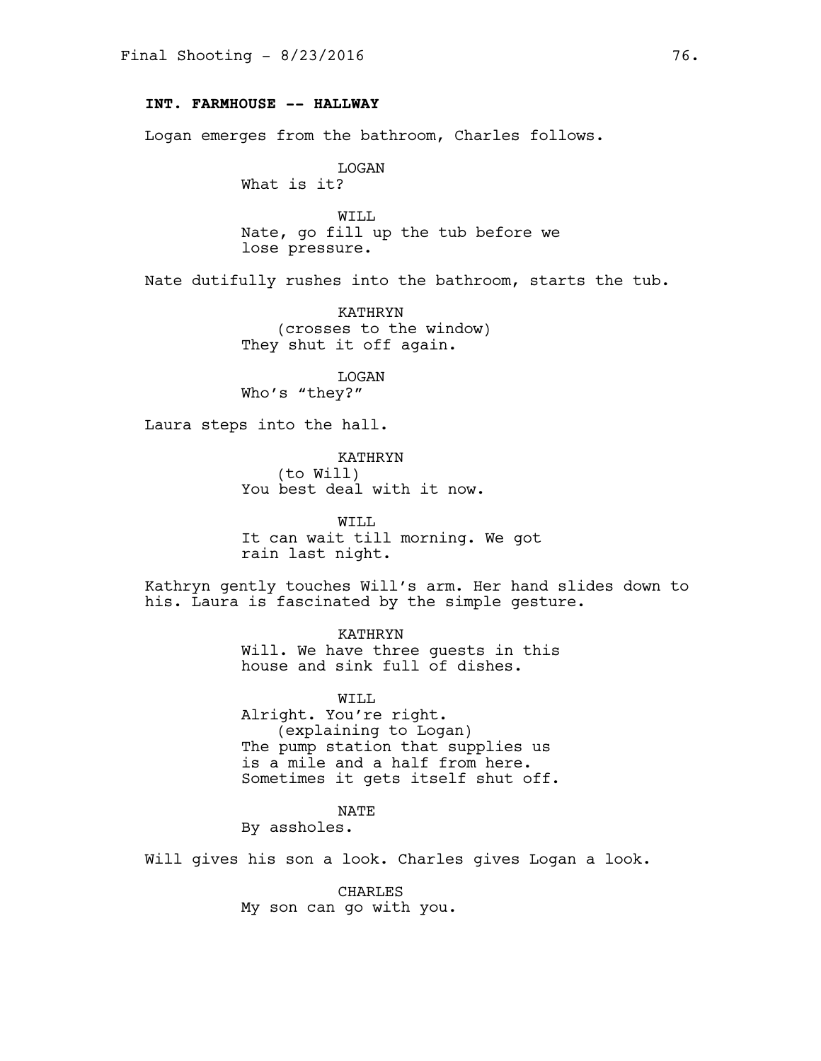**INT. FARMHOUSE -- HALLWAY**

Logan emerges from the bathroom, Charles follows.

LOGAN
What is it?

WILL
Nate, go fill up the tub before we lose pressure.

Nate dutifully rushes into the bathroom, starts the tub.

KATHRYN
(crosses to the window)
They shut it off again.

LOGAN
Who's "they?"

Laura steps into the hall.

KATHRYN
(to Will)
You best deal with it now.

WILL
It can wait till morning. We got rain last night.

Kathryn gently touches Will's arm. Her hand slides down to his. Laura is fascinated by the simple gesture.

KATHRYN
Will. We have three guests in this house and sink full of dishes.

WILL
Alright. You're right.
(explaining to Logan)
The pump station that supplies us is a mile and a half from here. Sometimes it gets itself shut off.

NATE
By assholes.

Will gives his son a look. Charles gives Logan a look.

CHARLES
My son can go with you.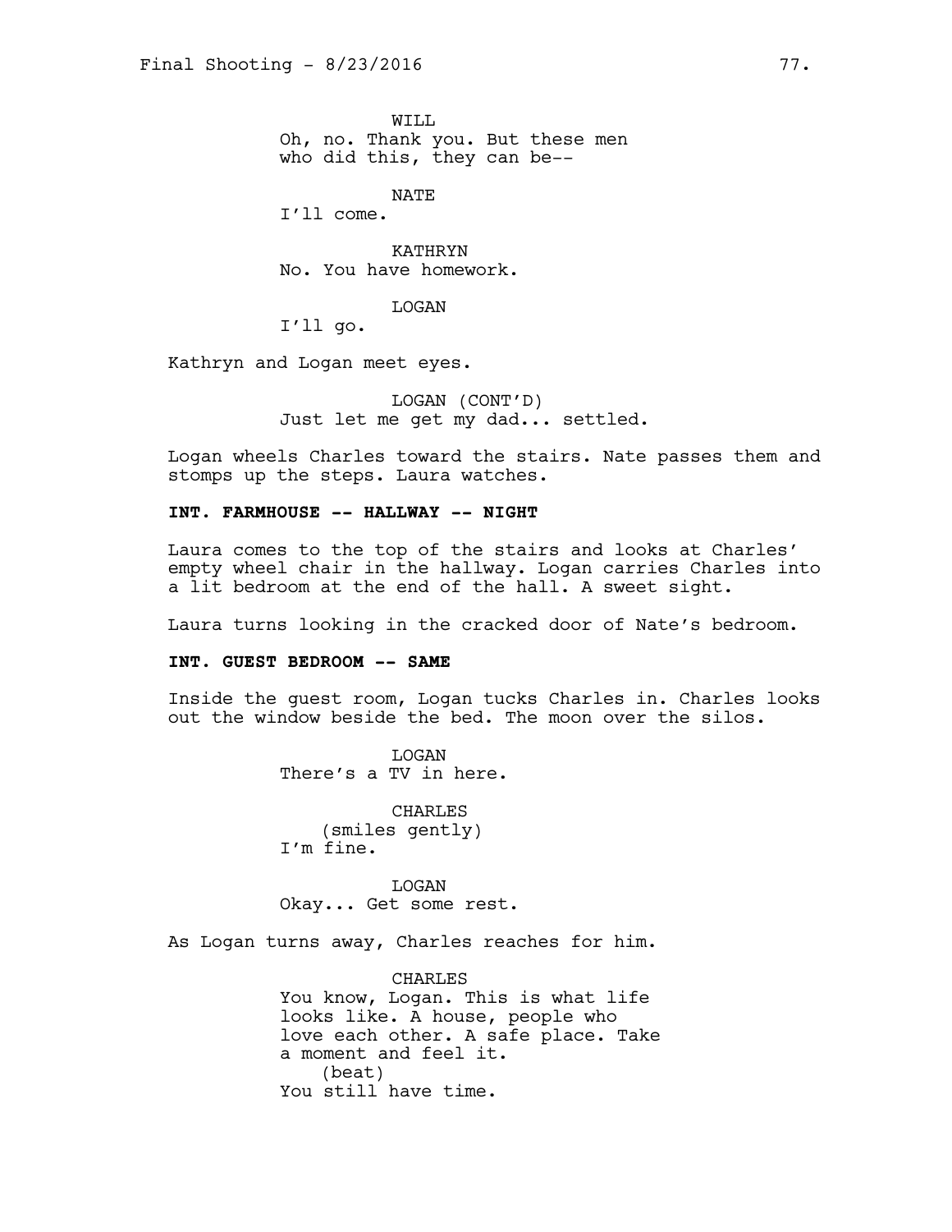WILL
Oh, no. Thank you. But these men who did this, they can be--

NATE
I'll come.

KATHRYN
No. You have homework.

LOGAN
I'll go.

Kathryn and Logan meet eyes.

LOGAN (CONT'D)
Just let me get my dad... settled.

Logan wheels Charles toward the stairs. Nate passes them and stomps up the steps. Laura watches.

**INT. FARMHOUSE -- HALLWAY -- NIGHT**

Laura comes to the top of the stairs and looks at Charles' empty wheel chair in the hallway. Logan carries Charles into a lit bedroom at the end of the hall. A sweet sight.

Laura turns looking in the cracked door of Nate's bedroom.

**INT. GUEST BEDROOM -- SAME**

Inside the guest room, Logan tucks Charles in. Charles looks out the window beside the bed. The moon over the silos.

LOGAN
There's a TV in here.

CHARLES
(smiles gently)
I'm fine.

LOGAN
Okay... Get some rest.

As Logan turns away, Charles reaches for him.

CHARLES
You know, Logan. This is what life looks like. A house, people who love each other. A safe place. Take a moment and feel it.
(beat)
You still have time.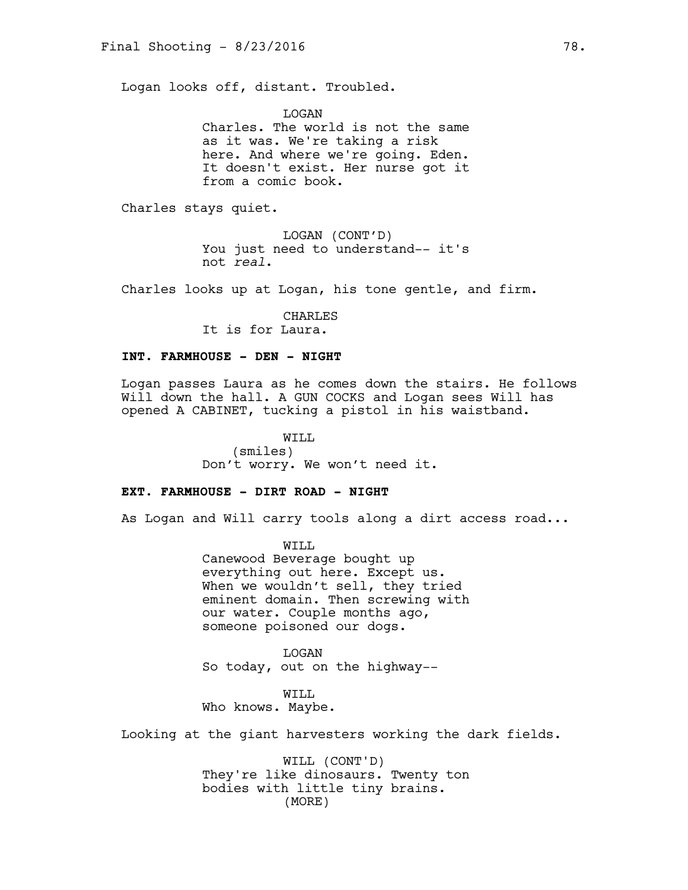Logan looks off, distant. Troubled.

LOGAN
Charles. The world is not the same as it was. We're taking a risk here. And where we're going. Eden. It doesn't exist. Her nurse got it from a comic book.

Charles stays quiet.

LOGAN (CONT'D)
You just need to understand-- it's not *real*.

Charles looks up at Logan, his tone gentle, and firm.

CHARLES
It is for Laura.

**INT. FARMHOUSE - DEN - NIGHT**

Logan passes Laura as he comes down the stairs. He follows Will down the hall. A GUN COCKS and Logan sees Will has opened A CABINET, tucking a pistol in his waistband.

WILL
(smiles)
Don't worry. We won't need it.

**EXT. FARMHOUSE - DIRT ROAD - NIGHT**

As Logan and Will carry tools along a dirt access road...

WILL
Canewood Beverage bought up everything out here. Except us. When we wouldn't sell, they tried eminent domain. Then screwing with our water. Couple months ago, someone poisoned our dogs.

LOGAN
So today, out on the highway--

WILL
Who knows. Maybe.

Looking at the giant harvesters working the dark fields.

WILL (CONT'D)
They're like dinosaurs. Twenty ton bodies with little tiny brains.
(MORE)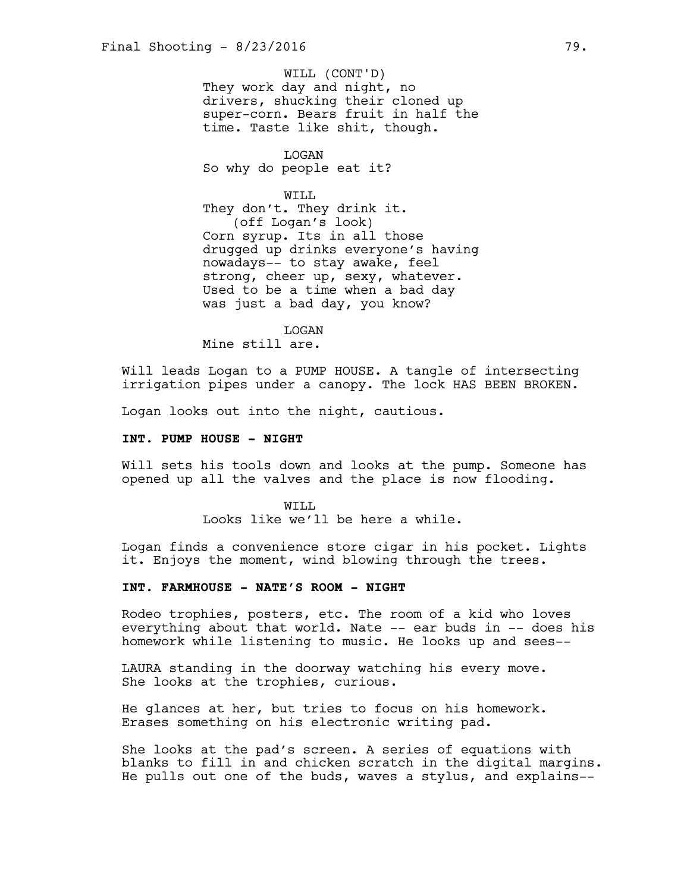WILL (CONT'D)
They work day and night, no drivers, shucking their cloned up super-corn. Bears fruit in half the time. Taste like shit, though.

LOGAN
So why do people eat it?

WILL
They don't. They drink it.
(off Logan's look)
Corn syrup. Its in all those drugged up drinks everyone's having nowadays-- to stay awake, feel strong, cheer up, sexy, whatever. Used to be a time when a bad day was just a bad day, you know?

LOGAN
Mine still are.

Will leads Logan to a PUMP HOUSE. A tangle of intersecting irrigation pipes under a canopy. The lock HAS BEEN BROKEN.

Logan looks out into the night, cautious.

**INT. PUMP HOUSE - NIGHT**

Will sets his tools down and looks at the pump. Someone has opened up all the valves and the place is now flooding.

WILL
Looks like we'll be here a while.

Logan finds a convenience store cigar in his pocket. Lights it. Enjoys the moment, wind blowing through the trees.

**INT. FARMHOUSE - NATE'S ROOM - NIGHT**

Rodeo trophies, posters, etc. The room of a kid who loves everything about that world. Nate -- ear buds in -- does his homework while listening to music. He looks up and sees--

LAURA standing in the doorway watching his every move. She looks at the trophies, curious.

He glances at her, but tries to focus on his homework. Erases something on his electronic writing pad.

She looks at the pad's screen. A series of equations with blanks to fill in and chicken scratch in the digital margins. He pulls out one of the buds, waves a stylus, and explains--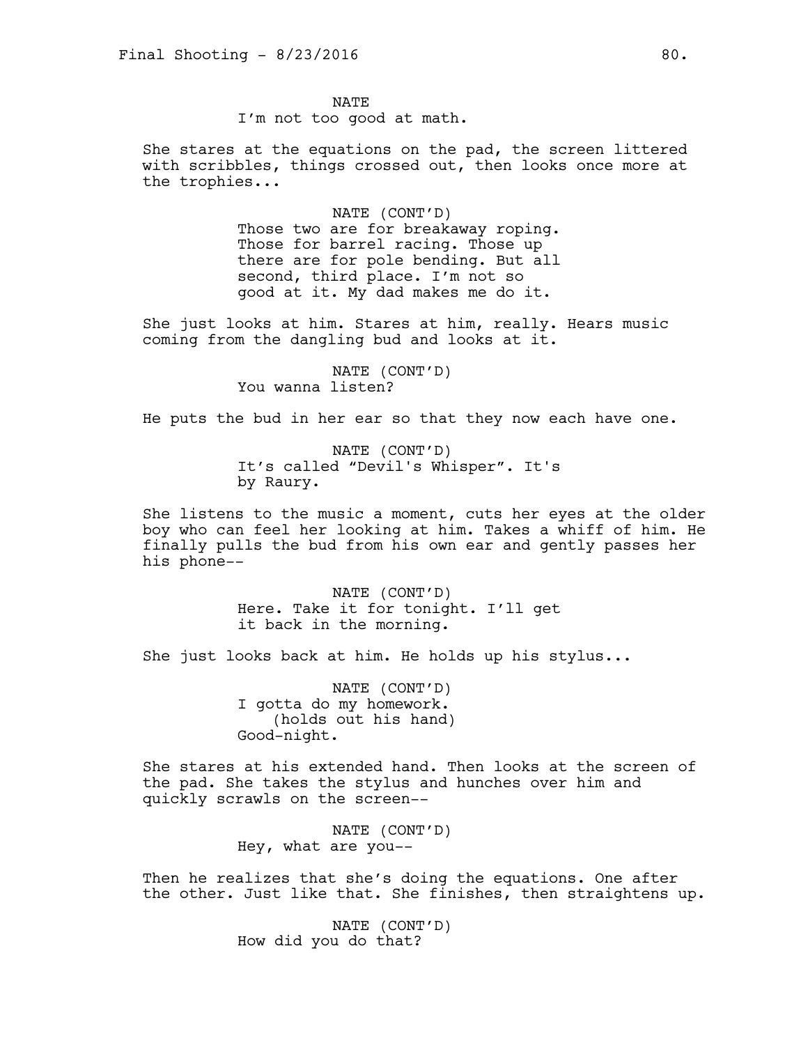NATE

I'm not too good at math.

She stares at the equations on the pad, the screen littered with scribbles, things crossed out, then looks once more at the trophies...

NATE (CONT'D)

Those two are for breakaway roping. Those for barrel racing. Those up there are for pole bending. But all second, third place. I'm not so good at it. My dad makes me do it.

She just looks at him. Stares at him, really. Hears music coming from the dangling bud and looks at it.

NATE (CONT'D)

You wanna listen?

He puts the bud in her ear so that they now each have one.

NATE (CONT'D)

It's called "Devil's Whisper". It's by Raury.

She listens to the music a moment, cuts her eyes at the older boy who can feel her looking at him. Takes a whiff of him. He finally pulls the bud from his own ear and gently passes her his phone--

NATE (CONT'D)

Here. Take it for tonight. I'll get it back in the morning.

She just looks back at him. He holds up his stylus...

NATE (CONT'D)

I gotta do my homework.

(holds out his hand)

Good-night.

She stares at his extended hand. Then looks at the screen of the pad. She takes the stylus and hunches over him and quickly scrawls on the screen--

NATE (CONT'D)

Hey, what are you--

Then he realizes that she's doing the equations. One after the other. Just like that. She finishes, then straightens up.

NATE (CONT'D)

How did you do that?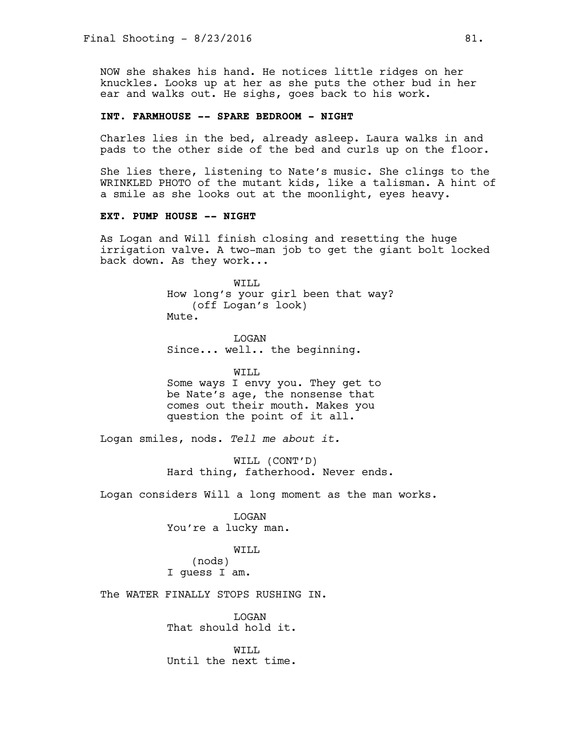NOW she shakes his hand. He notices little ridges on her knuckles. Looks up at her as she puts the other bud in her ear and walks out. He sighs, goes back to his work.

**INT. FARMHOUSE -- SPARE BEDROOM - NIGHT**

Charles lies in the bed, already asleep. Laura walks in and pads to the other side of the bed and curls up on the floor.

She lies there, listening to Nate's music. She clings to the WRINKLED PHOTO of the mutant kids, like a talisman. A hint of a smile as she looks out at the moonlight, eyes heavy.

**EXT. PUMP HOUSE -- NIGHT**

As Logan and Will finish closing and resetting the huge irrigation valve. A two-man job to get the giant bolt locked back down. As they work...

WILL
How long's your girl been that way?
(off Logan's look)
Mute.

LOGAN
Since... well.. the beginning.

WILL
Some ways I envy you. They get to be Nate's age, the nonsense that comes out their mouth. Makes you question the point of it all.

Logan smiles, nods. *Tell me about it.*

WILL (CONT'D)
Hard thing, fatherhood. Never ends.

Logan considers Will a long moment as the man works.

LOGAN
You're a lucky man.

WILL
(nods)
I guess I am.

The WATER FINALLY STOPS RUSHING IN.

LOGAN
That should hold it.

WILL
Until the next time.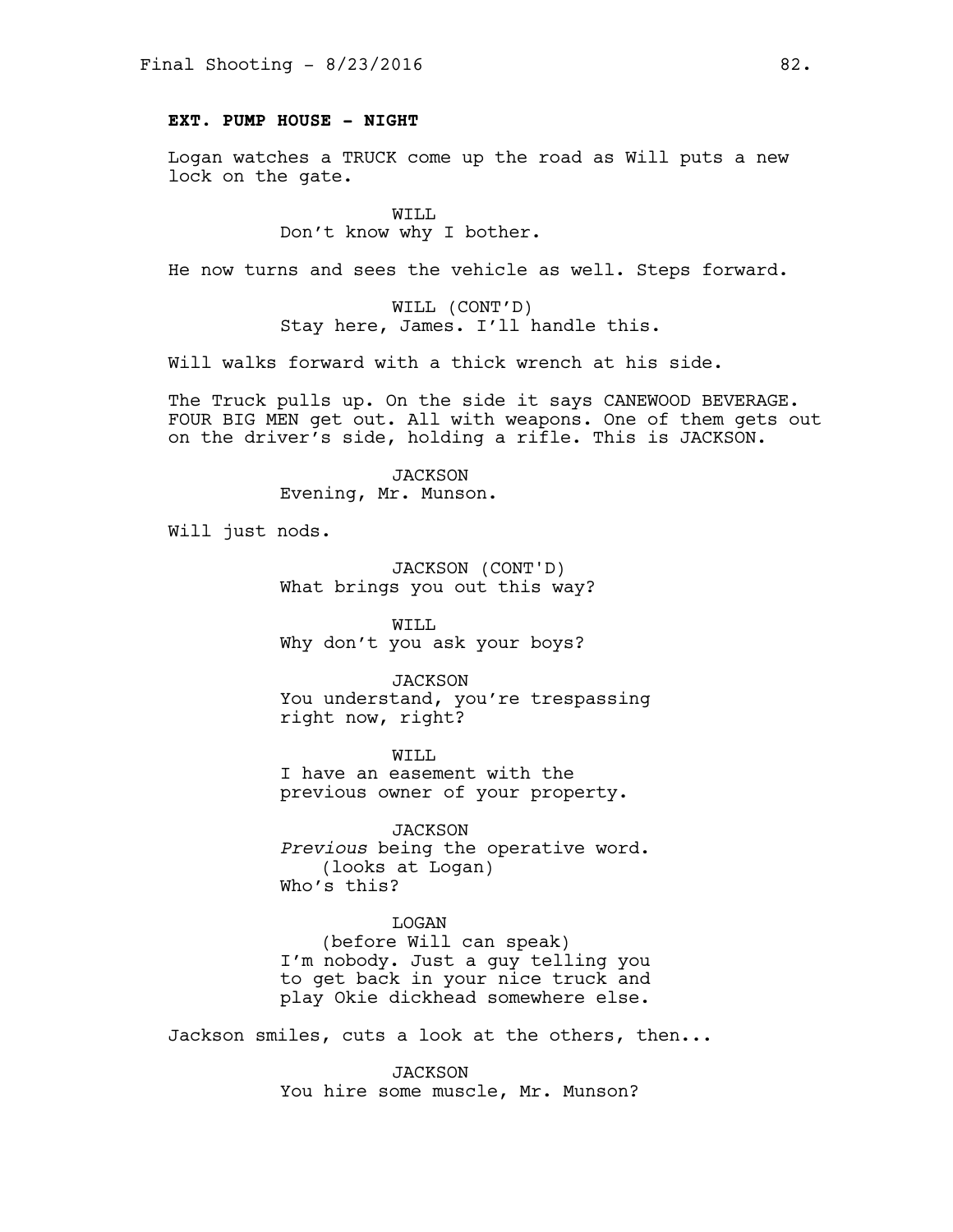**EXT. PUMP HOUSE - NIGHT**

Logan watches a TRUCK come up the road as Will puts a new lock on the gate.

WILL
Don't know why I bother.

He now turns and sees the vehicle as well. Steps forward.

WILL (CONT'D)
Stay here, James. I'll handle this.

Will walks forward with a thick wrench at his side.

The Truck pulls up. On the side it says CANEWOOD BEVERAGE. FOUR BIG MEN get out. All with weapons. One of them gets out on the driver's side, holding a rifle. This is JACKSON.

JACKSON
Evening, Mr. Munson.

Will just nods.

JACKSON (CONT'D)
What brings you out this way?

WILL
Why don't you ask your boys?

JACKSON
You understand, you're trespassing right now, right?

WILL
I have an easement with the previous owner of your property.

JACKSON
*Previous* being the operative word.
(looks at Logan)
Who's this?

LOGAN
(before Will can speak)
I'm nobody. Just a guy telling you to get back in your nice truck and play Okie dickhead somewhere else.

Jackson smiles, cuts a look at the others, then...

JACKSON
You hire some muscle, Mr. Munson?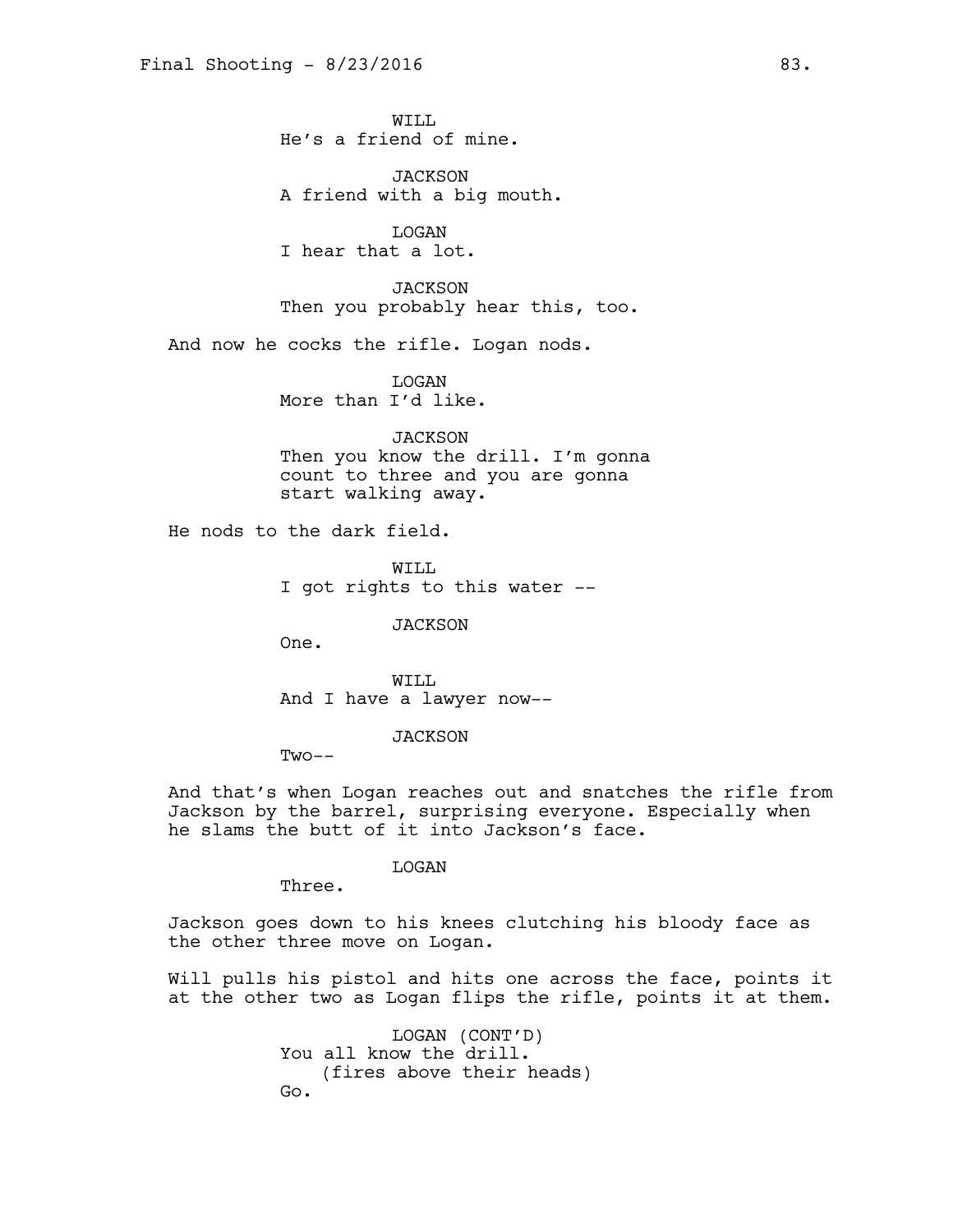WILL
He's a friend of mine.

JACKSON
A friend with a big mouth.

LOGAN
I hear that a lot.

JACKSON
Then you probably hear this, too.

And now he cocks the rifle. Logan nods.

LOGAN
More than I'd like.

JACKSON
Then you know the drill. I'm gonna count to three and you are gonna start walking away.

He nods to the dark field.

WILL
I got rights to this water --

JACKSON
One.

WILL
And I have a lawyer now--

JACKSON
Two--

And that's when Logan reaches out and snatches the rifle from Jackson by the barrel, surprising everyone. Especially when he slams the butt of it into Jackson's face.

LOGAN
Three.

Jackson goes down to his knees clutching his bloody face as the other three move on Logan.

Will pulls his pistol and hits one across the face, points it at the other two as Logan flips the rifle, points it at them.

LOGAN (CONT'D)
You all know the drill.
(fires above their heads)
Go.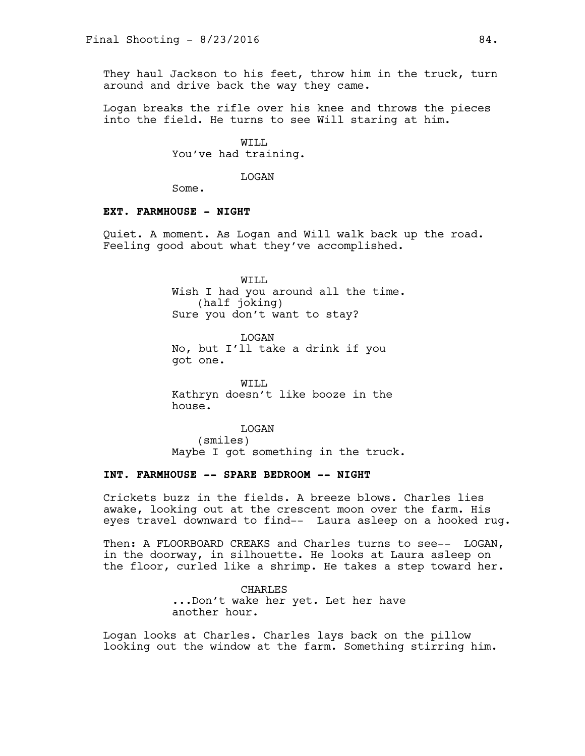They haul Jackson to his feet, throw him in the truck, turn around and drive back the way they came.

Logan breaks the rifle over his knee and throws the pieces into the field. He turns to see Will staring at him.

WILL
You've had training.

LOGAN
Some.

**EXT. FARMHOUSE - NIGHT**

Quiet. A moment. As Logan and Will walk back up the road. Feeling good about what they've accomplished.

WILL
Wish I had you around all the time.
(half joking)
Sure you don't want to stay?

LOGAN
No, but I'll take a drink if you got one.

WILL
Kathryn doesn't like booze in the house.

LOGAN
(smiles)
Maybe I got something in the truck.

**INT. FARMHOUSE -- SPARE BEDROOM -- NIGHT**

Crickets buzz in the fields. A breeze blows. Charles lies awake, looking out at the crescent moon over the farm. His eyes travel downward to find-- Laura asleep on a hooked rug.

Then: A FLOORBOARD CREAKS and Charles turns to see-- LOGAN, in the doorway, in silhouette. He looks at Laura asleep on the floor, curled like a shrimp. He takes a step toward her.

CHARLES
...Don't wake her yet. Let her have another hour.

Logan looks at Charles. Charles lays back on the pillow looking out the window at the farm. Something stirring him.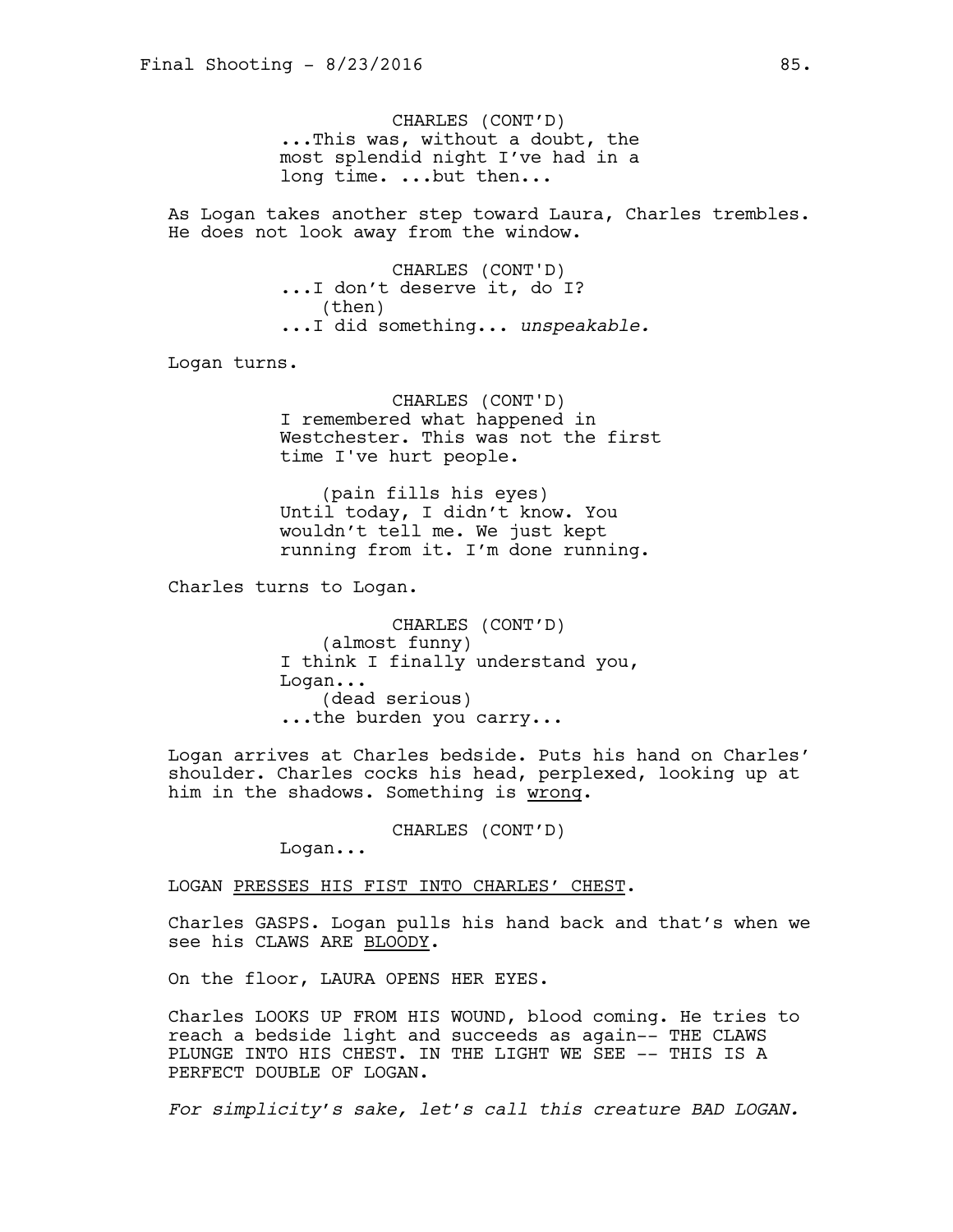CHARLES (CONT'D)
...This was, without a doubt, the most splendid night I've had in a long time. ...but then...

As Logan takes another step toward Laura, Charles trembles. He does not look away from the window.

CHARLES (CONT'D)
...I don't deserve it, do I?
(then)
...I did something... *unspeakable.*

Logan turns.

CHARLES (CONT'D)
I remembered what happened in Westchester. This was not the first time I've hurt people.

(pain fills his eyes)
Until today, I didn't know. You wouldn't tell me. We just kept running from it. I'm done running.

Charles turns to Logan.

CHARLES (CONT'D)
(almost funny)
I think I finally understand you, Logan...
(dead serious)
...the burden you carry...

Logan arrives at Charles bedside. Puts his hand on Charles' shoulder. Charles cocks his head, perplexed, looking up at him in the shadows. Something is wrong.

CHARLES (CONT'D)
Logan...

LOGAN PRESSES HIS FIST INTO CHARLES' CHEST.

Charles GASPS. Logan pulls his hand back and that's when we see his CLAWS ARE BLOODY.

On the floor, LAURA OPENS HER EYES.

Charles LOOKS UP FROM HIS WOUND, blood coming. He tries to reach a bedside light and succeeds as again-- THE CLAWS PLUNGE INTO HIS CHEST. IN THE LIGHT WE SEE -- THIS IS A PERFECT DOUBLE OF LOGAN.

*For simplicity's sake, let's call this creature BAD LOGAN.*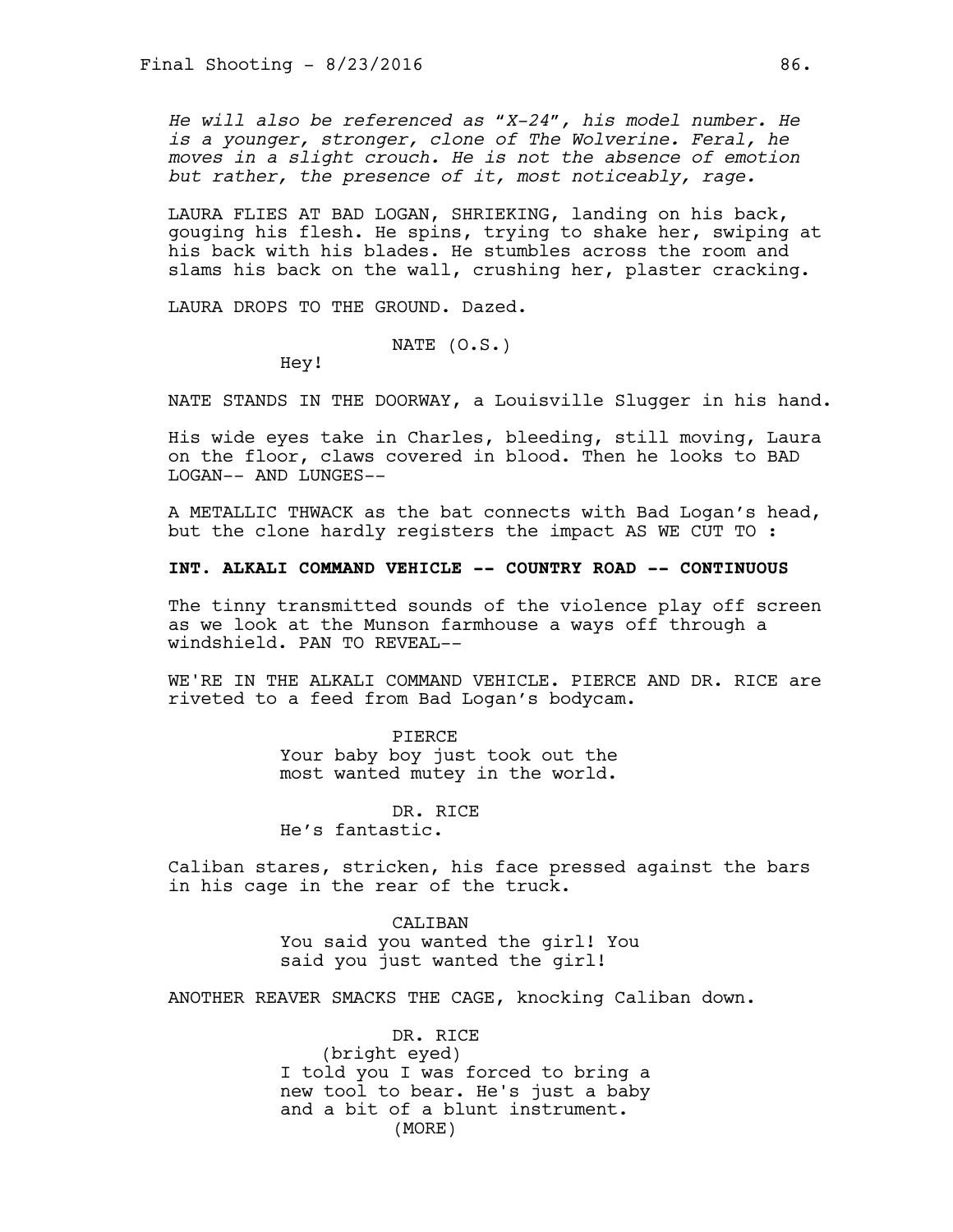*He will also be referenced as "X-24", his model number. He is a younger, stronger, clone of The Wolverine. Feral, he moves in a slight crouch. He is not the absence of emotion but rather, the presence of it, most noticeably, rage.*

LAURA FLIES AT BAD LOGAN, SHRIEKING, landing on his back, gouging his flesh. He spins, trying to shake her, swiping at his back with his blades. He stumbles across the room and slams his back on the wall, crushing her, plaster cracking.

LAURA DROPS TO THE GROUND. Dazed.

NATE (O.S.)
Hey!

NATE STANDS IN THE DOORWAY, a Louisville Slugger in his hand.

His wide eyes take in Charles, bleeding, still moving, Laura on the floor, claws covered in blood. Then he looks to BAD LOGAN-- AND LUNGES--

A METALLIC THWACK as the bat connects with Bad Logan's head, but the clone hardly registers the impact AS WE CUT TO :

**INT. ALKALI COMMAND VEHICLE -- COUNTRY ROAD -- CONTINUOUS**

The tinny transmitted sounds of the violence play off screen as we look at the Munson farmhouse a ways off through a windshield. PAN TO REVEAL--

WE'RE IN THE ALKALI COMMAND VEHICLE. PIERCE AND DR. RICE are riveted to a feed from Bad Logan's bodycam.

PIERCE
Your baby boy just took out the most wanted mutey in the world.

DR. RICE
He's fantastic.

Caliban stares, stricken, his face pressed against the bars in his cage in the rear of the truck.

CALIBAN
You said you wanted the girl! You said you just wanted the girl!

ANOTHER REAVER SMACKS THE CAGE, knocking Caliban down.

DR. RICE
(bright eyed)
I told you I was forced to bring a new tool to bear. He's just a baby and a bit of a blunt instrument.
(MORE)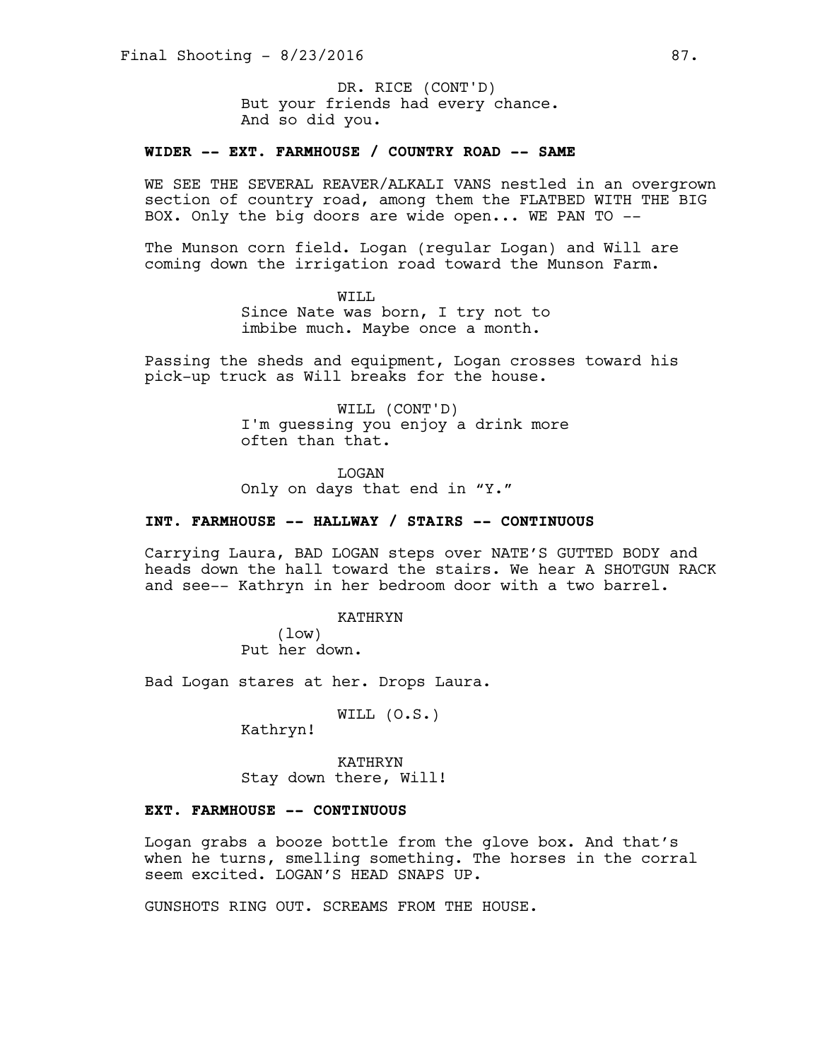DR. RICE (CONT'D)
But your friends had every chance.
And so did you.

**WIDER -- EXT. FARMHOUSE / COUNTRY ROAD -- SAME**

WE SEE THE SEVERAL REAVER/ALKALI VANS nestled in an overgrown section of country road, among them the FLATBED WITH THE BIG BOX. Only the big doors are wide open... WE PAN TO --

The Munson corn field. Logan (regular Logan) and Will are coming down the irrigation road toward the Munson Farm.

WILL
Since Nate was born, I try not to imbibe much. Maybe once a month.

Passing the sheds and equipment, Logan crosses toward his pick-up truck as Will breaks for the house.

WILL (CONT'D)
I'm guessing you enjoy a drink more often than that.

LOGAN
Only on days that end in "Y."

**INT. FARMHOUSE -- HALLWAY / STAIRS -- CONTINUOUS**

Carrying Laura, BAD LOGAN steps over NATE'S GUTTED BODY and heads down the hall toward the stairs. We hear A SHOTGUN RACK and see-- Kathryn in her bedroom door with a two barrel.

KATHRYN
(low)
Put her down.

Bad Logan stares at her. Drops Laura.

WILL (O.S.)
Kathryn!

KATHRYN
Stay down there, Will!

**EXT. FARMHOUSE -- CONTINUOUS**

Logan grabs a booze bottle from the glove box. And that's when he turns, smelling something. The horses in the corral seem excited. LOGAN'S HEAD SNAPS UP.

GUNSHOTS RING OUT. SCREAMS FROM THE HOUSE.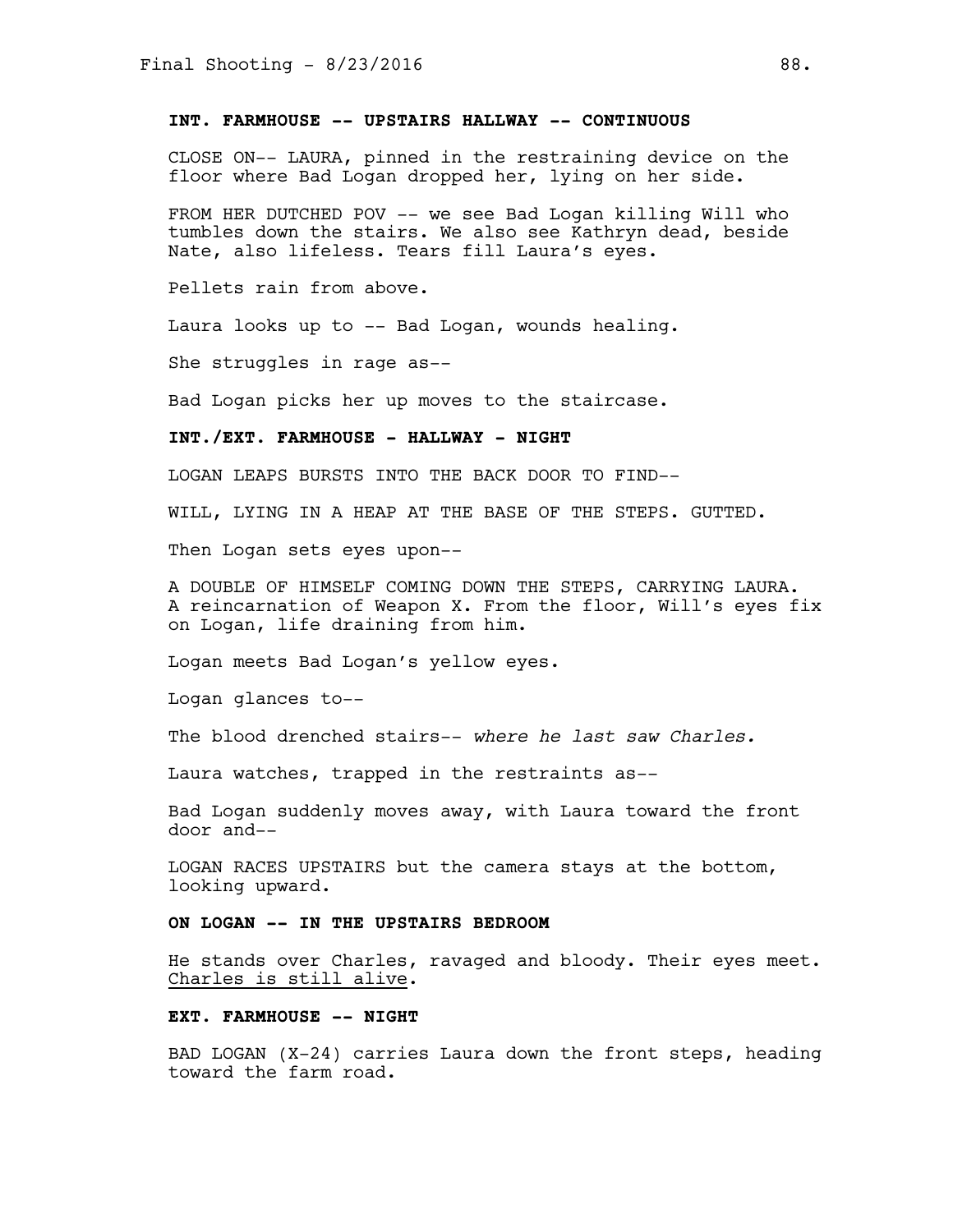**INT. FARMHOUSE -- UPSTAIRS HALLWAY -- CONTINUOUS**

CLOSE ON-- LAURA, pinned in the restraining device on the floor where Bad Logan dropped her, lying on her side.

FROM HER DUTCHED POV -- we see Bad Logan killing Will who tumbles down the stairs. We also see Kathryn dead, beside Nate, also lifeless. Tears fill Laura's eyes.

Pellets rain from above.

Laura looks up to -- Bad Logan, wounds healing.

She struggles in rage as--

Bad Logan picks her up moves to the staircase.

**INT./EXT. FARMHOUSE - HALLWAY - NIGHT**

LOGAN LEAPS BURSTS INTO THE BACK DOOR TO FIND--

WILL, LYING IN A HEAP AT THE BASE OF THE STEPS. GUTTED.

Then Logan sets eyes upon--

A DOUBLE OF HIMSELF COMING DOWN THE STEPS, CARRYING LAURA. A reincarnation of Weapon X. From the floor, Will's eyes fix on Logan, life draining from him.

Logan meets Bad Logan's yellow eyes.

Logan glances to--

The blood drenched stairs-- *where he last saw Charles.*

Laura watches, trapped in the restraints as--

Bad Logan suddenly moves away, with Laura toward the front door and--

LOGAN RACES UPSTAIRS but the camera stays at the bottom, looking upward.

**ON LOGAN -- IN THE UPSTAIRS BEDROOM**

He stands over Charles, ravaged and bloody. Their eyes meet. <u>Charles is still alive</u>.

**EXT. FARMHOUSE -- NIGHT**

BAD LOGAN (X-24) carries Laura down the front steps, heading toward the farm road.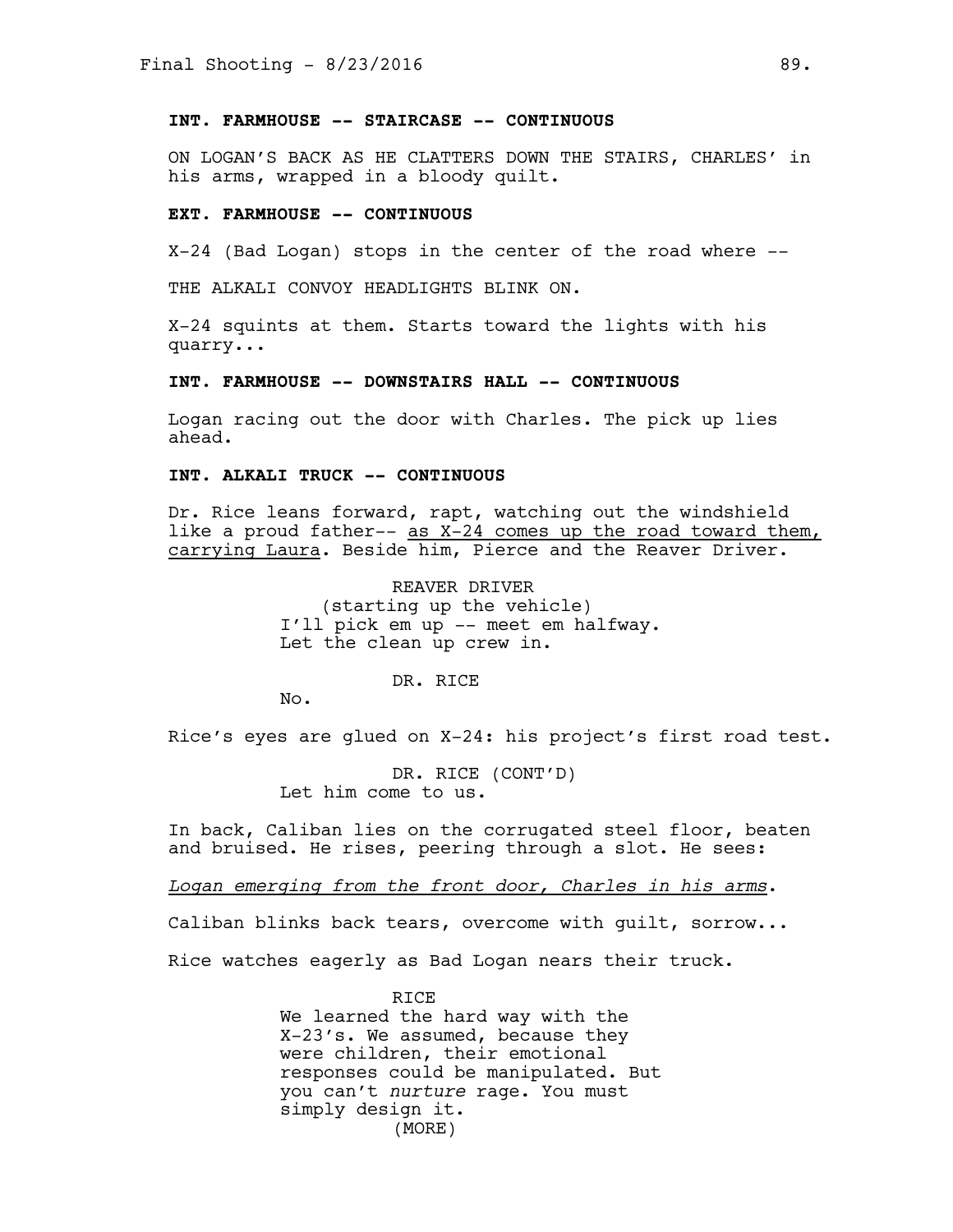**INT. FARMHOUSE -- STAIRCASE -- CONTINUOUS**

ON LOGAN'S BACK AS HE CLATTERS DOWN THE STAIRS, CHARLES' in his arms, wrapped in a bloody quilt.

**EXT. FARMHOUSE -- CONTINUOUS**

X-24 (Bad Logan) stops in the center of the road where --

THE ALKALI CONVOY HEADLIGHTS BLINK ON.

X-24 squints at them. Starts toward the lights with his quarry...

**INT. FARMHOUSE -- DOWNSTAIRS HALL -- CONTINUOUS**

Logan racing out the door with Charles. The pick up lies ahead.

**INT. ALKALI TRUCK -- CONTINUOUS**

Dr. Rice leans forward, rapt, watching out the windshield like a proud father-- <u>as X-24 comes up the road toward them, carrying Laura</u>. Beside him, Pierce and the Reaver Driver.

REAVER DRIVER
(starting up the vehicle)
I'll pick em up -- meet em halfway. Let the clean up crew in.

DR. RICE
No.

Rice's eyes are glued on X-24: his project's first road test.

DR. RICE (CONT'D)
Let him come to us.

In back, Caliban lies on the corrugated steel floor, beaten and bruised. He rises, peering through a slot. He sees:

*<u>Logan emerging from the front door, Charles in his arms</u>*.

Caliban blinks back tears, overcome with guilt, sorrow...

Rice watches eagerly as Bad Logan nears their truck.

RICE
We learned the hard way with the X-23's. We assumed, because they were children, their emotional responses could be manipulated. But you can't *nurture* rage. You must simply design it.
(MORE)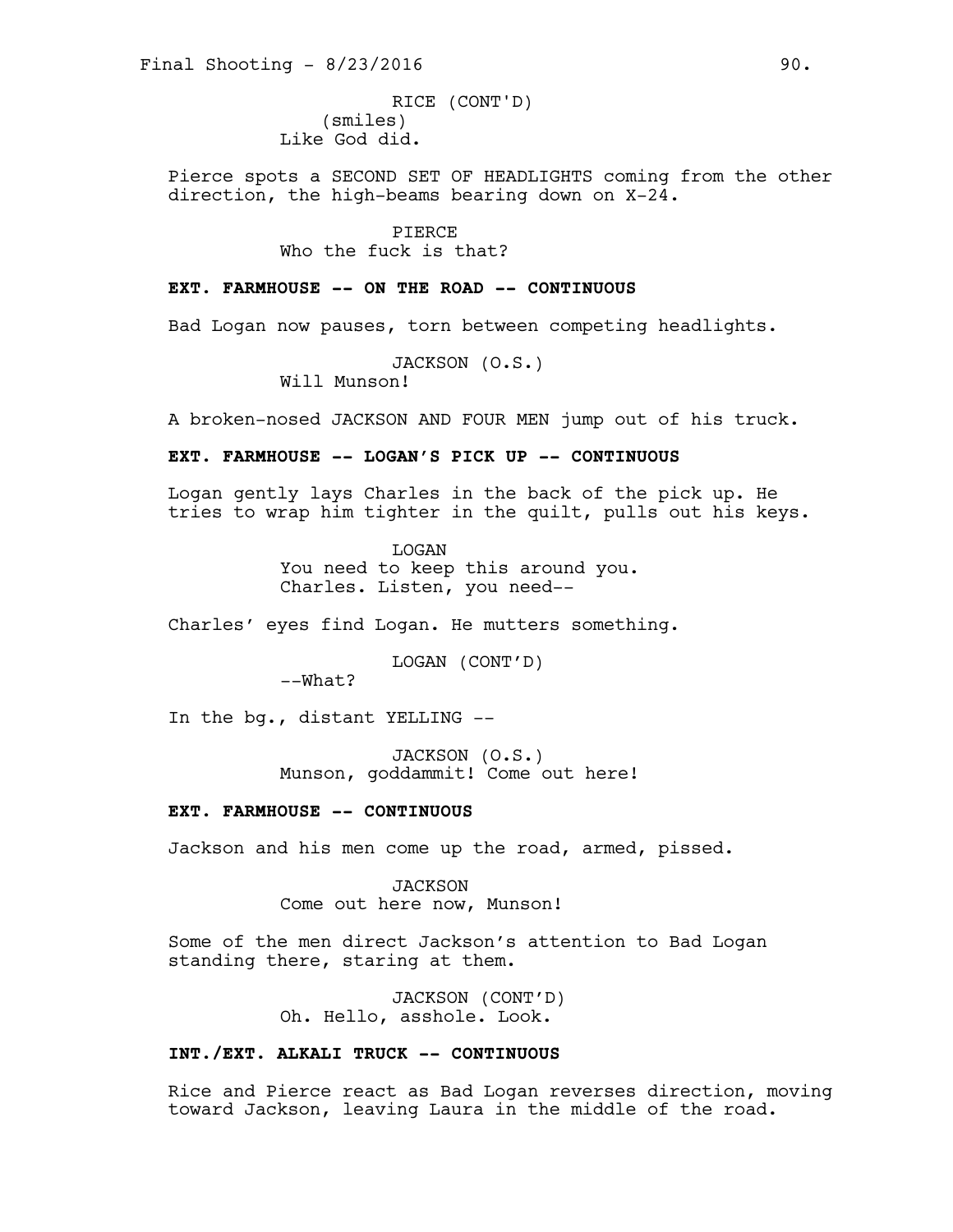RICE (CONT'D)
(smiles)
Like God did.

Pierce spots a SECOND SET OF HEADLIGHTS coming from the other direction, the high-beams bearing down on X-24.

PIERCE
Who the fuck is that?

**EXT. FARMHOUSE -- ON THE ROAD -- CONTINUOUS**

Bad Logan now pauses, torn between competing headlights.

JACKSON (O.S.)
Will Munson!

A broken-nosed JACKSON AND FOUR MEN jump out of his truck.

**EXT. FARMHOUSE -- LOGAN'S PICK UP -- CONTINUOUS**

Logan gently lays Charles in the back of the pick up. He tries to wrap him tighter in the quilt, pulls out his keys.

LOGAN
You need to keep this around you. Charles. Listen, you need--

Charles' eyes find Logan. He mutters something.

LOGAN (CONT'D)
--What?

In the bg., distant YELLING --

JACKSON (O.S.)
Munson, goddammit! Come out here!

**EXT. FARMHOUSE -- CONTINUOUS**

Jackson and his men come up the road, armed, pissed.

JACKSON
Come out here now, Munson!

Some of the men direct Jackson's attention to Bad Logan standing there, staring at them.

JACKSON (CONT'D)
Oh. Hello, asshole. Look.

**INT./EXT. ALKALI TRUCK -- CONTINUOUS**

Rice and Pierce react as Bad Logan reverses direction, moving toward Jackson, leaving Laura in the middle of the road.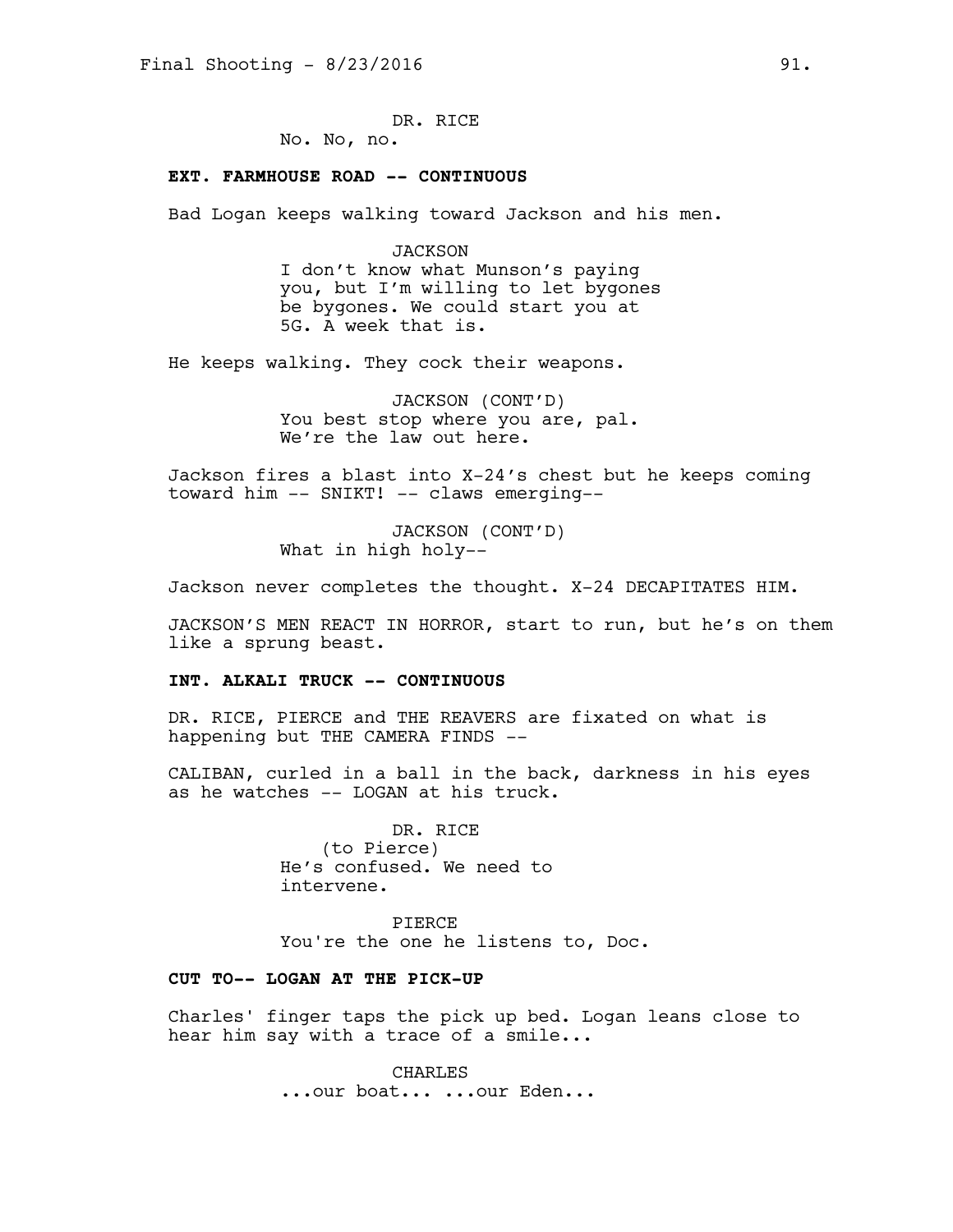DR. RICE
No. No, no.

**EXT. FARMHOUSE ROAD -- CONTINUOUS**

Bad Logan keeps walking toward Jackson and his men.

JACKSON
I don't know what Munson's paying you, but I'm willing to let bygones be bygones. We could start you at 5G. A week that is.

He keeps walking. They cock their weapons.

JACKSON (CONT'D)
You best stop where you are, pal. We're the law out here.

Jackson fires a blast into X-24's chest but he keeps coming toward him -- SNIKT! -- claws emerging--

JACKSON (CONT'D)
What in high holy--

Jackson never completes the thought. X-24 DECAPITATES HIM.

JACKSON'S MEN REACT IN HORROR, start to run, but he's on them like a sprung beast.

**INT. ALKALI TRUCK -- CONTINUOUS**

DR. RICE, PIERCE and THE REAVERS are fixated on what is happening but THE CAMERA FINDS --

CALIBAN, curled in a ball in the back, darkness in his eyes as he watches -- LOGAN at his truck.

DR. RICE
(to Pierce)
He's confused. We need to intervene.

PIERCE
You're the one he listens to, Doc.

**CUT TO-- LOGAN AT THE PICK-UP**

Charles' finger taps the pick up bed. Logan leans close to hear him say with a trace of a smile...

CHARLES
...our boat... ...our Eden...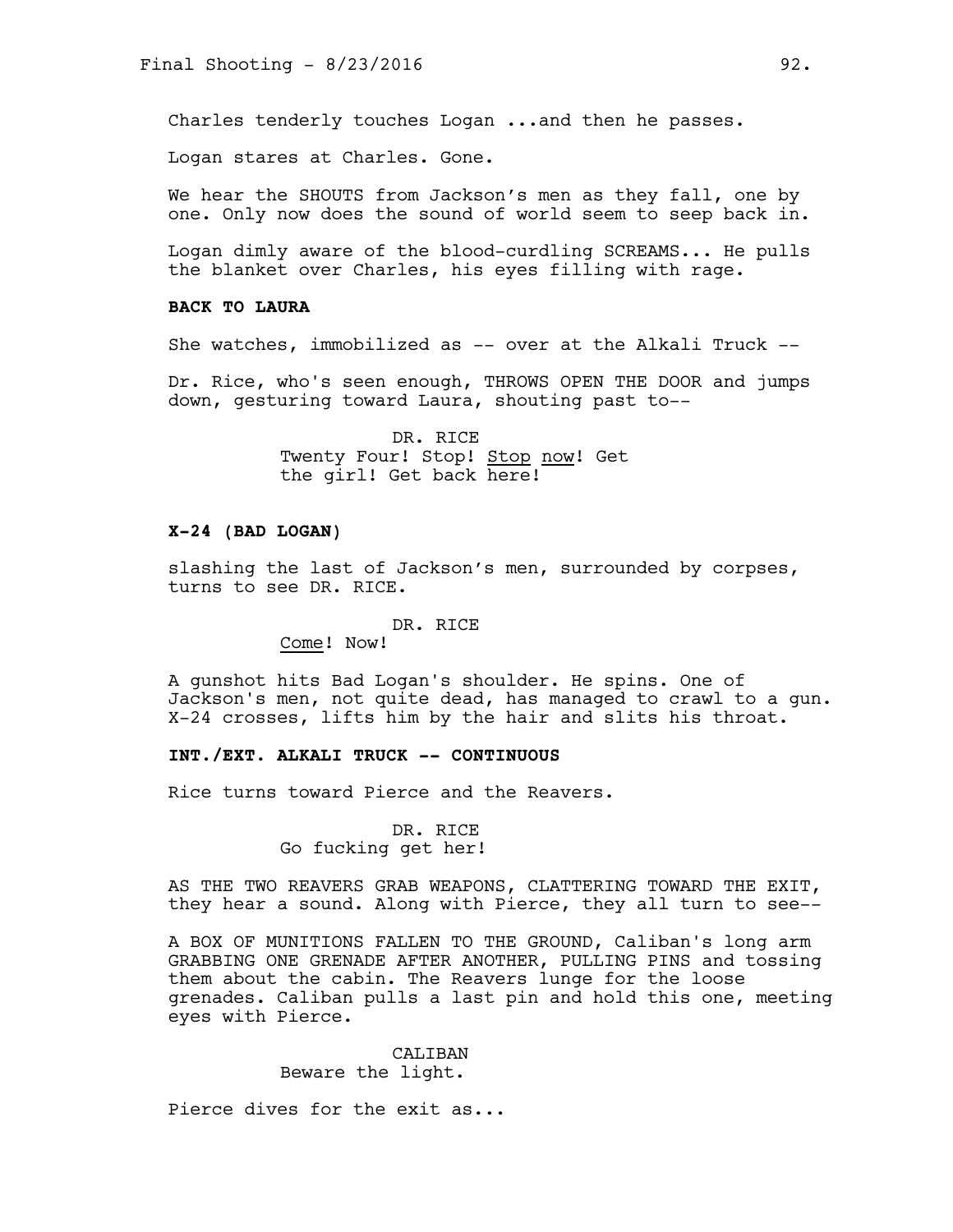Charles tenderly touches Logan ...and then he passes.

Logan stares at Charles. Gone.

We hear the SHOUTS from Jackson's men as they fall, one by one. Only now does the sound of world seem to seep back in.

Logan dimly aware of the blood-curdling SCREAMS... He pulls the blanket over Charles, his eyes filling with rage.

**BACK TO LAURA**

She watches, immobilized as -- over at the Alkali Truck --

Dr. Rice, who's seen enough, THROWS OPEN THE DOOR and jumps down, gesturing toward Laura, shouting past to--

DR. RICE
Twenty Four! Stop! Stop now! Get the girl! Get back here!

**X-24 (BAD LOGAN)**

slashing the last of Jackson's men, surrounded by corpses, turns to see DR. RICE.

DR. RICE
Come! Now!

A gunshot hits Bad Logan's shoulder. He spins. One of Jackson's men, not quite dead, has managed to crawl to a gun. X-24 crosses, lifts him by the hair and slits his throat.

**INT./EXT. ALKALI TRUCK -- CONTINUOUS**

Rice turns toward Pierce and the Reavers.

DR. RICE
Go fucking get her!

AS THE TWO REAVERS GRAB WEAPONS, CLATTERING TOWARD THE EXIT, they hear a sound. Along with Pierce, they all turn to see--

A BOX OF MUNITIONS FALLEN TO THE GROUND, Caliban's long arm GRABBING ONE GRENADE AFTER ANOTHER, PULLING PINS and tossing them about the cabin. The Reavers lunge for the loose grenades. Caliban pulls a last pin and hold this one, meeting eyes with Pierce.

CALIBAN
Beware the light.

Pierce dives for the exit as...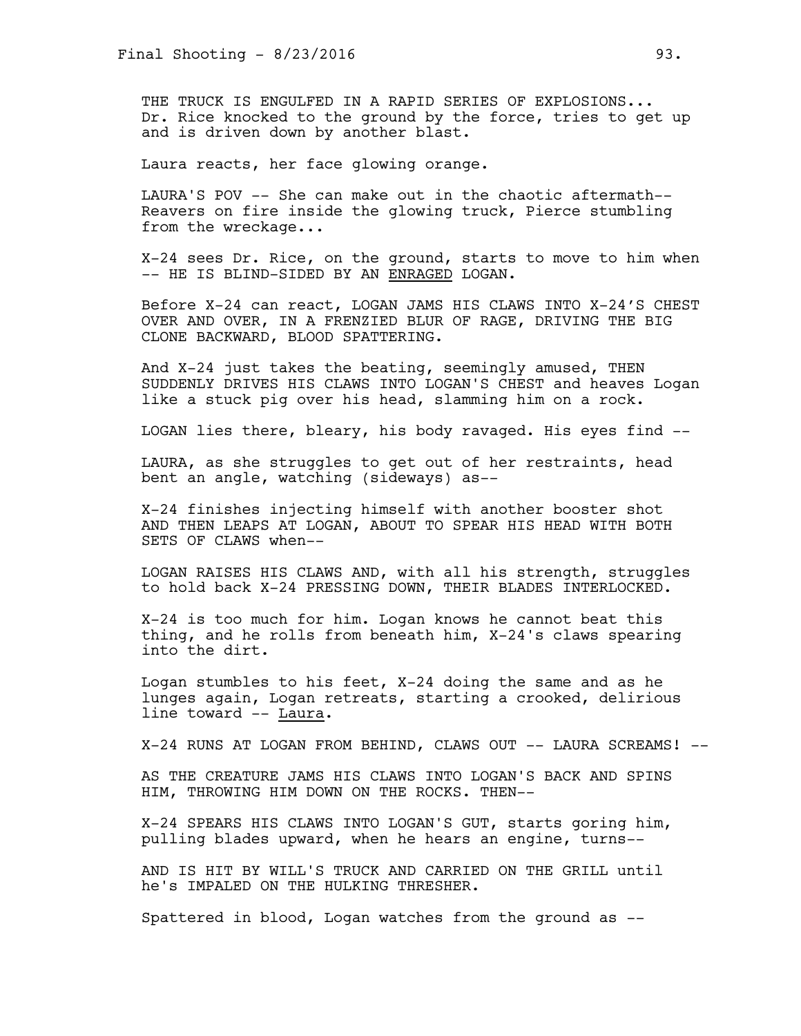THE TRUCK IS ENGULFED IN A RAPID SERIES OF EXPLOSIONS... Dr. Rice knocked to the ground by the force, tries to get up and is driven down by another blast.

Laura reacts, her face glowing orange.

LAURA'S POV -- She can make out in the chaotic aftermath-- Reavers on fire inside the glowing truck, Pierce stumbling from the wreckage...

X-24 sees Dr. Rice, on the ground, starts to move to him when -- HE IS BLIND-SIDED BY AN <u>ENRAGED</u> LOGAN.

Before X-24 can react, LOGAN JAMS HIS CLAWS INTO X-24'S CHEST OVER AND OVER, IN A FRENZIED BLUR OF RAGE, DRIVING THE BIG CLONE BACKWARD, BLOOD SPATTERING.

And X-24 just takes the beating, seemingly amused, THEN SUDDENLY DRIVES HIS CLAWS INTO LOGAN'S CHEST and heaves Logan like a stuck pig over his head, slamming him on a rock.

LOGAN lies there, bleary, his body ravaged. His eyes find --

LAURA, as she struggles to get out of her restraints, head bent an angle, watching (sideways) as--

X-24 finishes injecting himself with another booster shot AND THEN LEAPS AT LOGAN, ABOUT TO SPEAR HIS HEAD WITH BOTH SETS OF CLAWS when--

LOGAN RAISES HIS CLAWS AND, with all his strength, struggles to hold back X-24 PRESSING DOWN, THEIR BLADES INTERLOCKED.

X-24 is too much for him. Logan knows he cannot beat this thing, and he rolls from beneath him, X-24's claws spearing into the dirt.

Logan stumbles to his feet, X-24 doing the same and as he lunges again, Logan retreats, starting a crooked, delirious line toward -- <u>Laura</u>.

X-24 RUNS AT LOGAN FROM BEHIND, CLAWS OUT -- LAURA SCREAMS! --

AS THE CREATURE JAMS HIS CLAWS INTO LOGAN'S BACK AND SPINS HIM, THROWING HIM DOWN ON THE ROCKS. THEN--

X-24 SPEARS HIS CLAWS INTO LOGAN'S GUT, starts goring him, pulling blades upward, when he hears an engine, turns--

AND IS HIT BY WILL'S TRUCK AND CARRIED ON THE GRILL until he's IMPALED ON THE HULKING THRESHER.

Spattered in blood, Logan watches from the ground as --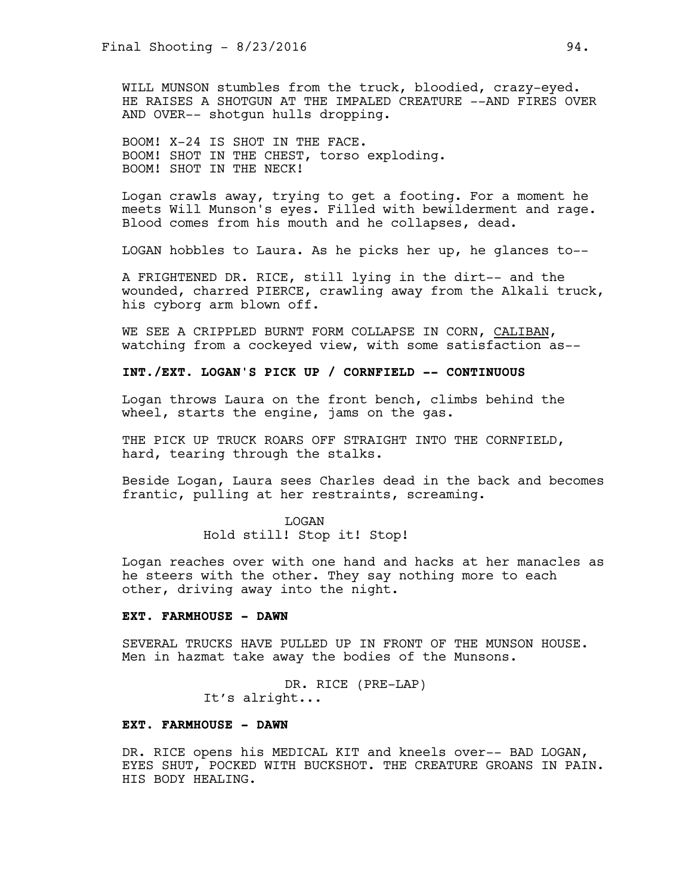WILL MUNSON stumbles from the truck, bloodied, crazy-eyed. HE RAISES A SHOTGUN AT THE IMPALED CREATURE --AND FIRES OVER AND OVER-- shotgun hulls dropping.

BOOM! X-24 IS SHOT IN THE FACE.
BOOM! SHOT IN THE CHEST, torso exploding.
BOOM! SHOT IN THE NECK!

Logan crawls away, trying to get a footing. For a moment he meets Will Munson's eyes. Filled with bewilderment and rage. Blood comes from his mouth and he collapses, dead.

LOGAN hobbles to Laura. As he picks her up, he glances to--

A FRIGHTENED DR. RICE, still lying in the dirt-- and the wounded, charred PIERCE, crawling away from the Alkali truck, his cyborg arm blown off.

WE SEE A CRIPPLED BURNT FORM COLLAPSE IN CORN, <u>CALIBAN</u>, watching from a cockeyed view, with some satisfaction as--

**INT./EXT. LOGAN'S PICK UP / CORNFIELD -- CONTINUOUS**

Logan throws Laura on the front bench, climbs behind the wheel, starts the engine, jams on the gas.

THE PICK UP TRUCK ROARS OFF STRAIGHT INTO THE CORNFIELD, hard, tearing through the stalks.

Beside Logan, Laura sees Charles dead in the back and becomes frantic, pulling at her restraints, screaming.

LOGAN
Hold still! Stop it! Stop!

Logan reaches over with one hand and hacks at her manacles as he steers with the other. They say nothing more to each other, driving away into the night.

**EXT. FARMHOUSE - DAWN**

SEVERAL TRUCKS HAVE PULLED UP IN FRONT OF THE MUNSON HOUSE. Men in hazmat take away the bodies of the Munsons.

DR. RICE (PRE-LAP)
It's alright...

**EXT. FARMHOUSE - DAWN**

DR. RICE opens his MEDICAL KIT and kneels over-- BAD LOGAN, EYES SHUT, POCKED WITH BUCKSHOT. THE CREATURE GROANS IN PAIN. HIS BODY HEALING.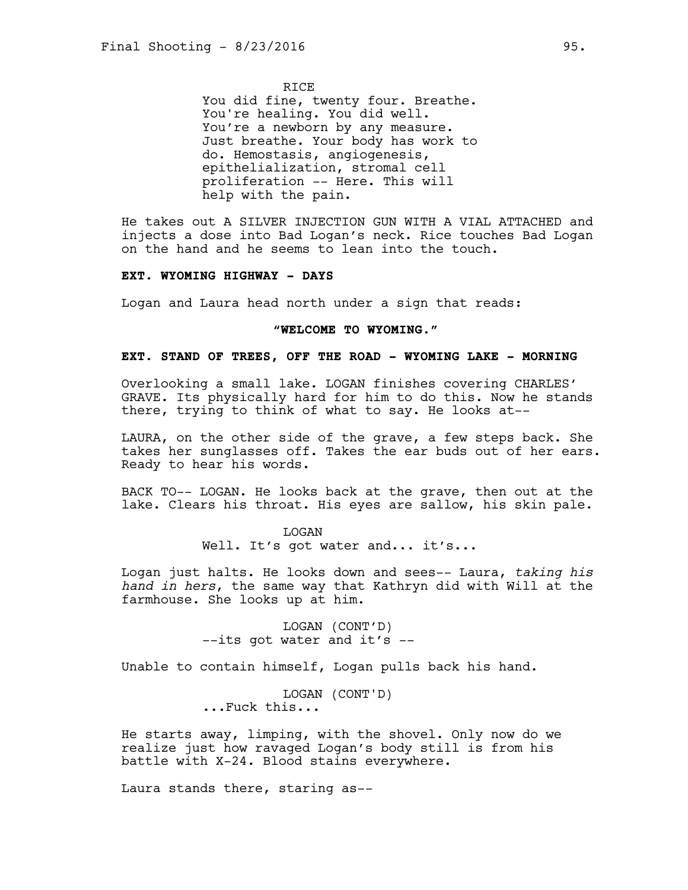RICE

You did fine, twenty four. Breathe. You're healing. You did well. You're a newborn by any measure. Just breathe. Your body has work to do. Hemostasis, angiogenesis, epithelialization, stromal cell proliferation -- Here. This will help with the pain.

He takes out A SILVER INJECTION GUN WITH A VIAL ATTACHED and injects a dose into Bad Logan's neck. Rice touches Bad Logan on the hand and he seems to lean into the touch.

**EXT. WYOMING HIGHWAY - DAYS**

Logan and Laura head north under a sign that reads:

**"WELCOME TO WYOMING."**

**EXT. STAND OF TREES, OFF THE ROAD - WYOMING LAKE - MORNING**

Overlooking a small lake. LOGAN finishes covering CHARLES' GRAVE. Its physically hard for him to do this. Now he stands there, trying to think of what to say. He looks at--

LAURA, on the other side of the grave, a few steps back. She takes her sunglasses off. Takes the ear buds out of her ears. Ready to hear his words.

BACK TO-- LOGAN. He looks back at the grave, then out at the lake. Clears his throat. His eyes are sallow, his skin pale.

LOGAN

Well. It's got water and... it's...

Logan just halts. He looks down and sees-- Laura, *taking his hand in hers*, the same way that Kathryn did with Will at the farmhouse. She looks up at him.

LOGAN (CONT'D)

--its got water and it's --

Unable to contain himself, Logan pulls back his hand.

LOGAN (CONT'D)

...Fuck this...

He starts away, limping, with the shovel. Only now do we realize just how ravaged Logan's body still is from his battle with X-24. Blood stains everywhere.

Laura stands there, staring as--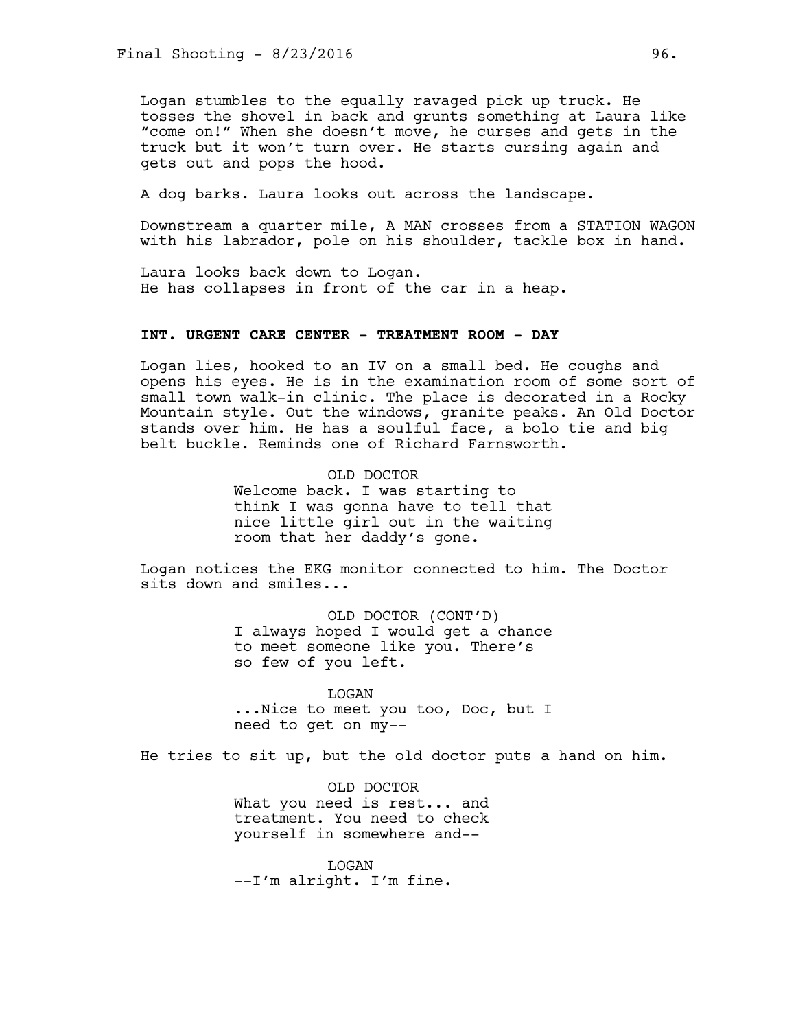Logan stumbles to the equally ravaged pick up truck. He tosses the shovel in back and grunts something at Laura like "come on!" When she doesn't move, he curses and gets in the truck but it won't turn over. He starts cursing again and gets out and pops the hood.

A dog barks. Laura looks out across the landscape.

Downstream a quarter mile, A MAN crosses from a STATION WAGON with his labrador, pole on his shoulder, tackle box in hand.

Laura looks back down to Logan.
He has collapses in front of the car in a heap.

**INT. URGENT CARE CENTER - TREATMENT ROOM - DAY**

Logan lies, hooked to an IV on a small bed. He coughs and opens his eyes. He is in the examination room of some sort of small town walk-in clinic. The place is decorated in a Rocky Mountain style. Out the windows, granite peaks. An Old Doctor stands over him. He has a soulful face, a bolo tie and big belt buckle. Reminds one of Richard Farnsworth.

OLD DOCTOR
Welcome back. I was starting to think I was gonna have to tell that nice little girl out in the waiting room that her daddy's gone.

Logan notices the EKG monitor connected to him. The Doctor sits down and smiles...

OLD DOCTOR (CONT'D)
I always hoped I would get a chance to meet someone like you. There's so few of you left.

LOGAN
...Nice to meet you too, Doc, but I need to get on my--

He tries to sit up, but the old doctor puts a hand on him.

OLD DOCTOR
What you need is rest... and treatment. You need to check yourself in somewhere and--

LOGAN
--I'm alright. I'm fine.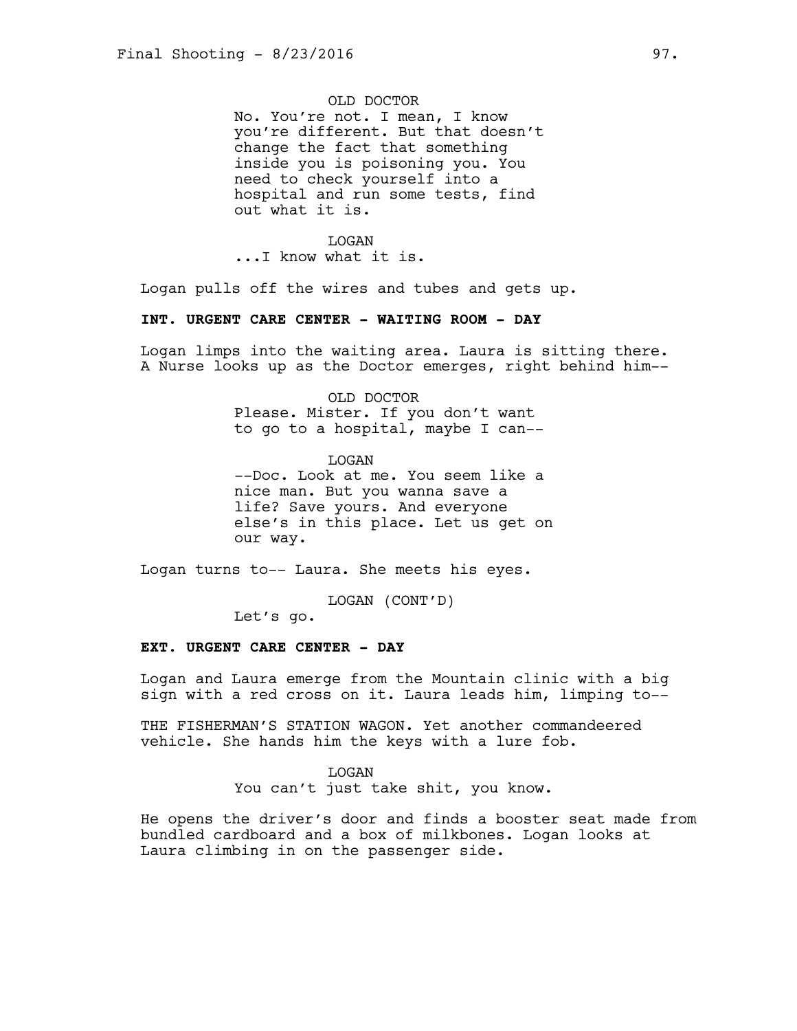OLD DOCTOR

No. You're not. I mean, I know you're different. But that doesn't change the fact that something inside you is poisoning you. You need to check yourself into a hospital and run some tests, find out what it is.

LOGAN

...I know what it is.

Logan pulls off the wires and tubes and gets up.

**INT. URGENT CARE CENTER - WAITING ROOM - DAY**

Logan limps into the waiting area. Laura is sitting there. A Nurse looks up as the Doctor emerges, right behind him--

OLD DOCTOR

Please. Mister. If you don't want to go to a hospital, maybe I can--

LOGAN

--Doc. Look at me. You seem like a nice man. But you wanna save a life? Save yours. And everyone else's in this place. Let us get on our way.

Logan turns to-- Laura. She meets his eyes.

LOGAN (CONT'D)

Let's go.

**EXT. URGENT CARE CENTER - DAY**

Logan and Laura emerge from the Mountain clinic with a big sign with a red cross on it. Laura leads him, limping to--

THE FISHERMAN'S STATION WAGON. Yet another commandeered vehicle. She hands him the keys with a lure fob.

LOGAN

You can't just take shit, you know.

He opens the driver's door and finds a booster seat made from bundled cardboard and a box of milkbones. Logan looks at Laura climbing in on the passenger side.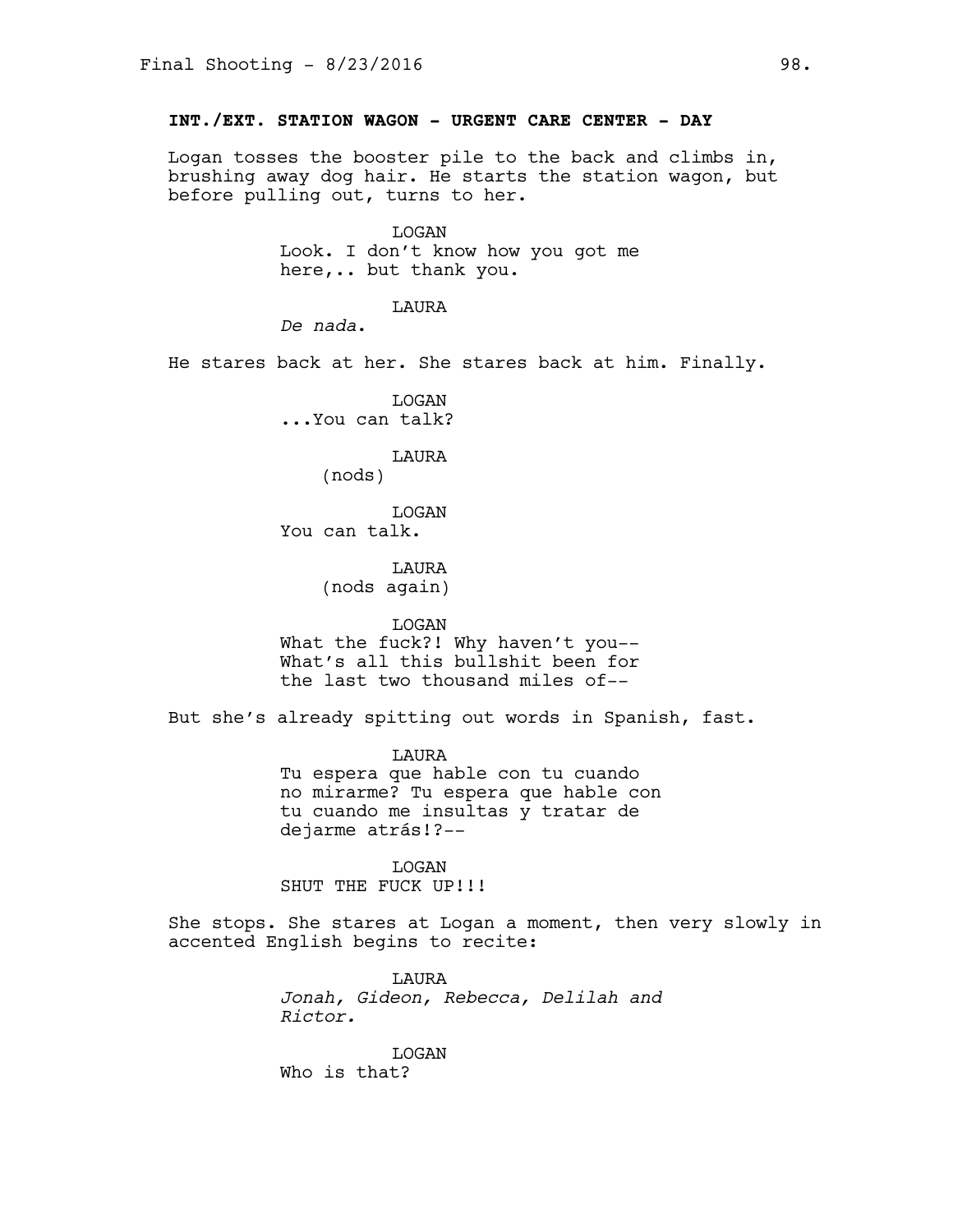**INT./EXT. STATION WAGON - URGENT CARE CENTER - DAY**

Logan tosses the booster pile to the back and climbs in, brushing away dog hair. He starts the station wagon, but before pulling out, turns to her.

LOGAN
Look. I don't know how you got me here,.. but thank you.

LAURA
*De nada*.

He stares back at her. She stares back at him. Finally.

LOGAN
...You can talk?

LAURA
(nods)

LOGAN
You can talk.

LAURA
(nods again)

LOGAN
What the fuck?! Why haven't you-- What's all this bullshit been for the last two thousand miles of--

But she's already spitting out words in Spanish, fast.

LAURA
Tu espera que hable con tu cuando no mirarme? Tu espera que hable con tu cuando me insultas y tratar de dejarme atrás!?--

LOGAN
SHUT THE FUCK UP!!!

She stops. She stares at Logan a moment, then very slowly in accented English begins to recite:

LAURA
*Jonah, Gideon, Rebecca, Delilah and Rictor.*

LOGAN
Who is that?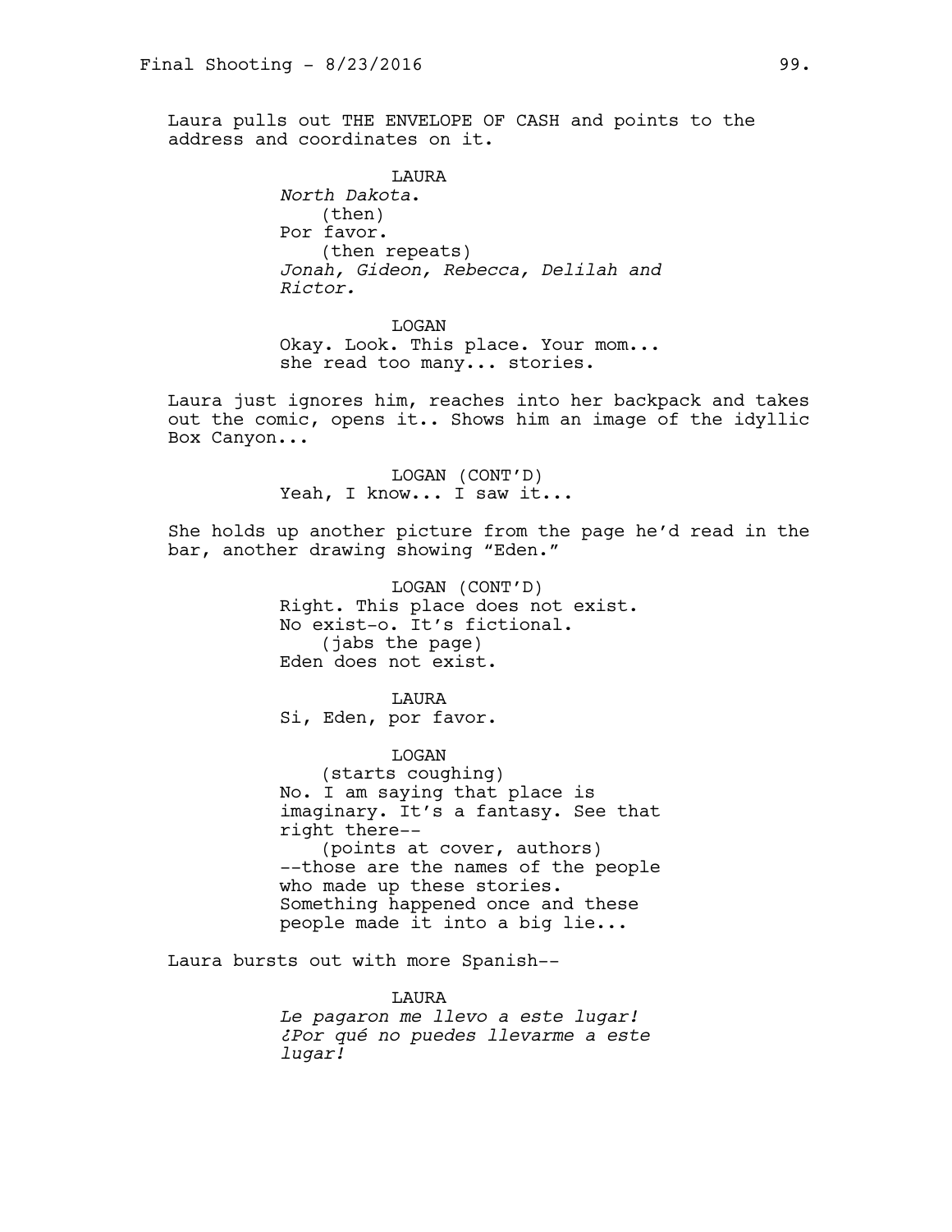Laura pulls out THE ENVELOPE OF CASH and points to the address and coordinates on it.

LAURA
*North Dakota*.
(then)
Por favor.
(then repeats)
*Jonah, Gideon, Rebecca, Delilah and Rictor.*

LOGAN
Okay. Look. This place. Your mom... she read too many... stories.

Laura just ignores him, reaches into her backpack and takes out the comic, opens it.. Shows him an image of the idyllic Box Canyon...

LOGAN (CONT'D)
Yeah, I know... I saw it...

She holds up another picture from the page he'd read in the bar, another drawing showing "Eden."

LOGAN (CONT'D)
Right. This place does not exist. No exist-o. It's fictional.
(jabs the page)
Eden does not exist.

LAURA
Si, Eden, por favor.

LOGAN
(starts coughing)
No. I am saying that place is imaginary. It's a fantasy. See that right there--
(points at cover, authors)
--those are the names of the people who made up these stories. Something happened once and these people made it into a big lie...

Laura bursts out with more Spanish--

LAURA
*Le pagaron me llevo a este lugar! ¿Por qué no puedes llevarme a este lugar!*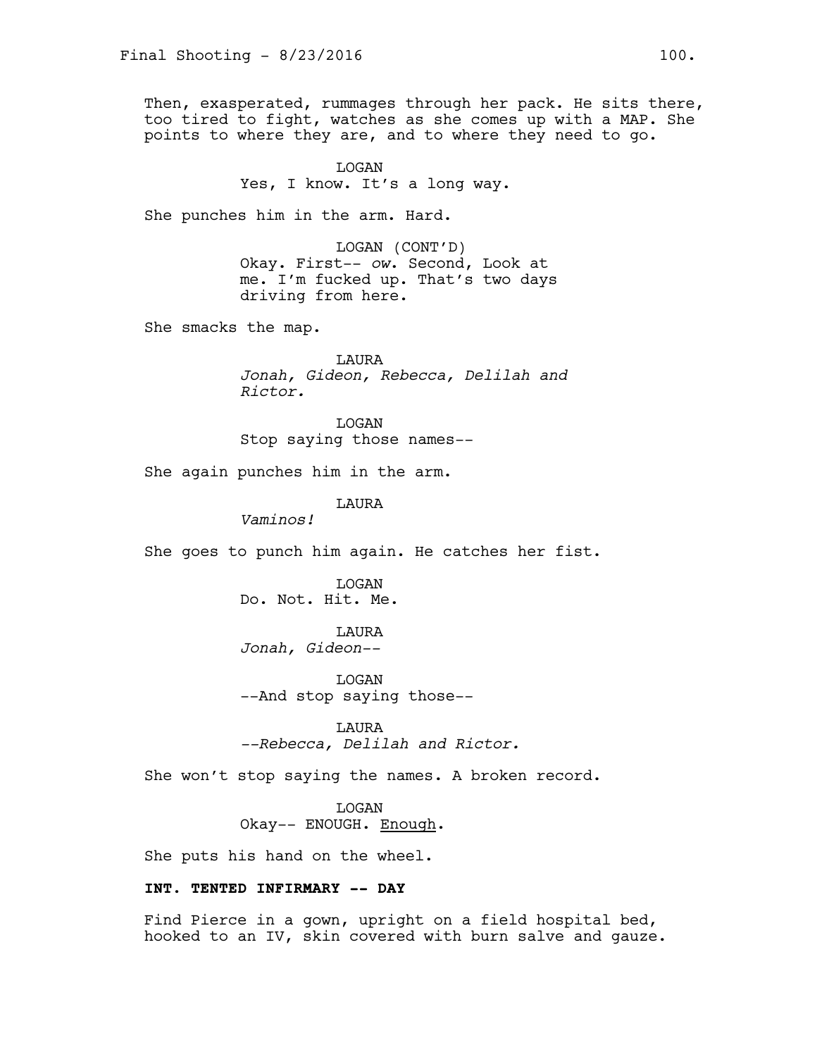Then, exasperated, rummages through her pack. He sits there, too tired to fight, watches as she comes up with a MAP. She points to where they are, and to where they need to go.

LOGAN
Yes, I know. It's a long way.

She punches him in the arm. Hard.

LOGAN (CONT'D)
Okay. First-- *ow*. Second, Look at me. I'm fucked up. That's two days driving from here.

She smacks the map.

LAURA
*Jonah, Gideon, Rebecca, Delilah and Rictor.*

LOGAN
Stop saying those names--

She again punches him in the arm.

LAURA
*Vaminos!*

She goes to punch him again. He catches her fist.

LOGAN
Do. Not. Hit. Me.

LAURA
*Jonah, Gideon--*

LOGAN
--And stop saying those--

LAURA
*--Rebecca, Delilah and Rictor.*

She won't stop saying the names. A broken record.

LOGAN
Okay-- ENOUGH. <u>Enough</u>.

She puts his hand on the wheel.

**INT. TENTED INFIRMARY -- DAY**

Find Pierce in a gown, upright on a field hospital bed, hooked to an IV, skin covered with burn salve and gauze.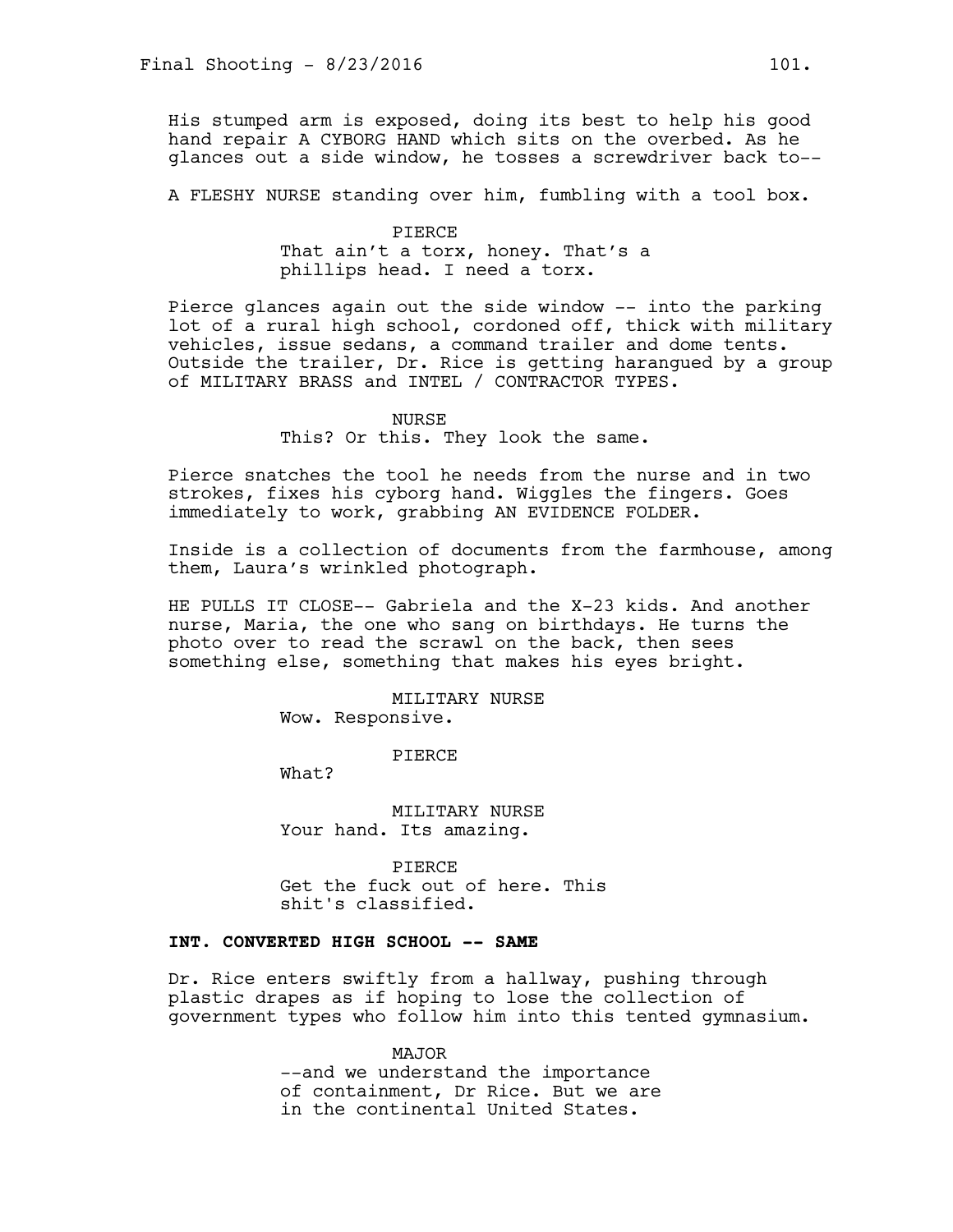His stumped arm is exposed, doing its best to help his good hand repair A CYBORG HAND which sits on the overbed. As he glances out a side window, he tosses a screwdriver back to--

A FLESHY NURSE standing over him, fumbling with a tool box.

PIERCE
That ain't a torx, honey. That's a phillips head. I need a torx.

Pierce glances again out the side window -- into the parking lot of a rural high school, cordoned off, thick with military vehicles, issue sedans, a command trailer and dome tents. Outside the trailer, Dr. Rice is getting harangued by a group of MILITARY BRASS and INTEL / CONTRACTOR TYPES.

NURSE
This? Or this. They look the same.

Pierce snatches the tool he needs from the nurse and in two strokes, fixes his cyborg hand. Wiggles the fingers. Goes immediately to work, grabbing AN EVIDENCE FOLDER.

Inside is a collection of documents from the farmhouse, among them, Laura's wrinkled photograph.

HE PULLS IT CLOSE-- Gabriela and the X-23 kids. And another nurse, Maria, the one who sang on birthdays. He turns the photo over to read the scrawl on the back, then sees something else, something that makes his eyes bright.

MILITARY NURSE
Wow. Responsive.

PIERCE
What?

MILITARY NURSE
Your hand. Its amazing.

PIERCE
Get the fuck out of here. This shit's classified.

**INT. CONVERTED HIGH SCHOOL -- SAME**

Dr. Rice enters swiftly from a hallway, pushing through plastic drapes as if hoping to lose the collection of government types who follow him into this tented gymnasium.

MAJOR
--and we understand the importance of containment, Dr Rice. But we are in the continental United States.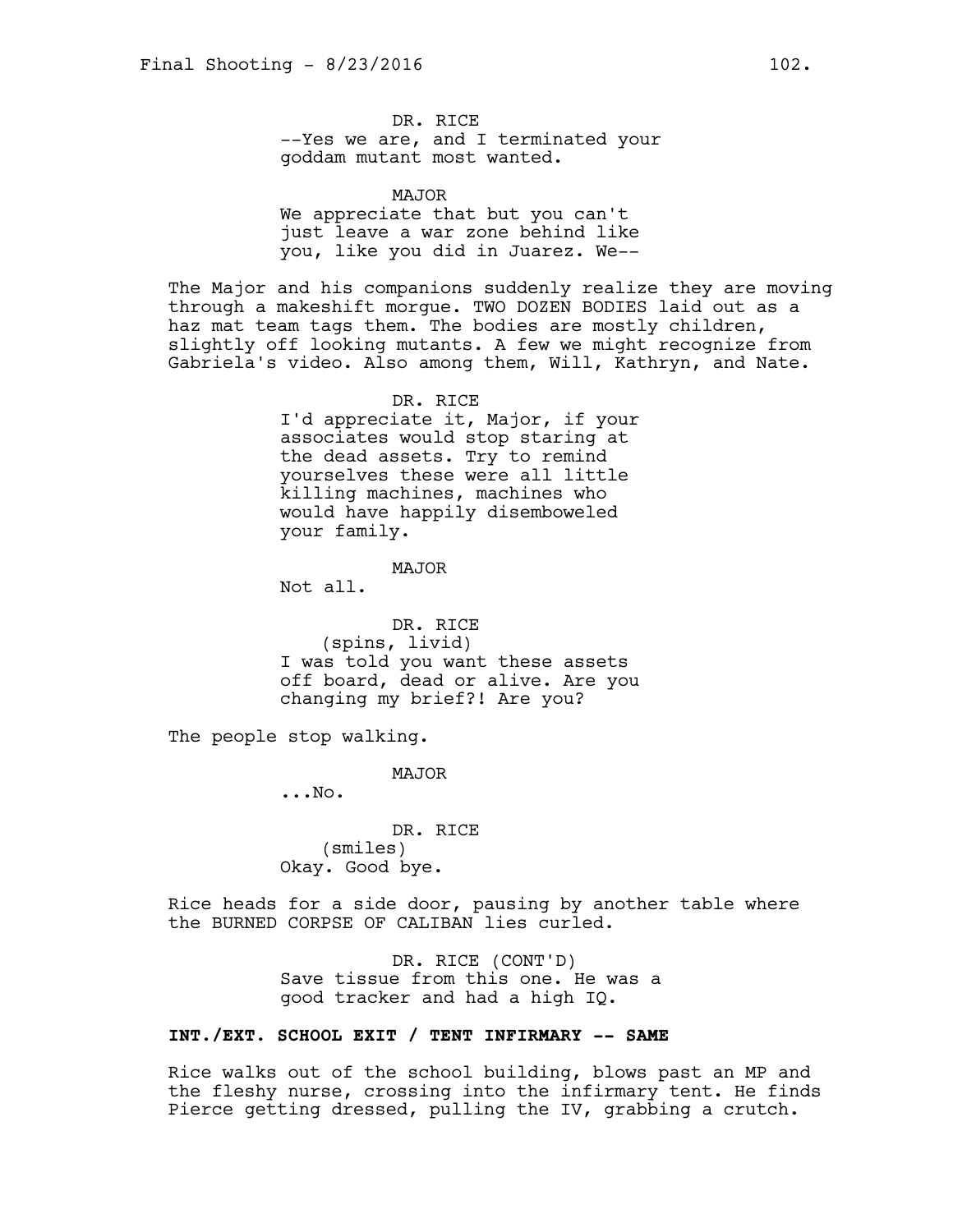DR. RICE

--Yes we are, and I terminated your goddam mutant most wanted.

MAJOR

We appreciate that but you can't just leave a war zone behind like you, like you did in Juarez. We--

The Major and his companions suddenly realize they are moving through a makeshift morgue. TWO DOZEN BODIES laid out as a haz mat team tags them. The bodies are mostly children, slightly off looking mutants. A few we might recognize from Gabriela's video. Also among them, Will, Kathryn, and Nate.

DR. RICE

I'd appreciate it, Major, if your associates would stop staring at the dead assets. Try to remind yourselves these were all little killing machines, machines who would have happily disemboweled your family.

MAJOR

Not all.

DR. RICE

(spins, livid)

I was told you want these assets off board, dead or alive. Are you changing my brief?! Are you?

The people stop walking.

MAJOR

...No.

DR. RICE

(smiles)

Okay. Good bye.

Rice heads for a side door, pausing by another table where the BURNED CORPSE OF CALIBAN lies curled.

DR. RICE (CONT'D)

Save tissue from this one. He was a good tracker and had a high IQ.

**INT./EXT. SCHOOL EXIT / TENT INFIRMARY -- SAME**

Rice walks out of the school building, blows past an MP and the fleshy nurse, crossing into the infirmary tent. He finds Pierce getting dressed, pulling the IV, grabbing a crutch.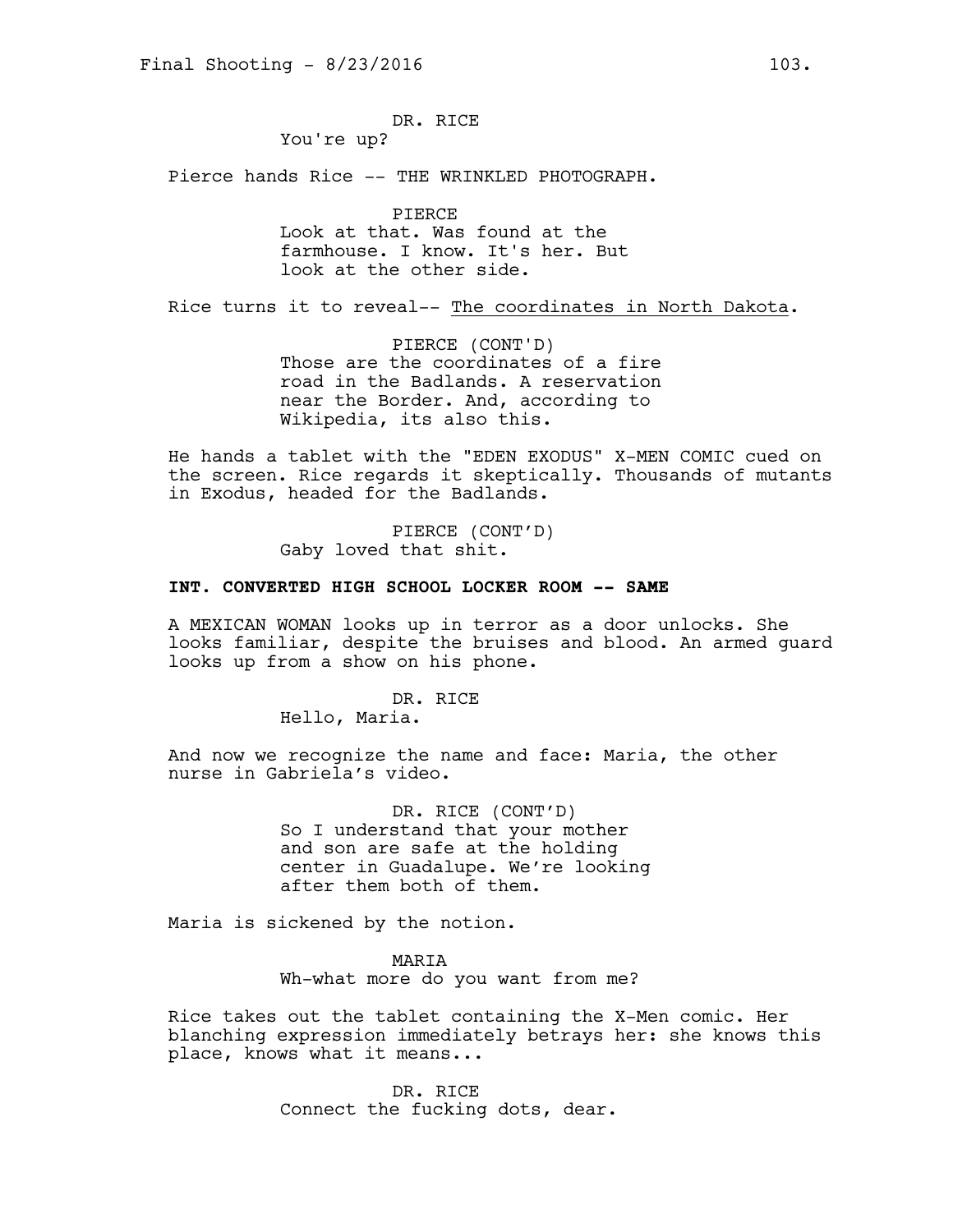DR. RICE
You're up?

Pierce hands Rice -- THE WRINKLED PHOTOGRAPH.

PIERCE
Look at that. Was found at the farmhouse. I know. It's her. But look at the other side.

Rice turns it to reveal-- The coordinates in North Dakota.

PIERCE (CONT'D)
Those are the coordinates of a fire road in the Badlands. A reservation near the Border. And, according to Wikipedia, its also this.

He hands a tablet with the "EDEN EXODUS" X-MEN COMIC cued on the screen. Rice regards it skeptically. Thousands of mutants in Exodus, headed for the Badlands.

PIERCE (CONT'D)
Gaby loved that shit.

**INT. CONVERTED HIGH SCHOOL LOCKER ROOM -- SAME**

A MEXICAN WOMAN looks up in terror as a door unlocks. She looks familiar, despite the bruises and blood. An armed guard looks up from a show on his phone.

DR. RICE
Hello, Maria.

And now we recognize the name and face: Maria, the other nurse in Gabriela's video.

DR. RICE (CONT'D)
So I understand that your mother and son are safe at the holding center in Guadalupe. We're looking after them both of them.

Maria is sickened by the notion.

MARIA
Wh-what more do you want from me?

Rice takes out the tablet containing the X-Men comic. Her blanching expression immediately betrays her: she knows this place, knows what it means...

DR. RICE
Connect the fucking dots, dear.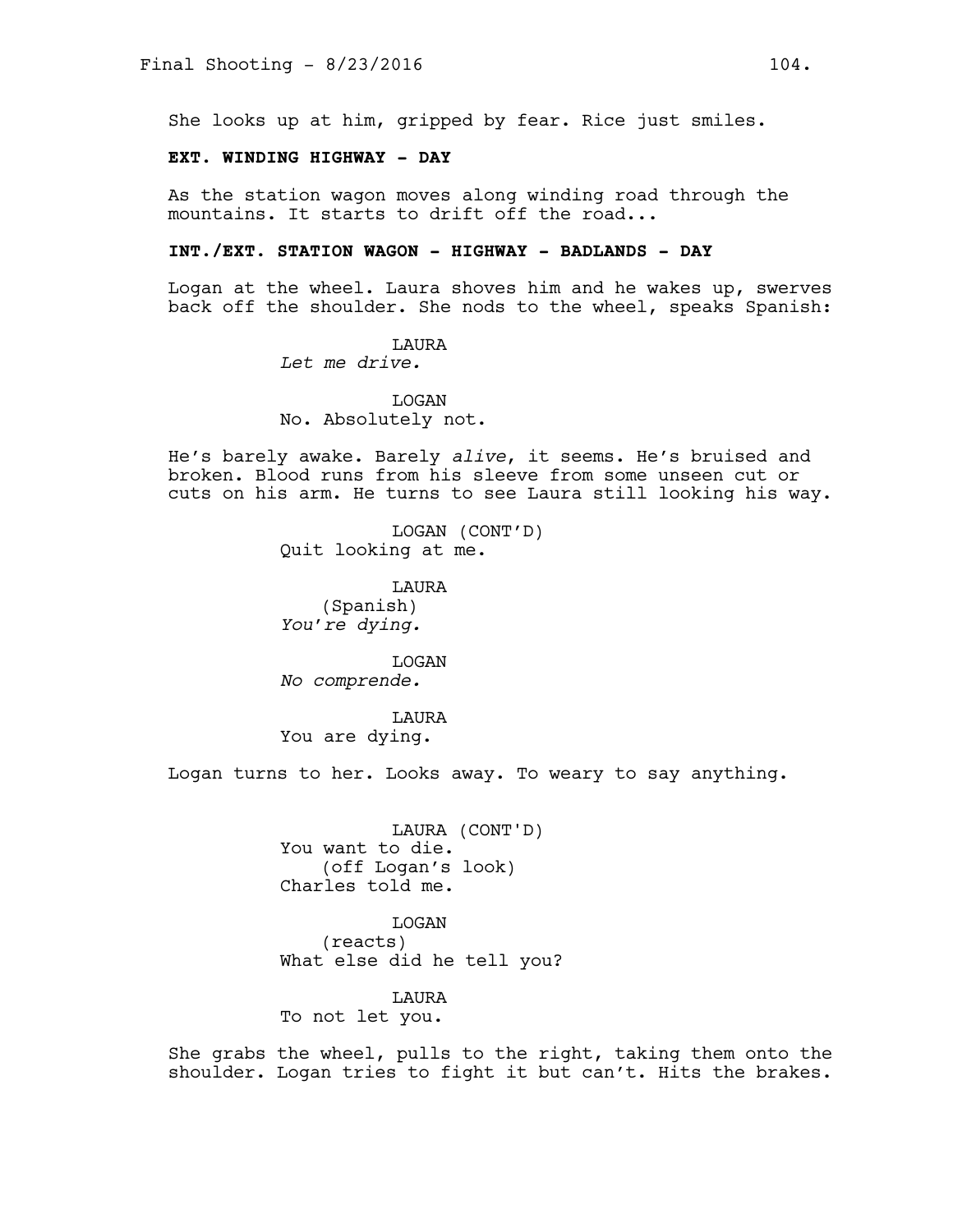She looks up at him, gripped by fear. Rice just smiles.

**EXT. WINDING HIGHWAY - DAY**

As the station wagon moves along winding road through the mountains. It starts to drift off the road...

**INT./EXT. STATION WAGON - HIGHWAY - BADLANDS - DAY**

Logan at the wheel. Laura shoves him and he wakes up, swerves back off the shoulder. She nods to the wheel, speaks Spanish:

LAURA
*Let me drive.*

LOGAN
No. Absolutely not.

He's barely awake. Barely *alive*, it seems. He's bruised and broken. Blood runs from his sleeve from some unseen cut or cuts on his arm. He turns to see Laura still looking his way.

LOGAN (CONT'D)
Quit looking at me.

LAURA
(Spanish)
*You're dying.*

LOGAN
*No comprende.*

LAURA
You are dying.

Logan turns to her. Looks away. To weary to say anything.

LAURA (CONT'D)
You want to die.
(off Logan's look)
Charles told me.

LOGAN
(reacts)
What else did he tell you?

LAURA
To not let you.

She grabs the wheel, pulls to the right, taking them onto the shoulder. Logan tries to fight it but can't. Hits the brakes.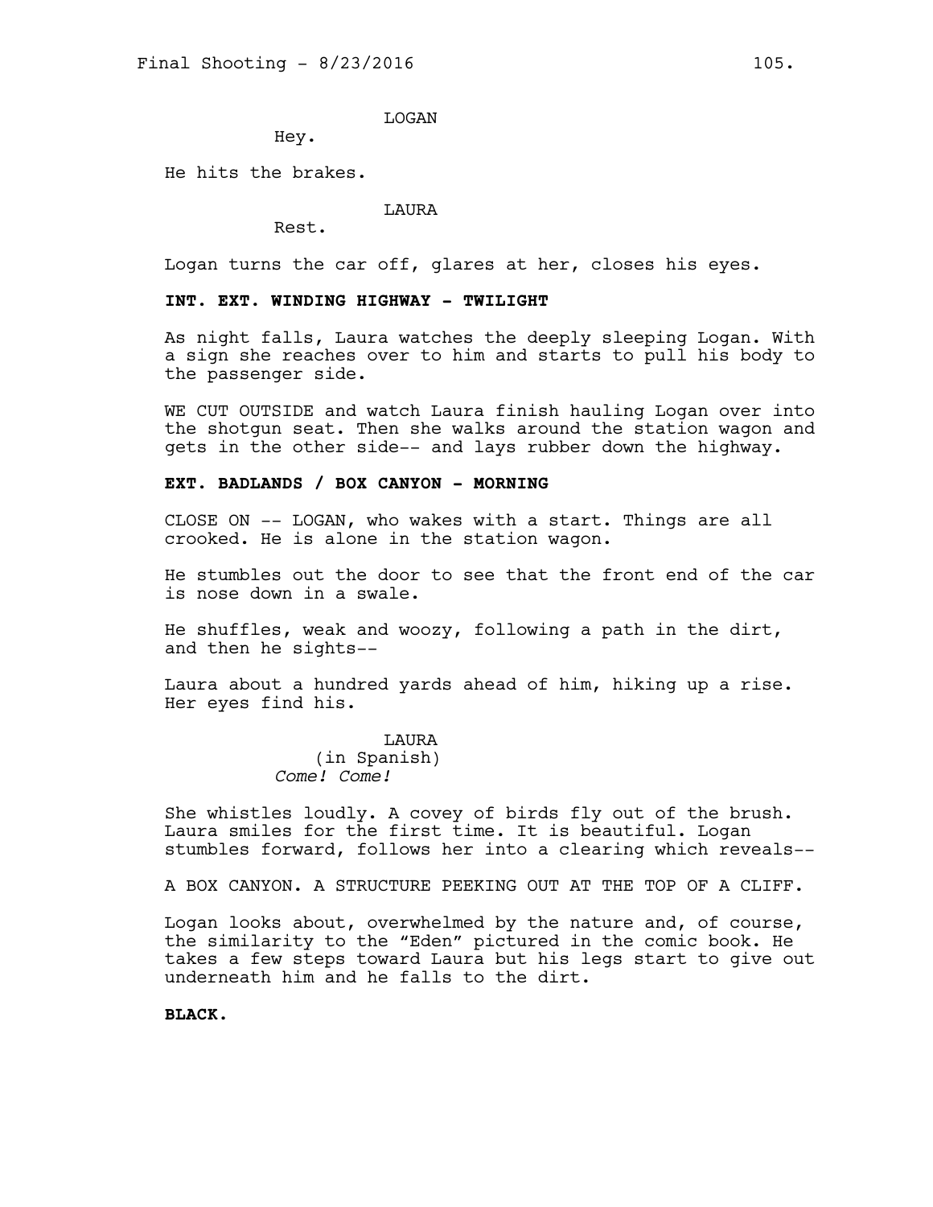LOGAN

Hey.

He hits the brakes.

LAURA

Rest.

Logan turns the car off, glares at her, closes his eyes.

**INT. EXT. WINDING HIGHWAY - TWILIGHT**

As night falls, Laura watches the deeply sleeping Logan. With a sign she reaches over to him and starts to pull his body to the passenger side.

WE CUT OUTSIDE and watch Laura finish hauling Logan over into the shotgun seat. Then she walks around the station wagon and gets in the other side-- and lays rubber down the highway.

**EXT. BADLANDS / BOX CANYON - MORNING**

CLOSE ON -- LOGAN, who wakes with a start. Things are all crooked. He is alone in the station wagon.

He stumbles out the door to see that the front end of the car is nose down in a swale.

He shuffles, weak and woozy, following a path in the dirt, and then he sights--

Laura about a hundred yards ahead of him, hiking up a rise. Her eyes find his.

LAURA
(in Spanish)
*Come! Come!*

She whistles loudly. A covey of birds fly out of the brush. Laura smiles for the first time. It is beautiful. Logan stumbles forward, follows her into a clearing which reveals--

A BOX CANYON. A STRUCTURE PEEKING OUT AT THE TOP OF A CLIFF.

Logan looks about, overwhelmed by the nature and, of course, the similarity to the "Eden" pictured in the comic book. He takes a few steps toward Laura but his legs start to give out underneath him and he falls to the dirt.

**BLACK.**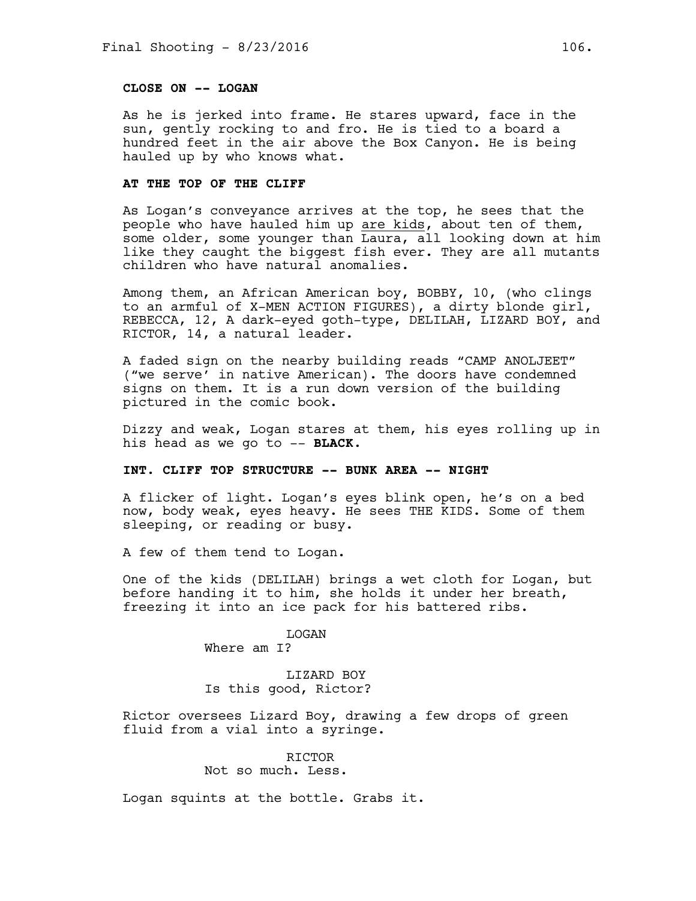**CLOSE ON -- LOGAN**

As he is jerked into frame. He stares upward, face in the sun, gently rocking to and fro. He is tied to a board a hundred feet in the air above the Box Canyon. He is being hauled up by who knows what.

**AT THE TOP OF THE CLIFF**

As Logan's conveyance arrives at the top, he sees that the people who have hauled him up <u>are kids</u>, about ten of them, some older, some younger than Laura, all looking down at him like they caught the biggest fish ever. They are all mutants children who have natural anomalies.

Among them, an African American boy, BOBBY, 10, (who clings to an armful of X-MEN ACTION FIGURES), a dirty blonde girl, REBECCA, 12, A dark-eyed goth-type, DELILAH, LIZARD BOY, and RICTOR, 14, a natural leader.

A faded sign on the nearby building reads "CAMP ANOLJEET" ("we serve' in native American). The doors have condemned signs on them. It is a run down version of the building pictured in the comic book.

Dizzy and weak, Logan stares at them, his eyes rolling up in his head as we go to -- **BLACK.**

**INT. CLIFF TOP STRUCTURE -- BUNK AREA -- NIGHT**

A flicker of light. Logan's eyes blink open, he's on a bed now, body weak, eyes heavy. He sees THE KIDS. Some of them sleeping, or reading or busy.

A few of them tend to Logan.

One of the kids (DELILAH) brings a wet cloth for Logan, but before handing it to him, she holds it under her breath, freezing it into an ice pack for his battered ribs.

LOGAN
Where am I?

LIZARD BOY
Is this good, Rictor?

Rictor oversees Lizard Boy, drawing a few drops of green fluid from a vial into a syringe.

RICTOR
Not so much. Less.

Logan squints at the bottle. Grabs it.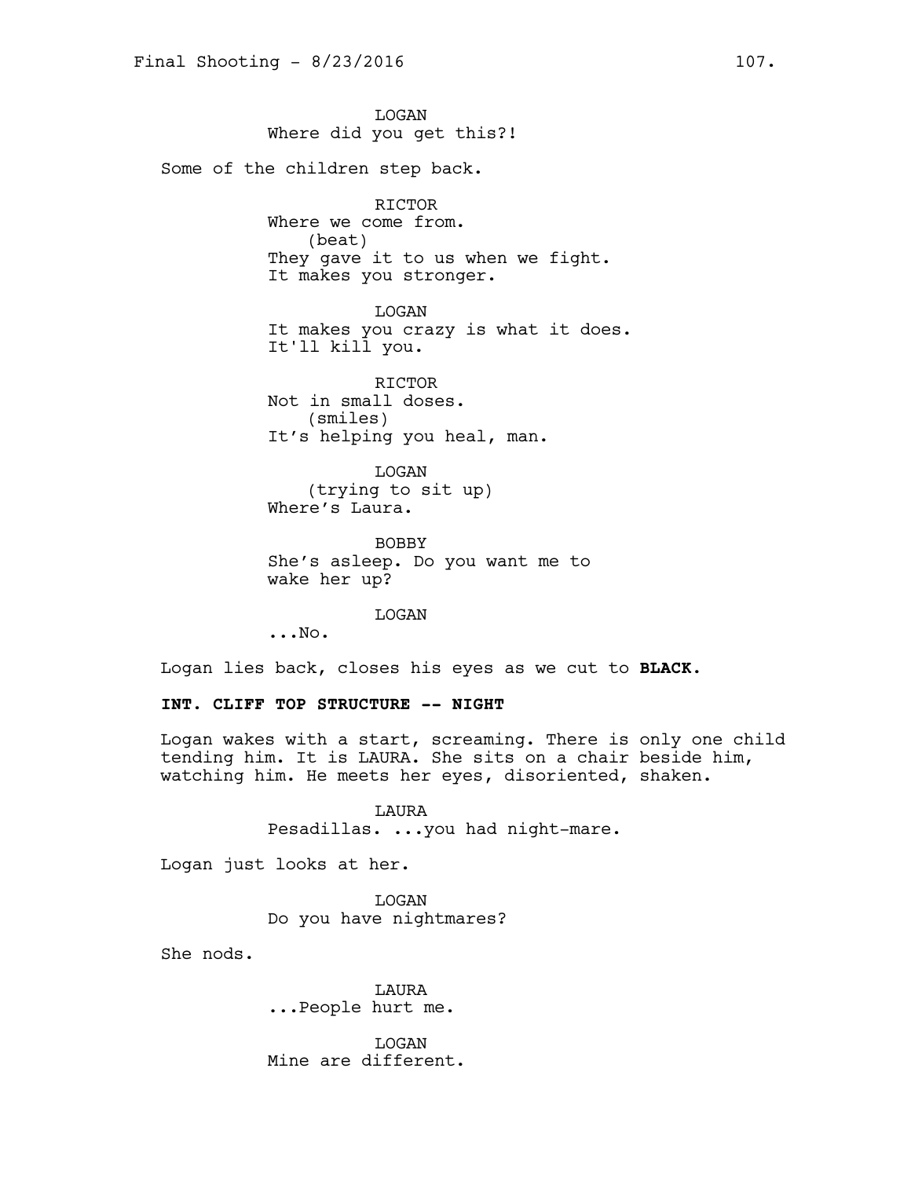LOGAN
Where did you get this?!

Some of the children step back.

RICTOR
Where we come from.
(beat)
They gave it to us when we fight.
It makes you stronger.

LOGAN
It makes you crazy is what it does.
It'll kill you.

RICTOR
Not in small doses.
(smiles)
It's helping you heal, man.

LOGAN
(trying to sit up)
Where's Laura.

BOBBY
She's asleep. Do you want me to
wake her up?

LOGAN
...No.

Logan lies back, closes his eyes as we cut to **BLACK.**

**INT. CLIFF TOP STRUCTURE -- NIGHT**

Logan wakes with a start, screaming. There is only one child tending him. It is LAURA. She sits on a chair beside him, watching him. He meets her eyes, disoriented, shaken.

LAURA
Pesadillas. ...you had night-mare.

Logan just looks at her.

LOGAN
Do you have nightmares?

She nods.

LAURA
...People hurt me.

LOGAN
Mine are different.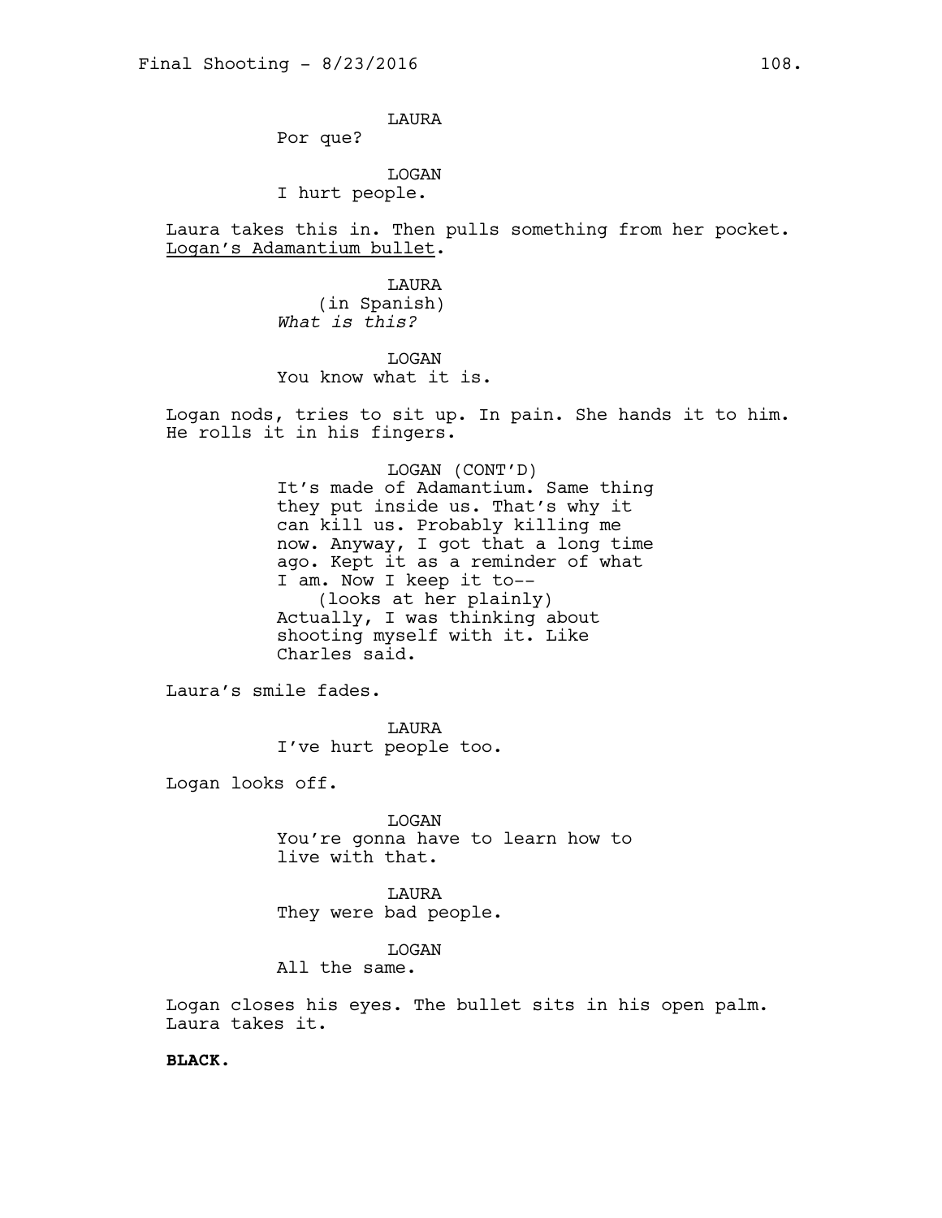LAURA
Por que?

LOGAN
I hurt people.

Laura takes this in. Then pulls something from her pocket. Logan's Adamantium bullet.

LAURA
(in Spanish)
*What is this?*

LOGAN
You know what it is.

Logan nods, tries to sit up. In pain. She hands it to him. He rolls it in his fingers.

LOGAN (CONT'D)
It's made of Adamantium. Same thing they put inside us. That's why it can kill us. Probably killing me now. Anyway, I got that a long time ago. Kept it as a reminder of what I am. Now I keep it to--
(looks at her plainly)
Actually, I was thinking about shooting myself with it. Like Charles said.

Laura's smile fades.

LAURA
I've hurt people too.

Logan looks off.

LOGAN
You're gonna have to learn how to live with that.

LAURA
They were bad people.

LOGAN
All the same.

Logan closes his eyes. The bullet sits in his open palm. Laura takes it.

**BLACK.**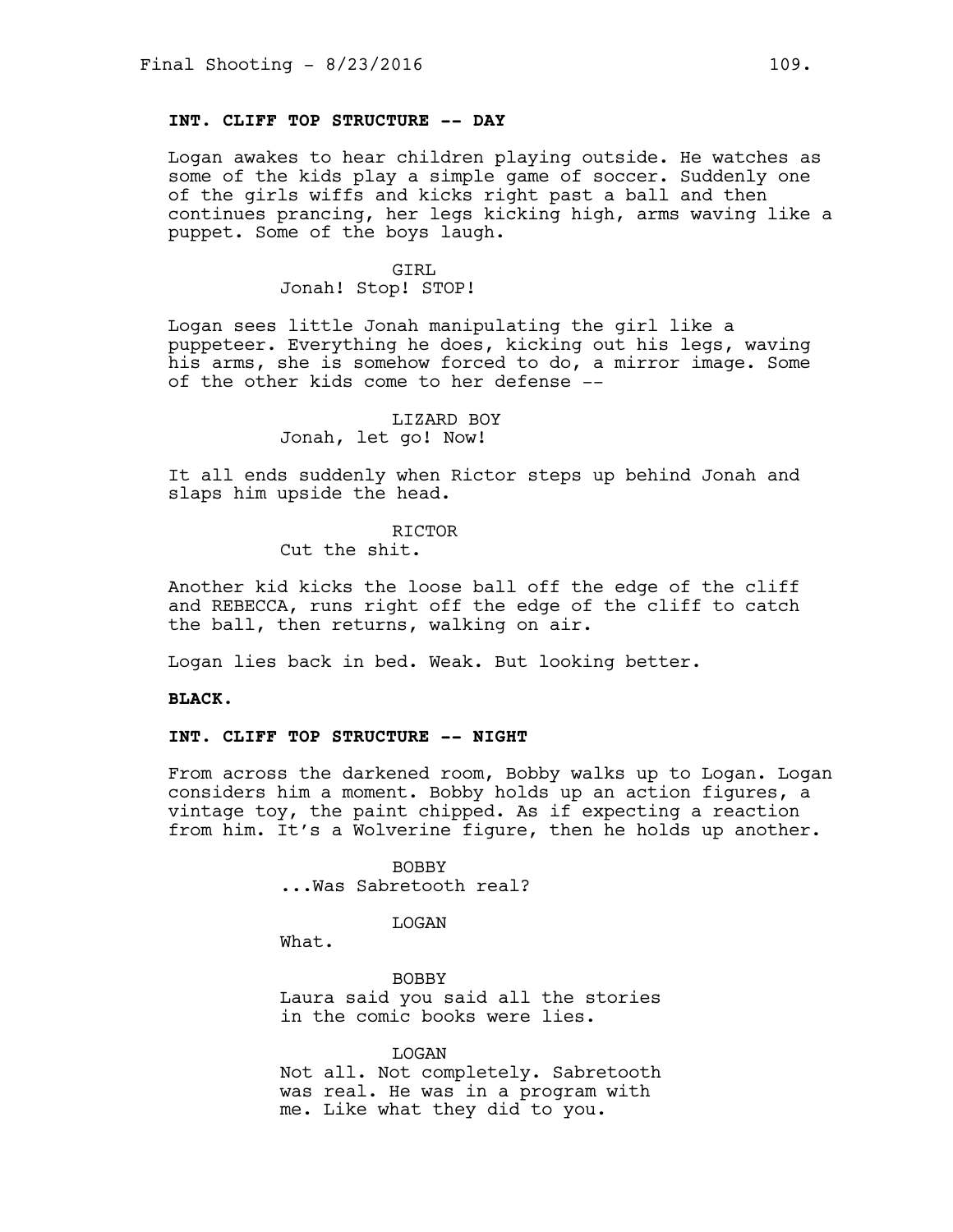**INT. CLIFF TOP STRUCTURE -- DAY**

Logan awakes to hear children playing outside. He watches as some of the kids play a simple game of soccer. Suddenly one of the girls wiffs and kicks right past a ball and then continues prancing, her legs kicking high, arms waving like a puppet. Some of the boys laugh.

GIRL
Jonah! Stop! STOP!

Logan sees little Jonah manipulating the girl like a puppeteer. Everything he does, kicking out his legs, waving his arms, she is somehow forced to do, a mirror image. Some of the other kids come to her defense --

LIZARD BOY
Jonah, let go! Now!

It all ends suddenly when Rictor steps up behind Jonah and slaps him upside the head.

RICTOR
Cut the shit.

Another kid kicks the loose ball off the edge of the cliff and REBECCA, runs right off the edge of the cliff to catch the ball, then returns, walking on air.

Logan lies back in bed. Weak. But looking better.

**BLACK.**

**INT. CLIFF TOP STRUCTURE -- NIGHT**

From across the darkened room, Bobby walks up to Logan. Logan considers him a moment. Bobby holds up an action figures, a vintage toy, the paint chipped. As if expecting a reaction from him. It's a Wolverine figure, then he holds up another.

BOBBY
...Was Sabretooth real?

LOGAN
What.

BOBBY
Laura said you said all the stories in the comic books were lies.

LOGAN
Not all. Not completely. Sabretooth was real. He was in a program with me. Like what they did to you.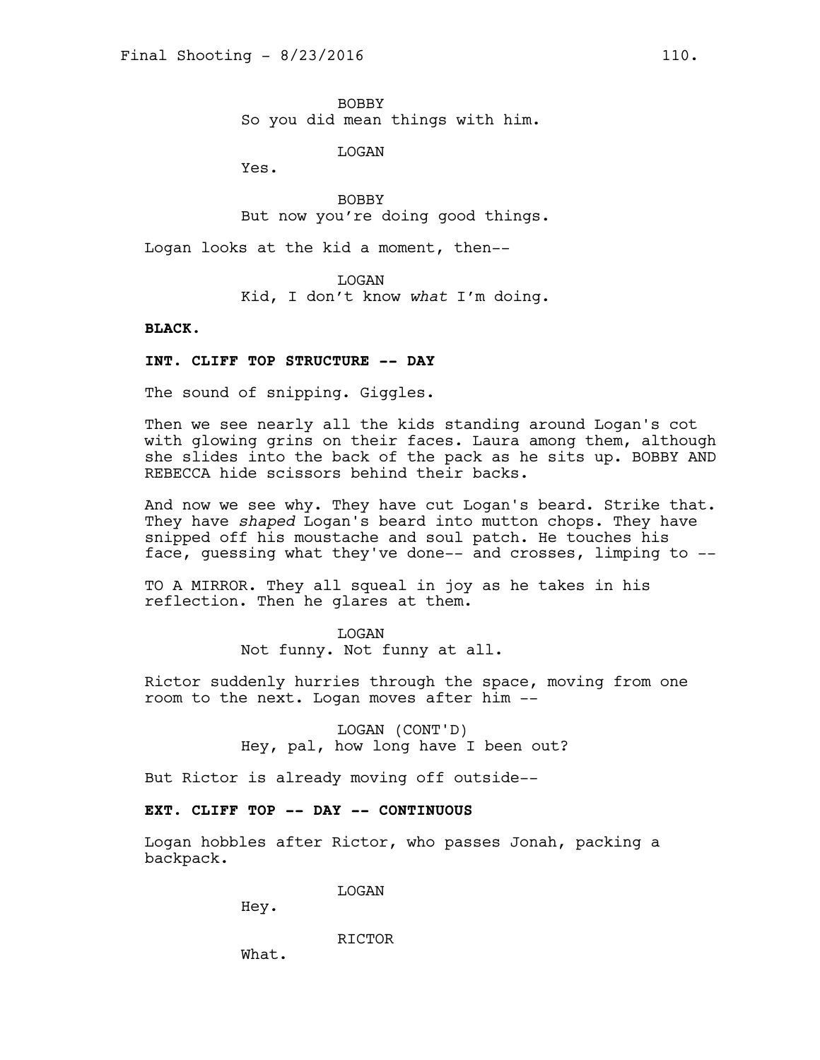BOBBY
So you did mean things with him.

LOGAN
Yes.

BOBBY
But now you're doing good things.

Logan looks at the kid a moment, then--

LOGAN
Kid, I don't know *what* I'm doing.

**BLACK.**

**INT. CLIFF TOP STRUCTURE -- DAY**

The sound of snipping. Giggles.

Then we see nearly all the kids standing around Logan's cot with glowing grins on their faces. Laura among them, although she slides into the back of the pack as he sits up. BOBBY AND REBECCA hide scissors behind their backs.

And now we see why. They have cut Logan's beard. Strike that. They have *shaped* Logan's beard into mutton chops. They have snipped off his moustache and soul patch. He touches his face, guessing what they've done-- and crosses, limping to --

TO A MIRROR. They all squeal in joy as he takes in his reflection. Then he glares at them.

LOGAN
Not funny. Not funny at all.

Rictor suddenly hurries through the space, moving from one room to the next. Logan moves after him --

LOGAN (CONT'D)
Hey, pal, how long have I been out?

But Rictor is already moving off outside--

**EXT. CLIFF TOP -- DAY -- CONTINUOUS**

Logan hobbles after Rictor, who passes Jonah, packing a backpack.

LOGAN
Hey.

RICTOR
What.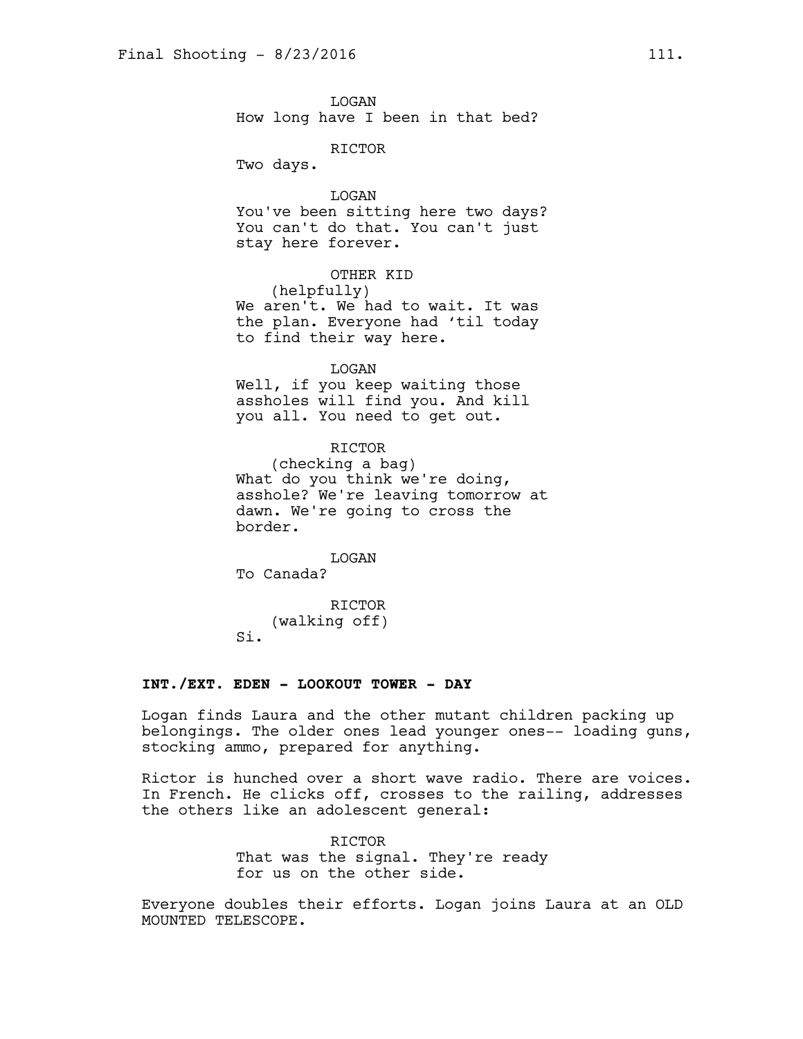LOGAN
How long have I been in that bed?

RICTOR
Two days.

LOGAN
You've been sitting here two days? You can't do that. You can't just stay here forever.

OTHER KID
(helpfully)
We aren't. We had to wait. It was the plan. Everyone had 'til today to find their way here.

LOGAN
Well, if you keep waiting those assholes will find you. And kill you all. You need to get out.

RICTOR
(checking a bag)
What do you think we're doing, asshole? We're leaving tomorrow at dawn. We're going to cross the border.

LOGAN
To Canada?

RICTOR
(walking off)
Si.

**INT./EXT. EDEN - LOOKOUT TOWER - DAY**

Logan finds Laura and the other mutant children packing up belongings. The older ones lead younger ones-- loading guns, stocking ammo, prepared for anything.

Rictor is hunched over a short wave radio. There are voices. In French. He clicks off, crosses to the railing, addresses the others like an adolescent general:

RICTOR
That was the signal. They're ready for us on the other side.

Everyone doubles their efforts. Logan joins Laura at an OLD MOUNTED TELESCOPE.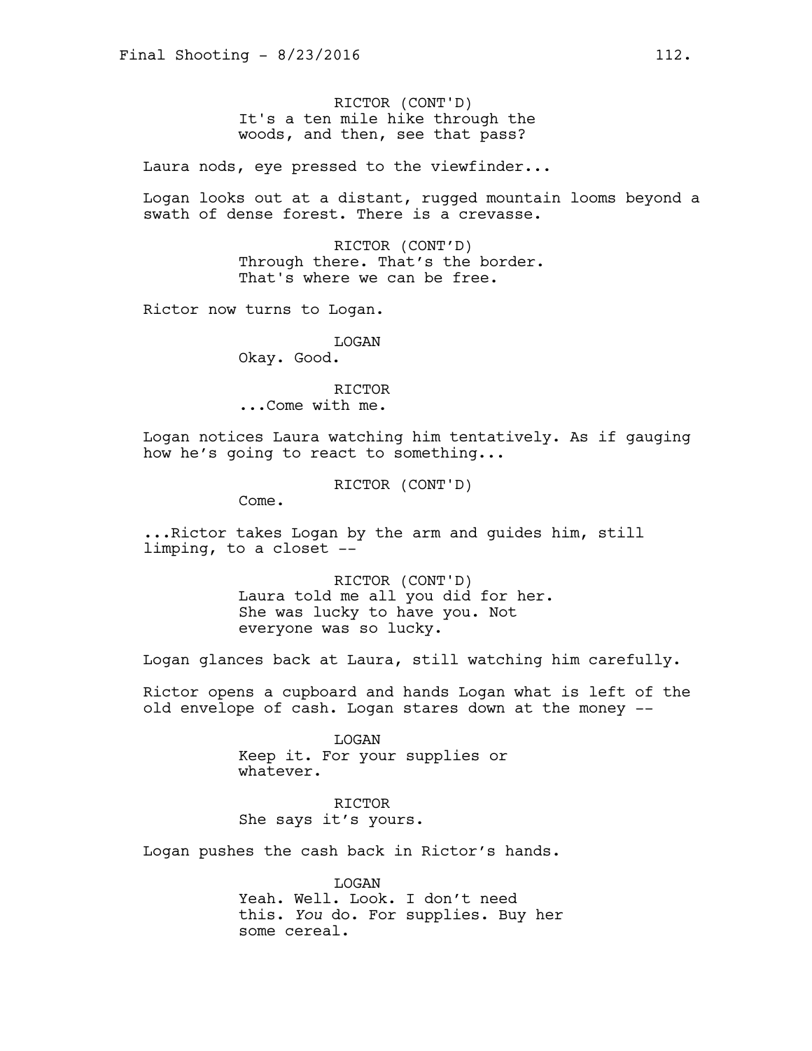RICTOR (CONT'D)
It's a ten mile hike through the woods, and then, see that pass?

Laura nods, eye pressed to the viewfinder...

Logan looks out at a distant, rugged mountain looms beyond a swath of dense forest. There is a crevasse.

RICTOR (CONT'D)
Through there. That's the border. That's where we can be free.

Rictor now turns to Logan.

LOGAN
Okay. Good.

RICTOR
...Come with me.

Logan notices Laura watching him tentatively. As if gauging how he's going to react to something...

RICTOR (CONT'D)
Come.

...Rictor takes Logan by the arm and guides him, still limping, to a closet --

RICTOR (CONT'D)
Laura told me all you did for her. She was lucky to have you. Not everyone was so lucky.

Logan glances back at Laura, still watching him carefully.

Rictor opens a cupboard and hands Logan what is left of the old envelope of cash. Logan stares down at the money --

LOGAN
Keep it. For your supplies or whatever.

RICTOR
She says it's yours.

Logan pushes the cash back in Rictor's hands.

LOGAN
Yeah. Well. Look. I don't need this. *You* do. For supplies. Buy her some cereal.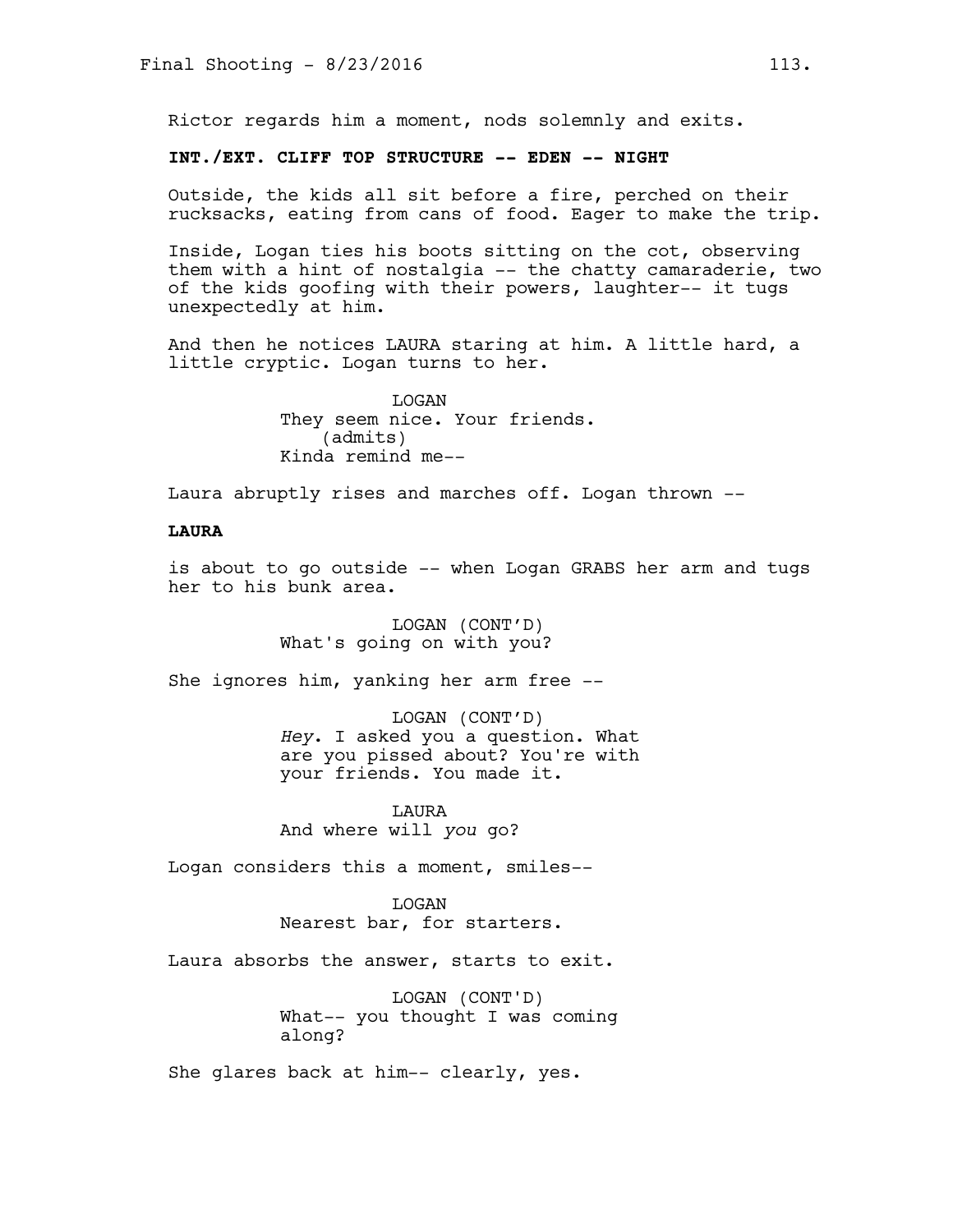Rictor regards him a moment, nods solemnly and exits.

**INT./EXT. CLIFF TOP STRUCTURE -- EDEN -- NIGHT**

Outside, the kids all sit before a fire, perched on their rucksacks, eating from cans of food. Eager to make the trip.

Inside, Logan ties his boots sitting on the cot, observing them with a hint of nostalgia -- the chatty camaraderie, two of the kids goofing with their powers, laughter-- it tugs unexpectedly at him.

And then he notices LAURA staring at him. A little hard, a little cryptic. Logan turns to her.

LOGAN
They seem nice. Your friends.
(admits)
Kinda remind me--

Laura abruptly rises and marches off. Logan thrown --

**LAURA**

is about to go outside -- when Logan GRABS her arm and tugs her to his bunk area.

LOGAN (CONT'D)
What's going on with you?

She ignores him, yanking her arm free --

LOGAN (CONT'D)
*Hey*. I asked you a question. What are you pissed about? You're with your friends. You made it.

LAURA
And where will *you* go?

Logan considers this a moment, smiles--

LOGAN
Nearest bar, for starters.

Laura absorbs the answer, starts to exit.

LOGAN (CONT'D)
What-- you thought I was coming along?

She glares back at him-- clearly, yes.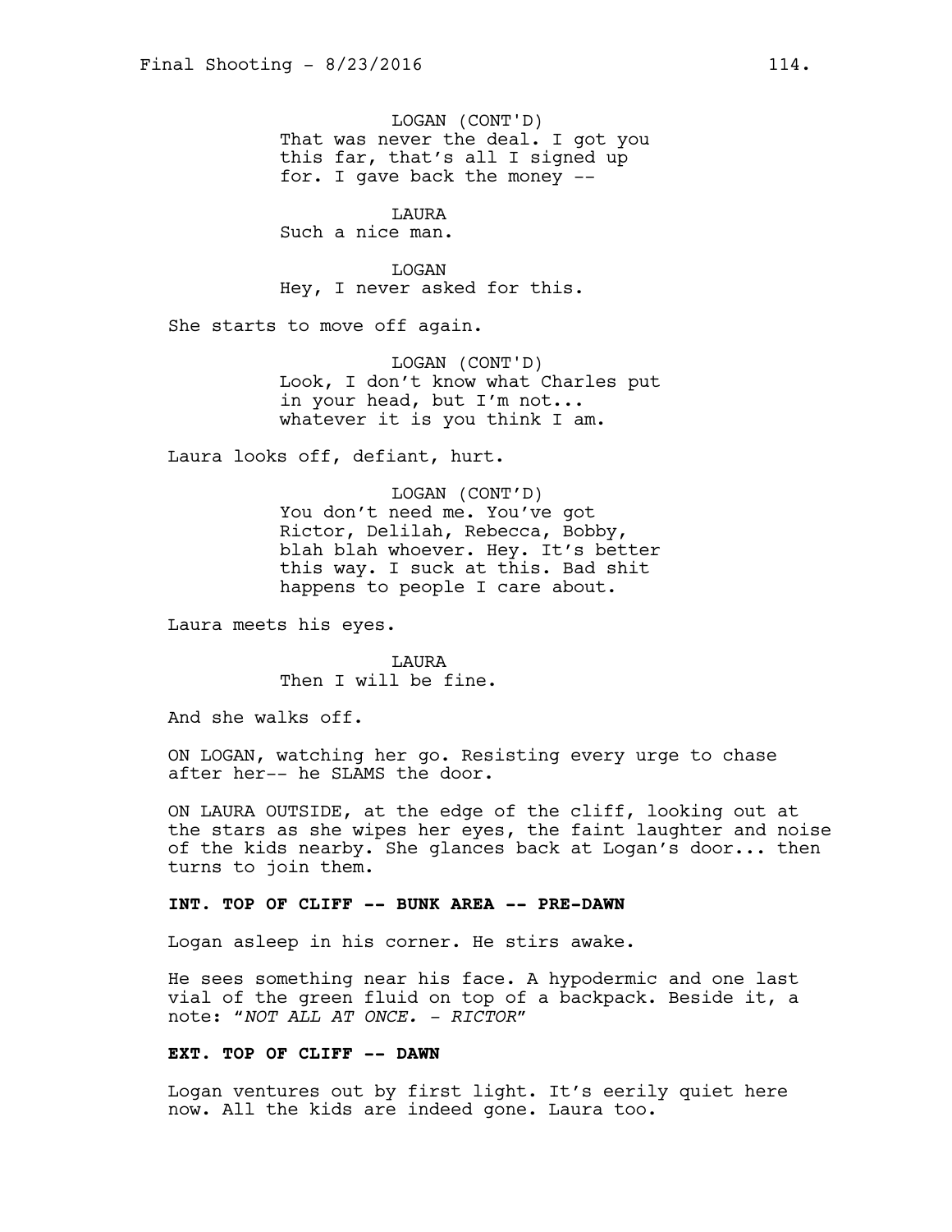LOGAN (CONT'D)
That was never the deal. I got you this far, that's all I signed up for. I gave back the money --

LAURA
Such a nice man.

LOGAN
Hey, I never asked for this.

She starts to move off again.

LOGAN (CONT'D)
Look, I don't know what Charles put in your head, but I'm not... whatever it is you think I am.

Laura looks off, defiant, hurt.

LOGAN (CONT'D)
You don't need me. You've got Rictor, Delilah, Rebecca, Bobby, blah blah whoever. Hey. It's better this way. I suck at this. Bad shit happens to people I care about.

Laura meets his eyes.

LAURA
Then I will be fine.

And she walks off.

ON LOGAN, watching her go. Resisting every urge to chase after her-- he SLAMS the door.

ON LAURA OUTSIDE, at the edge of the cliff, looking out at the stars as she wipes her eyes, the faint laughter and noise of the kids nearby. She glances back at Logan's door... then turns to join them.

**INT. TOP OF CLIFF -- BUNK AREA -- PRE-DAWN**

Logan asleep in his corner. He stirs awake.

He sees something near his face. A hypodermic and one last vial of the green fluid on top of a backpack. Beside it, a note: "*NOT ALL AT ONCE. - RICTOR*"

**EXT. TOP OF CLIFF -- DAWN**

Logan ventures out by first light. It's eerily quiet here now. All the kids are indeed gone. Laura too.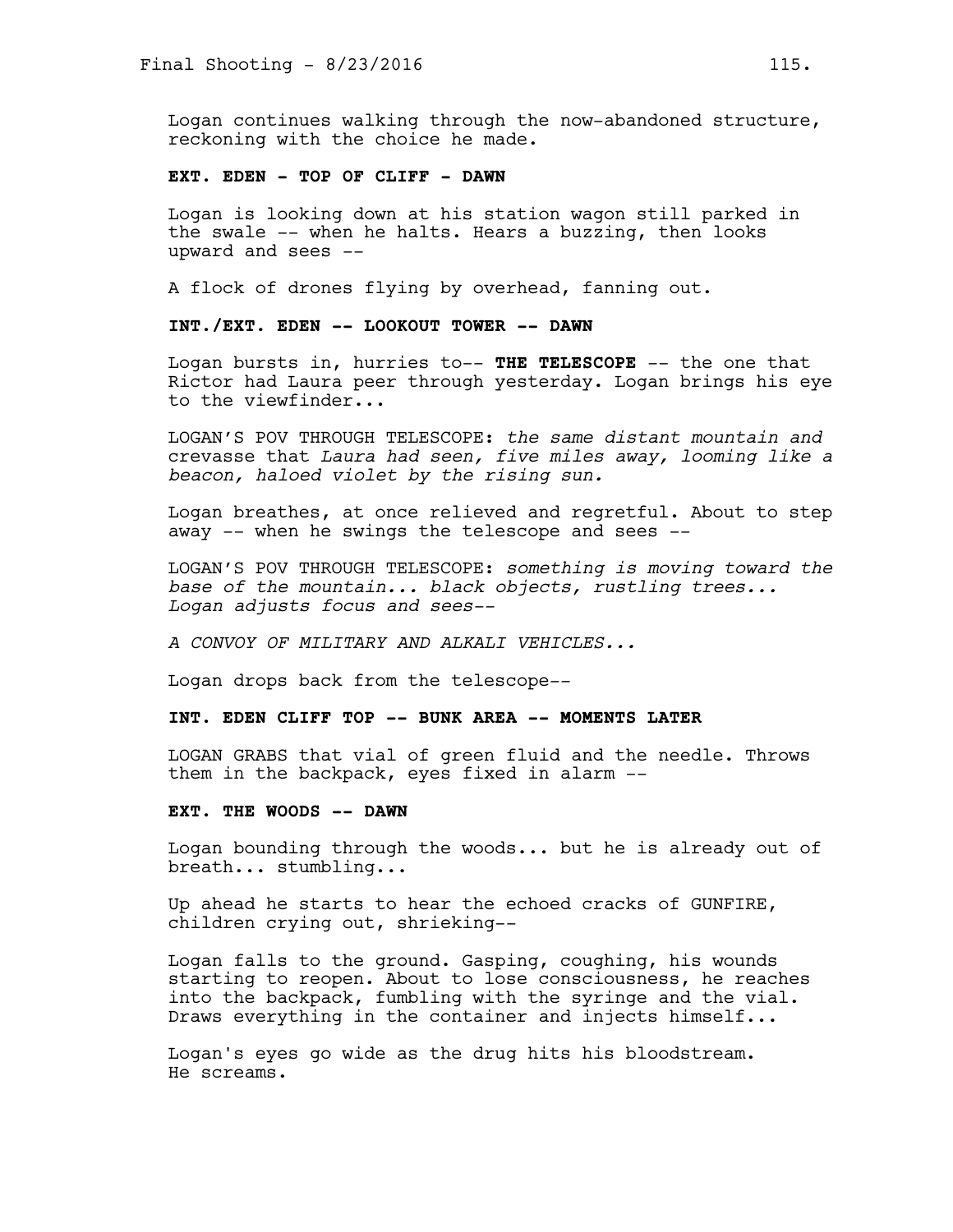Logan continues walking through the now-abandoned structure, reckoning with the choice he made.

**EXT. EDEN - TOP OF CLIFF - DAWN**

Logan is looking down at his station wagon still parked in the swale -- when he halts. Hears a buzzing, then looks upward and sees --

A flock of drones flying by overhead, fanning out.

**INT./EXT. EDEN -- LOOKOUT TOWER -- DAWN**

Logan bursts in, hurries to-- **THE TELESCOPE** -- the one that Rictor had Laura peer through yesterday. Logan brings his eye to the viewfinder...

LOGAN'S POV THROUGH TELESCOPE: *the same distant mountain and* crevasse that *Laura had seen, five miles away, looming like a beacon, haloed violet by the rising sun.*

Logan breathes, at once relieved and regretful. About to step away -- when he swings the telescope and sees --

LOGAN'S POV THROUGH TELESCOPE: *something is moving toward the base of the mountain... black objects, rustling trees... Logan adjusts focus and sees--*

*A CONVOY OF MILITARY AND ALKALI VEHICLES...*

Logan drops back from the telescope--

**INT. EDEN CLIFF TOP -- BUNK AREA -- MOMENTS LATER**

LOGAN GRABS that vial of green fluid and the needle. Throws them in the backpack, eyes fixed in alarm --

**EXT. THE WOODS -- DAWN**

Logan bounding through the woods... but he is already out of breath... stumbling...

Up ahead he starts to hear the echoed cracks of GUNFIRE, children crying out, shrieking--

Logan falls to the ground. Gasping, coughing, his wounds starting to reopen. About to lose consciousness, he reaches into the backpack, fumbling with the syringe and the vial. Draws everything in the container and injects himself...

Logan's eyes go wide as the drug hits his bloodstream. He screams.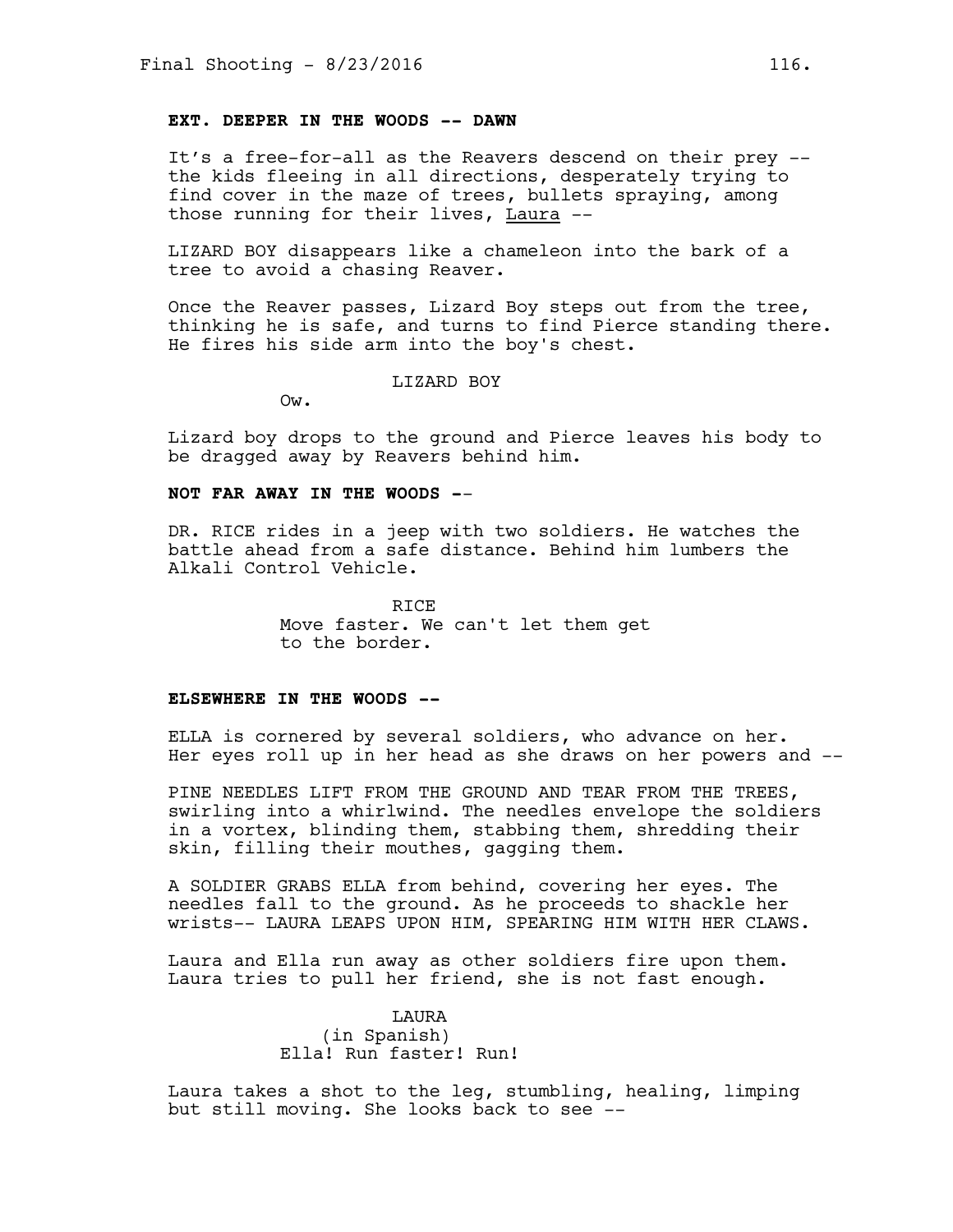**EXT. DEEPER IN THE WOODS -- DAWN**

It's a free-for-all as the Reavers descend on their prey -- the kids fleeing in all directions, desperately trying to find cover in the maze of trees, bullets spraying, among those running for their lives, Laura --

LIZARD BOY disappears like a chameleon into the bark of a tree to avoid a chasing Reaver.

Once the Reaver passes, Lizard Boy steps out from the tree, thinking he is safe, and turns to find Pierce standing there. He fires his side arm into the boy's chest.

LIZARD BOY
Ow.

Lizard boy drops to the ground and Pierce leaves his body to be dragged away by Reavers behind him.

**NOT FAR AWAY IN THE WOODS --**

DR. RICE rides in a jeep with two soldiers. He watches the battle ahead from a safe distance. Behind him lumbers the Alkali Control Vehicle.

RICE
Move faster. We can't let them get to the border.

**ELSEWHERE IN THE WOODS --**

ELLA is cornered by several soldiers, who advance on her. Her eyes roll up in her head as she draws on her powers and --

PINE NEEDLES LIFT FROM THE GROUND AND TEAR FROM THE TREES, swirling into a whirlwind. The needles envelope the soldiers in a vortex, blinding them, stabbing them, shredding their skin, filling their mouthes, gagging them.

A SOLDIER GRABS ELLA from behind, covering her eyes. The needles fall to the ground. As he proceeds to shackle her wrists-- LAURA LEAPS UPON HIM, SPEARING HIM WITH HER CLAWS.

Laura and Ella run away as other soldiers fire upon them. Laura tries to pull her friend, she is not fast enough.

LAURA
(in Spanish)
Ella! Run faster! Run!

Laura takes a shot to the leg, stumbling, healing, limping but still moving. She looks back to see --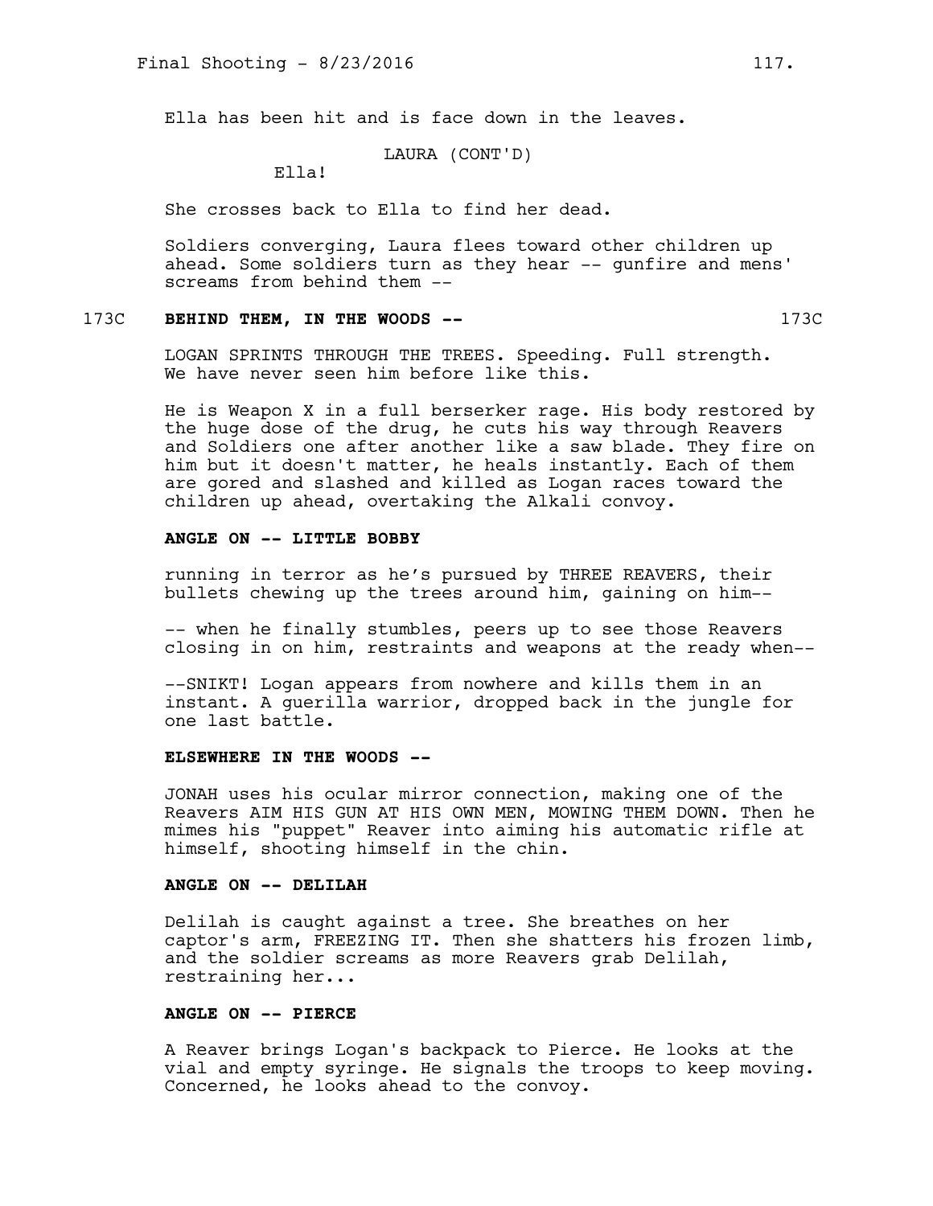Ella has been hit and is face down in the leaves.

LAURA (CONT'D)
Ella!

She crosses back to Ella to find her dead.

Soldiers converging, Laura flees toward other children up ahead. Some soldiers turn as they hear -- gunfire and mens' screams from behind them --

173C **BEHIND THEM, IN THE WOODS --** 173C

LOGAN SPRINTS THROUGH THE TREES. Speeding. Full strength. We have never seen him before like this.

He is Weapon X in a full berserker rage. His body restored by the huge dose of the drug, he cuts his way through Reavers and Soldiers one after another like a saw blade. They fire on him but it doesn't matter, he heals instantly. Each of them are gored and slashed and killed as Logan races toward the children up ahead, overtaking the Alkali convoy.

**ANGLE ON -- LITTLE BOBBY**

running in terror as he's pursued by THREE REAVERS, their bullets chewing up the trees around him, gaining on him--

-- when he finally stumbles, peers up to see those Reavers closing in on him, restraints and weapons at the ready when--

--SNIKT! Logan appears from nowhere and kills them in an instant. A guerilla warrior, dropped back in the jungle for one last battle.

**ELSEWHERE IN THE WOODS --**

JONAH uses his ocular mirror connection, making one of the Reavers AIM HIS GUN AT HIS OWN MEN, MOWING THEM DOWN. Then he mimes his "puppet" Reaver into aiming his automatic rifle at himself, shooting himself in the chin.

**ANGLE ON -- DELILAH**

Delilah is caught against a tree. She breathes on her captor's arm, FREEZING IT. Then she shatters his frozen limb, and the soldier screams as more Reavers grab Delilah, restraining her...

**ANGLE ON -- PIERCE**

A Reaver brings Logan's backpack to Pierce. He looks at the vial and empty syringe. He signals the troops to keep moving. Concerned, he looks ahead to the convoy.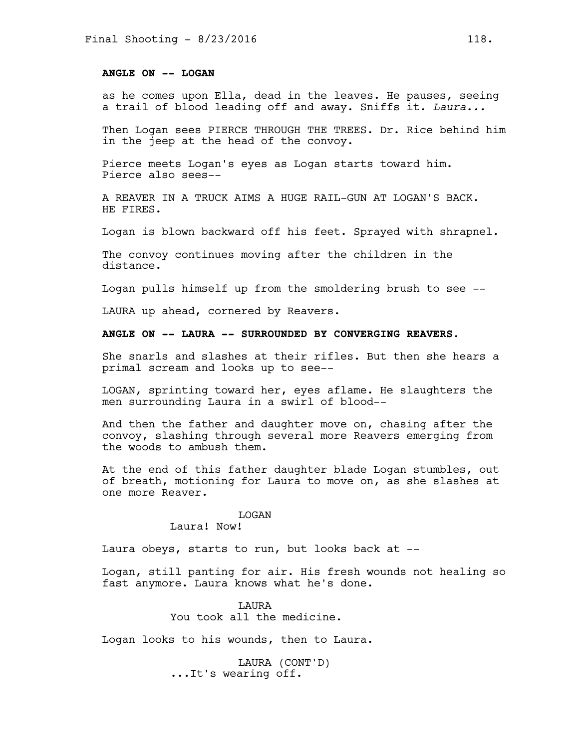**ANGLE ON -- LOGAN**

as he comes upon Ella, dead in the leaves. He pauses, seeing a trail of blood leading off and away. Sniffs it. *Laura...*

Then Logan sees PIERCE THROUGH THE TREES. Dr. Rice behind him in the jeep at the head of the convoy.

Pierce meets Logan's eyes as Logan starts toward him. Pierce also sees--

A REAVER IN A TRUCK AIMS A HUGE RAIL-GUN AT LOGAN'S BACK. HE FIRES.

Logan is blown backward off his feet. Sprayed with shrapnel.

The convoy continues moving after the children in the distance.

Logan pulls himself up from the smoldering brush to see --

LAURA up ahead, cornered by Reavers.

**ANGLE ON -- LAURA -- SURROUNDED BY CONVERGING REAVERS.**

She snarls and slashes at their rifles. But then she hears a primal scream and looks up to see--

LOGAN, sprinting toward her, eyes aflame. He slaughters the men surrounding Laura in a swirl of blood--

And then the father and daughter move on, chasing after the convoy, slashing through several more Reavers emerging from the woods to ambush them.

At the end of this father daughter blade Logan stumbles, out of breath, motioning for Laura to move on, as she slashes at one more Reaver.

LOGAN
Laura! Now!

Laura obeys, starts to run, but looks back at --

Logan, still panting for air. His fresh wounds not healing so fast anymore. Laura knows what he's done.

LAURA
You took all the medicine.

Logan looks to his wounds, then to Laura.

LAURA (CONT'D)
...It's wearing off.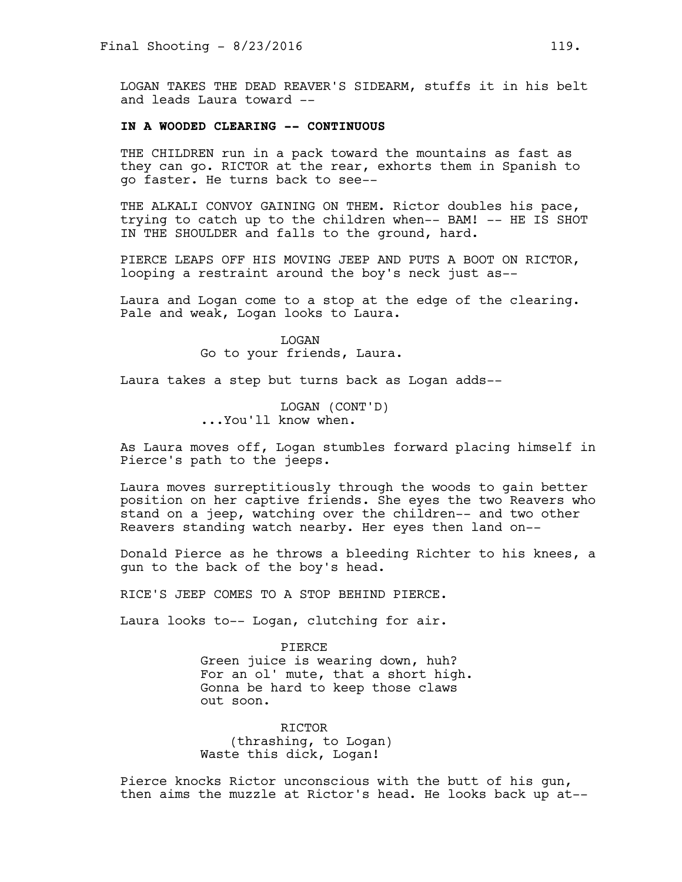LOGAN TAKES THE DEAD REAVER'S SIDEARM, stuffs it in his belt and leads Laura toward --

**IN A WOODED CLEARING -- CONTINUOUS**

THE CHILDREN run in a pack toward the mountains as fast as they can go. RICTOR at the rear, exhorts them in Spanish to go faster. He turns back to see--

THE ALKALI CONVOY GAINING ON THEM. Rictor doubles his pace, trying to catch up to the children when-- BAM! -- HE IS SHOT IN THE SHOULDER and falls to the ground, hard.

PIERCE LEAPS OFF HIS MOVING JEEP AND PUTS A BOOT ON RICTOR, looping a restraint around the boy's neck just as--

Laura and Logan come to a stop at the edge of the clearing. Pale and weak, Logan looks to Laura.

LOGAN
Go to your friends, Laura.

Laura takes a step but turns back as Logan adds--

LOGAN (CONT'D)
...You'll know when.

As Laura moves off, Logan stumbles forward placing himself in Pierce's path to the jeeps.

Laura moves surreptitiously through the woods to gain better position on her captive friends. She eyes the two Reavers who stand on a jeep, watching over the children-- and two other Reavers standing watch nearby. Her eyes then land on--

Donald Pierce as he throws a bleeding Richter to his knees, a gun to the back of the boy's head.

RICE'S JEEP COMES TO A STOP BEHIND PIERCE.

Laura looks to-- Logan, clutching for air.

PIERCE
Green juice is wearing down, huh? For an ol' mute, that a short high. Gonna be hard to keep those claws out soon.

RICTOR
(thrashing, to Logan)
Waste this dick, Logan!

Pierce knocks Rictor unconscious with the butt of his gun, then aims the muzzle at Rictor's head. He looks back up at--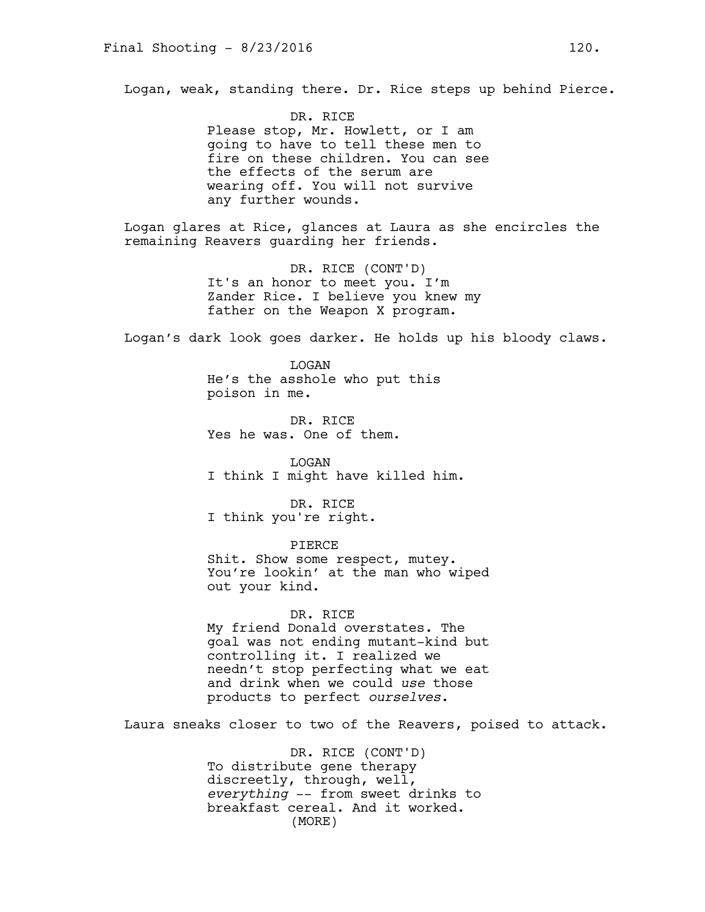Logan, weak, standing there. Dr. Rice steps up behind Pierce.

DR. RICE
Please stop, Mr. Howlett, or I am going to have to tell these men to fire on these children. You can see the effects of the serum are wearing off. You will not survive any further wounds.

Logan glares at Rice, glances at Laura as she encircles the remaining Reavers guarding her friends.

DR. RICE (CONT'D)
It's an honor to meet you. I'm Zander Rice. I believe you knew my father on the Weapon X program.

Logan's dark look goes darker. He holds up his bloody claws.

LOGAN
He's the asshole who put this poison in me.

DR. RICE
Yes he was. One of them.

LOGAN
I think I might have killed him.

DR. RICE
I think you're right.

PIERCE
Shit. Show some respect, mutey. You're lookin' at the man who wiped out your kind.

DR. RICE
My friend Donald overstates. The goal was not ending mutant-kind but controlling it. I realized we needn't stop perfecting what we eat and drink when we could *use* those products to perfect *ourselves*.

Laura sneaks closer to two of the Reavers, poised to attack.

DR. RICE (CONT'D)
To distribute gene therapy discreetly, through, well, *everything* -- from sweet drinks to breakfast cereal. And it worked.
(MORE)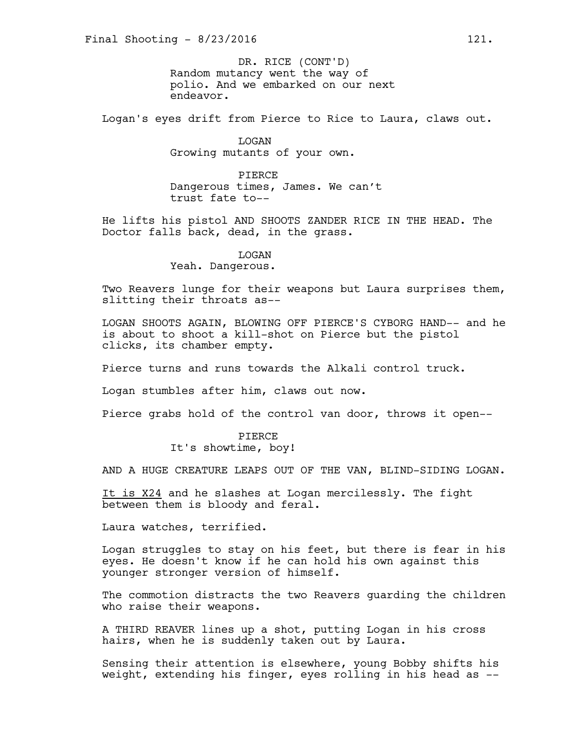DR. RICE (CONT'D)
Random mutancy went the way of polio. And we embarked on our next endeavor.

Logan's eyes drift from Pierce to Rice to Laura, claws out.

LOGAN
Growing mutants of your own.

PIERCE
Dangerous times, James. We can't trust fate to--

He lifts his pistol AND SHOOTS ZANDER RICE IN THE HEAD. The Doctor falls back, dead, in the grass.

LOGAN
Yeah. Dangerous.

Two Reavers lunge for their weapons but Laura surprises them, slitting their throats as--

LOGAN SHOOTS AGAIN, BLOWING OFF PIERCE'S CYBORG HAND-- and he is about to shoot a kill-shot on Pierce but the pistol clicks, its chamber empty.

Pierce turns and runs towards the Alkali control truck.

Logan stumbles after him, claws out now.

Pierce grabs hold of the control van door, throws it open--

PIERCE
It's showtime, boy!

AND A HUGE CREATURE LEAPS OUT OF THE VAN, BLIND-SIDING LOGAN.

<u>It is X24</u> and he slashes at Logan mercilessly. The fight between them is bloody and feral.

Laura watches, terrified.

Logan struggles to stay on his feet, but there is fear in his eyes. He doesn't know if he can hold his own against this younger stronger version of himself.

The commotion distracts the two Reavers guarding the children who raise their weapons.

A THIRD REAVER lines up a shot, putting Logan in his cross hairs, when he is suddenly taken out by Laura.

Sensing their attention is elsewhere, young Bobby shifts his weight, extending his finger, eyes rolling in his head as --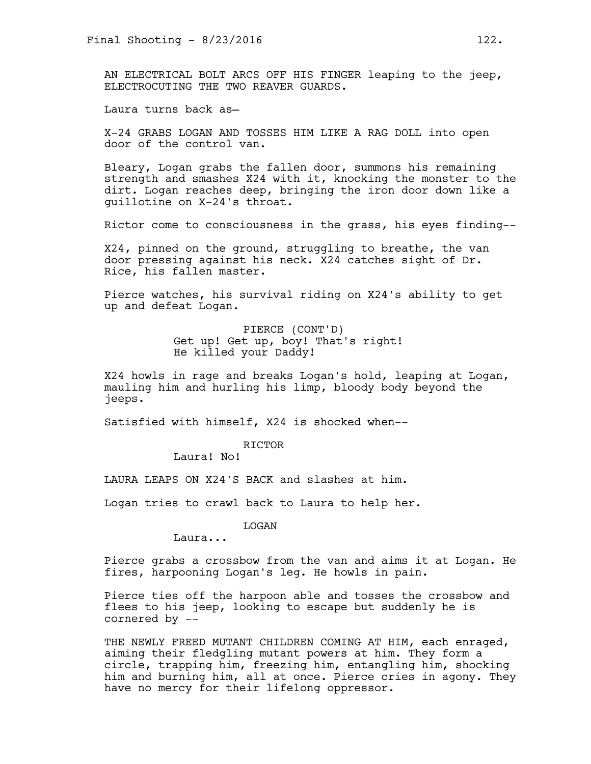AN ELECTRICAL BOLT ARCS OFF HIS FINGER leaping to the jeep, ELECTROCUTING THE TWO REAVER GUARDS.

Laura turns back as—

X-24 GRABS LOGAN AND TOSSES HIM LIKE A RAG DOLL into open door of the control van.

Bleary, Logan grabs the fallen door, summons his remaining strength and smashes X24 with it, knocking the monster to the dirt. Logan reaches deep, bringing the iron door down like a guillotine on X-24's throat.

Rictor come to consciousness in the grass, his eyes finding--

X24, pinned on the ground, struggling to breathe, the van door pressing against his neck. X24 catches sight of Dr. Rice, his fallen master.

Pierce watches, his survival riding on X24's ability to get up and defeat Logan.

PIERCE (CONT'D)
Get up! Get up, boy! That's right! He killed your Daddy!

X24 howls in rage and breaks Logan's hold, leaping at Logan, mauling him and hurling his limp, bloody body beyond the jeeps.

Satisfied with himself, X24 is shocked when--

RICTOR
Laura! No!

LAURA LEAPS ON X24'S BACK and slashes at him.

Logan tries to crawl back to Laura to help her.

LOGAN
Laura...

Pierce grabs a crossbow from the van and aims it at Logan. He fires, harpooning Logan's leg. He howls in pain.

Pierce ties off the harpoon able and tosses the crossbow and flees to his jeep, looking to escape but suddenly he is cornered by --

THE NEWLY FREED MUTANT CHILDREN COMING AT HIM, each enraged, aiming their fledgling mutant powers at him. They form a circle, trapping him, freezing him, entangling him, shocking him and burning him, all at once. Pierce cries in agony. They have no mercy for their lifelong oppressor.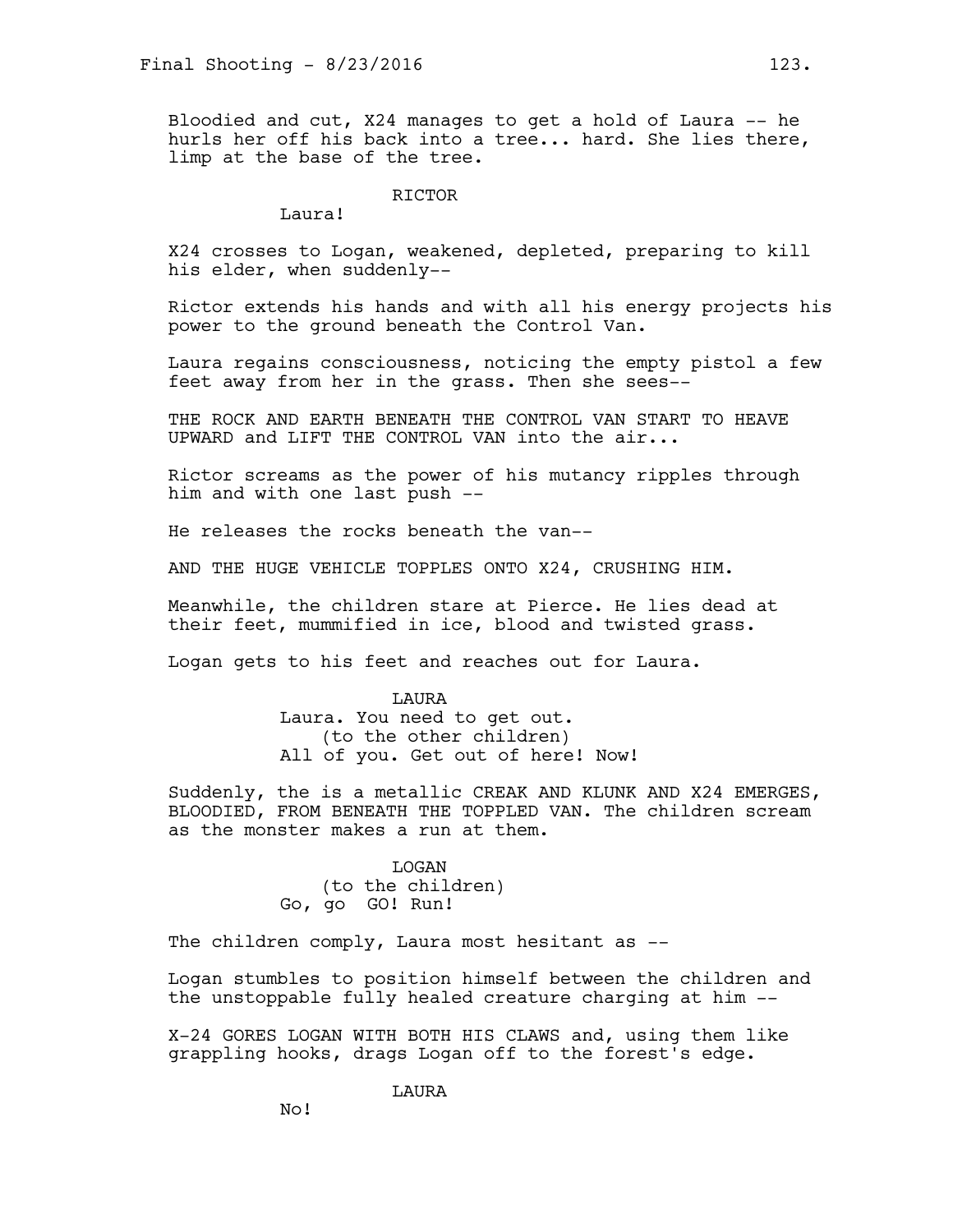Bloodied and cut, X24 manages to get a hold of Laura -- he hurls her off his back into a tree... hard. She lies there, limp at the base of the tree.

RICTOR
Laura!

X24 crosses to Logan, weakened, depleted, preparing to kill his elder, when suddenly--

Rictor extends his hands and with all his energy projects his power to the ground beneath the Control Van.

Laura regains consciousness, noticing the empty pistol a few feet away from her in the grass. Then she sees--

THE ROCK AND EARTH BENEATH THE CONTROL VAN START TO HEAVE UPWARD and LIFT THE CONTROL VAN into the air...

Rictor screams as the power of his mutancy ripples through him and with one last push --

He releases the rocks beneath the van--

AND THE HUGE VEHICLE TOPPLES ONTO X24, CRUSHING HIM.

Meanwhile, the children stare at Pierce. He lies dead at their feet, mummified in ice, blood and twisted grass.

Logan gets to his feet and reaches out for Laura.

LAURA
Laura. You need to get out.
(to the other children)
All of you. Get out of here! Now!

Suddenly, the is a metallic CREAK AND KLUNK AND X24 EMERGES, BLOODIED, FROM BENEATH THE TOPPLED VAN. The children scream as the monster makes a run at them.

LOGAN
(to the children)
Go, go GO! Run!

The children comply, Laura most hesitant as --

Logan stumbles to position himself between the children and the unstoppable fully healed creature charging at him --

X-24 GORES LOGAN WITH BOTH HIS CLAWS and, using them like grappling hooks, drags Logan off to the forest's edge.

LAURA
No!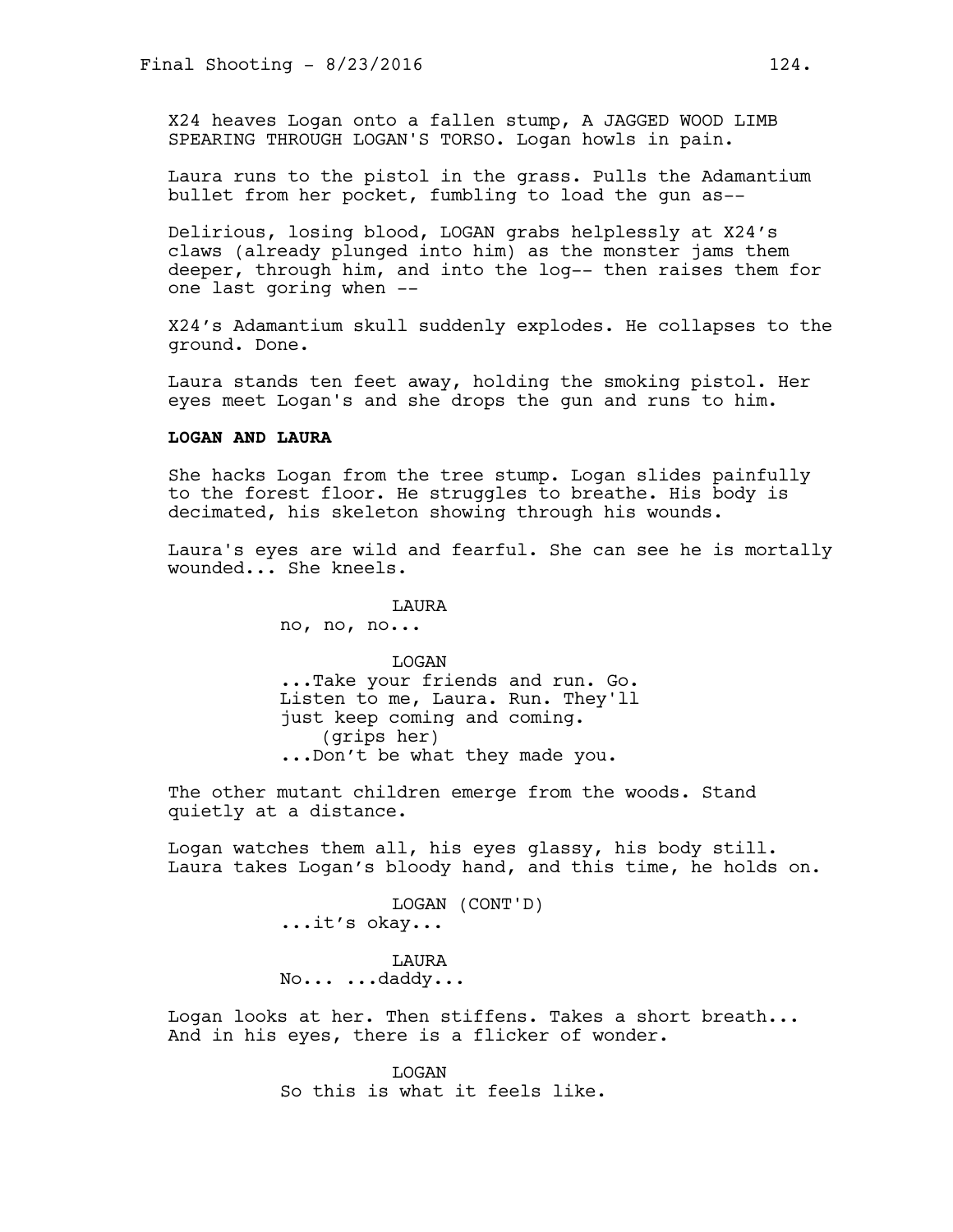X24 heaves Logan onto a fallen stump, A JAGGED WOOD LIMB SPEARING THROUGH LOGAN'S TORSO. Logan howls in pain.

Laura runs to the pistol in the grass. Pulls the Adamantium bullet from her pocket, fumbling to load the gun as--

Delirious, losing blood, LOGAN grabs helplessly at X24's claws (already plunged into him) as the monster jams them deeper, through him, and into the log-- then raises them for one last goring when --

X24's Adamantium skull suddenly explodes. He collapses to the ground. Done.

Laura stands ten feet away, holding the smoking pistol. Her eyes meet Logan's and she drops the gun and runs to him.

**LOGAN AND LAURA**

She hacks Logan from the tree stump. Logan slides painfully to the forest floor. He struggles to breathe. His body is decimated, his skeleton showing through his wounds.

Laura's eyes are wild and fearful. She can see he is mortally wounded... She kneels.

LAURA
no, no, no...

LOGAN
...Take your friends and run. Go. Listen to me, Laura. Run. They'll just keep coming and coming.
(grips her)
...Don't be what they made you.

The other mutant children emerge from the woods. Stand quietly at a distance.

Logan watches them all, his eyes glassy, his body still. Laura takes Logan's bloody hand, and this time, he holds on.

LOGAN (CONT'D)
...it's okay...

LAURA
No... ...daddy...

Logan looks at her. Then stiffens. Takes a short breath... And in his eyes, there is a flicker of wonder.

LOGAN
So this is what it feels like.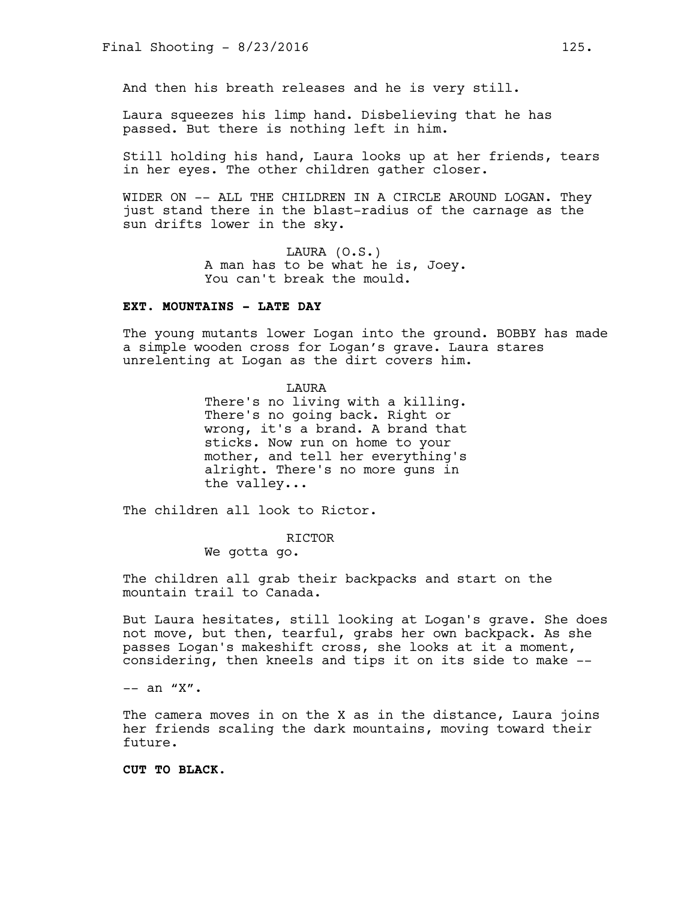And then his breath releases and he is very still.

Laura squeezes his limp hand. Disbelieving that he has passed. But there is nothing left in him.

Still holding his hand, Laura looks up at her friends, tears in her eyes. The other children gather closer.

WIDER ON -- ALL THE CHILDREN IN A CIRCLE AROUND LOGAN. They just stand there in the blast-radius of the carnage as the sun drifts lower in the sky.

LAURA (O.S.)
A man has to be what he is, Joey.
You can't break the mould.

**EXT. MOUNTAINS - LATE DAY**

The young mutants lower Logan into the ground. BOBBY has made a simple wooden cross for Logan's grave. Laura stares unrelenting at Logan as the dirt covers him.

LAURA
There's no living with a killing.
There's no going back. Right or
wrong, it's a brand. A brand that
sticks. Now run on home to your
mother, and tell her everything's
alright. There's no more guns in
the valley...

The children all look to Rictor.

RICTOR
We gotta go.

The children all grab their backpacks and start on the mountain trail to Canada.

But Laura hesitates, still looking at Logan's grave. She does not move, but then, tearful, grabs her own backpack. As she passes Logan's makeshift cross, she looks at it a moment, considering, then kneels and tips it on its side to make --

-- an "X".

The camera moves in on the X as in the distance, Laura joins her friends scaling the dark mountains, moving toward their future.

**CUT TO BLACK.**